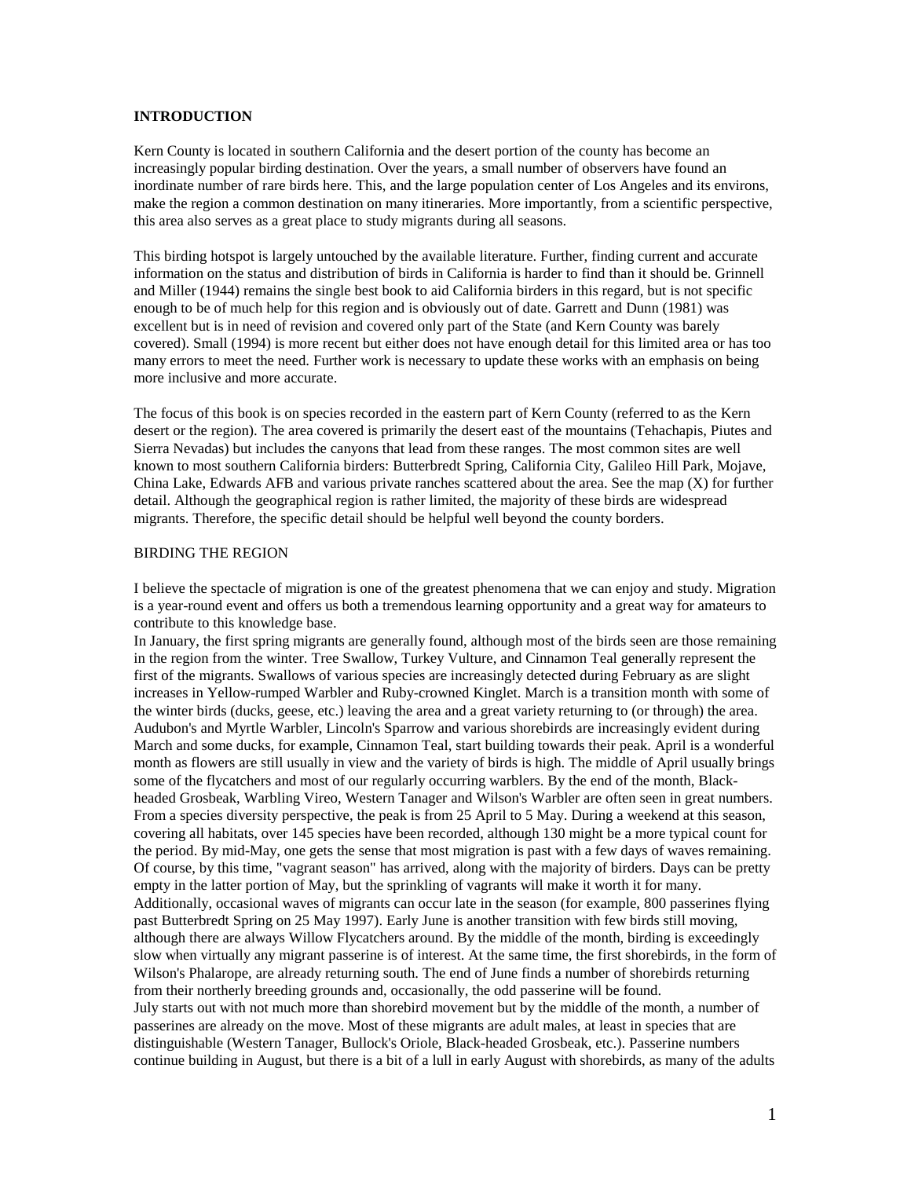## INTRODUCTION

Kern County is located in southern California and the desert portion of the county has become an increasingly popular birding destination. Over the years, a small number of observers have found an inordinate number of rare birds here. This, and the large population center of Los Angeles and its environs, make the region a common destination on many itineraries. More importantly, from a scientific perspective, this area also serves as a great place to study migrants during all seasons.

This birding hotspot is largely untouched by the available literature. Further, finding current and accurate information on the status and distribution of birds in California is harder to find than it should be. Grinnell and Miller (1944) remains the single best book to aid California birders in this regard, but is not specific enough to be of much help for this region and is obviously out of date. Garrett and Dunn (1981) was excellent but is in need of revision and covered only part of the State (and Kern County was barely covered). Small (1994) is more recent but either does not have enough detail for this limited area or has too many errors to meet the need. Further work is necessary to update these works with an emphasis on being more inclusive and more accurate.

The focus of this book is on species recorded in the eastern part of Kern County (referred to as the Kern desert or the region). The area covered is primarily the desert east of the mountains (Tehachapis, Piutes and Sierra Nevadas) but includes the canyons that lead from these ranges. The most common sites are well known to most southern California birders: Butterbredt Spring, California City, Galileo Hill Park, Mojave, China Lake, Edwards AFB and various private ranches scattered about the area. See the map (X) for further detail. Although the geographical region is rather limited, the majority of these birds are widespread migrants. Therefore, the specific detail should be helpful well beyond the county borders.

### BIRDING THE REGION

I believe the spectacle of migration is one of the greatest phenomena that we can enjoy and study. Migration is a year-round event and offers us both a tremendous learning opportunity and a great way for amateurs to contribute to this knowledge base.

In January, the first spring migrants are generally found, although most of the birds seen are those remaining in the region from the winter. Tree Swallow, Turkey Vulture, and Cinnamon Teal generally represent the first of the migrants. Swallows of various species are increasingly detected during February as are slight increases in Yellow-rumped Warbler and Ruby-crowned Kinglet. March is a transition month with some of the winter birds (ducks, geese, etc.) leaving the area and a great variety returning to (or through) the area. Audubon's and Myrtle Warbler, Lincoln's Sparrow and various shorebirds are increasingly evident during March and some ducks, for example, Cinnamon Teal, start building towards their peak. April is a wonderful month as flowers are still usually in view and the variety of birds is high. The middle of April usually brings some of the flycatchers and most of our regularly occurring warblers. By the end of the month, Black-headed Grosbeak, Warbling Vireo, Western Tanager and Wilson's Warbler are often seen in great numbers. From a species diversity perspective, the peak is from 25 April to 5 May. During a weekend at this season, covering all habitats, over 145 species have been recorded, although 130 might be a more typical count for the period. By mid-May, one gets the sense that most migration is past with a few days of waves remaining. Of course, by this time, "vagrant season" has arrived, along with the majority of birders. Days can be pretty empty in the latter portion of May, but the sprinkling of vagrants will make it worth it for many. Additionally, occasional waves of migrants can occur late in the season (for example, 800 passerines flying past Butterbredt Spring on 25 May 1997). Early June is another transition with few birds still moving, although there are always Willow Flycatchers around. By the middle of the month, birding is exceedingly slow when virtually any migrant passerine is of interest. At the same time, the first shorebirds, in the form of Wilson's Phalarope, are already returning south. The end of June finds a number of shorebirds returning from their northerly breeding grounds and, occasionally, the odd passerine will be found.

July starts out with not much more than shorebird movement but by the middle of the month, a number of passerines are already on the move. Most of these migrants are adult males, at least in species that are distinguishable (Western Tanager, Bullock's Oriole, Black-headed Grosbeak, etc.). Passerine numbers continue building in August, but there is a bit of a lull in early August with shorebirds, as many of the adults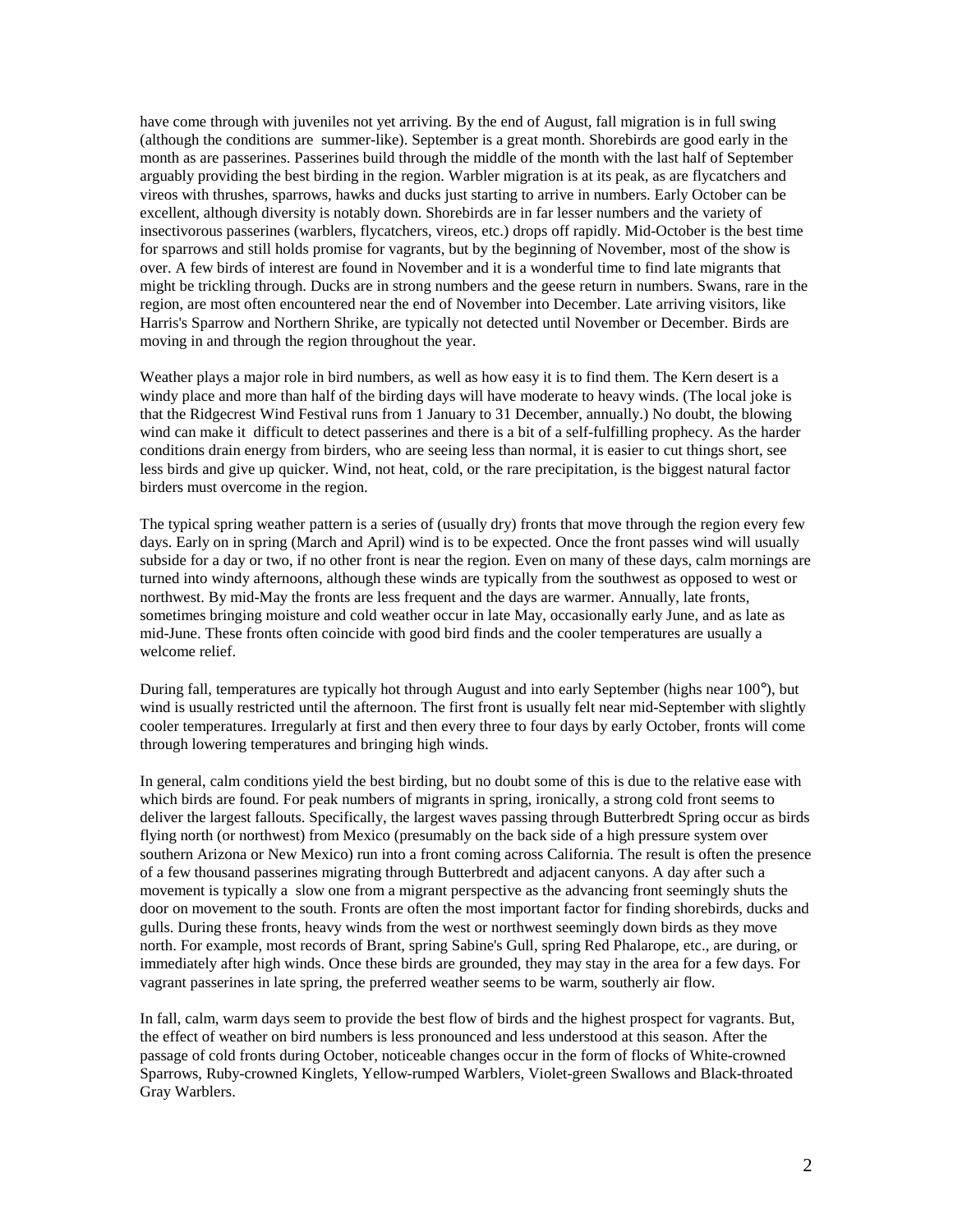have come through with juveniles not yet arriving. By the end of August, fall migration is in full swing (although the conditions are summer-like). September is a great month. Shorebirds are good early in the month as are passerines. Passerines build through the middle of the month with the last half of September arguably providing the best birding in the region. Warbler migration is at its peak, as are flycatchers and vireos with thrushes, sparrows, hawks and ducks just starting to arrive in numbers. Early October can be excellent, although diversity is notably down. Shorebirds are in far lesser numbers and the variety of insectivorous passerines (warblers, flycatchers, vireos, etc.) drops off rapidly. Mid-October is the best time for sparrows and still holds promise for vagrants, but by the beginning of November, most of the show is over. A few birds of interest are found in November and it is a wonderful time to find late migrants that might be trickling through. Ducks are in strong numbers and the geese return in numbers. Swans, rare in the region, are most often encountered near the end of November into December. Late arriving visitors, like Harris's Sparrow and Northern Shrike, are typically not detected until November or December. Birds are moving in and through the region throughout the year.

Weather plays a major role in bird numbers, as well as how easy it is to find them. The Kern desert is a windy place and more than half of the birding days will have moderate to heavy winds. (The local joke is that the Ridgecrest Wind Festival runs from 1 January to 31 December, annually.) No doubt, the blowing wind can make it difficult to detect passerines and there is a bit of a self-fulfilling prophecy. As the harder conditions drain energy from birders, who are seeing less than normal, it is easier to cut things short, see less birds and give up quicker. Wind, not heat, cold, or the rare precipitation, is the biggest natural factor birders must overcome in the region.

The typical spring weather pattern is a series of (usually dry) fronts that move through the region every few days. Early on in spring (March and April) wind is to be expected. Once the front passes wind will usually subside for a day or two, if no other front is near the region. Even on many of these days, calm mornings are turned into windy afternoons, although these winds are typically from the southwest as opposed to west or northwest. By mid-May the fronts are less frequent and the days are warmer. Annually, late fronts, sometimes bringing moisture and cold weather occur in late May, occasionally early June, and as late as mid-June. These fronts often coincide with good bird finds and the cooler temperatures are usually a welcome relief.

During fall, temperatures are typically hot through August and into early September (highs near 100°), but wind is usually restricted until the afternoon. The first front is usually felt near mid-September with slightly cooler temperatures. Irregularly at first and then every three to four days by early October, fronts will come through lowering temperatures and bringing high winds.

In general, calm conditions yield the best birding, but no doubt some of this is due to the relative ease with which birds are found. For peak numbers of migrants in spring, ironically, a strong cold front seems to deliver the largest fallouts. Specifically, the largest waves passing through Butterbredt Spring occur as birds flying north (or northwest) from Mexico (presumably on the back side of a high pressure system over southern Arizona or New Mexico) run into a front coming across California. The result is often the presence of a few thousand passerines migrating through Butterbredt and adjacent canyons. A day after such a movement is typically a slow one from a migrant perspective as the advancing front seemingly shuts the door on movement to the south. Fronts are often the most important factor for finding shorebirds, ducks and gulls. During these fronts, heavy winds from the west or northwest seemingly down birds as they move north. For example, most records of Brant, spring Sabine's Gull, spring Red Phalarope, etc., are during, or immediately after high winds. Once these birds are grounded, they may stay in the area for a few days. For vagrant passerines in late spring, the preferred weather seems to be warm, southerly air flow.

In fall, calm, warm days seem to provide the best flow of birds and the highest prospect for vagrants. But, the effect of weather on bird numbers is less pronounced and less understood at this season. After the passage of cold fronts during October, noticeable changes occur in the form of flocks of White-crowned Sparrows, Ruby-crowned Kinglets, Yellow-rumped Warblers, Violet-green Swallows and Black-throated Gray Warblers.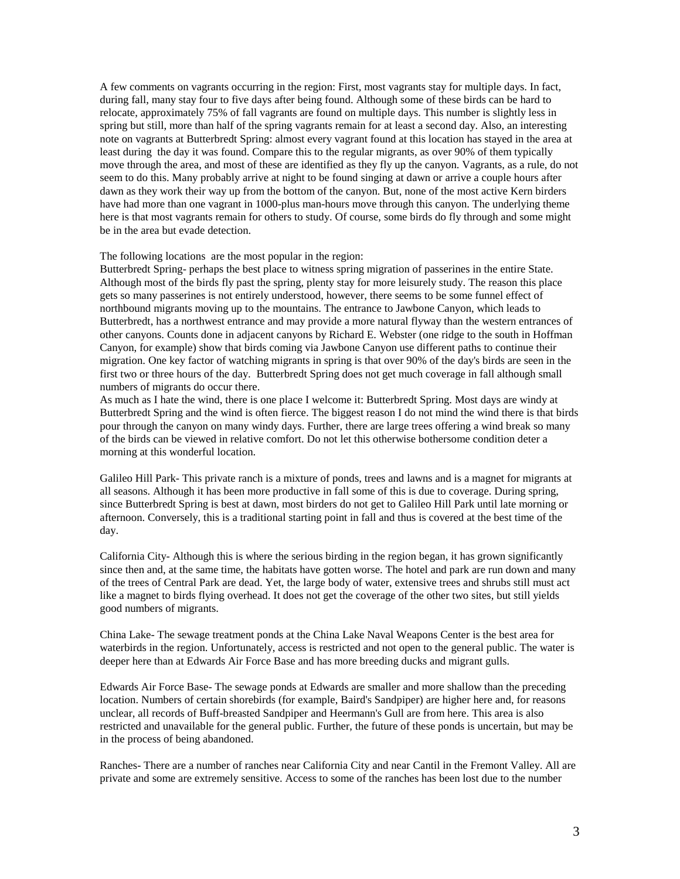A few comments on vagrants occurring in the region: First, most vagrants stay for multiple days. In fact, during fall, many stay four to five days after being found. Although some of these birds can be hard to relocate, approximately 75% of fall vagrants are found on multiple days. This number is slightly less in spring but still, more than half of the spring vagrants remain for at least a second day. Also, an interesting note on vagrants at Butterbredt Spring: almost every vagrant found at this location has stayed in the area at least during the day it was found. Compare this to the regular migrants, as over 90% of them typically move through the area, and most of these are identified as they fly up the canyon. Vagrants, as a rule, do not seem to do this. Many probably arrive at night to be found singing at dawn or arrive a couple hours after dawn as they work their way up from the bottom of the canyon. But, none of the most active Kern birders have had more than one vagrant in 1000-plus man-hours move through this canyon. The underlying theme here is that most vagrants remain for others to study. Of course, some birds do fly through and some might be in the area but evade detection.

The following locations are the most popular in the region:

Butterbredt Spring- perhaps the best place to witness spring migration of passerines in the entire State. Although most of the birds fly past the spring, plenty stay for more leisurely study. The reason this place gets so many passerines is not entirely understood, however, there seems to be some funnel effect of northbound migrants moving up to the mountains. The entrance to Jawbone Canyon, which leads to Butterbredt, has a northwest entrance and may provide a more natural flyway than the western entrances of other canyons. Counts done in adjacent canyons by Richard E. Webster (one ridge to the south in Hoffman Canyon, for example) show that birds coming via Jawbone Canyon use different paths to continue their migration. One key factor of watching migrants in spring is that over 90% of the day's birds are seen in the first two or three hours of the day. Butterbredt Spring does not get much coverage in fall although small numbers of migrants do occur there.

As much as I hate the wind, there is one place I welcome it: Butterbredt Spring. Most days are windy at Butterbredt Spring and the wind is often fierce. The biggest reason I do not mind the wind there is that birds pour through the canyon on many windy days. Further, there are large trees offering a wind break so many of the birds can be viewed in relative comfort. Do not let this otherwise bothersome condition deter a morning at this wonderful location.

Galileo Hill Park- This private ranch is a mixture of ponds, trees and lawns and is a magnet for migrants at all seasons. Although it has been more productive in fall some of this is due to coverage. During spring, since Butterbredt Spring is best at dawn, most birders do not get to Galileo Hill Park until late morning or afternoon. Conversely, this is a traditional starting point in fall and thus is covered at the best time of the day.

California City- Although this is where the serious birding in the region began, it has grown significantly since then and, at the same time, the habitats have gotten worse. The hotel and park are run down and many of the trees of Central Park are dead. Yet, the large body of water, extensive trees and shrubs still must act like a magnet to birds flying overhead. It does not get the coverage of the other two sites, but still yields good numbers of migrants.

China Lake- The sewage treatment ponds at the China Lake Naval Weapons Center is the best area for waterbirds in the region. Unfortunately, access is restricted and not open to the general public. The water is deeper here than at Edwards Air Force Base and has more breeding ducks and migrant gulls.

Edwards Air Force Base- The sewage ponds at Edwards are smaller and more shallow than the preceding location. Numbers of certain shorebirds (for example, Baird's Sandpiper) are higher here and, for reasons unclear, all records of Buff-breasted Sandpiper and Heermann's Gull are from here. This area is also restricted and unavailable for the general public. Further, the future of these ponds is uncertain, but may be in the process of being abandoned.

Ranches- There are a number of ranches near California City and near Cantil in the Fremont Valley. All are private and some are extremely sensitive. Access to some of the ranches has been lost due to the number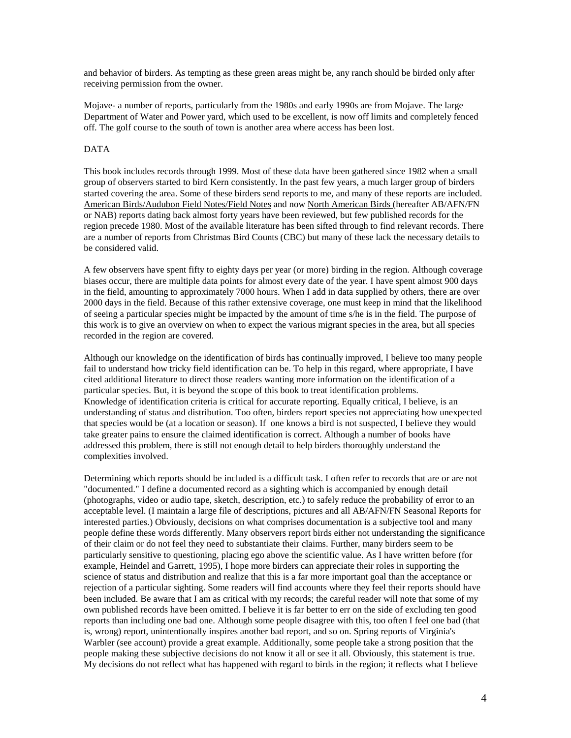and behavior of birders. As tempting as these green areas might be, any ranch should be birded only after receiving permission from the owner.

Mojave- a number of reports, particularly from the 1980s and early 1990s are from Mojave. The large Department of Water and Power yard, which used to be excellent, is now off limits and completely fenced off. The golf course to the south of town is another area where access has been lost.

## DATA

This book includes records through 1999. Most of these data have been gathered since 1982 when a small group of observers started to bird Kern consistently. In the past few years, a much larger group of birders started covering the area. Some of these birders send reports to me, and many of these reports are included. American Birds/Audubon Field Notes/Field Notes and now North American Birds (hereafter AB/AFN/FN or NAB) reports dating back almost forty years have been reviewed, but few published records for the region precede 1980. Most of the available literature has been sifted through to find relevant records. There are a number of reports from Christmas Bird Counts (CBC) but many of these lack the necessary details to be considered valid.

A few observers have spent fifty to eighty days per year (or more) birding in the region. Although coverage biases occur, there are multiple data points for almost every date of the year. I have spent almost 900 days in the field, amounting to approximately 7000 hours. When I add in data supplied by others, there are over 2000 days in the field. Because of this rather extensive coverage, one must keep in mind that the likelihood of seeing a particular species might be impacted by the amount of time s/he is in the field. The purpose of this work is to give an overview on when to expect the various migrant species in the area, but all species recorded in the region are covered.

Although our knowledge on the identification of birds has continually improved, I believe too many people fail to understand how tricky field identification can be. To help in this regard, where appropriate, I have cited additional literature to direct those readers wanting more information on the identification of a particular species. But, it is beyond the scope of this book to treat identification problems. Knowledge of identification criteria is critical for accurate reporting. Equally critical, I believe, is an understanding of status and distribution. Too often, birders report species not appreciating how unexpected that species would be (at a location or season). If one knows a bird is not suspected, I believe they would take greater pains to ensure the claimed identification is correct. Although a number of books have addressed this problem, there is still not enough detail to help birders thoroughly understand the complexities involved.

Determining which reports should be included is a difficult task. I often refer to records that are or are not "documented." I define a documented record as a sighting which is accompanied by enough detail (photographs, video or audio tape, sketch, description, etc.) to safely reduce the probability of error to an acceptable level. (I maintain a large file of descriptions, pictures and all AB/AFN/FN Seasonal Reports for interested parties.) Obviously, decisions on what comprises documentation is a subjective tool and many people define these words differently. Many observers report birds either not understanding the significance of their claim or do not feel they need to substantiate their claims. Further, many birders seem to be particularly sensitive to questioning, placing ego above the scientific value. As I have written before (for example, Heindel and Garrett, 1995), I hope more birders can appreciate their roles in supporting the science of status and distribution and realize that this is a far more important goal than the acceptance or rejection of a particular sighting. Some readers will find accounts where they feel their reports should have been included. Be aware that I am as critical with my records; the careful reader will note that some of my own published records have been omitted. I believe it is far better to err on the side of excluding ten good reports than including one bad one. Although some people disagree with this, too often I feel one bad (that is, wrong) report, unintentionally inspires another bad report, and so on. Spring reports of Virginia's Warbler (see account) provide a great example. Additionally, some people take a strong position that the people making these subjective decisions do not know it all or see it all. Obviously, this statement is true. My decisions do not reflect what has happened with regard to birds in the region; it reflects what I believe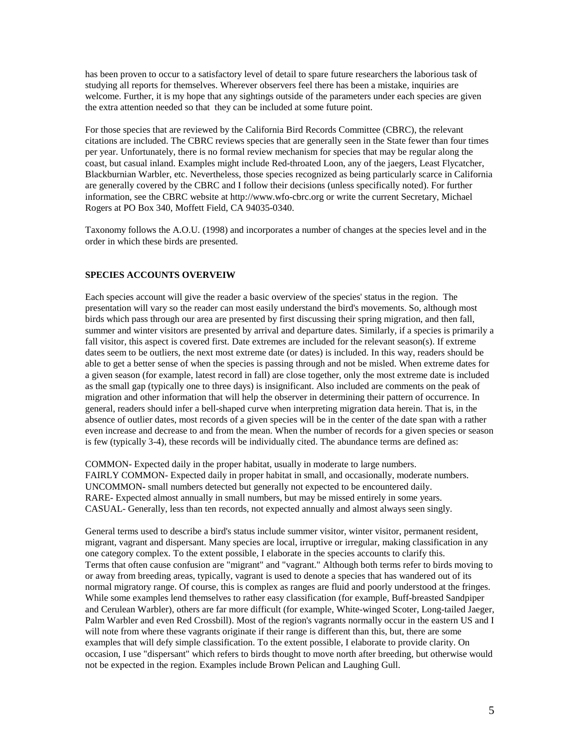has been proven to occur to a satisfactory level of detail to spare future researchers the laborious task of studying all reports for themselves. Wherever observers feel there has been a mistake, inquiries are welcome. Further, it is my hope that any sightings outside of the parameters under each species are given the extra attention needed so that they can be included at some future point.

For those species that are reviewed by the California Bird Records Committee (CBRC), the relevant citations are included. The CBRC reviews species that are generally seen in the State fewer than four times per year. Unfortunately, there is no formal review mechanism for species that may be regular along the coast, but casual inland. Examples might include Red-throated Loon, any of the jaegers, Least Flycatcher, Blackburnian Warbler, etc. Nevertheless, those species recognized as being particularly scarce in California are generally covered by the CBRC and I follow their decisions (unless specifically noted). For further information, see the CBRC website at http://www.wfo-cbrc.org or write the current Secretary, Michael Rogers at PO Box 340, Moffett Field, CA 94035-0340.

Taxonomy follows the A.O.U. (1998) and incorporates a number of changes at the species level and in the order in which these birds are presented.

**SPECIES ACCOUNTS OVERVEIW**

Each species account will give the reader a basic overview of the species' status in the region. The presentation will vary so the reader can most easily understand the bird's movements. So, although most birds which pass through our area are presented by first discussing their spring migration, and then fall, summer and winter visitors are presented by arrival and departure dates. Similarly, if a species is primarily a fall visitor, this aspect is covered first. Date extremes are included for the relevant season(s). If extreme dates seem to be outliers, the next most extreme date (or dates) is included. In this way, readers should be able to get a better sense of when the species is passing through and not be misled. When extreme dates for a given season (for example, latest record in fall) are close together, only the most extreme date is included as the small gap (typically one to three days) is insignificant. Also included are comments on the peak of migration and other information that will help the observer in determining their pattern of occurrence. In general, readers should infer a bell-shaped curve when interpreting migration data herein. That is, in the absence of outlier dates, most records of a given species will be in the center of the date span with a rather even increase and decrease to and from the mean. When the number of records for a given species or season is few (typically 3-4), these records will be individually cited. The abundance terms are defined as:

COMMON- Expected daily in the proper habitat, usually in moderate to large numbers.
FAIRLY COMMON- Expected daily in proper habitat in small, and occasionally, moderate numbers.
UNCOMMON- small numbers detected but generally not expected to be encountered daily.
RARE- Expected almost annually in small numbers, but may be missed entirely in some years.
CASUAL- Generally, less than ten records, not expected annually and almost always seen singly.

General terms used to describe a bird's status include summer visitor, winter visitor, permanent resident, migrant, vagrant and dispersant. Many species are local, irruptive or irregular, making classification in any one category complex. To the extent possible, I elaborate in the species accounts to clarify this.
Terms that often cause confusion are "migrant" and "vagrant." Although both terms refer to birds moving to or away from breeding areas, typically, vagrant is used to denote a species that has wandered out of its normal migratory range. Of course, this is complex as ranges are fluid and poorly understood at the fringes. While some examples lend themselves to rather easy classification (for example, Buff-breasted Sandpiper and Cerulean Warbler), others are far more difficult (for example, White-winged Scoter, Long-tailed Jaeger, Palm Warbler and even Red Crossbill). Most of the region's vagrants normally occur in the eastern US and I will note from where these vagrants originate if their range is different than this, but, there are some examples that will defy simple classification. To the extent possible, I elaborate to provide clarity. On occasion, I use "dispersant" which refers to birds thought to move north after breeding, but otherwise would not be expected in the region. Examples include Brown Pelican and Laughing Gull.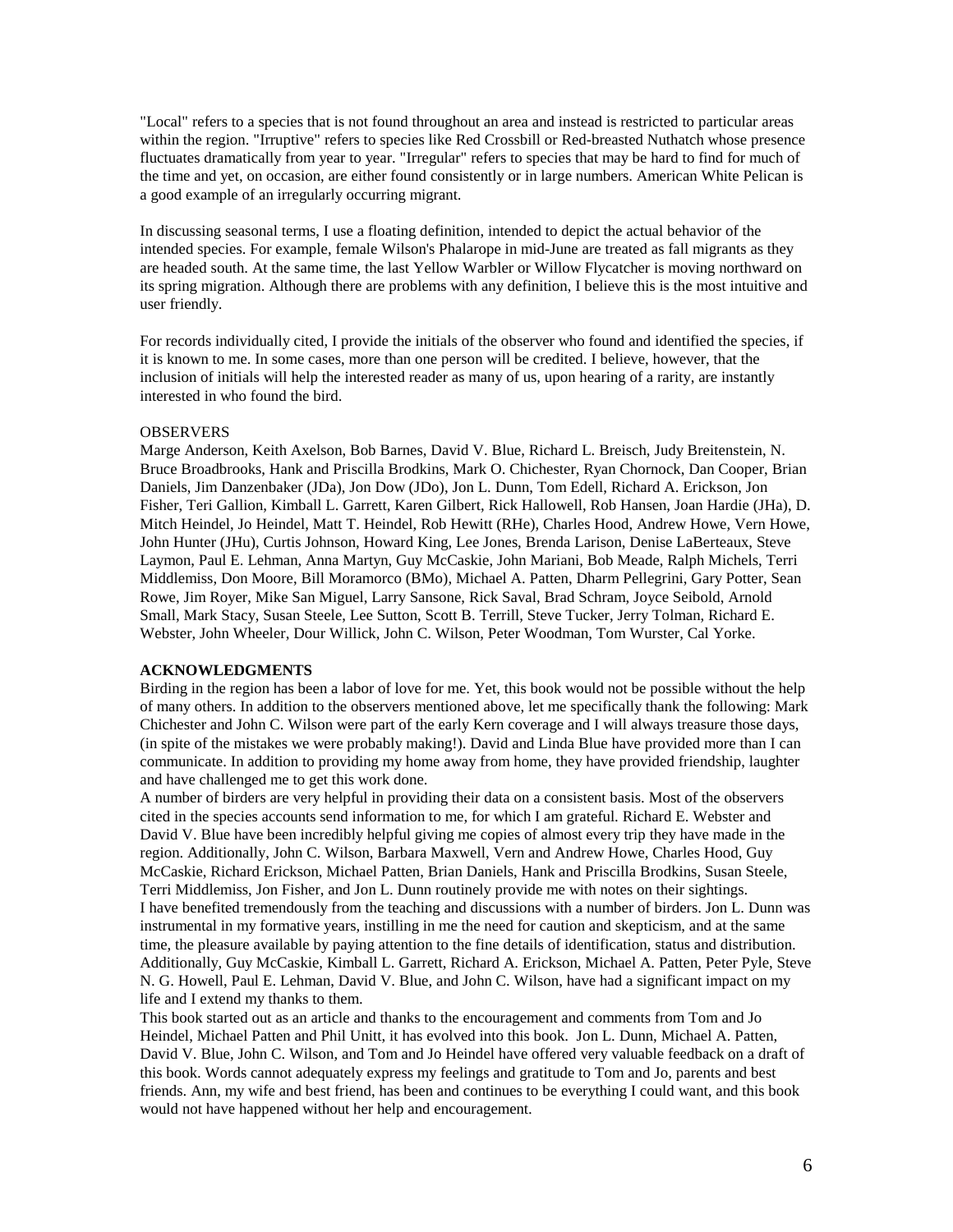"Local" refers to a species that is not found throughout an area and instead is restricted to particular areas within the region. "Irruptive" refers to species like Red Crossbill or Red-breasted Nuthatch whose presence fluctuates dramatically from year to year. "Irregular" refers to species that may be hard to find for much of the time and yet, on occasion, are either found consistently or in large numbers. American White Pelican is a good example of an irregularly occurring migrant.

In discussing seasonal terms, I use a floating definition, intended to depict the actual behavior of the intended species. For example, female Wilson's Phalarope in mid-June are treated as fall migrants as they are headed south. At the same time, the last Yellow Warbler or Willow Flycatcher is moving northward on its spring migration. Although there are problems with any definition, I believe this is the most intuitive and user friendly.

For records individually cited, I provide the initials of the observer who found and identified the species, if it is known to me. In some cases, more than one person will be credited. I believe, however, that the inclusion of initials will help the interested reader as many of us, upon hearing of a rarity, are instantly interested in who found the bird.

OBSERVERS

Marge Anderson, Keith Axelson, Bob Barnes, David V. Blue, Richard L. Breisch, Judy Breitenstein, N. Bruce Broadbrooks, Hank and Priscilla Brodkins, Mark O. Chichester, Ryan Chornock, Dan Cooper, Brian Daniels, Jim Danzenbaker (JDa), Jon Dow (JDo), Jon L. Dunn, Tom Edell, Richard A. Erickson, Jon Fisher, Teri Gallion, Kimball L. Garrett, Karen Gilbert, Rick Hallowell, Rob Hansen, Joan Hardie (JHa), D. Mitch Heindel, Jo Heindel, Matt T. Heindel, Rob Hewitt (RHe), Charles Hood, Andrew Howe, Vern Howe, John Hunter (JHu), Curtis Johnson, Howard King, Lee Jones, Brenda Larison, Denise LaBerteaux, Steve Laymon, Paul E. Lehman, Anna Martyn, Guy McCaskie, John Mariani, Bob Meade, Ralph Michels, Terri Middlemiss, Don Moore, Bill Moramorco (BMo), Michael A. Patten, Dharm Pellegrini, Gary Potter, Sean Rowe, Jim Royer, Mike San Miguel, Larry Sansone, Rick Saval, Brad Schram, Joyce Seibold, Arnold Small, Mark Stacy, Susan Steele, Lee Sutton, Scott B. Terrill, Steve Tucker, Jerry Tolman, Richard E. Webster, John Wheeler, Dour Willick, John C. Wilson, Peter Woodman, Tom Wurster, Cal Yorke.

**ACKNOWLEDGMENTS**

Birding in the region has been a labor of love for me. Yet, this book would not be possible without the help of many others. In addition to the observers mentioned above, let me specifically thank the following: Mark Chichester and John C. Wilson were part of the early Kern coverage and I will always treasure those days, (in spite of the mistakes we were probably making!). David and Linda Blue have provided more than I can communicate. In addition to providing my home away from home, they have provided friendship, laughter and have challenged me to get this work done.

A number of birders are very helpful in providing their data on a consistent basis. Most of the observers cited in the species accounts send information to me, for which I am grateful. Richard E. Webster and David V. Blue have been incredibly helpful giving me copies of almost every trip they have made in the region. Additionally, John C. Wilson, Barbara Maxwell, Vern and Andrew Howe, Charles Hood, Guy McCaskie, Richard Erickson, Michael Patten, Brian Daniels, Hank and Priscilla Brodkins, Susan Steele, Terri Middlemiss, Jon Fisher, and Jon L. Dunn routinely provide me with notes on their sightings.

I have benefited tremendously from the teaching and discussions with a number of birders. Jon L. Dunn was instrumental in my formative years, instilling in me the need for caution and skepticism, and at the same time, the pleasure available by paying attention to the fine details of identification, status and distribution. Additionally, Guy McCaskie, Kimball L. Garrett, Richard A. Erickson, Michael A. Patten, Peter Pyle, Steve N. G. Howell, Paul E. Lehman, David V. Blue, and John C. Wilson, have had a significant impact on my life and I extend my thanks to them.

This book started out as an article and thanks to the encouragement and comments from Tom and Jo Heindel, Michael Patten and Phil Unitt, it has evolved into this book. Jon L. Dunn, Michael A. Patten, David V. Blue, John C. Wilson, and Tom and Jo Heindel have offered very valuable feedback on a draft of this book. Words cannot adequately express my feelings and gratitude to Tom and Jo, parents and best friends. Ann, my wife and best friend, has been and continues to be everything I could want, and this book would not have happened without her help and encouragement.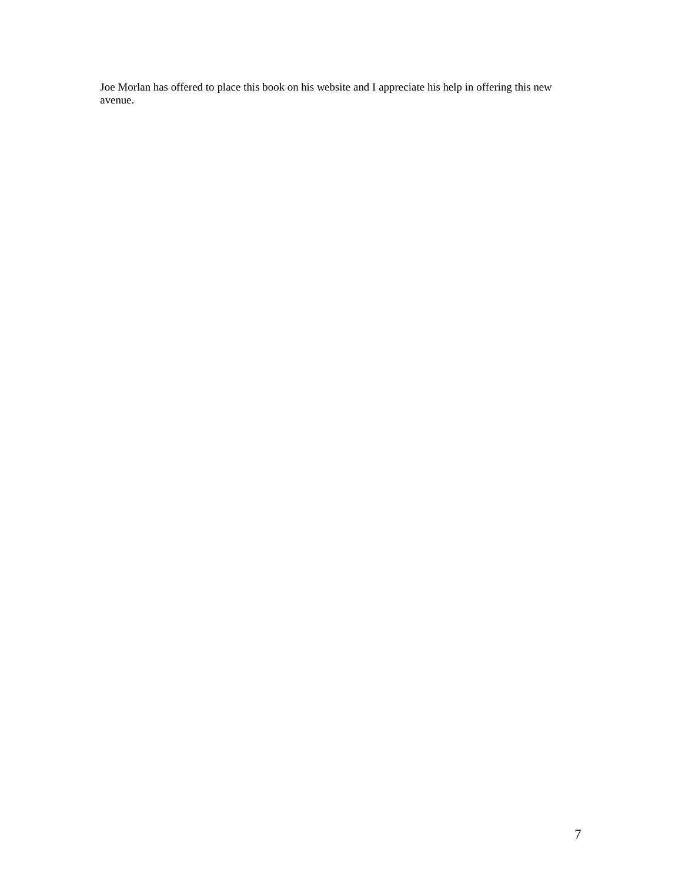Joe Morlan has offered to place this book on his website and I appreciate his help in offering this new avenue.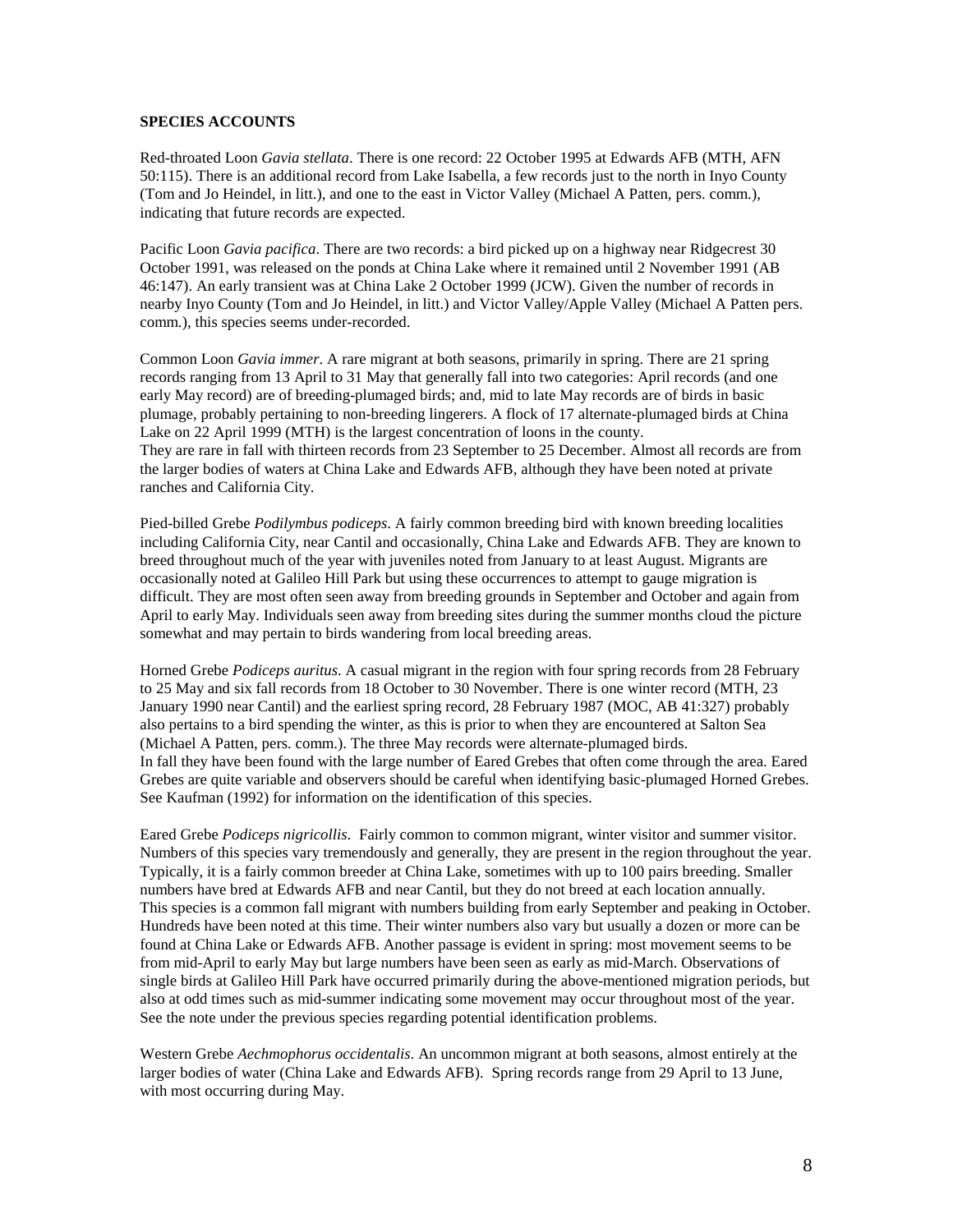**SPECIES ACCOUNTS**

Red-throated Loon *Gavia stellata*. There is one record: 22 October 1995 at Edwards AFB (MTH, AFN 50:115). There is an additional record from Lake Isabella, a few records just to the north in Inyo County (Tom and Jo Heindel, in litt.), and one to the east in Victor Valley (Michael A Patten, pers. comm.), indicating that future records are expected.

Pacific Loon *Gavia pacifica*. There are two records: a bird picked up on a highway near Ridgecrest 30 October 1991, was released on the ponds at China Lake where it remained until 2 November 1991 (AB 46:147). An early transient was at China Lake 2 October 1999 (JCW). Given the number of records in nearby Inyo County (Tom and Jo Heindel, in litt.) and Victor Valley/Apple Valley (Michael A Patten pers. comm.), this species seems under-recorded.

Common Loon *Gavia immer*. A rare migrant at both seasons, primarily in spring. There are 21 spring records ranging from 13 April to 31 May that generally fall into two categories: April records (and one early May record) are of breeding-plumaged birds; and, mid to late May records are of birds in basic plumage, probably pertaining to non-breeding lingerers. A flock of 17 alternate-plumaged birds at China Lake on 22 April 1999 (MTH) is the largest concentration of loons in the county.
They are rare in fall with thirteen records from 23 September to 25 December. Almost all records are from the larger bodies of waters at China Lake and Edwards AFB, although they have been noted at private ranches and California City.

Pied-billed Grebe *Podilymbus podiceps*. A fairly common breeding bird with known breeding localities including California City, near Cantil and occasionally, China Lake and Edwards AFB. They are known to breed throughout much of the year with juveniles noted from January to at least August. Migrants are occasionally noted at Galileo Hill Park but using these occurrences to attempt to gauge migration is difficult. They are most often seen away from breeding grounds in September and October and again from April to early May. Individuals seen away from breeding sites during the summer months cloud the picture somewhat and may pertain to birds wandering from local breeding areas.

Horned Grebe *Podiceps auritus*. A casual migrant in the region with four spring records from 28 February to 25 May and six fall records from 18 October to 30 November. There is one winter record (MTH, 23 January 1990 near Cantil) and the earliest spring record, 28 February 1987 (MOC, AB 41:327) probably also pertains to a bird spending the winter, as this is prior to when they are encountered at Salton Sea (Michael A Patten, pers. comm.). The three May records were alternate-plumaged birds.
In fall they have been found with the large number of Eared Grebes that often come through the area. Eared Grebes are quite variable and observers should be careful when identifying basic-plumaged Horned Grebes. See Kaufman (1992) for information on the identification of this species.

Eared Grebe *Podiceps nigricollis*. Fairly common to common migrant, winter visitor and summer visitor. Numbers of this species vary tremendously and generally, they are present in the region throughout the year. Typically, it is a fairly common breeder at China Lake, sometimes with up to 100 pairs breeding. Smaller numbers have bred at Edwards AFB and near Cantil, but they do not breed at each location annually.
This species is a common fall migrant with numbers building from early September and peaking in October. Hundreds have been noted at this time. Their winter numbers also vary but usually a dozen or more can be found at China Lake or Edwards AFB. Another passage is evident in spring: most movement seems to be from mid-April to early May but large numbers have been seen as early as mid-March. Observations of single birds at Galileo Hill Park have occurred primarily during the above-mentioned migration periods, but also at odd times such as mid-summer indicating some movement may occur throughout most of the year. See the note under the previous species regarding potential identification problems.

Western Grebe *Aechmophorus occidentalis*. An uncommon migrant at both seasons, almost entirely at the larger bodies of water (China Lake and Edwards AFB). Spring records range from 29 April to 13 June, with most occurring during May.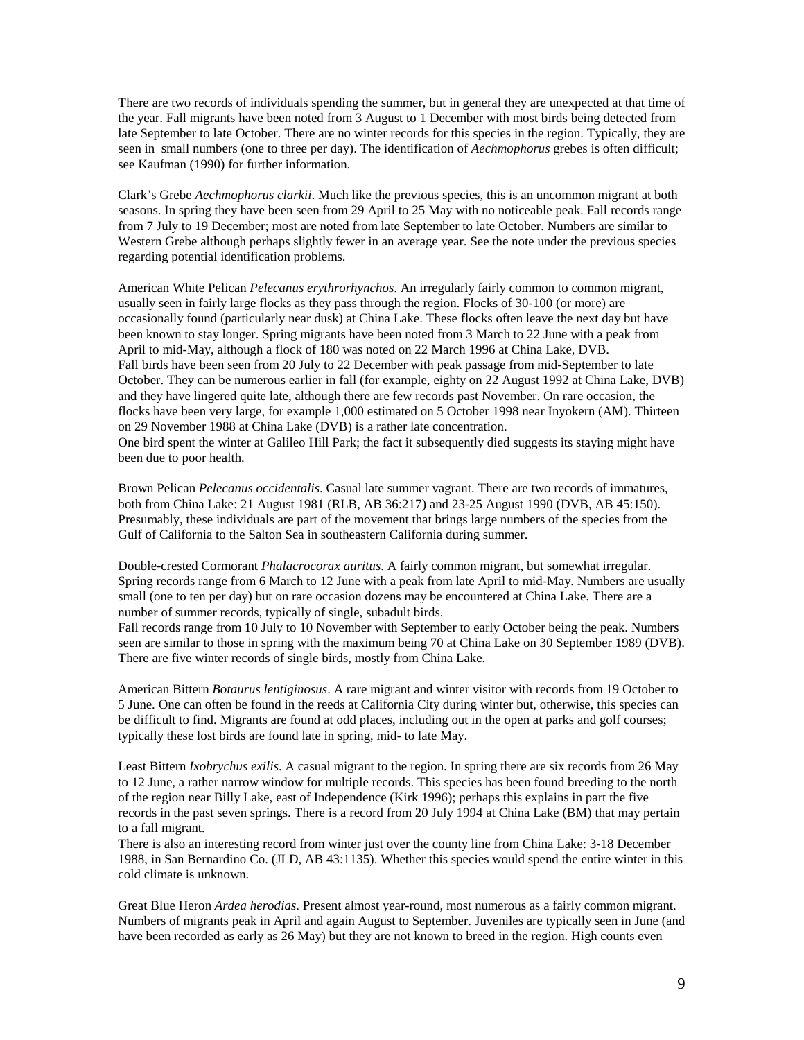There are two records of individuals spending the summer, but in general they are unexpected at that time of the year. Fall migrants have been noted from 3 August to 1 December with most birds being detected from late September to late October. There are no winter records for this species in the region. Typically, they are seen in small numbers (one to three per day). The identification of *Aechmophorus* grebes is often difficult; see Kaufman (1990) for further information.

Clark's Grebe *Aechmophorus clarkii*. Much like the previous species, this is an uncommon migrant at both seasons. In spring they have been seen from 29 April to 25 May with no noticeable peak. Fall records range from 7 July to 19 December; most are noted from late September to late October. Numbers are similar to Western Grebe although perhaps slightly fewer in an average year. See the note under the previous species regarding potential identification problems.

American White Pelican *Pelecanus erythrorhynchos*. An irregularly fairly common to common migrant, usually seen in fairly large flocks as they pass through the region. Flocks of 30-100 (or more) are occasionally found (particularly near dusk) at China Lake. These flocks often leave the next day but have been known to stay longer. Spring migrants have been noted from 3 March to 22 June with a peak from April to mid-May, although a flock of 180 was noted on 22 March 1996 at China Lake, DVB.
Fall birds have been seen from 20 July to 22 December with peak passage from mid-September to late October. They can be numerous earlier in fall (for example, eighty on 22 August 1992 at China Lake, DVB) and they have lingered quite late, although there are few records past November. On rare occasion, the flocks have been very large, for example 1,000 estimated on 5 October 1998 near Inyokern (AM). Thirteen on 29 November 1988 at China Lake (DVB) is a rather late concentration.
One bird spent the winter at Galileo Hill Park; the fact it subsequently died suggests its staying might have been due to poor health.

Brown Pelican *Pelecanus occidentalis*. Casual late summer vagrant. There are two records of immatures, both from China Lake: 21 August 1981 (RLB, AB 36:217) and 23-25 August 1990 (DVB, AB 45:150). Presumably, these individuals are part of the movement that brings large numbers of the species from the Gulf of California to the Salton Sea in southeastern California during summer.

Double-crested Cormorant *Phalacrocorax auritus*. A fairly common migrant, but somewhat irregular. Spring records range from 6 March to 12 June with a peak from late April to mid-May. Numbers are usually small (one to ten per day) but on rare occasion dozens may be encountered at China Lake. There are a number of summer records, typically of single, subadult birds.
Fall records range from 10 July to 10 November with September to early October being the peak. Numbers seen are similar to those in spring with the maximum being 70 at China Lake on 30 September 1989 (DVB). There are five winter records of single birds, mostly from China Lake.

American Bittern *Botaurus lentiginosus*. A rare migrant and winter visitor with records from 19 October to 5 June. One can often be found in the reeds at California City during winter but, otherwise, this species can be difficult to find. Migrants are found at odd places, including out in the open at parks and golf courses; typically these lost birds are found late in spring, mid- to late May.

Least Bittern *Ixobrychus exilis*. A casual migrant to the region. In spring there are six records from 26 May to 12 June, a rather narrow window for multiple records. This species has been found breeding to the north of the region near Billy Lake, east of Independence (Kirk 1996); perhaps this explains in part the five records in the past seven springs. There is a record from 20 July 1994 at China Lake (BM) that may pertain to a fall migrant.
There is also an interesting record from winter just over the county line from China Lake: 3-18 December 1988, in San Bernardino Co. (JLD, AB 43:1135). Whether this species would spend the entire winter in this cold climate is unknown.

Great Blue Heron *Ardea herodias*. Present almost year-round, most numerous as a fairly common migrant. Numbers of migrants peak in April and again August to September. Juveniles are typically seen in June (and have been recorded as early as 26 May) but they are not known to breed in the region. High counts even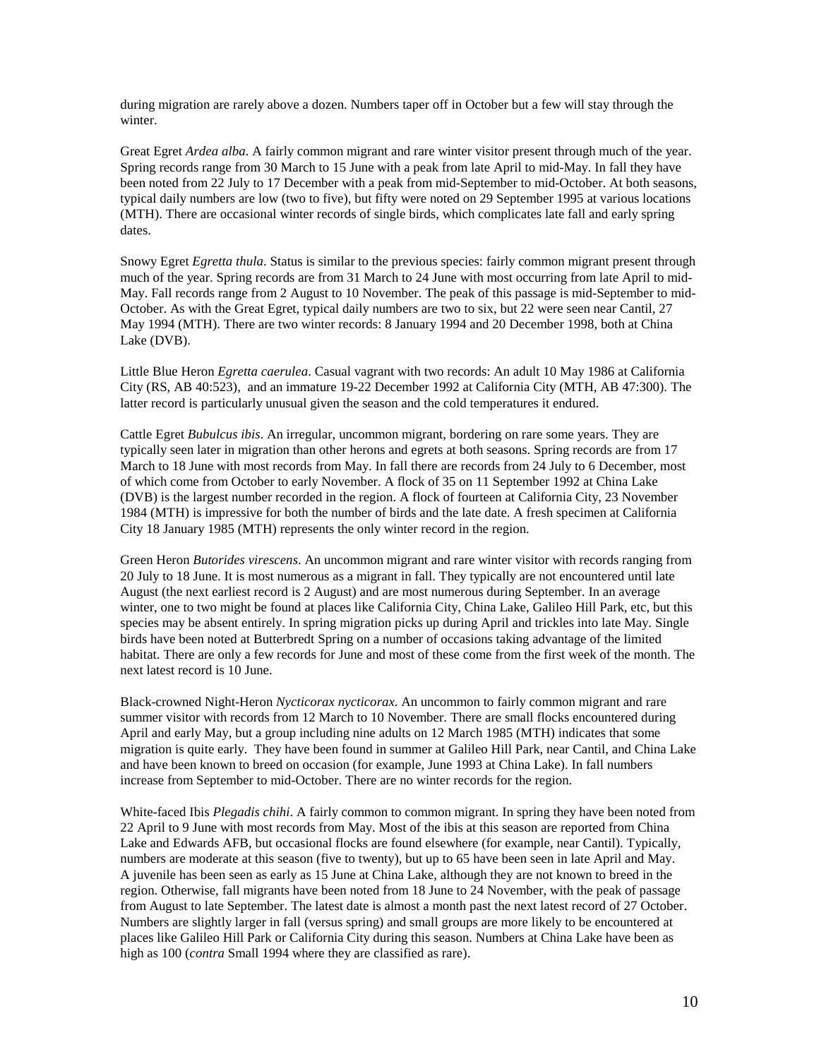during migration are rarely above a dozen. Numbers taper off in October but a few will stay through the winter.

Great Egret *Ardea alba*. A fairly common migrant and rare winter visitor present through much of the year. Spring records range from 30 March to 15 June with a peak from late April to mid-May. In fall they have been noted from 22 July to 17 December with a peak from mid-September to mid-October. At both seasons, typical daily numbers are low (two to five), but fifty were noted on 29 September 1995 at various locations (MTH). There are occasional winter records of single birds, which complicates late fall and early spring dates.

Snowy Egret *Egretta thula*. Status is similar to the previous species: fairly common migrant present through much of the year. Spring records are from 31 March to 24 June with most occurring from late April to mid-May. Fall records range from 2 August to 10 November. The peak of this passage is mid-September to mid-October. As with the Great Egret, typical daily numbers are two to six, but 22 were seen near Cantil, 27 May 1994 (MTH). There are two winter records: 8 January 1994 and 20 December 1998, both at China Lake (DVB).

Little Blue Heron *Egretta caerulea*. Casual vagrant with two records: An adult 10 May 1986 at California City (RS, AB 40:523), and an immature 19-22 December 1992 at California City (MTH, AB 47:300). The latter record is particularly unusual given the season and the cold temperatures it endured.

Cattle Egret *Bubulcus ibis*. An irregular, uncommon migrant, bordering on rare some years. They are typically seen later in migration than other herons and egrets at both seasons. Spring records are from 17 March to 18 June with most records from May. In fall there are records from 24 July to 6 December, most of which come from October to early November. A flock of 35 on 11 September 1992 at China Lake (DVB) is the largest number recorded in the region. A flock of fourteen at California City, 23 November 1984 (MTH) is impressive for both the number of birds and the late date. A fresh specimen at California City 18 January 1985 (MTH) represents the only winter record in the region.

Green Heron *Butorides virescens*. An uncommon migrant and rare winter visitor with records ranging from 20 July to 18 June. It is most numerous as a migrant in fall. They typically are not encountered until late August (the next earliest record is 2 August) and are most numerous during September. In an average winter, one to two might be found at places like California City, China Lake, Galileo Hill Park, etc, but this species may be absent entirely. In spring migration picks up during April and trickles into late May. Single birds have been noted at Butterbredt Spring on a number of occasions taking advantage of the limited habitat. There are only a few records for June and most of these come from the first week of the month. The next latest record is 10 June.

Black-crowned Night-Heron *Nycticorax nycticorax*. An uncommon to fairly common migrant and rare summer visitor with records from 12 March to 10 November. There are small flocks encountered during April and early May, but a group including nine adults on 12 March 1985 (MTH) indicates that some migration is quite early. They have been found in summer at Galileo Hill Park, near Cantil, and China Lake and have been known to breed on occasion (for example, June 1993 at China Lake). In fall numbers increase from September to mid-October. There are no winter records for the region.

White-faced Ibis *Plegadis chihi*. A fairly common to common migrant. In spring they have been noted from 22 April to 9 June with most records from May. Most of the ibis at this season are reported from China Lake and Edwards AFB, but occasional flocks are found elsewhere (for example, near Cantil). Typically, numbers are moderate at this season (five to twenty), but up to 65 have been seen in late April and May. A juvenile has been seen as early as 15 June at China Lake, although they are not known to breed in the region. Otherwise, fall migrants have been noted from 18 June to 24 November, with the peak of passage from August to late September. The latest date is almost a month past the next latest record of 27 October. Numbers are slightly larger in fall (versus spring) and small groups are more likely to be encountered at places like Galileo Hill Park or California City during this season. Numbers at China Lake have been as high as 100 (*contra* Small 1994 where they are classified as rare).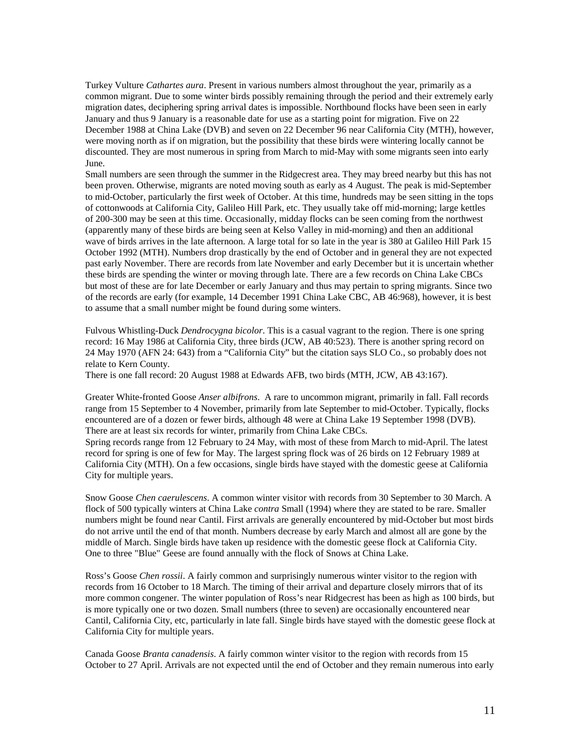Turkey Vulture *Cathartes aura*. Present in various numbers almost throughout the year, primarily as a common migrant. Due to some winter birds possibly remaining through the period and their extremely early migration dates, deciphering spring arrival dates is impossible. Northbound flocks have been seen in early January and thus 9 January is a reasonable date for use as a starting point for migration. Five on 22 December 1988 at China Lake (DVB) and seven on 22 December 96 near California City (MTH), however, were moving north as if on migration, but the possibility that these birds were wintering locally cannot be discounted. They are most numerous in spring from March to mid-May with some migrants seen into early June.

Small numbers are seen through the summer in the Ridgecrest area. They may breed nearby but this has not been proven. Otherwise, migrants are noted moving south as early as 4 August. The peak is mid-September to mid-October, particularly the first week of October. At this time, hundreds may be seen sitting in the tops of cottonwoods at California City, Galileo Hill Park, etc. They usually take off mid-morning; large kettles of 200-300 may be seen at this time. Occasionally, midday flocks can be seen coming from the northwest (apparently many of these birds are being seen at Kelso Valley in mid-morning) and then an additional wave of birds arrives in the late afternoon. A large total for so late in the year is 380 at Galileo Hill Park 15 October 1992 (MTH). Numbers drop drastically by the end of October and in general they are not expected past early November. There are records from late November and early December but it is uncertain whether these birds are spending the winter or moving through late. There are a few records on China Lake CBCs but most of these are for late December or early January and thus may pertain to spring migrants. Since two of the records are early (for example, 14 December 1991 China Lake CBC, AB 46:968), however, it is best to assume that a small number might be found during some winters.

Fulvous Whistling-Duck *Dendrocygna bicolor*. This is a casual vagrant to the region. There is one spring record: 16 May 1986 at California City, three birds (JCW, AB 40:523). There is another spring record on 24 May 1970 (AFN 24: 643) from a "California City" but the citation says SLO Co., so probably does not relate to Kern County.

There is one fall record: 20 August 1988 at Edwards AFB, two birds (MTH, JCW, AB 43:167).

Greater White-fronted Goose *Anser albifrons*. A rare to uncommon migrant, primarily in fall. Fall records range from 15 September to 4 November, primarily from late September to mid-October. Typically, flocks encountered are of a dozen or fewer birds, although 48 were at China Lake 19 September 1998 (DVB). There are at least six records for winter, primarily from China Lake CBCs.

Spring records range from 12 February to 24 May, with most of these from March to mid-April. The latest record for spring is one of few for May. The largest spring flock was of 26 birds on 12 February 1989 at California City (MTH). On a few occasions, single birds have stayed with the domestic geese at California City for multiple years.

Snow Goose *Chen caerulescens*. A common winter visitor with records from 30 September to 30 March. A flock of 500 typically winters at China Lake *contra* Small (1994) where they are stated to be rare. Smaller numbers might be found near Cantil. First arrivals are generally encountered by mid-October but most birds do not arrive until the end of that month. Numbers decrease by early March and almost all are gone by the middle of March. Single birds have taken up residence with the domestic geese flock at California City. One to three "Blue" Geese are found annually with the flock of Snows at China Lake.

Ross's Goose *Chen rossii*. A fairly common and surprisingly numerous winter visitor to the region with records from 16 October to 18 March. The timing of their arrival and departure closely mirrors that of its more common congener. The winter population of Ross's near Ridgecrest has been as high as 100 birds, but is more typically one or two dozen. Small numbers (three to seven) are occasionally encountered near Cantil, California City, etc, particularly in late fall. Single birds have stayed with the domestic geese flock at California City for multiple years.

Canada Goose *Branta canadensis*. A fairly common winter visitor to the region with records from 15 October to 27 April. Arrivals are not expected until the end of October and they remain numerous into early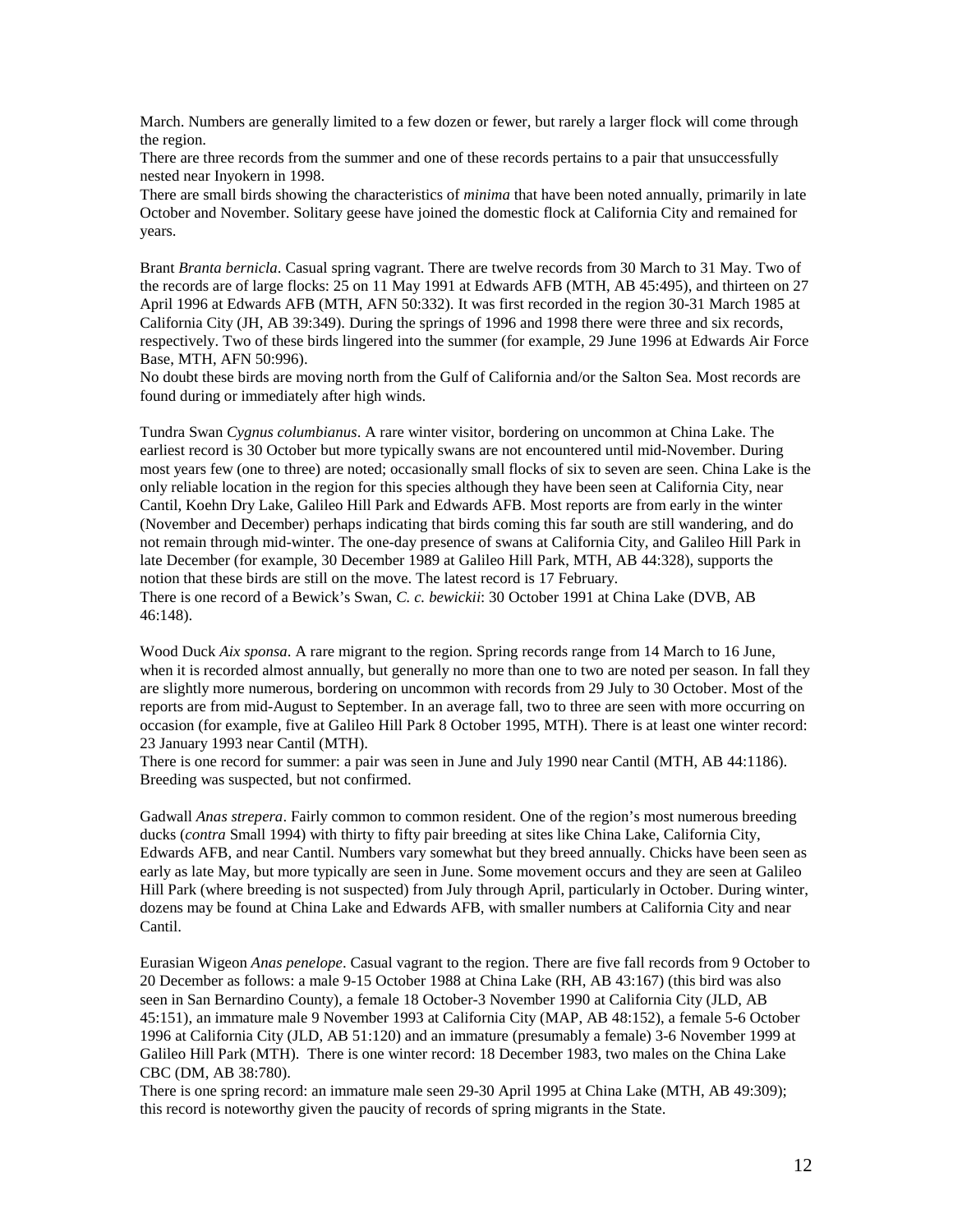March. Numbers are generally limited to a few dozen or fewer, but rarely a larger flock will come through the region.

There are three records from the summer and one of these records pertains to a pair that unsuccessfully nested near Inyokern in 1998.

There are small birds showing the characteristics of *minima* that have been noted annually, primarily in late October and November. Solitary geese have joined the domestic flock at California City and remained for years.

Brant *Branta bernicla*. Casual spring vagrant. There are twelve records from 30 March to 31 May. Two of the records are of large flocks: 25 on 11 May 1991 at Edwards AFB (MTH, AB 45:495), and thirteen on 27 April 1996 at Edwards AFB (MTH, AFN 50:332). It was first recorded in the region 30-31 March 1985 at California City (JH, AB 39:349). During the springs of 1996 and 1998 there were three and six records, respectively. Two of these birds lingered into the summer (for example, 29 June 1996 at Edwards Air Force Base, MTH, AFN 50:996).

No doubt these birds are moving north from the Gulf of California and/or the Salton Sea. Most records are found during or immediately after high winds.

Tundra Swan *Cygnus columbianus*. A rare winter visitor, bordering on uncommon at China Lake. The earliest record is 30 October but more typically swans are not encountered until mid-November. During most years few (one to three) are noted; occasionally small flocks of six to seven are seen. China Lake is the only reliable location in the region for this species although they have been seen at California City, near Cantil, Koehn Dry Lake, Galileo Hill Park and Edwards AFB. Most reports are from early in the winter (November and December) perhaps indicating that birds coming this far south are still wandering, and do not remain through mid-winter. The one-day presence of swans at California City, and Galileo Hill Park in late December (for example, 30 December 1989 at Galileo Hill Park, MTH, AB 44:328), supports the notion that these birds are still on the move. The latest record is 17 February.

There is one record of a Bewick's Swan, *C. c. bewickii*: 30 October 1991 at China Lake (DVB, AB 46:148).

Wood Duck *Aix sponsa*. A rare migrant to the region. Spring records range from 14 March to 16 June, when it is recorded almost annually, but generally no more than one to two are noted per season. In fall they are slightly more numerous, bordering on uncommon with records from 29 July to 30 October. Most of the reports are from mid-August to September. In an average fall, two to three are seen with more occurring on occasion (for example, five at Galileo Hill Park 8 October 1995, MTH). There is at least one winter record: 23 January 1993 near Cantil (MTH).

There is one record for summer: a pair was seen in June and July 1990 near Cantil (MTH, AB 44:1186). Breeding was suspected, but not confirmed.

Gadwall *Anas strepera*. Fairly common to common resident. One of the region's most numerous breeding ducks (*contra* Small 1994) with thirty to fifty pair breeding at sites like China Lake, California City, Edwards AFB, and near Cantil. Numbers vary somewhat but they breed annually. Chicks have been seen as early as late May, but more typically are seen in June. Some movement occurs and they are seen at Galileo Hill Park (where breeding is not suspected) from July through April, particularly in October. During winter, dozens may be found at China Lake and Edwards AFB, with smaller numbers at California City and near Cantil.

Eurasian Wigeon *Anas penelope*. Casual vagrant to the region. There are five fall records from 9 October to 20 December as follows: a male 9-15 October 1988 at China Lake (RH, AB 43:167) (this bird was also seen in San Bernardino County), a female 18 October-3 November 1990 at California City (JLD, AB 45:151), an immature male 9 November 1993 at California City (MAP, AB 48:152), a female 5-6 October 1996 at California City (JLD, AB 51:120) and an immature (presumably a female) 3-6 November 1999 at Galileo Hill Park (MTH). There is one winter record: 18 December 1983, two males on the China Lake CBC (DM, AB 38:780).

There is one spring record: an immature male seen 29-30 April 1995 at China Lake (MTH, AB 49:309); this record is noteworthy given the paucity of records of spring migrants in the State.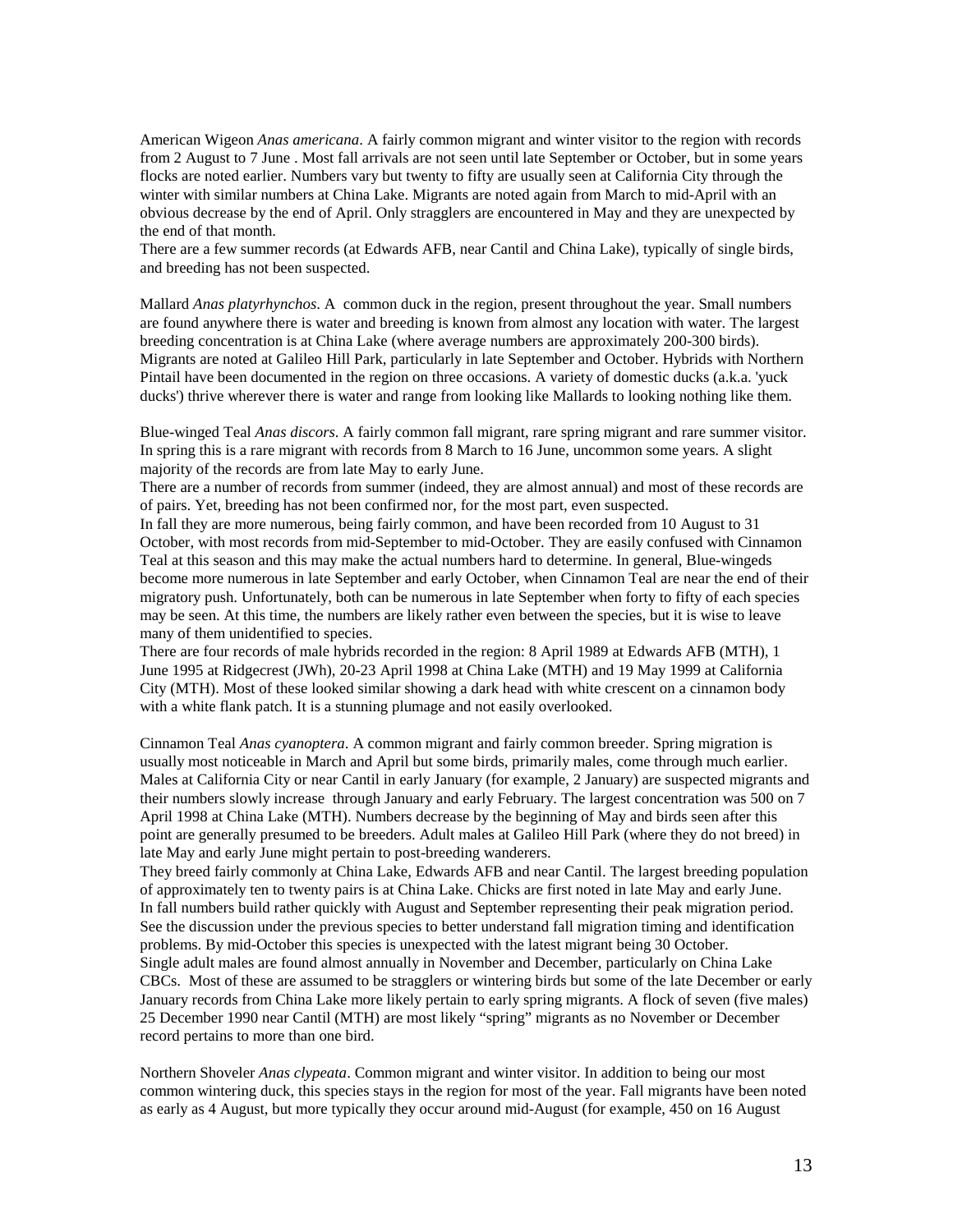American Wigeon *Anas americana*. A fairly common migrant and winter visitor to the region with records from 2 August to 7 June . Most fall arrivals are not seen until late September or October, but in some years flocks are noted earlier. Numbers vary but twenty to fifty are usually seen at California City through the winter with similar numbers at China Lake. Migrants are noted again from March to mid-April with an obvious decrease by the end of April. Only stragglers are encountered in May and they are unexpected by the end of that month.
There are a few summer records (at Edwards AFB, near Cantil and China Lake), typically of single birds, and breeding has not been suspected.

Mallard *Anas platyrhynchos*. A common duck in the region, present throughout the year. Small numbers are found anywhere there is water and breeding is known from almost any location with water. The largest breeding concentration is at China Lake (where average numbers are approximately 200-300 birds). Migrants are noted at Galileo Hill Park, particularly in late September and October. Hybrids with Northern Pintail have been documented in the region on three occasions. A variety of domestic ducks (a.k.a. 'yuck ducks') thrive wherever there is water and range from looking like Mallards to looking nothing like them.

Blue-winged Teal *Anas discors*. A fairly common fall migrant, rare spring migrant and rare summer visitor. In spring this is a rare migrant with records from 8 March to 16 June, uncommon some years. A slight majority of the records are from late May to early June.
There are a number of records from summer (indeed, they are almost annual) and most of these records are of pairs. Yet, breeding has not been confirmed nor, for the most part, even suspected.
In fall they are more numerous, being fairly common, and have been recorded from 10 August to 31 October, with most records from mid-September to mid-October. They are easily confused with Cinnamon Teal at this season and this may make the actual numbers hard to determine. In general, Blue-wingeds become more numerous in late September and early October, when Cinnamon Teal are near the end of their migratory push. Unfortunately, both can be numerous in late September when forty to fifty of each species may be seen. At this time, the numbers are likely rather even between the species, but it is wise to leave many of them unidentified to species.
There are four records of male hybrids recorded in the region: 8 April 1989 at Edwards AFB (MTH), 1 June 1995 at Ridgecrest (JWh), 20-23 April 1998 at China Lake (MTH) and 19 May 1999 at California City (MTH). Most of these looked similar showing a dark head with white crescent on a cinnamon body with a white flank patch. It is a stunning plumage and not easily overlooked.

Cinnamon Teal *Anas cyanoptera*. A common migrant and fairly common breeder. Spring migration is usually most noticeable in March and April but some birds, primarily males, come through much earlier. Males at California City or near Cantil in early January (for example, 2 January) are suspected migrants and their numbers slowly increase through January and early February. The largest concentration was 500 on 7 April 1998 at China Lake (MTH). Numbers decrease by the beginning of May and birds seen after this point are generally presumed to be breeders. Adult males at Galileo Hill Park (where they do not breed) in late May and early June might pertain to post-breeding wanderers.
They breed fairly commonly at China Lake, Edwards AFB and near Cantil. The largest breeding population of approximately ten to twenty pairs is at China Lake. Chicks are first noted in late May and early June.
In fall numbers build rather quickly with August and September representing their peak migration period. See the discussion under the previous species to better understand fall migration timing and identification problems. By mid-October this species is unexpected with the latest migrant being 30 October.
Single adult males are found almost annually in November and December, particularly on China Lake CBCs. Most of these are assumed to be stragglers or wintering birds but some of the late December or early January records from China Lake more likely pertain to early spring migrants. A flock of seven (five males) 25 December 1990 near Cantil (MTH) are most likely "spring" migrants as no November or December record pertains to more than one bird.

Northern Shoveler *Anas clypeata*. Common migrant and winter visitor. In addition to being our most common wintering duck, this species stays in the region for most of the year. Fall migrants have been noted as early as 4 August, but more typically they occur around mid-August (for example, 450 on 16 August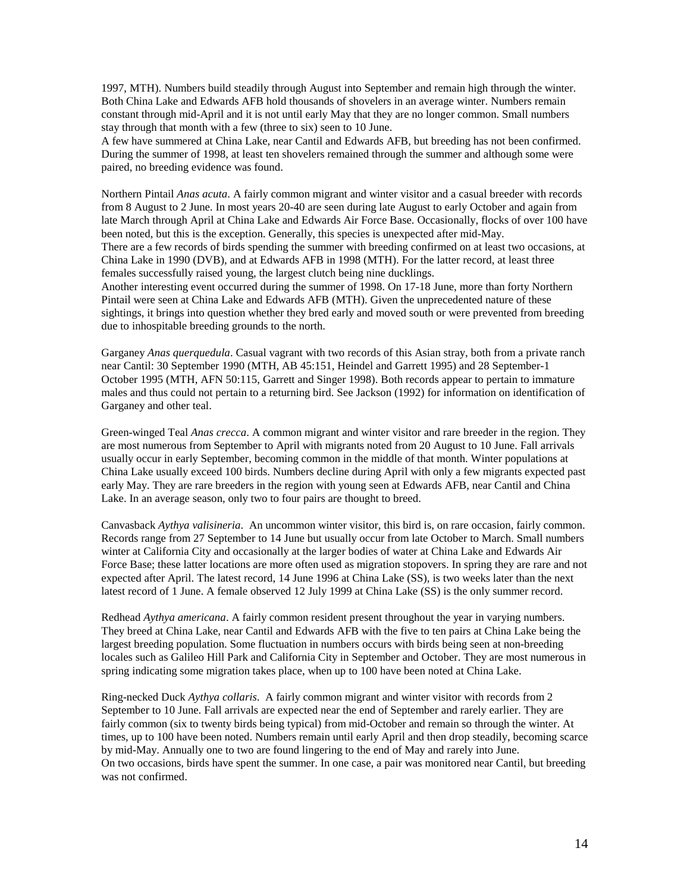1997, MTH). Numbers build steadily through August into September and remain high through the winter. Both China Lake and Edwards AFB hold thousands of shovelers in an average winter. Numbers remain constant through mid-April and it is not until early May that they are no longer common. Small numbers stay through that month with a few (three to six) seen to 10 June.

A few have summered at China Lake, near Cantil and Edwards AFB, but breeding has not been confirmed. During the summer of 1998, at least ten shovelers remained through the summer and although some were paired, no breeding evidence was found.

Northern Pintail *Anas acuta*. A fairly common migrant and winter visitor and a casual breeder with records from 8 August to 2 June. In most years 20-40 are seen during late August to early October and again from late March through April at China Lake and Edwards Air Force Base. Occasionally, flocks of over 100 have been noted, but this is the exception. Generally, this species is unexpected after mid-May.

There are a few records of birds spending the summer with breeding confirmed on at least two occasions, at China Lake in 1990 (DVB), and at Edwards AFB in 1998 (MTH). For the latter record, at least three females successfully raised young, the largest clutch being nine ducklings.

Another interesting event occurred during the summer of 1998. On 17-18 June, more than forty Northern Pintail were seen at China Lake and Edwards AFB (MTH). Given the unprecedented nature of these sightings, it brings into question whether they bred early and moved south or were prevented from breeding due to inhospitable breeding grounds to the north.

Garganey *Anas querquedula*. Casual vagrant with two records of this Asian stray, both from a private ranch near Cantil: 30 September 1990 (MTH, AB 45:151, Heindel and Garrett 1995) and 28 September-1 October 1995 (MTH, AFN 50:115, Garrett and Singer 1998). Both records appear to pertain to immature males and thus could not pertain to a returning bird. See Jackson (1992) for information on identification of Garganey and other teal.

Green-winged Teal *Anas crecca*. A common migrant and winter visitor and rare breeder in the region. They are most numerous from September to April with migrants noted from 20 August to 10 June. Fall arrivals usually occur in early September, becoming common in the middle of that month. Winter populations at China Lake usually exceed 100 birds. Numbers decline during April with only a few migrants expected past early May. They are rare breeders in the region with young seen at Edwards AFB, near Cantil and China Lake. In an average season, only two to four pairs are thought to breed.

Canvasback *Aythya valisineria*. An uncommon winter visitor, this bird is, on rare occasion, fairly common. Records range from 27 September to 14 June but usually occur from late October to March. Small numbers winter at California City and occasionally at the larger bodies of water at China Lake and Edwards Air Force Base; these latter locations are more often used as migration stopovers. In spring they are rare and not expected after April. The latest record, 14 June 1996 at China Lake (SS), is two weeks later than the next latest record of 1 June. A female observed 12 July 1999 at China Lake (SS) is the only summer record.

Redhead *Aythya americana*. A fairly common resident present throughout the year in varying numbers. They breed at China Lake, near Cantil and Edwards AFB with the five to ten pairs at China Lake being the largest breeding population. Some fluctuation in numbers occurs with birds being seen at non-breeding locales such as Galileo Hill Park and California City in September and October. They are most numerous in spring indicating some migration takes place, when up to 100 have been noted at China Lake.

Ring-necked Duck *Aythya collaris*. A fairly common migrant and winter visitor with records from 2 September to 10 June. Fall arrivals are expected near the end of September and rarely earlier. They are fairly common (six to twenty birds being typical) from mid-October and remain so through the winter. At times, up to 100 have been noted. Numbers remain until early April and then drop steadily, becoming scarce by mid-May. Annually one to two are found lingering to the end of May and rarely into June.

On two occasions, birds have spent the summer. In one case, a pair was monitored near Cantil, but breeding was not confirmed.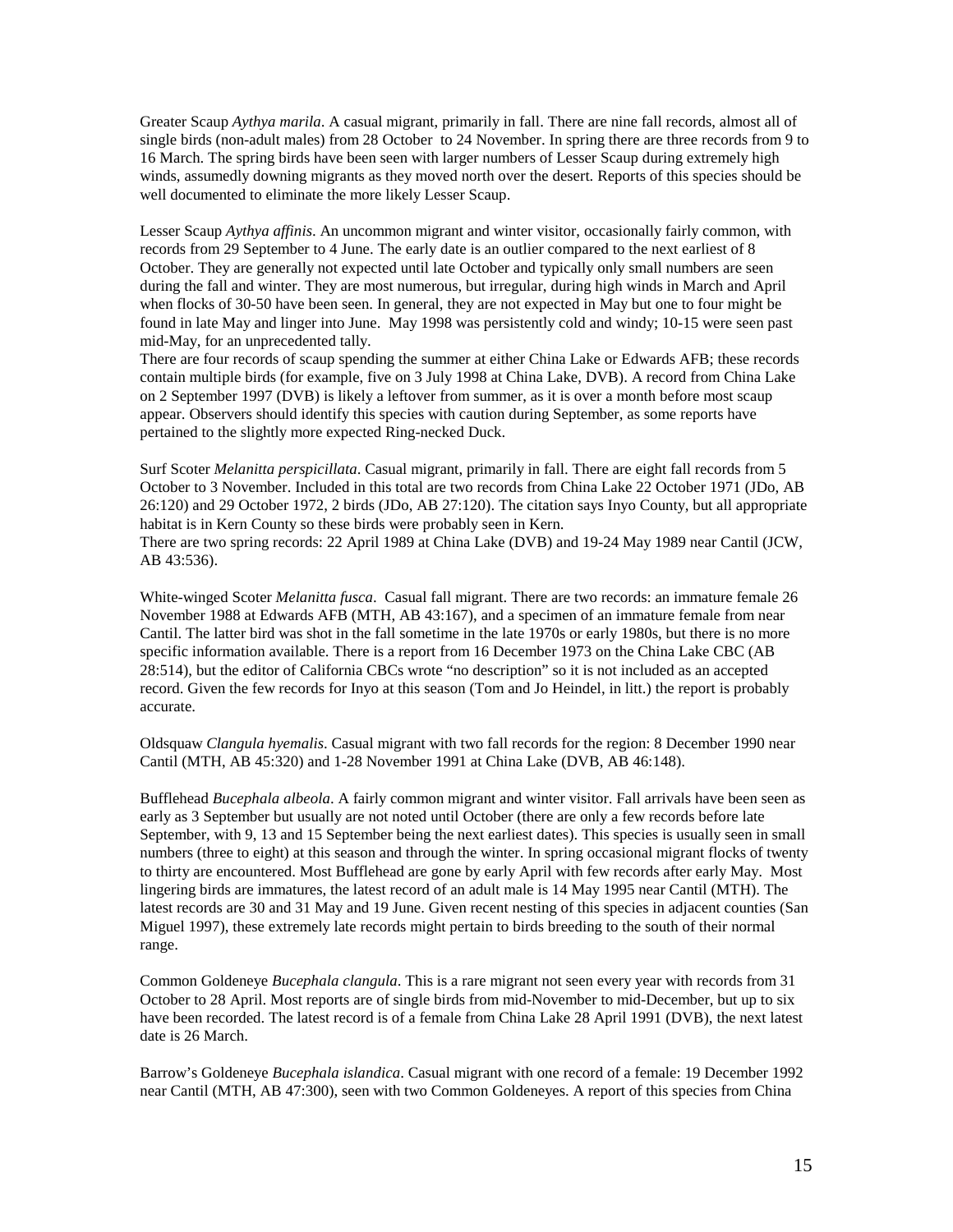Greater Scaup *Aythya marila*. A casual migrant, primarily in fall. There are nine fall records, almost all of single birds (non-adult males) from 28 October to 24 November. In spring there are three records from 9 to 16 March. The spring birds have been seen with larger numbers of Lesser Scaup during extremely high winds, assumedly downing migrants as they moved north over the desert. Reports of this species should be well documented to eliminate the more likely Lesser Scaup.

Lesser Scaup *Aythya affinis*. An uncommon migrant and winter visitor, occasionally fairly common, with records from 29 September to 4 June. The early date is an outlier compared to the next earliest of 8 October. They are generally not expected until late October and typically only small numbers are seen during the fall and winter. They are most numerous, but irregular, during high winds in March and April when flocks of 30-50 have been seen. In general, they are not expected in May but one to four might be found in late May and linger into June. May 1998 was persistently cold and windy; 10-15 were seen past mid-May, for an unprecedented tally.
There are four records of scaup spending the summer at either China Lake or Edwards AFB; these records contain multiple birds (for example, five on 3 July 1998 at China Lake, DVB). A record from China Lake on 2 September 1997 (DVB) is likely a leftover from summer, as it is over a month before most scaup appear. Observers should identify this species with caution during September, as some reports have pertained to the slightly more expected Ring-necked Duck.

Surf Scoter *Melanitta perspicillata*. Casual migrant, primarily in fall. There are eight fall records from 5 October to 3 November. Included in this total are two records from China Lake 22 October 1971 (JDo, AB 26:120) and 29 October 1972, 2 birds (JDo, AB 27:120). The citation says Inyo County, but all appropriate habitat is in Kern County so these birds were probably seen in Kern.
There are two spring records: 22 April 1989 at China Lake (DVB) and 19-24 May 1989 near Cantil (JCW, AB 43:536).

White-winged Scoter *Melanitta fusca*. Casual fall migrant. There are two records: an immature female 26 November 1988 at Edwards AFB (MTH, AB 43:167), and a specimen of an immature female from near Cantil. The latter bird was shot in the fall sometime in the late 1970s or early 1980s, but there is no more specific information available. There is a report from 16 December 1973 on the China Lake CBC (AB 28:514), but the editor of California CBCs wrote "no description" so it is not included as an accepted record. Given the few records for Inyo at this season (Tom and Jo Heindel, in litt.) the report is probably accurate.

Oldsquaw *Clangula hyemalis*. Casual migrant with two fall records for the region: 8 December 1990 near Cantil (MTH, AB 45:320) and 1-28 November 1991 at China Lake (DVB, AB 46:148).

Bufflehead *Bucephala albeola*. A fairly common migrant and winter visitor. Fall arrivals have been seen as early as 3 September but usually are not noted until October (there are only a few records before late September, with 9, 13 and 15 September being the next earliest dates). This species is usually seen in small numbers (three to eight) at this season and through the winter. In spring occasional migrant flocks of twenty to thirty are encountered. Most Bufflehead are gone by early April with few records after early May. Most lingering birds are immatures, the latest record of an adult male is 14 May 1995 near Cantil (MTH). The latest records are 30 and 31 May and 19 June. Given recent nesting of this species in adjacent counties (San Miguel 1997), these extremely late records might pertain to birds breeding to the south of their normal range.

Common Goldeneye *Bucephala clangula*. This is a rare migrant not seen every year with records from 31 October to 28 April. Most reports are of single birds from mid-November to mid-December, but up to six have been recorded. The latest record is of a female from China Lake 28 April 1991 (DVB), the next latest date is 26 March.

Barrow's Goldeneye *Bucephala islandica*. Casual migrant with one record of a female: 19 December 1992 near Cantil (MTH, AB 47:300), seen with two Common Goldeneyes. A report of this species from China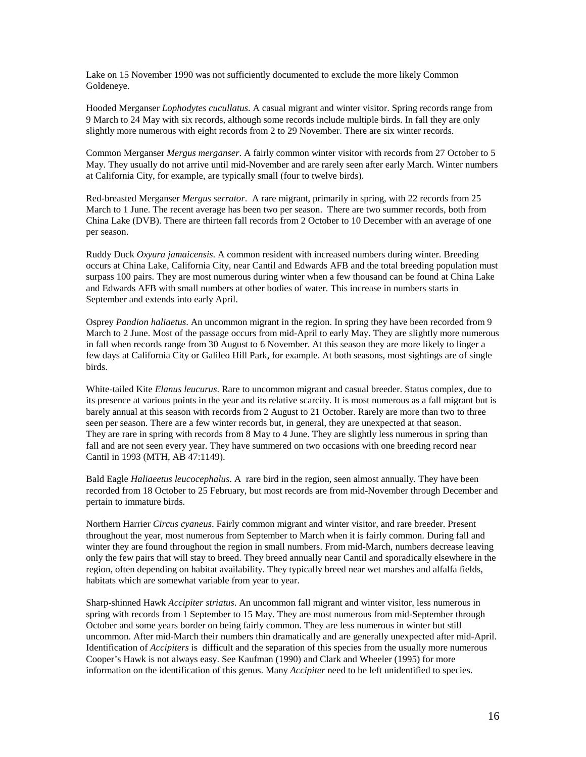Lake on 15 November 1990 was not sufficiently documented to exclude the more likely Common Goldeneye.

Hooded Merganser *Lophodytes cucullatus*. A casual migrant and winter visitor. Spring records range from 9 March to 24 May with six records, although some records include multiple birds. In fall they are only slightly more numerous with eight records from 2 to 29 November. There are six winter records.

Common Merganser *Mergus merganser*. A fairly common winter visitor with records from 27 October to 5 May. They usually do not arrive until mid-November and are rarely seen after early March. Winter numbers at California City, for example, are typically small (four to twelve birds).

Red-breasted Merganser *Mergus serrator*. A rare migrant, primarily in spring, with 22 records from 25 March to 1 June. The recent average has been two per season. There are two summer records, both from China Lake (DVB). There are thirteen fall records from 2 October to 10 December with an average of one per season.

Ruddy Duck *Oxyura jamaicensis*. A common resident with increased numbers during winter. Breeding occurs at China Lake, California City, near Cantil and Edwards AFB and the total breeding population must surpass 100 pairs. They are most numerous during winter when a few thousand can be found at China Lake and Edwards AFB with small numbers at other bodies of water. This increase in numbers starts in September and extends into early April.

Osprey *Pandion haliaetus*. An uncommon migrant in the region. In spring they have been recorded from 9 March to 2 June. Most of the passage occurs from mid-April to early May. They are slightly more numerous in fall when records range from 30 August to 6 November. At this season they are more likely to linger a few days at California City or Galileo Hill Park, for example. At both seasons, most sightings are of single birds.

White-tailed Kite *Elanus leucurus*. Rare to uncommon migrant and casual breeder. Status complex, due to its presence at various points in the year and its relative scarcity. It is most numerous as a fall migrant but is barely annual at this season with records from 2 August to 21 October. Rarely are more than two to three seen per season. There are a few winter records but, in general, they are unexpected at that season. They are rare in spring with records from 8 May to 4 June. They are slightly less numerous in spring than fall and are not seen every year. They have summered on two occasions with one breeding record near Cantil in 1993 (MTH, AB 47:1149).

Bald Eagle *Haliaeetus leucocephalus*. A rare bird in the region, seen almost annually. They have been recorded from 18 October to 25 February, but most records are from mid-November through December and pertain to immature birds.

Northern Harrier *Circus cyaneus*. Fairly common migrant and winter visitor, and rare breeder. Present throughout the year, most numerous from September to March when it is fairly common. During fall and winter they are found throughout the region in small numbers. From mid-March, numbers decrease leaving only the few pairs that will stay to breed. They breed annually near Cantil and sporadically elsewhere in the region, often depending on habitat availability. They typically breed near wet marshes and alfalfa fields, habitats which are somewhat variable from year to year.

Sharp-shinned Hawk *Accipiter striatus*. An uncommon fall migrant and winter visitor, less numerous in spring with records from 1 September to 15 May. They are most numerous from mid-September through October and some years border on being fairly common. They are less numerous in winter but still uncommon. After mid-March their numbers thin dramatically and are generally unexpected after mid-April. Identification of *Accipiters* is difficult and the separation of this species from the usually more numerous Cooper's Hawk is not always easy. See Kaufman (1990) and Clark and Wheeler (1995) for more information on the identification of this genus. Many *Accipiter* need to be left unidentified to species.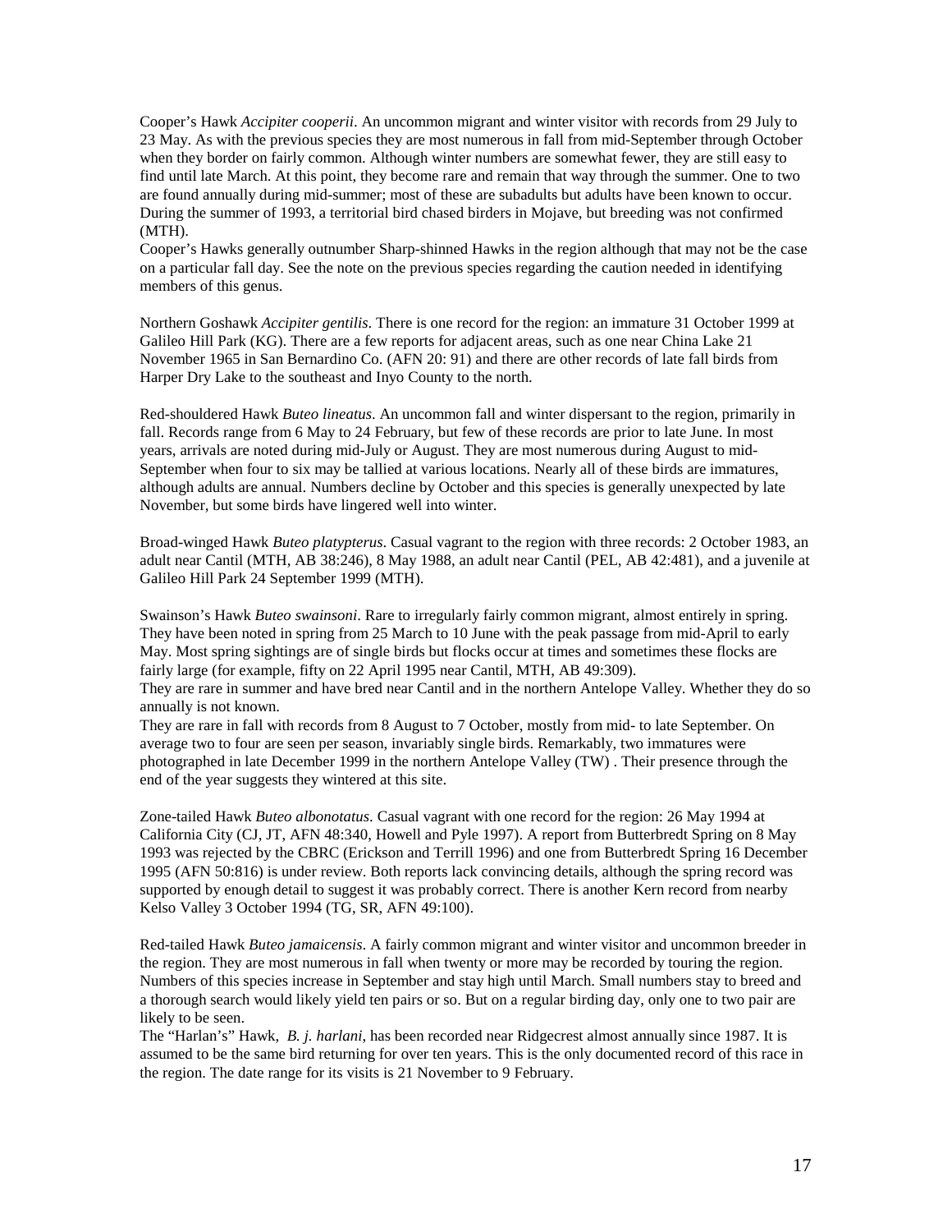Cooper's Hawk *Accipiter cooperii*. An uncommon migrant and winter visitor with records from 29 July to 23 May. As with the previous species they are most numerous in fall from mid-September through October when they border on fairly common. Although winter numbers are somewhat fewer, they are still easy to find until late March. At this point, they become rare and remain that way through the summer. One to two are found annually during mid-summer; most of these are subadults but adults have been known to occur. During the summer of 1993, a territorial bird chased birders in Mojave, but breeding was not confirmed (MTH).

Cooper's Hawks generally outnumber Sharp-shinned Hawks in the region although that may not be the case on a particular fall day. See the note on the previous species regarding the caution needed in identifying members of this genus.

Northern Goshawk *Accipiter gentilis*. There is one record for the region: an immature 31 October 1999 at Galileo Hill Park (KG). There are a few reports for adjacent areas, such as one near China Lake 21 November 1965 in San Bernardino Co. (AFN 20: 91) and there are other records of late fall birds from Harper Dry Lake to the southeast and Inyo County to the north.

Red-shouldered Hawk *Buteo lineatus*. An uncommon fall and winter dispersant to the region, primarily in fall. Records range from 6 May to 24 February, but few of these records are prior to late June. In most years, arrivals are noted during mid-July or August. They are most numerous during August to mid-September when four to six may be tallied at various locations. Nearly all of these birds are immatures, although adults are annual. Numbers decline by October and this species is generally unexpected by late November, but some birds have lingered well into winter.

Broad-winged Hawk *Buteo platypterus*. Casual vagrant to the region with three records: 2 October 1983, an adult near Cantil (MTH, AB 38:246), 8 May 1988, an adult near Cantil (PEL, AB 42:481), and a juvenile at Galileo Hill Park 24 September 1999 (MTH).

Swainson's Hawk *Buteo swainsoni*. Rare to irregularly fairly common migrant, almost entirely in spring. They have been noted in spring from 25 March to 10 June with the peak passage from mid-April to early May. Most spring sightings are of single birds but flocks occur at times and sometimes these flocks are fairly large (for example, fifty on 22 April 1995 near Cantil, MTH, AB 49:309).

They are rare in summer and have bred near Cantil and in the northern Antelope Valley. Whether they do so annually is not known.

They are rare in fall with records from 8 August to 7 October, mostly from mid- to late September. On average two to four are seen per season, invariably single birds. Remarkably, two immatures were photographed in late December 1999 in the northern Antelope Valley (TW) . Their presence through the end of the year suggests they wintered at this site.

Zone-tailed Hawk *Buteo albonotatus*. Casual vagrant with one record for the region: 26 May 1994 at California City (CJ, JT, AFN 48:340, Howell and Pyle 1997). A report from Butterbredt Spring on 8 May 1993 was rejected by the CBRC (Erickson and Terrill 1996) and one from Butterbredt Spring 16 December 1995 (AFN 50:816) is under review. Both reports lack convincing details, although the spring record was supported by enough detail to suggest it was probably correct. There is another Kern record from nearby Kelso Valley 3 October 1994 (TG, SR, AFN 49:100).

Red-tailed Hawk *Buteo jamaicensis*. A fairly common migrant and winter visitor and uncommon breeder in the region. They are most numerous in fall when twenty or more may be recorded by touring the region. Numbers of this species increase in September and stay high until March. Small numbers stay to breed and a thorough search would likely yield ten pairs or so. But on a regular birding day, only one to two pair are likely to be seen.

The "Harlan's" Hawk, *B. j. harlani*, has been recorded near Ridgecrest almost annually since 1987. It is assumed to be the same bird returning for over ten years. This is the only documented record of this race in the region. The date range for its visits is 21 November to 9 February.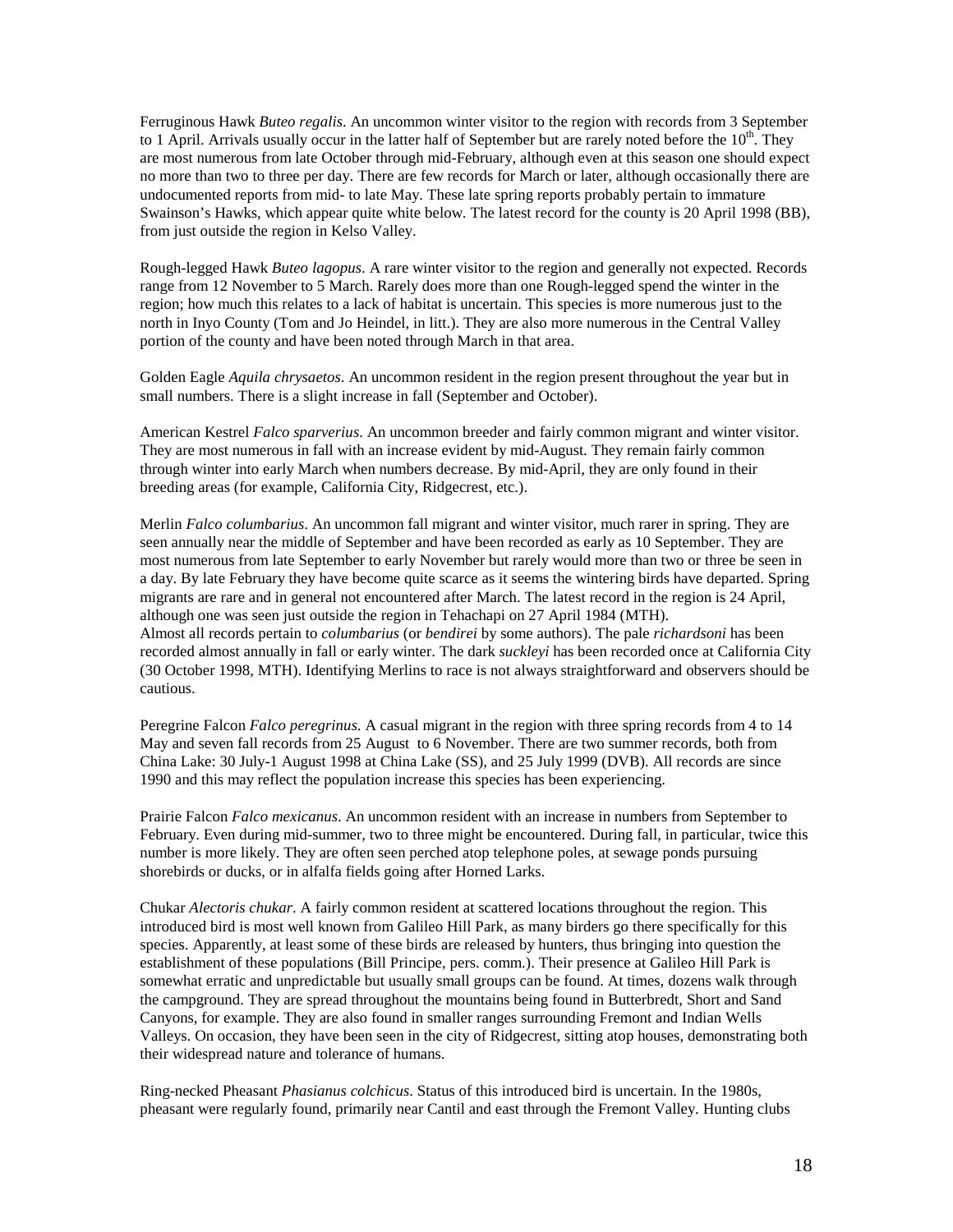Ferruginous Hawk *Buteo regalis*. An uncommon winter visitor to the region with records from 3 September to 1 April. Arrivals usually occur in the latter half of September but are rarely noted before the 10th. They are most numerous from late October through mid-February, although even at this season one should expect no more than two to three per day. There are few records for March or later, although occasionally there are undocumented reports from mid- to late May. These late spring reports probably pertain to immature Swainson's Hawks, which appear quite white below. The latest record for the county is 20 April 1998 (BB), from just outside the region in Kelso Valley.

Rough-legged Hawk *Buteo lagopus*. A rare winter visitor to the region and generally not expected. Records range from 12 November to 5 March. Rarely does more than one Rough-legged spend the winter in the region; how much this relates to a lack of habitat is uncertain. This species is more numerous just to the north in Inyo County (Tom and Jo Heindel, in litt.). They are also more numerous in the Central Valley portion of the county and have been noted through March in that area.

Golden Eagle *Aquila chrysaetos*. An uncommon resident in the region present throughout the year but in small numbers. There is a slight increase in fall (September and October).

American Kestrel *Falco sparverius*. An uncommon breeder and fairly common migrant and winter visitor. They are most numerous in fall with an increase evident by mid-August. They remain fairly common through winter into early March when numbers decrease. By mid-April, they are only found in their breeding areas (for example, California City, Ridgecrest, etc.).

Merlin *Falco columbarius*. An uncommon fall migrant and winter visitor, much rarer in spring. They are seen annually near the middle of September and have been recorded as early as 10 September. They are most numerous from late September to early November but rarely would more than two or three be seen in a day. By late February they have become quite scarce as it seems the wintering birds have departed. Spring migrants are rare and in general not encountered after March. The latest record in the region is 24 April, although one was seen just outside the region in Tehachapi on 27 April 1984 (MTH).
Almost all records pertain to *columbarius* (or *bendirei* by some authors). The pale *richardsoni* has been recorded almost annually in fall or early winter. The dark *suckleyi* has been recorded once at California City (30 October 1998, MTH). Identifying Merlins to race is not always straightforward and observers should be cautious.

Peregrine Falcon *Falco peregrinus*. A casual migrant in the region with three spring records from 4 to 14 May and seven fall records from 25 August to 6 November. There are two summer records, both from China Lake: 30 July-1 August 1998 at China Lake (SS), and 25 July 1999 (DVB). All records are since 1990 and this may reflect the population increase this species has been experiencing.

Prairie Falcon *Falco mexicanus*. An uncommon resident with an increase in numbers from September to February. Even during mid-summer, two to three might be encountered. During fall, in particular, twice this number is more likely. They are often seen perched atop telephone poles, at sewage ponds pursuing shorebirds or ducks, or in alfalfa fields going after Horned Larks.

Chukar *Alectoris chukar*. A fairly common resident at scattered locations throughout the region. This introduced bird is most well known from Galileo Hill Park, as many birders go there specifically for this species. Apparently, at least some of these birds are released by hunters, thus bringing into question the establishment of these populations (Bill Principe, pers. comm.). Their presence at Galileo Hill Park is somewhat erratic and unpredictable but usually small groups can be found. At times, dozens walk through the campground. They are spread throughout the mountains being found in Butterbredt, Short and Sand Canyons, for example. They are also found in smaller ranges surrounding Fremont and Indian Wells Valleys. On occasion, they have been seen in the city of Ridgecrest, sitting atop houses, demonstrating both their widespread nature and tolerance of humans.

Ring-necked Pheasant *Phasianus colchicus*. Status of this introduced bird is uncertain. In the 1980s, pheasant were regularly found, primarily near Cantil and east through the Fremont Valley. Hunting clubs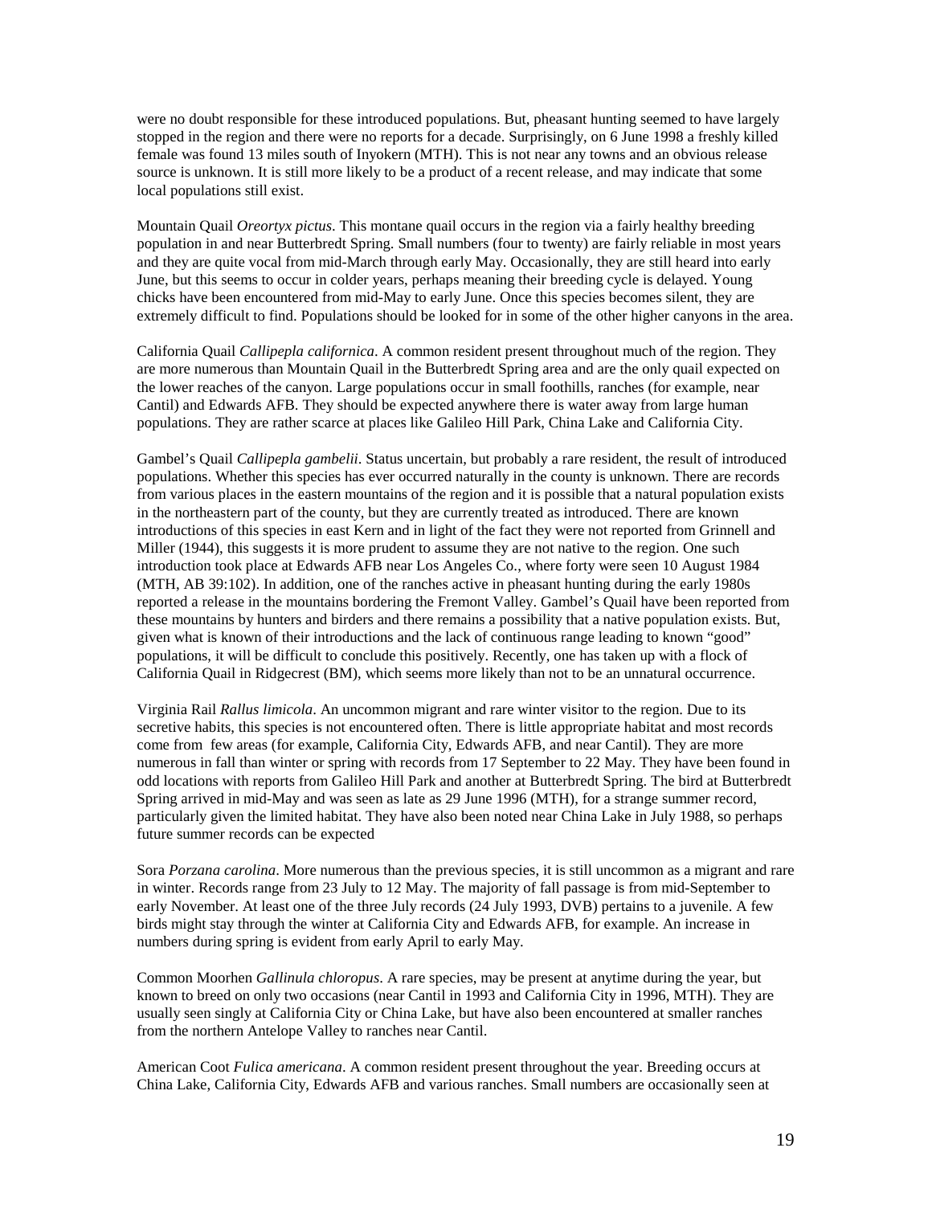were no doubt responsible for these introduced populations. But, pheasant hunting seemed to have largely stopped in the region and there were no reports for a decade. Surprisingly, on 6 June 1998 a freshly killed female was found 13 miles south of Inyokern (MTH). This is not near any towns and an obvious release source is unknown. It is still more likely to be a product of a recent release, and may indicate that some local populations still exist.

Mountain Quail *Oreortyx pictus*. This montane quail occurs in the region via a fairly healthy breeding population in and near Butterbredt Spring. Small numbers (four to twenty) are fairly reliable in most years and they are quite vocal from mid-March through early May. Occasionally, they are still heard into early June, but this seems to occur in colder years, perhaps meaning their breeding cycle is delayed. Young chicks have been encountered from mid-May to early June. Once this species becomes silent, they are extremely difficult to find. Populations should be looked for in some of the other higher canyons in the area.

California Quail *Callipepla californica*. A common resident present throughout much of the region. They are more numerous than Mountain Quail in the Butterbredt Spring area and are the only quail expected on the lower reaches of the canyon. Large populations occur in small foothills, ranches (for example, near Cantil) and Edwards AFB. They should be expected anywhere there is water away from large human populations. They are rather scarce at places like Galileo Hill Park, China Lake and California City.

Gambel's Quail *Callipepla gambelii*. Status uncertain, but probably a rare resident, the result of introduced populations. Whether this species has ever occurred naturally in the county is unknown. There are records from various places in the eastern mountains of the region and it is possible that a natural population exists in the northeastern part of the county, but they are currently treated as introduced. There are known introductions of this species in east Kern and in light of the fact they were not reported from Grinnell and Miller (1944), this suggests it is more prudent to assume they are not native to the region. One such introduction took place at Edwards AFB near Los Angeles Co., where forty were seen 10 August 1984 (MTH, AB 39:102). In addition, one of the ranches active in pheasant hunting during the early 1980s reported a release in the mountains bordering the Fremont Valley. Gambel's Quail have been reported from these mountains by hunters and birders and there remains a possibility that a native population exists. But, given what is known of their introductions and the lack of continuous range leading to known "good" populations, it will be difficult to conclude this positively. Recently, one has taken up with a flock of California Quail in Ridgecrest (BM), which seems more likely than not to be an unnatural occurrence.

Virginia Rail *Rallus limicola*. An uncommon migrant and rare winter visitor to the region. Due to its secretive habits, this species is not encountered often. There is little appropriate habitat and most records come from few areas (for example, California City, Edwards AFB, and near Cantil). They are more numerous in fall than winter or spring with records from 17 September to 22 May. They have been found in odd locations with reports from Galileo Hill Park and another at Butterbredt Spring. The bird at Butterbredt Spring arrived in mid-May and was seen as late as 29 June 1996 (MTH), for a strange summer record, particularly given the limited habitat. They have also been noted near China Lake in July 1988, so perhaps future summer records can be expected

Sora *Porzana carolina*. More numerous than the previous species, it is still uncommon as a migrant and rare in winter. Records range from 23 July to 12 May. The majority of fall passage is from mid-September to early November. At least one of the three July records (24 July 1993, DVB) pertains to a juvenile. A few birds might stay through the winter at California City and Edwards AFB, for example. An increase in numbers during spring is evident from early April to early May.

Common Moorhen *Gallinula chloropus*. A rare species, may be present at anytime during the year, but known to breed on only two occasions (near Cantil in 1993 and California City in 1996, MTH). They are usually seen singly at California City or China Lake, but have also been encountered at smaller ranches from the northern Antelope Valley to ranches near Cantil.

American Coot *Fulica americana*. A common resident present throughout the year. Breeding occurs at China Lake, California City, Edwards AFB and various ranches. Small numbers are occasionally seen at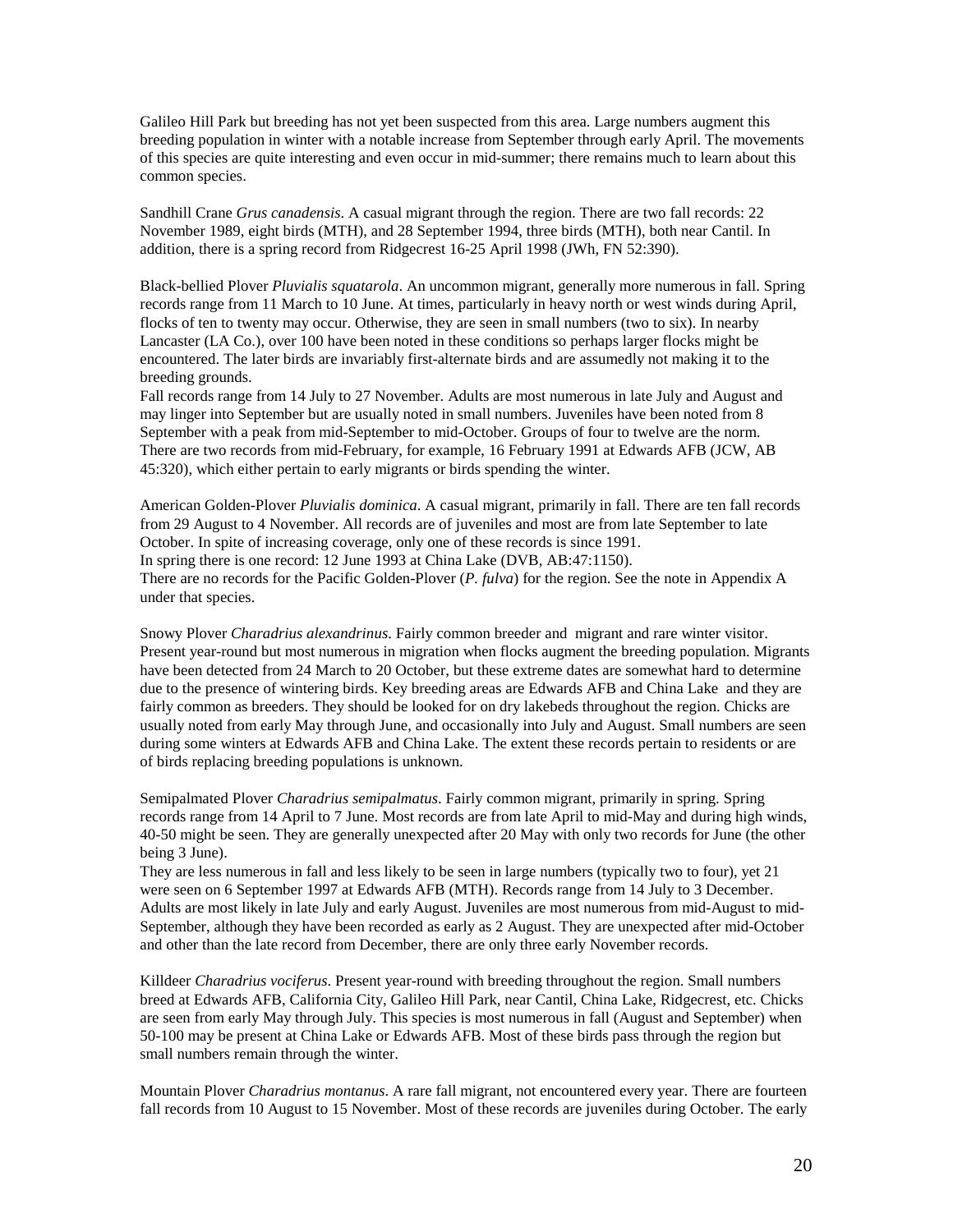Galileo Hill Park but breeding has not yet been suspected from this area. Large numbers augment this breeding population in winter with a notable increase from September through early April. The movements of this species are quite interesting and even occur in mid-summer; there remains much to learn about this common species.

Sandhill Crane *Grus canadensis*. A casual migrant through the region. There are two fall records: 22 November 1989, eight birds (MTH), and 28 September 1994, three birds (MTH), both near Cantil. In addition, there is a spring record from Ridgecrest 16-25 April 1998 (JWh, FN 52:390).

Black-bellied Plover *Pluvialis squatarola*. An uncommon migrant, generally more numerous in fall. Spring records range from 11 March to 10 June. At times, particularly in heavy north or west winds during April, flocks of ten to twenty may occur. Otherwise, they are seen in small numbers (two to six). In nearby Lancaster (LA Co.), over 100 have been noted in these conditions so perhaps larger flocks might be encountered. The later birds are invariably first-alternate birds and are assumedly not making it to the breeding grounds.
Fall records range from 14 July to 27 November. Adults are most numerous in late July and August and may linger into September but are usually noted in small numbers. Juveniles have been noted from 8 September with a peak from mid-September to mid-October. Groups of four to twelve are the norm. There are two records from mid-February, for example, 16 February 1991 at Edwards AFB (JCW, AB 45:320), which either pertain to early migrants or birds spending the winter.

American Golden-Plover *Pluvialis dominica*. A casual migrant, primarily in fall. There are ten fall records from 29 August to 4 November. All records are of juveniles and most are from late September to late October. In spite of increasing coverage, only one of these records is since 1991.
In spring there is one record: 12 June 1993 at China Lake (DVB, AB:47:1150).
There are no records for the Pacific Golden-Plover (*P. fulva*) for the region. See the note in Appendix A under that species.

Snowy Plover *Charadrius alexandrinus*. Fairly common breeder and migrant and rare winter visitor. Present year-round but most numerous in migration when flocks augment the breeding population. Migrants have been detected from 24 March to 20 October, but these extreme dates are somewhat hard to determine due to the presence of wintering birds. Key breeding areas are Edwards AFB and China Lake and they are fairly common as breeders. They should be looked for on dry lakebeds throughout the region. Chicks are usually noted from early May through June, and occasionally into July and August. Small numbers are seen during some winters at Edwards AFB and China Lake. The extent these records pertain to residents or are of birds replacing breeding populations is unknown.

Semipalmated Plover *Charadrius semipalmatus*. Fairly common migrant, primarily in spring. Spring records range from 14 April to 7 June. Most records are from late April to mid-May and during high winds, 40-50 might be seen. They are generally unexpected after 20 May with only two records for June (the other being 3 June).
They are less numerous in fall and less likely to be seen in large numbers (typically two to four), yet 21 were seen on 6 September 1997 at Edwards AFB (MTH). Records range from 14 July to 3 December. Adults are most likely in late July and early August. Juveniles are most numerous from mid-August to mid-September, although they have been recorded as early as 2 August. They are unexpected after mid-October and other than the late record from December, there are only three early November records.

Killdeer *Charadrius vociferus*. Present year-round with breeding throughout the region. Small numbers breed at Edwards AFB, California City, Galileo Hill Park, near Cantil, China Lake, Ridgecrest, etc. Chicks are seen from early May through July. This species is most numerous in fall (August and September) when 50-100 may be present at China Lake or Edwards AFB. Most of these birds pass through the region but small numbers remain through the winter.

Mountain Plover *Charadrius montanus*. A rare fall migrant, not encountered every year. There are fourteen fall records from 10 August to 15 November. Most of these records are juveniles during October. The early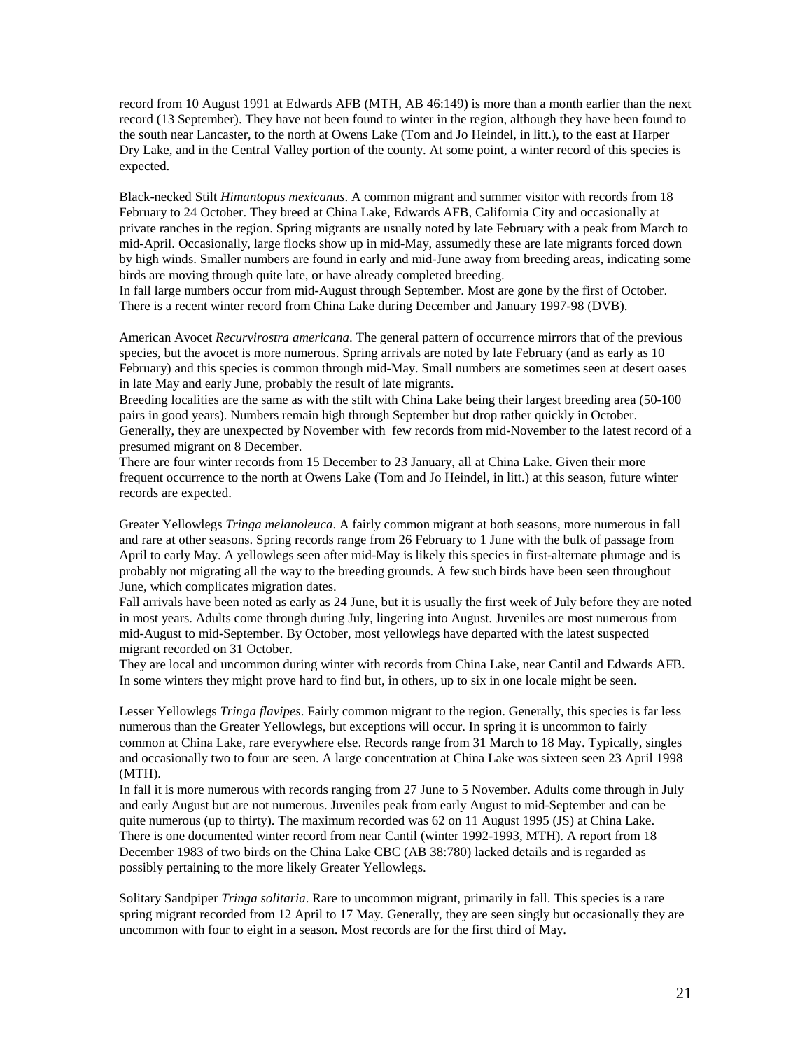record from 10 August 1991 at Edwards AFB (MTH, AB 46:149) is more than a month earlier than the next record (13 September). They have not been found to winter in the region, although they have been found to the south near Lancaster, to the north at Owens Lake (Tom and Jo Heindel, in litt.), to the east at Harper Dry Lake, and in the Central Valley portion of the county. At some point, a winter record of this species is expected.

Black-necked Stilt *Himantopus mexicanus*. A common migrant and summer visitor with records from 18 February to 24 October. They breed at China Lake, Edwards AFB, California City and occasionally at private ranches in the region. Spring migrants are usually noted by late February with a peak from March to mid-April. Occasionally, large flocks show up in mid-May, assumedly these are late migrants forced down by high winds. Smaller numbers are found in early and mid-June away from breeding areas, indicating some birds are moving through quite late, or have already completed breeding.
In fall large numbers occur from mid-August through September. Most are gone by the first of October. There is a recent winter record from China Lake during December and January 1997-98 (DVB).

American Avocet *Recurvirostra americana*. The general pattern of occurrence mirrors that of the previous species, but the avocet is more numerous. Spring arrivals are noted by late February (and as early as 10 February) and this species is common through mid-May. Small numbers are sometimes seen at desert oases in late May and early June, probably the result of late migrants.
Breeding localities are the same as with the stilt with China Lake being their largest breeding area (50-100 pairs in good years). Numbers remain high through September but drop rather quickly in October. Generally, they are unexpected by November with few records from mid-November to the latest record of a presumed migrant on 8 December.
There are four winter records from 15 December to 23 January, all at China Lake. Given their more frequent occurrence to the north at Owens Lake (Tom and Jo Heindel, in litt.) at this season, future winter records are expected.

Greater Yellowlegs *Tringa melanoleuca*. A fairly common migrant at both seasons, more numerous in fall and rare at other seasons. Spring records range from 26 February to 1 June with the bulk of passage from April to early May. A yellowlegs seen after mid-May is likely this species in first-alternate plumage and is probably not migrating all the way to the breeding grounds. A few such birds have been seen throughout June, which complicates migration dates.
Fall arrivals have been noted as early as 24 June, but it is usually the first week of July before they are noted in most years. Adults come through during July, lingering into August. Juveniles are most numerous from mid-August to mid-September. By October, most yellowlegs have departed with the latest suspected migrant recorded on 31 October.
They are local and uncommon during winter with records from China Lake, near Cantil and Edwards AFB. In some winters they might prove hard to find but, in others, up to six in one locale might be seen.

Lesser Yellowlegs *Tringa flavipes*. Fairly common migrant to the region. Generally, this species is far less numerous than the Greater Yellowlegs, but exceptions will occur. In spring it is uncommon to fairly common at China Lake, rare everywhere else. Records range from 31 March to 18 May. Typically, singles and occasionally two to four are seen. A large concentration at China Lake was sixteen seen 23 April 1998 (MTH).
In fall it is more numerous with records ranging from 27 June to 5 November. Adults come through in July and early August but are not numerous. Juveniles peak from early August to mid-September and can be quite numerous (up to thirty). The maximum recorded was 62 on 11 August 1995 (JS) at China Lake. There is one documented winter record from near Cantil (winter 1992-1993, MTH). A report from 18 December 1983 of two birds on the China Lake CBC (AB 38:780) lacked details and is regarded as possibly pertaining to the more likely Greater Yellowlegs.

Solitary Sandpiper *Tringa solitaria*. Rare to uncommon migrant, primarily in fall. This species is a rare spring migrant recorded from 12 April to 17 May. Generally, they are seen singly but occasionally they are uncommon with four to eight in a season. Most records are for the first third of May.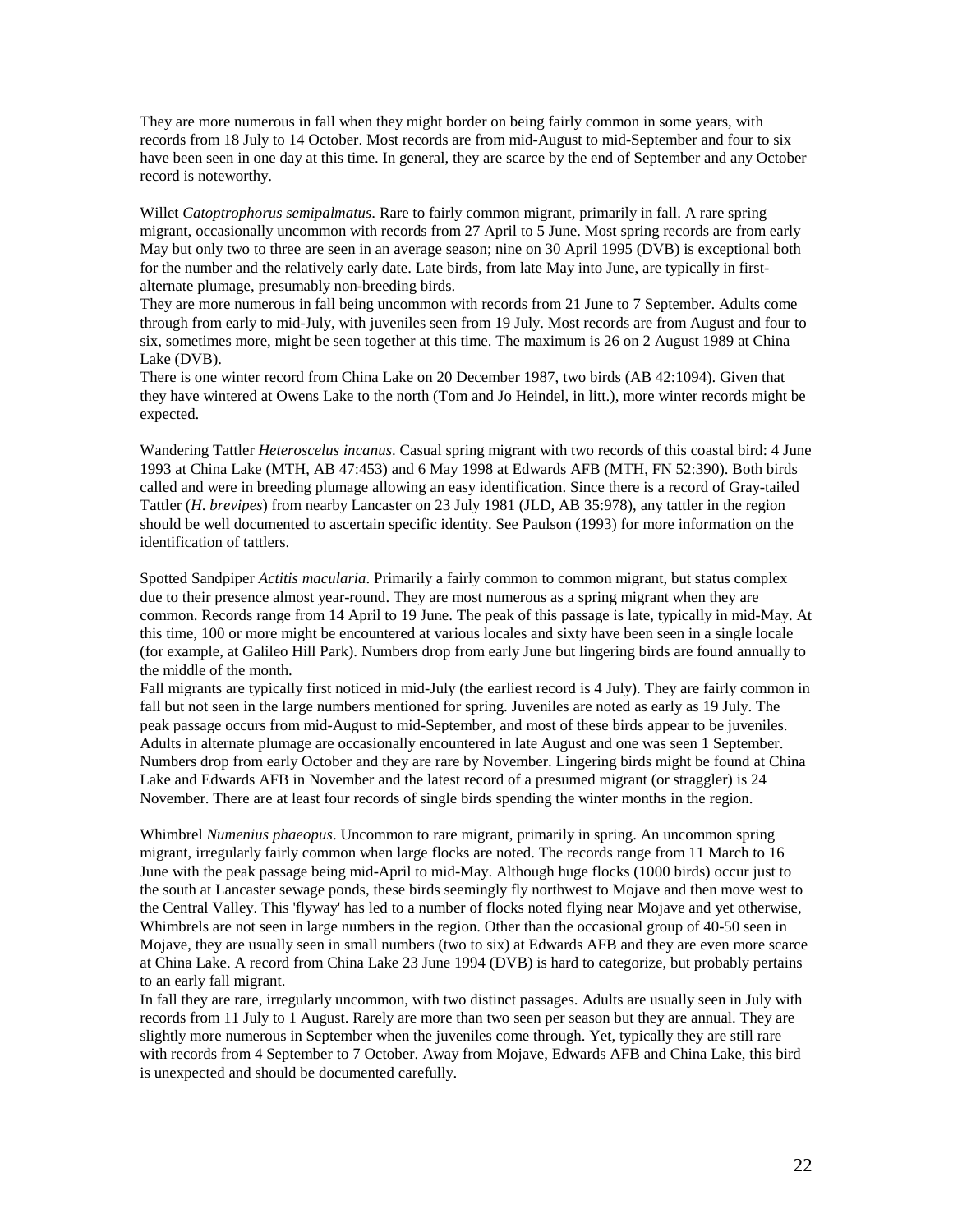They are more numerous in fall when they might border on being fairly common in some years, with records from 18 July to 14 October. Most records are from mid-August to mid-September and four to six have been seen in one day at this time. In general, they are scarce by the end of September and any October record is noteworthy.

Willet *Catoptrophorus semipalmatus*. Rare to fairly common migrant, primarily in fall. A rare spring migrant, occasionally uncommon with records from 27 April to 5 June. Most spring records are from early May but only two to three are seen in an average season; nine on 30 April 1995 (DVB) is exceptional both for the number and the relatively early date. Late birds, from late May into June, are typically in first-alternate plumage, presumably non-breeding birds.
They are more numerous in fall being uncommon with records from 21 June to 7 September. Adults come through from early to mid-July, with juveniles seen from 19 July. Most records are from August and four to six, sometimes more, might be seen together at this time. The maximum is 26 on 2 August 1989 at China Lake (DVB).
There is one winter record from China Lake on 20 December 1987, two birds (AB 42:1094). Given that they have wintered at Owens Lake to the north (Tom and Jo Heindel, in litt.), more winter records might be expected.

Wandering Tattler *Heteroscelus incanus*. Casual spring migrant with two records of this coastal bird: 4 June 1993 at China Lake (MTH, AB 47:453) and 6 May 1998 at Edwards AFB (MTH, FN 52:390). Both birds called and were in breeding plumage allowing an easy identification. Since there is a record of Gray-tailed Tattler (*H. brevipes*) from nearby Lancaster on 23 July 1981 (JLD, AB 35:978), any tattler in the region should be well documented to ascertain specific identity. See Paulson (1993) for more information on the identification of tattlers.

Spotted Sandpiper *Actitis macularia*. Primarily a fairly common to common migrant, but status complex due to their presence almost year-round. They are most numerous as a spring migrant when they are common. Records range from 14 April to 19 June. The peak of this passage is late, typically in mid-May. At this time, 100 or more might be encountered at various locales and sixty have been seen in a single locale (for example, at Galileo Hill Park). Numbers drop from early June but lingering birds are found annually to the middle of the month.
Fall migrants are typically first noticed in mid-July (the earliest record is 4 July). They are fairly common in fall but not seen in the large numbers mentioned for spring. Juveniles are noted as early as 19 July. The peak passage occurs from mid-August to mid-September, and most of these birds appear to be juveniles. Adults in alternate plumage are occasionally encountered in late August and one was seen 1 September. Numbers drop from early October and they are rare by November. Lingering birds might be found at China Lake and Edwards AFB in November and the latest record of a presumed migrant (or straggler) is 24 November. There are at least four records of single birds spending the winter months in the region.

Whimbrel *Numenius phaeopus*. Uncommon to rare migrant, primarily in spring. An uncommon spring migrant, irregularly fairly common when large flocks are noted. The records range from 11 March to 16 June with the peak passage being mid-April to mid-May. Although huge flocks (1000 birds) occur just to the south at Lancaster sewage ponds, these birds seemingly fly northwest to Mojave and then move west to the Central Valley. This 'flyway' has led to a number of flocks noted flying near Mojave and yet otherwise, Whimbrels are not seen in large numbers in the region. Other than the occasional group of 40-50 seen in Mojave, they are usually seen in small numbers (two to six) at Edwards AFB and they are even more scarce at China Lake. A record from China Lake 23 June 1994 (DVB) is hard to categorize, but probably pertains to an early fall migrant.
In fall they are rare, irregularly uncommon, with two distinct passages. Adults are usually seen in July with records from 11 July to 1 August. Rarely are more than two seen per season but they are annual. They are slightly more numerous in September when the juveniles come through. Yet, typically they are still rare with records from 4 September to 7 October. Away from Mojave, Edwards AFB and China Lake, this bird is unexpected and should be documented carefully.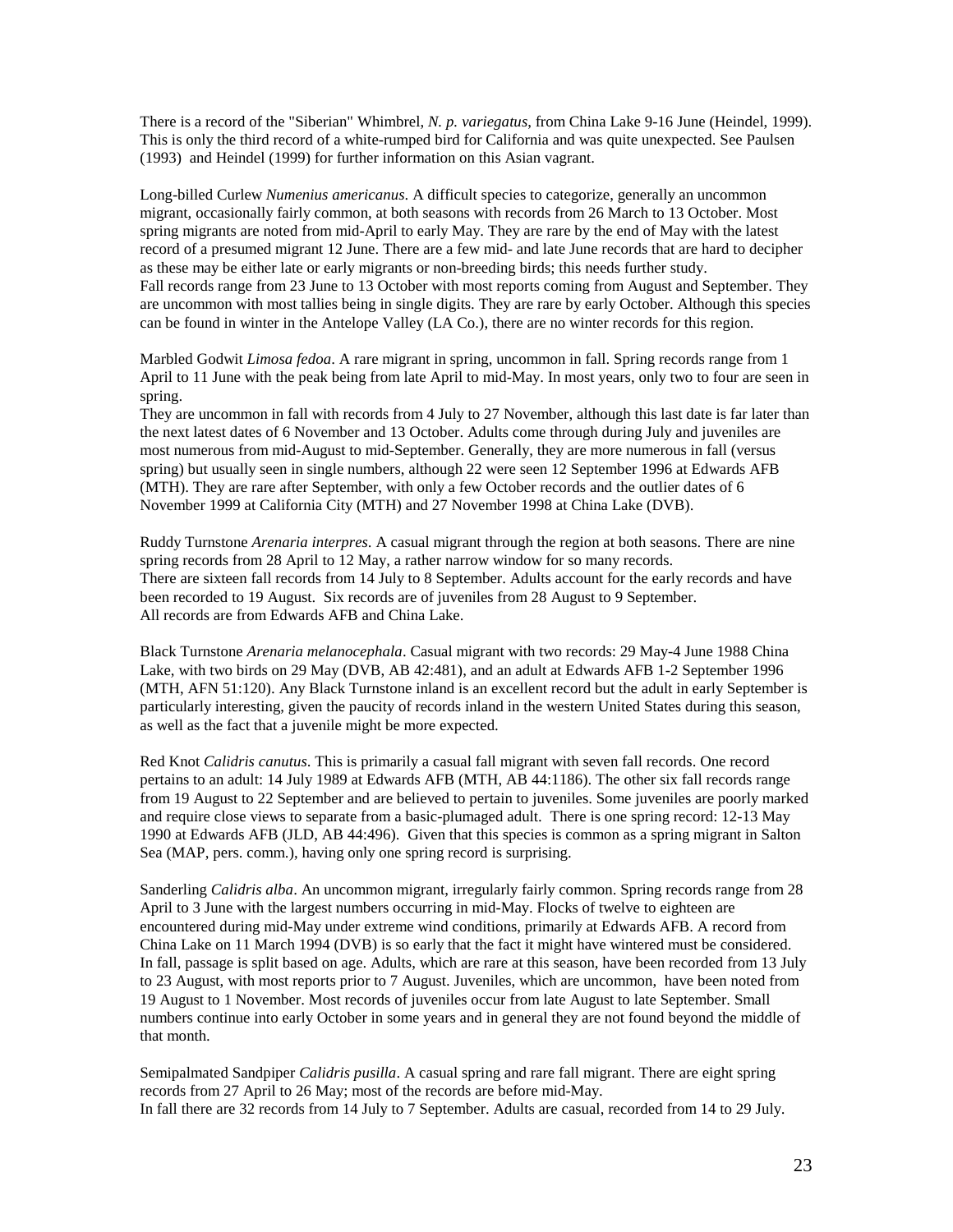There is a record of the "Siberian" Whimbrel, *N. p. variegatus*, from China Lake 9-16 June (Heindel, 1999). This is only the third record of a white-rumped bird for California and was quite unexpected. See Paulsen (1993) and Heindel (1999) for further information on this Asian vagrant.

Long-billed Curlew *Numenius americanus*. A difficult species to categorize, generally an uncommon migrant, occasionally fairly common, at both seasons with records from 26 March to 13 October. Most spring migrants are noted from mid-April to early May. They are rare by the end of May with the latest record of a presumed migrant 12 June. There are a few mid- and late June records that are hard to decipher as these may be either late or early migrants or non-breeding birds; this needs further study.
Fall records range from 23 June to 13 October with most reports coming from August and September. They are uncommon with most tallies being in single digits. They are rare by early October. Although this species can be found in winter in the Antelope Valley (LA Co.), there are no winter records for this region.

Marbled Godwit *Limosa fedoa*. A rare migrant in spring, uncommon in fall. Spring records range from 1 April to 11 June with the peak being from late April to mid-May. In most years, only two to four are seen in spring.
They are uncommon in fall with records from 4 July to 27 November, although this last date is far later than the next latest dates of 6 November and 13 October. Adults come through during July and juveniles are most numerous from mid-August to mid-September. Generally, they are more numerous in fall (versus spring) but usually seen in single numbers, although 22 were seen 12 September 1996 at Edwards AFB (MTH). They are rare after September, with only a few October records and the outlier dates of 6 November 1999 at California City (MTH) and 27 November 1998 at China Lake (DVB).

Ruddy Turnstone *Arenaria interpres*. A casual migrant through the region at both seasons. There are nine spring records from 28 April to 12 May, a rather narrow window for so many records.
There are sixteen fall records from 14 July to 8 September. Adults account for the early records and have been recorded to 19 August. Six records are of juveniles from 28 August to 9 September.
All records are from Edwards AFB and China Lake.

Black Turnstone *Arenaria melanocephala*. Casual migrant with two records: 29 May-4 June 1988 China Lake, with two birds on 29 May (DVB, AB 42:481), and an adult at Edwards AFB 1-2 September 1996 (MTH, AFN 51:120). Any Black Turnstone inland is an excellent record but the adult in early September is particularly interesting, given the paucity of records inland in the western United States during this season, as well as the fact that a juvenile might be more expected.

Red Knot *Calidris canutus*. This is primarily a casual fall migrant with seven fall records. One record pertains to an adult: 14 July 1989 at Edwards AFB (MTH, AB 44:1186). The other six fall records range from 19 August to 22 September and are believed to pertain to juveniles. Some juveniles are poorly marked and require close views to separate from a basic-plumaged adult. There is one spring record: 12-13 May 1990 at Edwards AFB (JLD, AB 44:496). Given that this species is common as a spring migrant in Salton Sea (MAP, pers. comm.), having only one spring record is surprising.

Sanderling *Calidris alba*. An uncommon migrant, irregularly fairly common. Spring records range from 28 April to 3 June with the largest numbers occurring in mid-May. Flocks of twelve to eighteen are encountered during mid-May under extreme wind conditions, primarily at Edwards AFB. A record from China Lake on 11 March 1994 (DVB) is so early that the fact it might have wintered must be considered.
In fall, passage is split based on age. Adults, which are rare at this season, have been recorded from 13 July to 23 August, with most reports prior to 7 August. Juveniles, which are uncommon, have been noted from 19 August to 1 November. Most records of juveniles occur from late August to late September. Small numbers continue into early October in some years and in general they are not found beyond the middle of that month.

Semipalmated Sandpiper *Calidris pusilla*. A casual spring and rare fall migrant. There are eight spring records from 27 April to 26 May; most of the records are before mid-May.
In fall there are 32 records from 14 July to 7 September. Adults are casual, recorded from 14 to 29 July.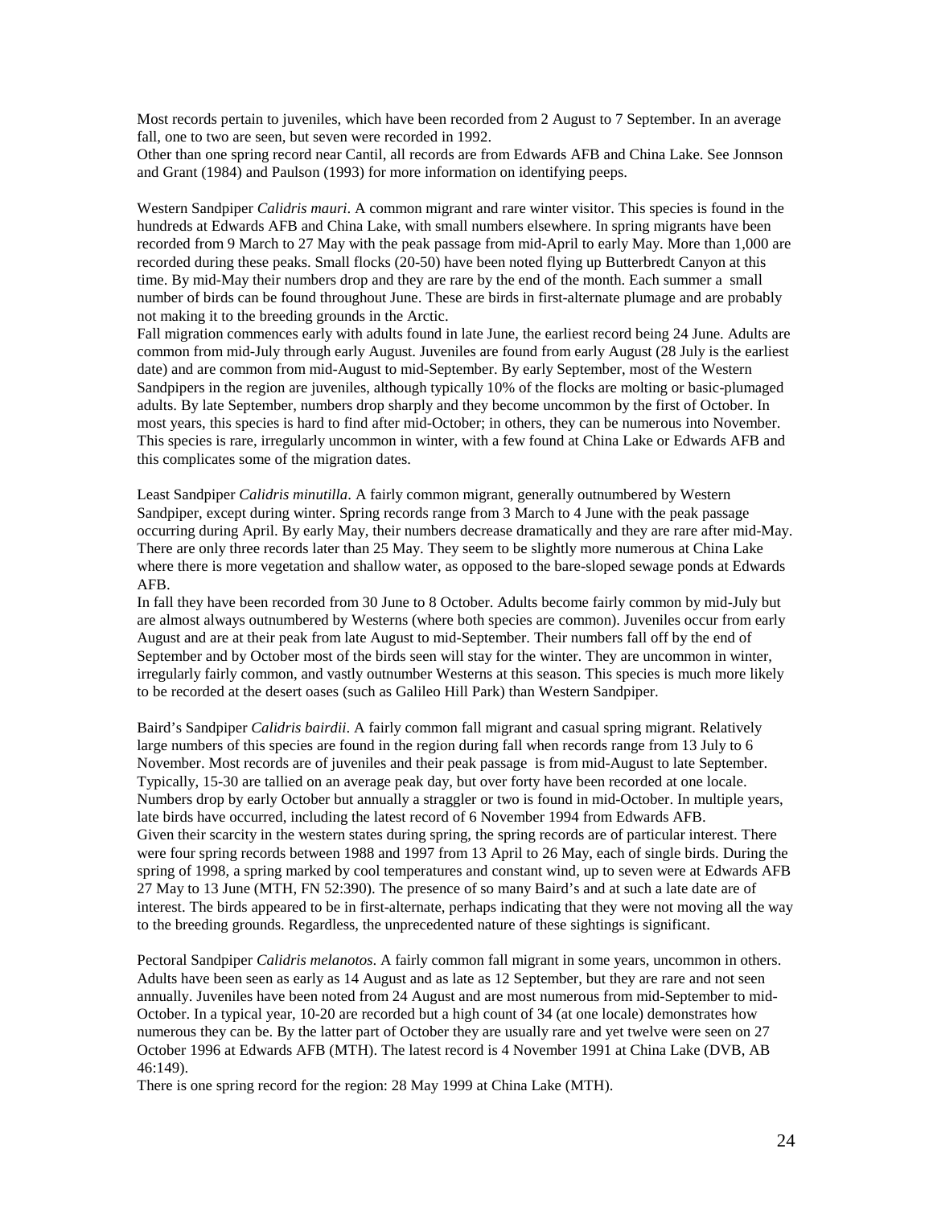Most records pertain to juveniles, which have been recorded from 2 August to 7 September. In an average fall, one to two are seen, but seven were recorded in 1992.
Other than one spring record near Cantil, all records are from Edwards AFB and China Lake. See Jonnson and Grant (1984) and Paulson (1993) for more information on identifying peeps.

Western Sandpiper *Calidris mauri*. A common migrant and rare winter visitor. This species is found in the hundreds at Edwards AFB and China Lake, with small numbers elsewhere. In spring migrants have been recorded from 9 March to 27 May with the peak passage from mid-April to early May. More than 1,000 are recorded during these peaks. Small flocks (20-50) have been noted flying up Butterbredt Canyon at this time. By mid-May their numbers drop and they are rare by the end of the month. Each summer a small number of birds can be found throughout June. These are birds in first-alternate plumage and are probably not making it to the breeding grounds in the Arctic.
Fall migration commences early with adults found in late June, the earliest record being 24 June. Adults are common from mid-July through early August. Juveniles are found from early August (28 July is the earliest date) and are common from mid-August to mid-September. By early September, most of the Western Sandpipers in the region are juveniles, although typically 10% of the flocks are molting or basic-plumaged adults. By late September, numbers drop sharply and they become uncommon by the first of October. In most years, this species is hard to find after mid-October; in others, they can be numerous into November. This species is rare, irregularly uncommon in winter, with a few found at China Lake or Edwards AFB and this complicates some of the migration dates.

Least Sandpiper *Calidris minutilla*. A fairly common migrant, generally outnumbered by Western Sandpiper, except during winter. Spring records range from 3 March to 4 June with the peak passage occurring during April. By early May, their numbers decrease dramatically and they are rare after mid-May. There are only three records later than 25 May. They seem to be slightly more numerous at China Lake where there is more vegetation and shallow water, as opposed to the bare-sloped sewage ponds at Edwards AFB.
In fall they have been recorded from 30 June to 8 October. Adults become fairly common by mid-July but are almost always outnumbered by Westerns (where both species are common). Juveniles occur from early August and are at their peak from late August to mid-September. Their numbers fall off by the end of September and by October most of the birds seen will stay for the winter. They are uncommon in winter, irregularly fairly common, and vastly outnumber Westerns at this season. This species is much more likely to be recorded at the desert oases (such as Galileo Hill Park) than Western Sandpiper.

Baird's Sandpiper *Calidris bairdii*. A fairly common fall migrant and casual spring migrant. Relatively large numbers of this species are found in the region during fall when records range from 13 July to 6 November. Most records are of juveniles and their peak passage is from mid-August to late September. Typically, 15-30 are tallied on an average peak day, but over forty have been recorded at one locale. Numbers drop by early October but annually a straggler or two is found in mid-October. In multiple years, late birds have occurred, including the latest record of 6 November 1994 from Edwards AFB.
Given their scarcity in the western states during spring, the spring records are of particular interest. There were four spring records between 1988 and 1997 from 13 April to 26 May, each of single birds. During the spring of 1998, a spring marked by cool temperatures and constant wind, up to seven were at Edwards AFB 27 May to 13 June (MTH, FN 52:390). The presence of so many Baird's and at such a late date are of interest. The birds appeared to be in first-alternate, perhaps indicating that they were not moving all the way to the breeding grounds. Regardless, the unprecedented nature of these sightings is significant.

Pectoral Sandpiper *Calidris melanotos*. A fairly common fall migrant in some years, uncommon in others. Adults have been seen as early as 14 August and as late as 12 September, but they are rare and not seen annually. Juveniles have been noted from 24 August and are most numerous from mid-September to mid-October. In a typical year, 10-20 are recorded but a high count of 34 (at one locale) demonstrates how numerous they can be. By the latter part of October they are usually rare and yet twelve were seen on 27 October 1996 at Edwards AFB (MTH). The latest record is 4 November 1991 at China Lake (DVB, AB 46:149).
There is one spring record for the region: 28 May 1999 at China Lake (MTH).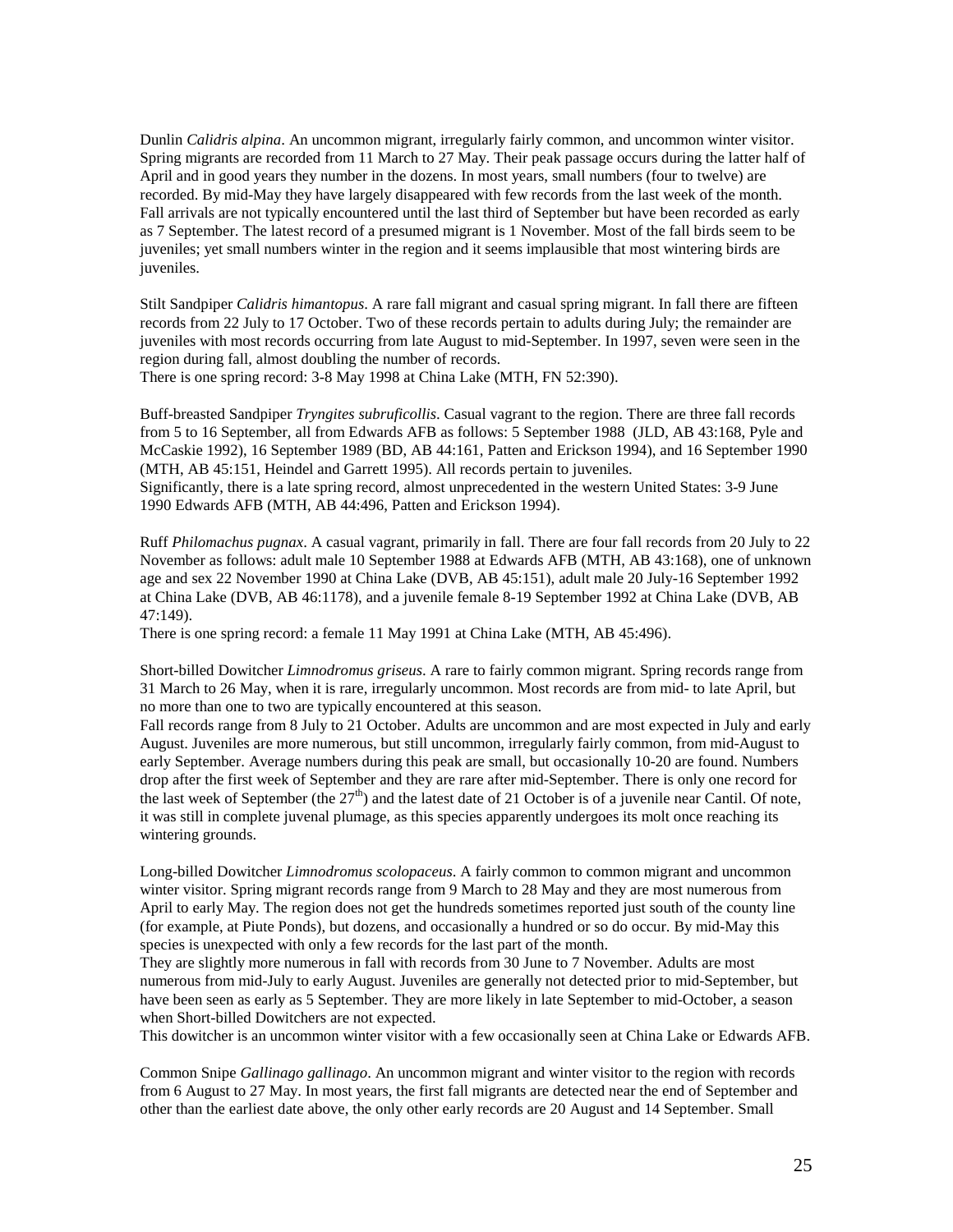Dunlin *Calidris alpina*. An uncommon migrant, irregularly fairly common, and uncommon winter visitor. Spring migrants are recorded from 11 March to 27 May. Their peak passage occurs during the latter half of April and in good years they number in the dozens. In most years, small numbers (four to twelve) are recorded. By mid-May they have largely disappeared with few records from the last week of the month. Fall arrivals are not typically encountered until the last third of September but have been recorded as early as 7 September. The latest record of a presumed migrant is 1 November. Most of the fall birds seem to be juveniles; yet small numbers winter in the region and it seems implausible that most wintering birds are juveniles.

Stilt Sandpiper *Calidris himantopus*. A rare fall migrant and casual spring migrant. In fall there are fifteen records from 22 July to 17 October. Two of these records pertain to adults during July; the remainder are juveniles with most records occurring from late August to mid-September. In 1997, seven were seen in the region during fall, almost doubling the number of records.
There is one spring record: 3-8 May 1998 at China Lake (MTH, FN 52:390).

Buff-breasted Sandpiper *Tryngites subruficollis*. Casual vagrant to the region. There are three fall records from 5 to 16 September, all from Edwards AFB as follows: 5 September 1988 (JLD, AB 43:168, Pyle and McCaskie 1992), 16 September 1989 (BD, AB 44:161, Patten and Erickson 1994), and 16 September 1990 (MTH, AB 45:151, Heindel and Garrett 1995). All records pertain to juveniles.
Significantly, there is a late spring record, almost unprecedented in the western United States: 3-9 June 1990 Edwards AFB (MTH, AB 44:496, Patten and Erickson 1994).

Ruff *Philomachus pugnax*. A casual vagrant, primarily in fall. There are four fall records from 20 July to 22 November as follows: adult male 10 September 1988 at Edwards AFB (MTH, AB 43:168), one of unknown age and sex 22 November 1990 at China Lake (DVB, AB 45:151), adult male 20 July-16 September 1992 at China Lake (DVB, AB 46:1178), and a juvenile female 8-19 September 1992 at China Lake (DVB, AB 47:149).
There is one spring record: a female 11 May 1991 at China Lake (MTH, AB 45:496).

Short-billed Dowitcher *Limnodromus griseus*. A rare to fairly common migrant. Spring records range from 31 March to 26 May, when it is rare, irregularly uncommon. Most records are from mid- to late April, but no more than one to two are typically encountered at this season.
Fall records range from 8 July to 21 October. Adults are uncommon and are most expected in July and early August. Juveniles are more numerous, but still uncommon, irregularly fairly common, from mid-August to early September. Average numbers during this peak are small, but occasionally 10-20 are found. Numbers drop after the first week of September and they are rare after mid-September. There is only one record for the last week of September (the 27th) and the latest date of 21 October is of a juvenile near Cantil. Of note, it was still in complete juvenal plumage, as this species apparently undergoes its molt once reaching its wintering grounds.

Long-billed Dowitcher *Limnodromus scolopaceus*. A fairly common to common migrant and uncommon winter visitor. Spring migrant records range from 9 March to 28 May and they are most numerous from April to early May. The region does not get the hundreds sometimes reported just south of the county line (for example, at Piute Ponds), but dozens, and occasionally a hundred or so do occur. By mid-May this species is unexpected with only a few records for the last part of the month.
They are slightly more numerous in fall with records from 30 June to 7 November. Adults are most numerous from mid-July to early August. Juveniles are generally not detected prior to mid-September, but have been seen as early as 5 September. They are more likely in late September to mid-October, a season when Short-billed Dowitchers are not expected.
This dowitcher is an uncommon winter visitor with a few occasionally seen at China Lake or Edwards AFB.

Common Snipe *Gallinago gallinago*. An uncommon migrant and winter visitor to the region with records from 6 August to 27 May. In most years, the first fall migrants are detected near the end of September and other than the earliest date above, the only other early records are 20 August and 14 September. Small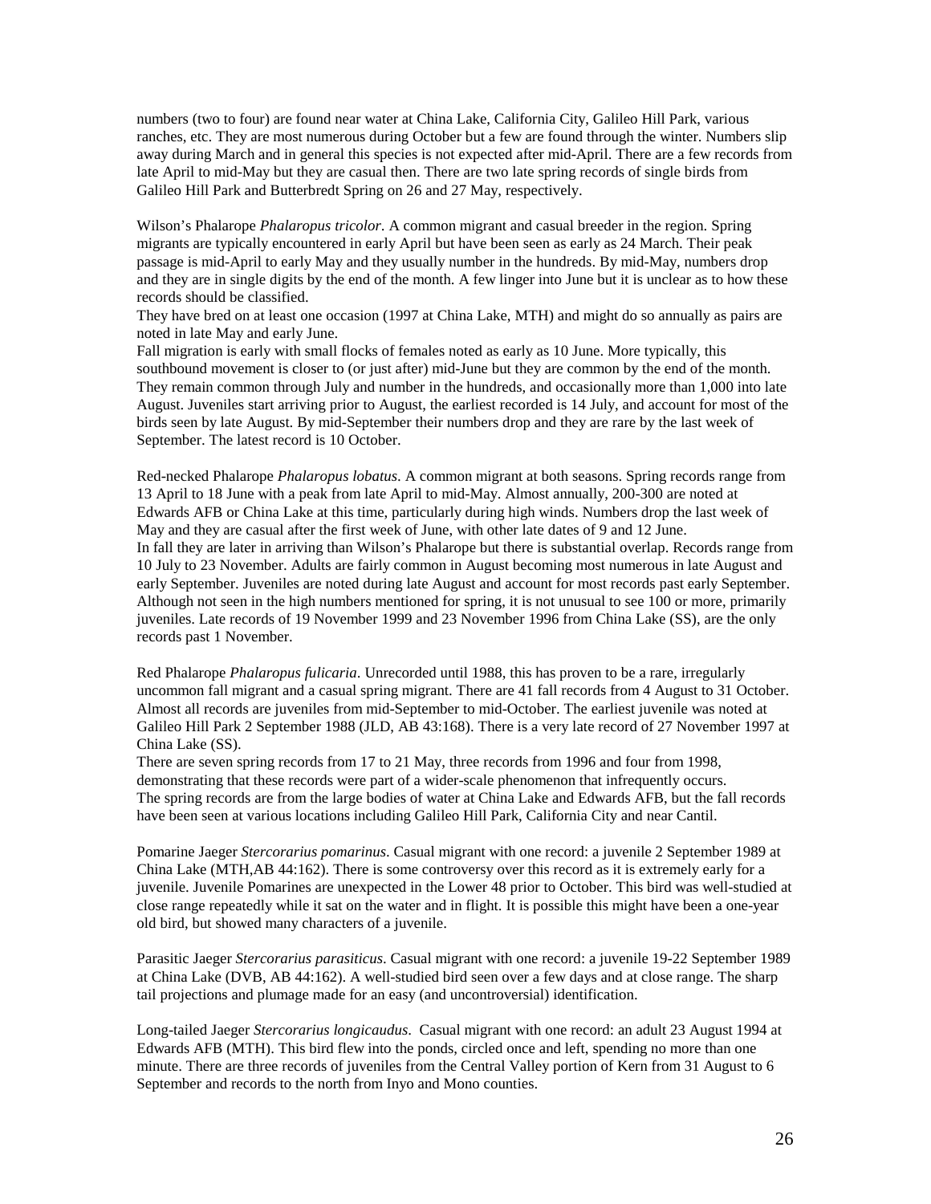numbers (two to four) are found near water at China Lake, California City, Galileo Hill Park, various ranches, etc. They are most numerous during October but a few are found through the winter. Numbers slip away during March and in general this species is not expected after mid-April. There are a few records from late April to mid-May but they are casual then. There are two late spring records of single birds from Galileo Hill Park and Butterbredt Spring on 26 and 27 May, respectively.

Wilson's Phalarope *Phalaropus tricolor*. A common migrant and casual breeder in the region. Spring migrants are typically encountered in early April but have been seen as early as 24 March. Their peak passage is mid-April to early May and they usually number in the hundreds. By mid-May, numbers drop and they are in single digits by the end of the month. A few linger into June but it is unclear as to how these records should be classified.

They have bred on at least one occasion (1997 at China Lake, MTH) and might do so annually as pairs are noted in late May and early June.

Fall migration is early with small flocks of females noted as early as 10 June. More typically, this southbound movement is closer to (or just after) mid-June but they are common by the end of the month. They remain common through July and number in the hundreds, and occasionally more than 1,000 into late August. Juveniles start arriving prior to August, the earliest recorded is 14 July, and account for most of the birds seen by late August. By mid-September their numbers drop and they are rare by the last week of September. The latest record is 10 October.

Red-necked Phalarope *Phalaropus lobatus*. A common migrant at both seasons. Spring records range from 13 April to 18 June with a peak from late April to mid-May. Almost annually, 200-300 are noted at Edwards AFB or China Lake at this time, particularly during high winds. Numbers drop the last week of May and they are casual after the first week of June, with other late dates of 9 and 12 June.

In fall they are later in arriving than Wilson's Phalarope but there is substantial overlap. Records range from 10 July to 23 November. Adults are fairly common in August becoming most numerous in late August and early September. Juveniles are noted during late August and account for most records past early September. Although not seen in the high numbers mentioned for spring, it is not unusual to see 100 or more, primarily juveniles. Late records of 19 November 1999 and 23 November 1996 from China Lake (SS), are the only records past 1 November.

Red Phalarope *Phalaropus fulicaria*. Unrecorded until 1988, this has proven to be a rare, irregularly uncommon fall migrant and a casual spring migrant. There are 41 fall records from 4 August to 31 October. Almost all records are juveniles from mid-September to mid-October. The earliest juvenile was noted at Galileo Hill Park 2 September 1988 (JLD, AB 43:168). There is a very late record of 27 November 1997 at China Lake (SS).

There are seven spring records from 17 to 21 May, three records from 1996 and four from 1998, demonstrating that these records were part of a wider-scale phenomenon that infrequently occurs.

The spring records are from the large bodies of water at China Lake and Edwards AFB, but the fall records have been seen at various locations including Galileo Hill Park, California City and near Cantil.

Pomarine Jaeger *Stercorarius pomarinus*. Casual migrant with one record: a juvenile 2 September 1989 at China Lake (MTH,AB 44:162). There is some controversy over this record as it is extremely early for a juvenile. Juvenile Pomarines are unexpected in the Lower 48 prior to October. This bird was well-studied at close range repeatedly while it sat on the water and in flight. It is possible this might have been a one-year old bird, but showed many characters of a juvenile.

Parasitic Jaeger *Stercorarius parasiticus*. Casual migrant with one record: a juvenile 19-22 September 1989 at China Lake (DVB, AB 44:162). A well-studied bird seen over a few days and at close range. The sharp tail projections and plumage made for an easy (and uncontroversial) identification.

Long-tailed Jaeger *Stercorarius longicaudus*. Casual migrant with one record: an adult 23 August 1994 at Edwards AFB (MTH). This bird flew into the ponds, circled once and left, spending no more than one minute. There are three records of juveniles from the Central Valley portion of Kern from 31 August to 6 September and records to the north from Inyo and Mono counties.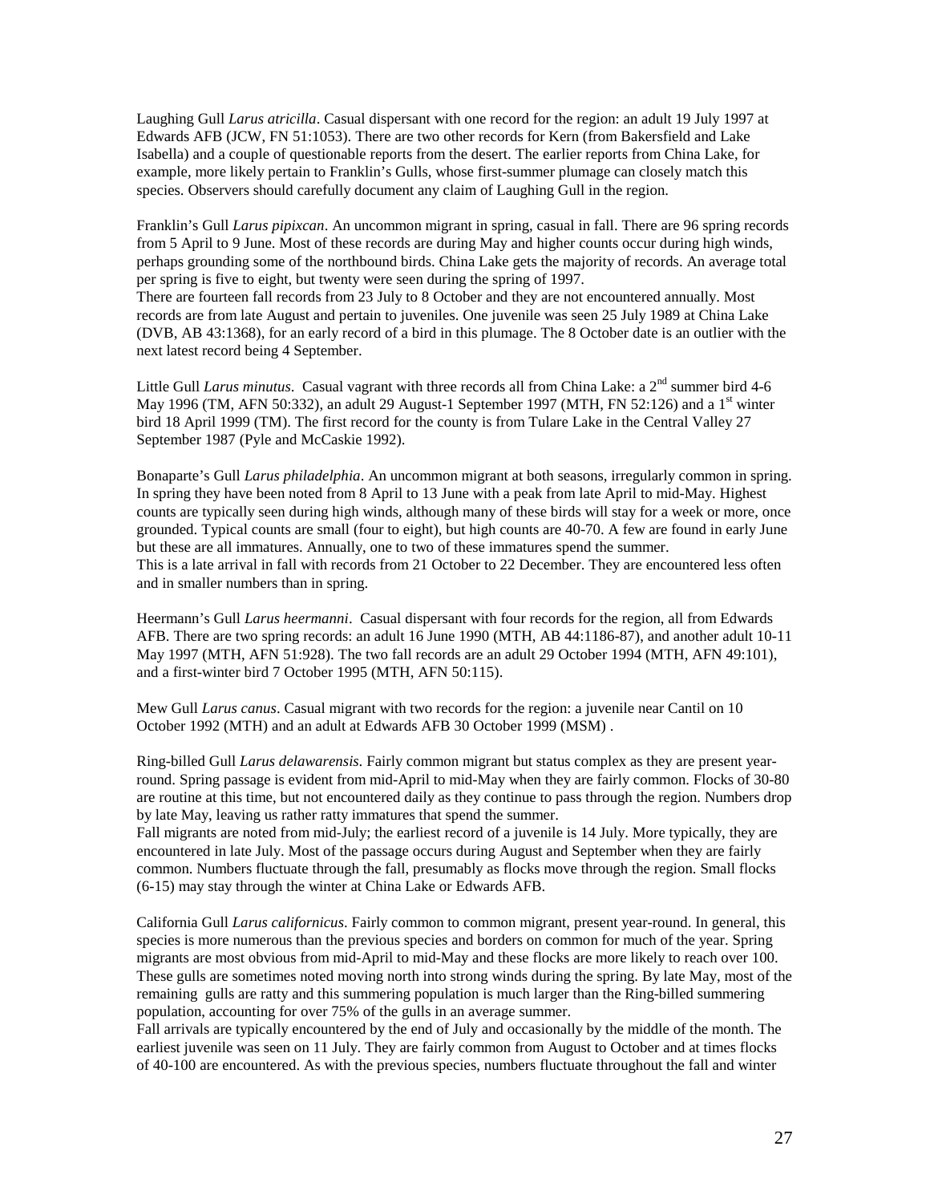Laughing Gull *Larus atricilla*. Casual dispersant with one record for the region: an adult 19 July 1997 at Edwards AFB (JCW, FN 51:1053). There are two other records for Kern (from Bakersfield and Lake Isabella) and a couple of questionable reports from the desert. The earlier reports from China Lake, for example, more likely pertain to Franklin's Gulls, whose first-summer plumage can closely match this species. Observers should carefully document any claim of Laughing Gull in the region.

Franklin's Gull *Larus pipixcan*. An uncommon migrant in spring, casual in fall. There are 96 spring records from 5 April to 9 June. Most of these records are during May and higher counts occur during high winds, perhaps grounding some of the northbound birds. China Lake gets the majority of records. An average total per spring is five to eight, but twenty were seen during the spring of 1997.
There are fourteen fall records from 23 July to 8 October and they are not encountered annually. Most records are from late August and pertain to juveniles. One juvenile was seen 25 July 1989 at China Lake (DVB, AB 43:1368), for an early record of a bird in this plumage. The 8 October date is an outlier with the next latest record being 4 September.

Little Gull *Larus minutus*. Casual vagrant with three records all from China Lake: a 2nd summer bird 4-6 May 1996 (TM, AFN 50:332), an adult 29 August-1 September 1997 (MTH, FN 52:126) and a 1st winter bird 18 April 1999 (TM). The first record for the county is from Tulare Lake in the Central Valley 27 September 1987 (Pyle and McCaskie 1992).

Bonaparte's Gull *Larus philadelphia*. An uncommon migrant at both seasons, irregularly common in spring. In spring they have been noted from 8 April to 13 June with a peak from late April to mid-May. Highest counts are typically seen during high winds, although many of these birds will stay for a week or more, once grounded. Typical counts are small (four to eight), but high counts are 40-70. A few are found in early June but these are all immatures. Annually, one to two of these immatures spend the summer.
This is a late arrival in fall with records from 21 October to 22 December. They are encountered less often and in smaller numbers than in spring.

Heermann's Gull *Larus heermanni*. Casual dispersant with four records for the region, all from Edwards AFB. There are two spring records: an adult 16 June 1990 (MTH, AB 44:1186-87), and another adult 10-11 May 1997 (MTH, AFN 51:928). The two fall records are an adult 29 October 1994 (MTH, AFN 49:101), and a first-winter bird 7 October 1995 (MTH, AFN 50:115).

Mew Gull *Larus canus*. Casual migrant with two records for the region: a juvenile near Cantil on 10 October 1992 (MTH) and an adult at Edwards AFB 30 October 1999 (MSM) .

Ring-billed Gull *Larus delawarensis*. Fairly common migrant but status complex as they are present year-round. Spring passage is evident from mid-April to mid-May when they are fairly common. Flocks of 30-80 are routine at this time, but not encountered daily as they continue to pass through the region. Numbers drop by late May, leaving us rather ratty immatures that spend the summer.
Fall migrants are noted from mid-July; the earliest record of a juvenile is 14 July. More typically, they are encountered in late July. Most of the passage occurs during August and September when they are fairly common. Numbers fluctuate through the fall, presumably as flocks move through the region. Small flocks (6-15) may stay through the winter at China Lake or Edwards AFB.

California Gull *Larus californicus*. Fairly common to common migrant, present year-round. In general, this species is more numerous than the previous species and borders on common for much of the year. Spring migrants are most obvious from mid-April to mid-May and these flocks are more likely to reach over 100. These gulls are sometimes noted moving north into strong winds during the spring. By late May, most of the remaining gulls are ratty and this summering population is much larger than the Ring-billed summering population, accounting for over 75% of the gulls in an average summer.
Fall arrivals are typically encountered by the end of July and occasionally by the middle of the month. The earliest juvenile was seen on 11 July. They are fairly common from August to October and at times flocks of 40-100 are encountered. As with the previous species, numbers fluctuate throughout the fall and winter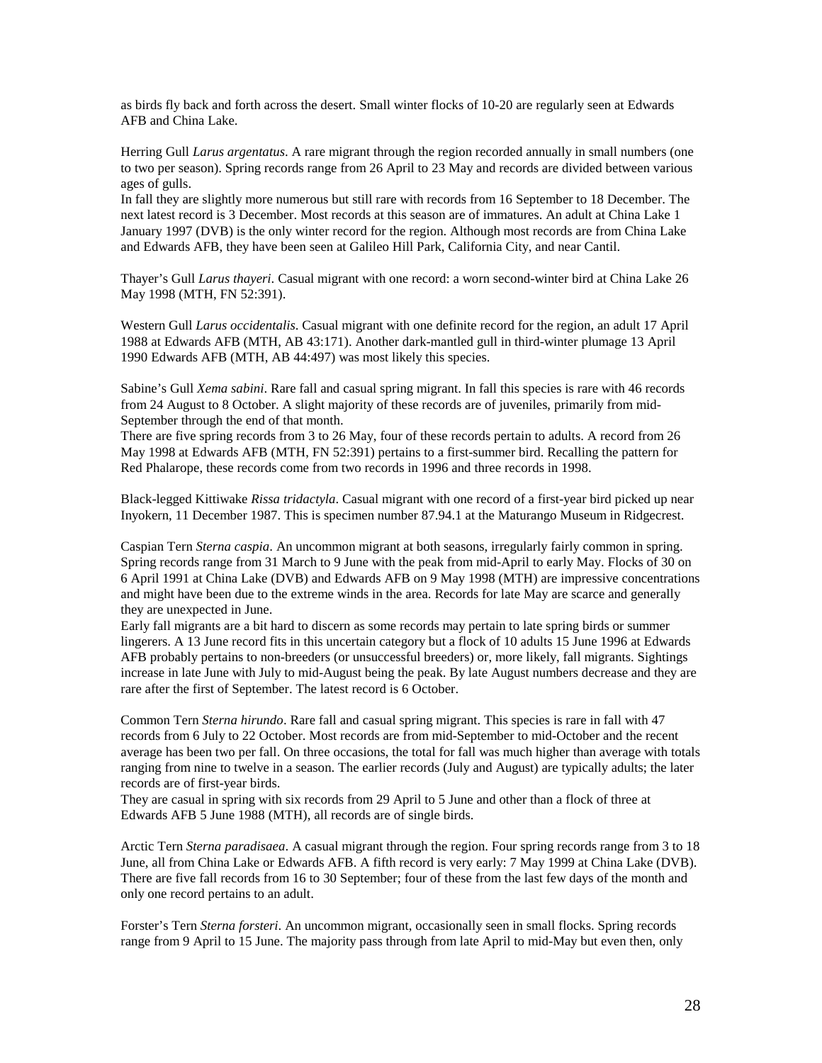as birds fly back and forth across the desert. Small winter flocks of 10-20 are regularly seen at Edwards AFB and China Lake.

Herring Gull *Larus argentatus*. A rare migrant through the region recorded annually in small numbers (one to two per season). Spring records range from 26 April to 23 May and records are divided between various ages of gulls.
In fall they are slightly more numerous but still rare with records from 16 September to 18 December. The next latest record is 3 December. Most records at this season are of immatures. An adult at China Lake 1 January 1997 (DVB) is the only winter record for the region. Although most records are from China Lake and Edwards AFB, they have been seen at Galileo Hill Park, California City, and near Cantil.

Thayer's Gull *Larus thayeri*. Casual migrant with one record: a worn second-winter bird at China Lake 26 May 1998 (MTH, FN 52:391).

Western Gull *Larus occidentalis*. Casual migrant with one definite record for the region, an adult 17 April 1988 at Edwards AFB (MTH, AB 43:171). Another dark-mantled gull in third-winter plumage 13 April 1990 Edwards AFB (MTH, AB 44:497) was most likely this species.

Sabine's Gull *Xema sabini*. Rare fall and casual spring migrant. In fall this species is rare with 46 records from 24 August to 8 October. A slight majority of these records are of juveniles, primarily from mid-September through the end of that month.
There are five spring records from 3 to 26 May, four of these records pertain to adults. A record from 26 May 1998 at Edwards AFB (MTH, FN 52:391) pertains to a first-summer bird. Recalling the pattern for Red Phalarope, these records come from two records in 1996 and three records in 1998.

Black-legged Kittiwake *Rissa tridactyla*. Casual migrant with one record of a first-year bird picked up near Inyokern, 11 December 1987. This is specimen number 87.94.1 at the Maturango Museum in Ridgecrest.

Caspian Tern *Sterna caspia*. An uncommon migrant at both seasons, irregularly fairly common in spring. Spring records range from 31 March to 9 June with the peak from mid-April to early May. Flocks of 30 on 6 April 1991 at China Lake (DVB) and Edwards AFB on 9 May 1998 (MTH) are impressive concentrations and might have been due to the extreme winds in the area. Records for late May are scarce and generally they are unexpected in June.
Early fall migrants are a bit hard to discern as some records may pertain to late spring birds or summer lingerers. A 13 June record fits in this uncertain category but a flock of 10 adults 15 June 1996 at Edwards AFB probably pertains to non-breeders (or unsuccessful breeders) or, more likely, fall migrants. Sightings increase in late June with July to mid-August being the peak. By late August numbers decrease and they are rare after the first of September. The latest record is 6 October.

Common Tern *Sterna hirundo*. Rare fall and casual spring migrant. This species is rare in fall with 47 records from 6 July to 22 October. Most records are from mid-September to mid-October and the recent average has been two per fall. On three occasions, the total for fall was much higher than average with totals ranging from nine to twelve in a season. The earlier records (July and August) are typically adults; the later records are of first-year birds.
They are casual in spring with six records from 29 April to 5 June and other than a flock of three at Edwards AFB 5 June 1988 (MTH), all records are of single birds.

Arctic Tern *Sterna paradisaea*. A casual migrant through the region. Four spring records range from 3 to 18 June, all from China Lake or Edwards AFB. A fifth record is very early: 7 May 1999 at China Lake (DVB). There are five fall records from 16 to 30 September; four of these from the last few days of the month and only one record pertains to an adult.

Forster's Tern *Sterna forsteri*. An uncommon migrant, occasionally seen in small flocks. Spring records range from 9 April to 15 June. The majority pass through from late April to mid-May but even then, only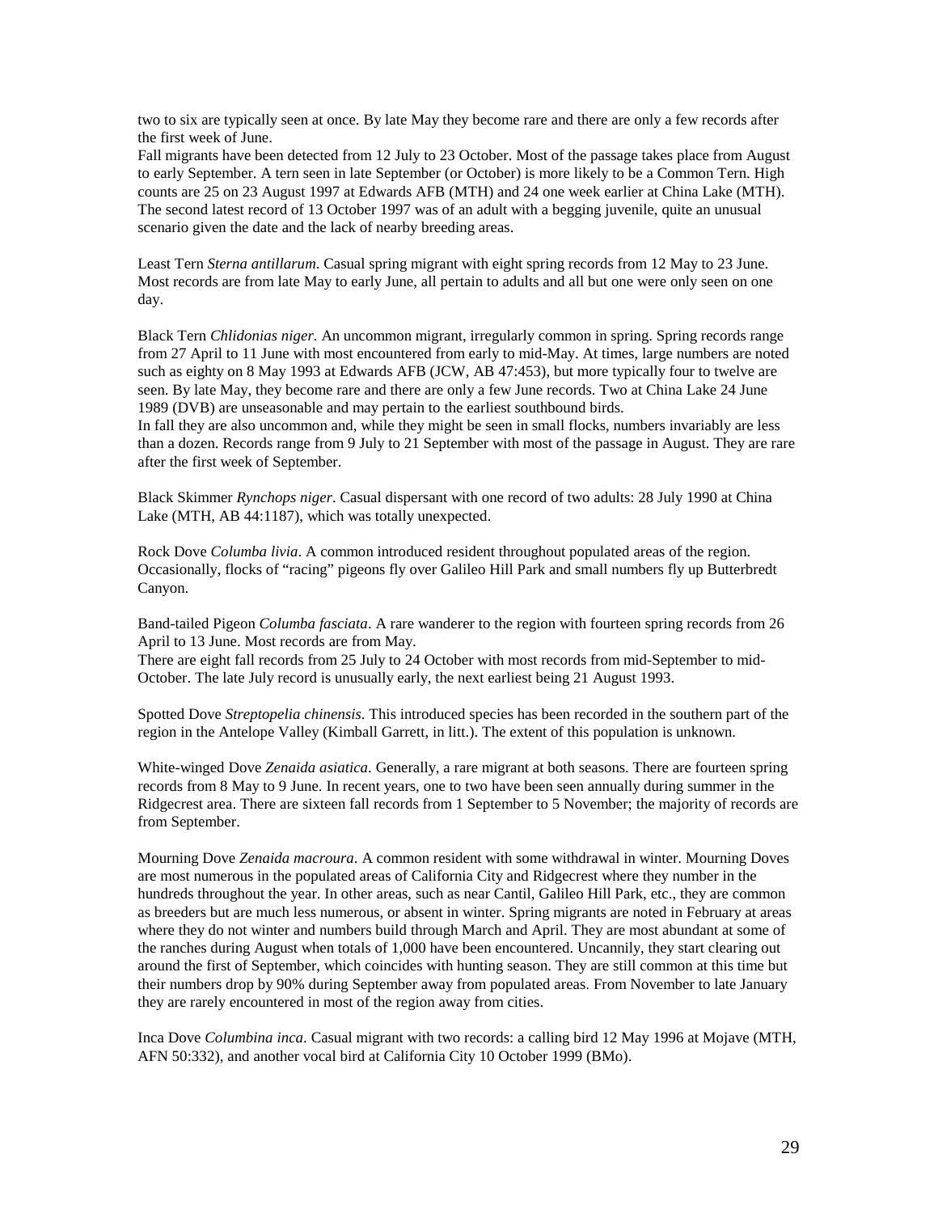two to six are typically seen at once. By late May they become rare and there are only a few records after the first week of June.
Fall migrants have been detected from 12 July to 23 October. Most of the passage takes place from August to early September. A tern seen in late September (or October) is more likely to be a Common Tern. High counts are 25 on 23 August 1997 at Edwards AFB (MTH) and 24 one week earlier at China Lake (MTH). The second latest record of 13 October 1997 was of an adult with a begging juvenile, quite an unusual scenario given the date and the lack of nearby breeding areas.

Least Tern *Sterna antillarum*. Casual spring migrant with eight spring records from 12 May to 23 June. Most records are from late May to early June, all pertain to adults and all but one were only seen on one day.

Black Tern *Chlidonias niger*. An uncommon migrant, irregularly common in spring. Spring records range from 27 April to 11 June with most encountered from early to mid-May. At times, large numbers are noted such as eighty on 8 May 1993 at Edwards AFB (JCW, AB 47:453), but more typically four to twelve are seen. By late May, they become rare and there are only a few June records. Two at China Lake 24 June 1989 (DVB) are unseasonable and may pertain to the earliest southbound birds.
In fall they are also uncommon and, while they might be seen in small flocks, numbers invariably are less than a dozen. Records range from 9 July to 21 September with most of the passage in August. They are rare after the first week of September.

Black Skimmer *Rynchops niger*. Casual dispersant with one record of two adults: 28 July 1990 at China Lake (MTH, AB 44:1187), which was totally unexpected.

Rock Dove *Columba livia*. A common introduced resident throughout populated areas of the region. Occasionally, flocks of "racing" pigeons fly over Galileo Hill Park and small numbers fly up Butterbredt Canyon.

Band-tailed Pigeon *Columba fasciata*. A rare wanderer to the region with fourteen spring records from 26 April to 13 June. Most records are from May.
There are eight fall records from 25 July to 24 October with most records from mid-September to mid-October. The late July record is unusually early, the next earliest being 21 August 1993.

Spotted Dove *Streptopelia chinensis*. This introduced species has been recorded in the southern part of the region in the Antelope Valley (Kimball Garrett, in litt.). The extent of this population is unknown.

White-winged Dove *Zenaida asiatica*. Generally, a rare migrant at both seasons. There are fourteen spring records from 8 May to 9 June. In recent years, one to two have been seen annually during summer in the Ridgecrest area. There are sixteen fall records from 1 September to 5 November; the majority of records are from September.

Mourning Dove *Zenaida macroura*. A common resident with some withdrawal in winter. Mourning Doves are most numerous in the populated areas of California City and Ridgecrest where they number in the hundreds throughout the year. In other areas, such as near Cantil, Galileo Hill Park, etc., they are common as breeders but are much less numerous, or absent in winter. Spring migrants are noted in February at areas where they do not winter and numbers build through March and April. They are most abundant at some of the ranches during August when totals of 1,000 have been encountered. Uncannily, they start clearing out around the first of September, which coincides with hunting season. They are still common at this time but their numbers drop by 90% during September away from populated areas. From November to late January they are rarely encountered in most of the region away from cities.

Inca Dove *Columbina inca*. Casual migrant with two records: a calling bird 12 May 1996 at Mojave (MTH, AFN 50:332), and another vocal bird at California City 10 October 1999 (BMo).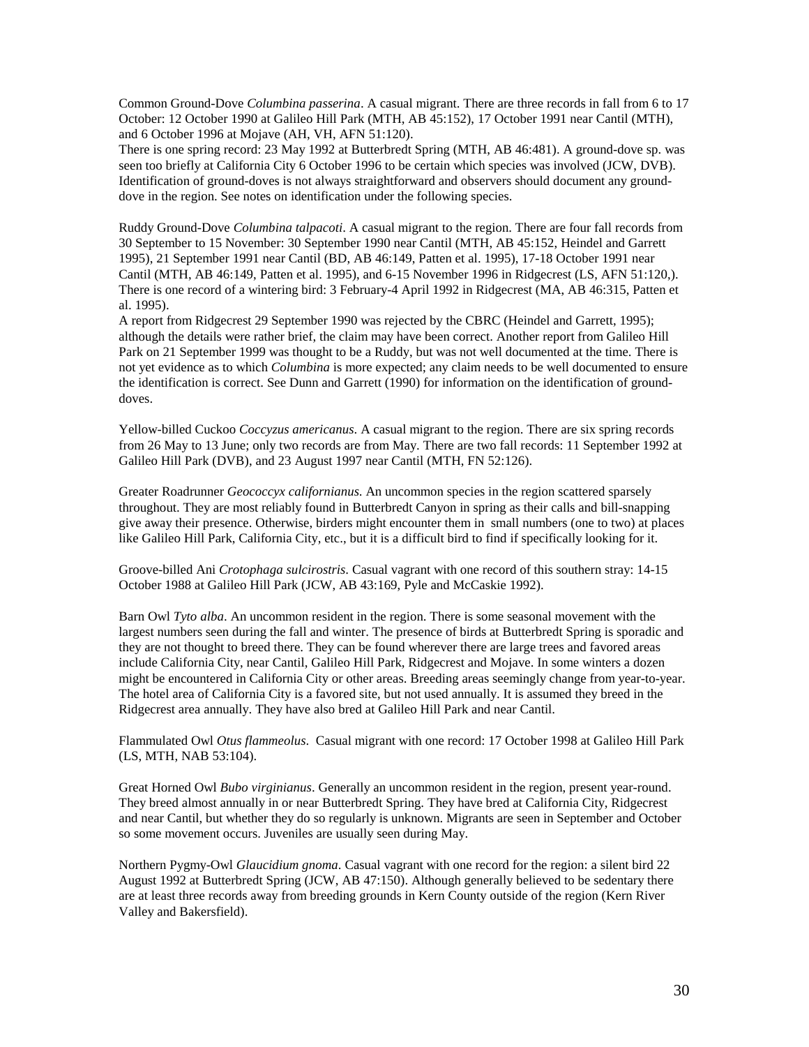Common Ground-Dove *Columbina passerina*. A casual migrant. There are three records in fall from 6 to 17 October: 12 October 1990 at Galileo Hill Park (MTH, AB 45:152), 17 October 1991 near Cantil (MTH), and 6 October 1996 at Mojave (AH, VH, AFN 51:120).

There is one spring record: 23 May 1992 at Butterbredt Spring (MTH, AB 46:481). A ground-dove sp. was seen too briefly at California City 6 October 1996 to be certain which species was involved (JCW, DVB). Identification of ground-doves is not always straightforward and observers should document any ground-dove in the region. See notes on identification under the following species.

Ruddy Ground-Dove *Columbina talpacoti*. A casual migrant to the region. There are four fall records from 30 September to 15 November: 30 September 1990 near Cantil (MTH, AB 45:152, Heindel and Garrett 1995), 21 September 1991 near Cantil (BD, AB 46:149, Patten et al. 1995), 17-18 October 1991 near Cantil (MTH, AB 46:149, Patten et al. 1995), and 6-15 November 1996 in Ridgecrest (LS, AFN 51:120,). There is one record of a wintering bird: 3 February-4 April 1992 in Ridgecrest (MA, AB 46:315, Patten et al. 1995).

A report from Ridgecrest 29 September 1990 was rejected by the CBRC (Heindel and Garrett, 1995); although the details were rather brief, the claim may have been correct. Another report from Galileo Hill Park on 21 September 1999 was thought to be a Ruddy, but was not well documented at the time. There is not yet evidence as to which *Columbina* is more expected; any claim needs to be well documented to ensure the identification is correct. See Dunn and Garrett (1990) for information on the identification of ground-doves.

Yellow-billed Cuckoo *Coccyzus americanus*. A casual migrant to the region. There are six spring records from 26 May to 13 June; only two records are from May. There are two fall records: 11 September 1992 at Galileo Hill Park (DVB), and 23 August 1997 near Cantil (MTH, FN 52:126).

Greater Roadrunner *Geococcyx californianus.* An uncommon species in the region scattered sparsely throughout. They are most reliably found in Butterbredt Canyon in spring as their calls and bill-snapping give away their presence. Otherwise, birders might encounter them in small numbers (one to two) at places like Galileo Hill Park, California City, etc., but it is a difficult bird to find if specifically looking for it.

Groove-billed Ani *Crotophaga sulcirostris*. Casual vagrant with one record of this southern stray: 14-15 October 1988 at Galileo Hill Park (JCW, AB 43:169, Pyle and McCaskie 1992).

Barn Owl *Tyto alba*. An uncommon resident in the region. There is some seasonal movement with the largest numbers seen during the fall and winter. The presence of birds at Butterbredt Spring is sporadic and they are not thought to breed there. They can be found wherever there are large trees and favored areas include California City, near Cantil, Galileo Hill Park, Ridgecrest and Mojave. In some winters a dozen might be encountered in California City or other areas. Breeding areas seemingly change from year-to-year. The hotel area of California City is a favored site, but not used annually. It is assumed they breed in the Ridgecrest area annually. They have also bred at Galileo Hill Park and near Cantil.

Flammulated Owl *Otus flammeolus*. Casual migrant with one record: 17 October 1998 at Galileo Hill Park (LS, MTH, NAB 53:104).

Great Horned Owl *Bubo virginianus*. Generally an uncommon resident in the region, present year-round. They breed almost annually in or near Butterbredt Spring. They have bred at California City, Ridgecrest and near Cantil, but whether they do so regularly is unknown. Migrants are seen in September and October so some movement occurs. Juveniles are usually seen during May.

Northern Pygmy-Owl *Glaucidium gnoma*. Casual vagrant with one record for the region: a silent bird 22 August 1992 at Butterbredt Spring (JCW, AB 47:150). Although generally believed to be sedentary there are at least three records away from breeding grounds in Kern County outside of the region (Kern River Valley and Bakersfield).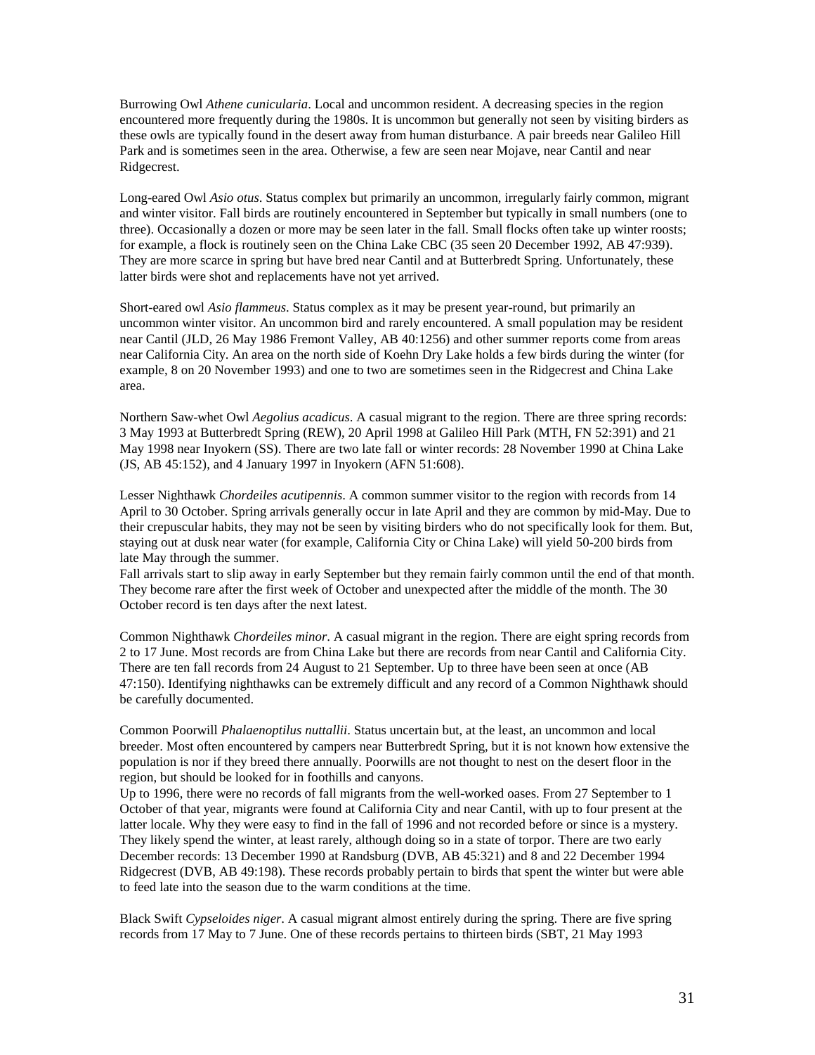Burrowing Owl *Athene cunicularia*. Local and uncommon resident. A decreasing species in the region encountered more frequently during the 1980s. It is uncommon but generally not seen by visiting birders as these owls are typically found in the desert away from human disturbance. A pair breeds near Galileo Hill Park and is sometimes seen in the area. Otherwise, a few are seen near Mojave, near Cantil and near Ridgecrest.

Long-eared Owl *Asio otus*. Status complex but primarily an uncommon, irregularly fairly common, migrant and winter visitor. Fall birds are routinely encountered in September but typically in small numbers (one to three). Occasionally a dozen or more may be seen later in the fall. Small flocks often take up winter roosts; for example, a flock is routinely seen on the China Lake CBC (35 seen 20 December 1992, AB 47:939). They are more scarce in spring but have bred near Cantil and at Butterbredt Spring. Unfortunately, these latter birds were shot and replacements have not yet arrived.

Short-eared owl *Asio flammeus*. Status complex as it may be present year-round, but primarily an uncommon winter visitor. An uncommon bird and rarely encountered. A small population may be resident near Cantil (JLD, 26 May 1986 Fremont Valley, AB 40:1256) and other summer reports come from areas near California City. An area on the north side of Koehn Dry Lake holds a few birds during the winter (for example, 8 on 20 November 1993) and one to two are sometimes seen in the Ridgecrest and China Lake area.

Northern Saw-whet Owl *Aegolius acadicus*. A casual migrant to the region. There are three spring records: 3 May 1993 at Butterbredt Spring (REW), 20 April 1998 at Galileo Hill Park (MTH, FN 52:391) and 21 May 1998 near Inyokern (SS). There are two late fall or winter records: 28 November 1990 at China Lake (JS, AB 45:152), and 4 January 1997 in Inyokern (AFN 51:608).

Lesser Nighthawk *Chordeiles acutipennis*. A common summer visitor to the region with records from 14 April to 30 October. Spring arrivals generally occur in late April and they are common by mid-May. Due to their crepuscular habits, they may not be seen by visiting birders who do not specifically look for them. But, staying out at dusk near water (for example, California City or China Lake) will yield 50-200 birds from late May through the summer.
Fall arrivals start to slip away in early September but they remain fairly common until the end of that month. They become rare after the first week of October and unexpected after the middle of the month. The 30 October record is ten days after the next latest.

Common Nighthawk *Chordeiles minor*. A casual migrant in the region. There are eight spring records from 2 to 17 June. Most records are from China Lake but there are records from near Cantil and California City. There are ten fall records from 24 August to 21 September. Up to three have been seen at once (AB 47:150). Identifying nighthawks can be extremely difficult and any record of a Common Nighthawk should be carefully documented.

Common Poorwill *Phalaenoptilus nuttallii*. Status uncertain but, at the least, an uncommon and local breeder. Most often encountered by campers near Butterbredt Spring, but it is not known how extensive the population is nor if they breed there annually. Poorwills are not thought to nest on the desert floor in the region, but should be looked for in foothills and canyons.
Up to 1996, there were no records of fall migrants from the well-worked oases. From 27 September to 1 October of that year, migrants were found at California City and near Cantil, with up to four present at the latter locale. Why they were easy to find in the fall of 1996 and not recorded before or since is a mystery. They likely spend the winter, at least rarely, although doing so in a state of torpor. There are two early December records: 13 December 1990 at Randsburg (DVB, AB 45:321) and 8 and 22 December 1994 Ridgecrest (DVB, AB 49:198). These records probably pertain to birds that spent the winter but were able to feed late into the season due to the warm conditions at the time.

Black Swift *Cypseloides niger*. A casual migrant almost entirely during the spring. There are five spring records from 17 May to 7 June. One of these records pertains to thirteen birds (SBT, 21 May 1993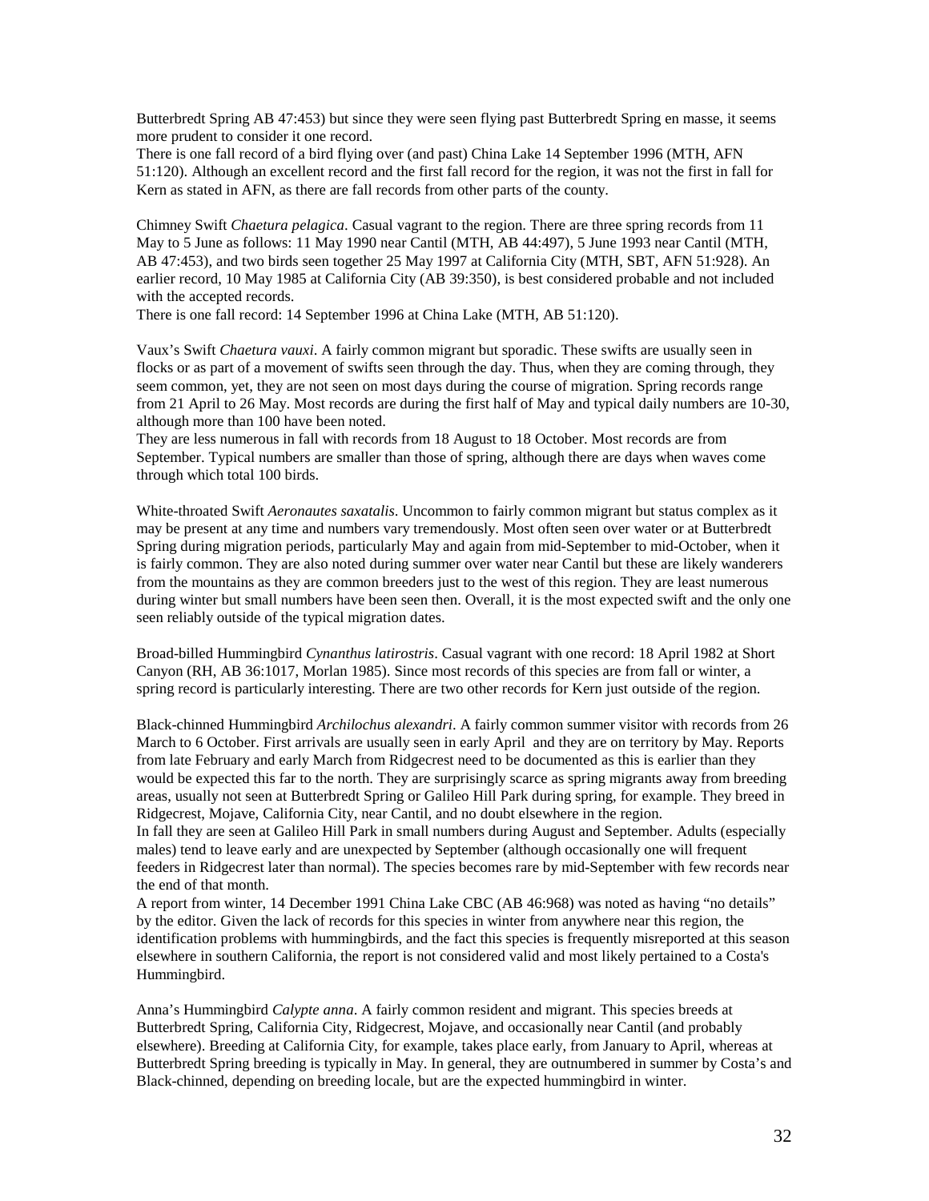Butterbredt Spring AB 47:453) but since they were seen flying past Butterbredt Spring en masse, it seems more prudent to consider it one record.
There is one fall record of a bird flying over (and past) China Lake 14 September 1996 (MTH, AFN 51:120). Although an excellent record and the first fall record for the region, it was not the first in fall for Kern as stated in AFN, as there are fall records from other parts of the county.

Chimney Swift *Chaetura pelagica*. Casual vagrant to the region. There are three spring records from 11 May to 5 June as follows: 11 May 1990 near Cantil (MTH, AB 44:497), 5 June 1993 near Cantil (MTH, AB 47:453), and two birds seen together 25 May 1997 at California City (MTH, SBT, AFN 51:928). An earlier record, 10 May 1985 at California City (AB 39:350), is best considered probable and not included with the accepted records.
There is one fall record: 14 September 1996 at China Lake (MTH, AB 51:120).

Vaux's Swift *Chaetura vauxi*. A fairly common migrant but sporadic. These swifts are usually seen in flocks or as part of a movement of swifts seen through the day. Thus, when they are coming through, they seem common, yet, they are not seen on most days during the course of migration. Spring records range from 21 April to 26 May. Most records are during the first half of May and typical daily numbers are 10-30, although more than 100 have been noted.
They are less numerous in fall with records from 18 August to 18 October. Most records are from September. Typical numbers are smaller than those of spring, although there are days when waves come through which total 100 birds.

White-throated Swift *Aeronautes saxatalis*. Uncommon to fairly common migrant but status complex as it may be present at any time and numbers vary tremendously. Most often seen over water or at Butterbredt Spring during migration periods, particularly May and again from mid-September to mid-October, when it is fairly common. They are also noted during summer over water near Cantil but these are likely wanderers from the mountains as they are common breeders just to the west of this region. They are least numerous during winter but small numbers have been seen then. Overall, it is the most expected swift and the only one seen reliably outside of the typical migration dates.

Broad-billed Hummingbird *Cynanthus latirostris*. Casual vagrant with one record: 18 April 1982 at Short Canyon (RH, AB 36:1017, Morlan 1985). Since most records of this species are from fall or winter, a spring record is particularly interesting. There are two other records for Kern just outside of the region.

Black-chinned Hummingbird *Archilochus alexandri*. A fairly common summer visitor with records from 26 March to 6 October. First arrivals are usually seen in early April and they are on territory by May. Reports from late February and early March from Ridgecrest need to be documented as this is earlier than they would be expected this far to the north. They are surprisingly scarce as spring migrants away from breeding areas, usually not seen at Butterbredt Spring or Galileo Hill Park during spring, for example. They breed in Ridgecrest, Mojave, California City, near Cantil, and no doubt elsewhere in the region.
In fall they are seen at Galileo Hill Park in small numbers during August and September. Adults (especially males) tend to leave early and are unexpected by September (although occasionally one will frequent feeders in Ridgecrest later than normal). The species becomes rare by mid-September with few records near the end of that month.
A report from winter, 14 December 1991 China Lake CBC (AB 46:968) was noted as having "no details" by the editor. Given the lack of records for this species in winter from anywhere near this region, the identification problems with hummingbirds, and the fact this species is frequently misreported at this season elsewhere in southern California, the report is not considered valid and most likely pertained to a Costa's Hummingbird.

Anna's Hummingbird *Calypte anna*. A fairly common resident and migrant. This species breeds at Butterbredt Spring, California City, Ridgecrest, Mojave, and occasionally near Cantil (and probably elsewhere). Breeding at California City, for example, takes place early, from January to April, whereas at Butterbredt Spring breeding is typically in May. In general, they are outnumbered in summer by Costa's and Black-chinned, depending on breeding locale, but are the expected hummingbird in winter.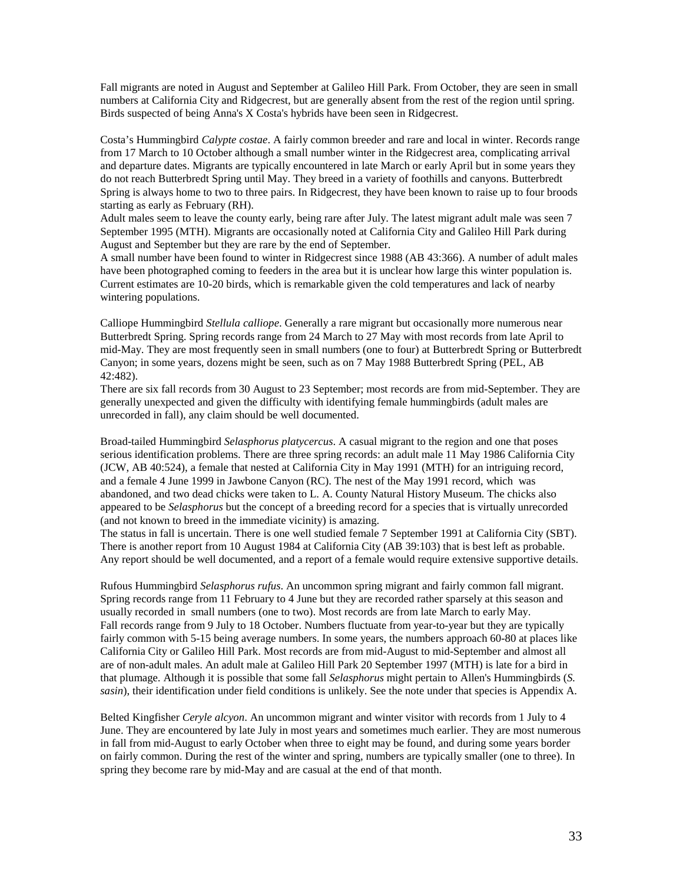Fall migrants are noted in August and September at Galileo Hill Park. From October, they are seen in small numbers at California City and Ridgecrest, but are generally absent from the rest of the region until spring. Birds suspected of being Anna's X Costa's hybrids have been seen in Ridgecrest.

Costa's Hummingbird *Calypte costae*. A fairly common breeder and rare and local in winter. Records range from 17 March to 10 October although a small number winter in the Ridgecrest area, complicating arrival and departure dates. Migrants are typically encountered in late March or early April but in some years they do not reach Butterbredt Spring until May. They breed in a variety of foothills and canyons. Butterbredt Spring is always home to two to three pairs. In Ridgecrest, they have been known to raise up to four broods starting as early as February (RH).
Adult males seem to leave the county early, being rare after July. The latest migrant adult male was seen 7 September 1995 (MTH). Migrants are occasionally noted at California City and Galileo Hill Park during August and September but they are rare by the end of September.
A small number have been found to winter in Ridgecrest since 1988 (AB 43:366). A number of adult males have been photographed coming to feeders in the area but it is unclear how large this winter population is. Current estimates are 10-20 birds, which is remarkable given the cold temperatures and lack of nearby wintering populations.

Calliope Hummingbird *Stellula calliope*. Generally a rare migrant but occasionally more numerous near Butterbredt Spring. Spring records range from 24 March to 27 May with most records from late April to mid-May. They are most frequently seen in small numbers (one to four) at Butterbredt Spring or Butterbredt Canyon; in some years, dozens might be seen, such as on 7 May 1988 Butterbredt Spring (PEL, AB 42:482).
There are six fall records from 30 August to 23 September; most records are from mid-September. They are generally unexpected and given the difficulty with identifying female hummingbirds (adult males are unrecorded in fall), any claim should be well documented.

Broad-tailed Hummingbird *Selasphorus platycercus*. A casual migrant to the region and one that poses serious identification problems. There are three spring records: an adult male 11 May 1986 California City (JCW, AB 40:524), a female that nested at California City in May 1991 (MTH) for an intriguing record, and a female 4 June 1999 in Jawbone Canyon (RC). The nest of the May 1991 record, which was abandoned, and two dead chicks were taken to L. A. County Natural History Museum. The chicks also appeared to be *Selasphorus* but the concept of a breeding record for a species that is virtually unrecorded (and not known to breed in the immediate vicinity) is amazing.
The status in fall is uncertain. There is one well studied female 7 September 1991 at California City (SBT). There is another report from 10 August 1984 at California City (AB 39:103) that is best left as probable. Any report should be well documented, and a report of a female would require extensive supportive details.

Rufous Hummingbird *Selasphorus rufus*. An uncommon spring migrant and fairly common fall migrant. Spring records range from 11 February to 4 June but they are recorded rather sparsely at this season and usually recorded in small numbers (one to two). Most records are from late March to early May.
Fall records range from 9 July to 18 October. Numbers fluctuate from year-to-year but they are typically fairly common with 5-15 being average numbers. In some years, the numbers approach 60-80 at places like California City or Galileo Hill Park. Most records are from mid-August to mid-September and almost all are of non-adult males. An adult male at Galileo Hill Park 20 September 1997 (MTH) is late for a bird in that plumage. Although it is possible that some fall *Selasphorus* might pertain to Allen's Hummingbirds (*S. sasin*), their identification under field conditions is unlikely. See the note under that species is Appendix A.

Belted Kingfisher *Ceryle alcyon*. An uncommon migrant and winter visitor with records from 1 July to 4 June. They are encountered by late July in most years and sometimes much earlier. They are most numerous in fall from mid-August to early October when three to eight may be found, and during some years border on fairly common. During the rest of the winter and spring, numbers are typically smaller (one to three). In spring they become rare by mid-May and are casual at the end of that month.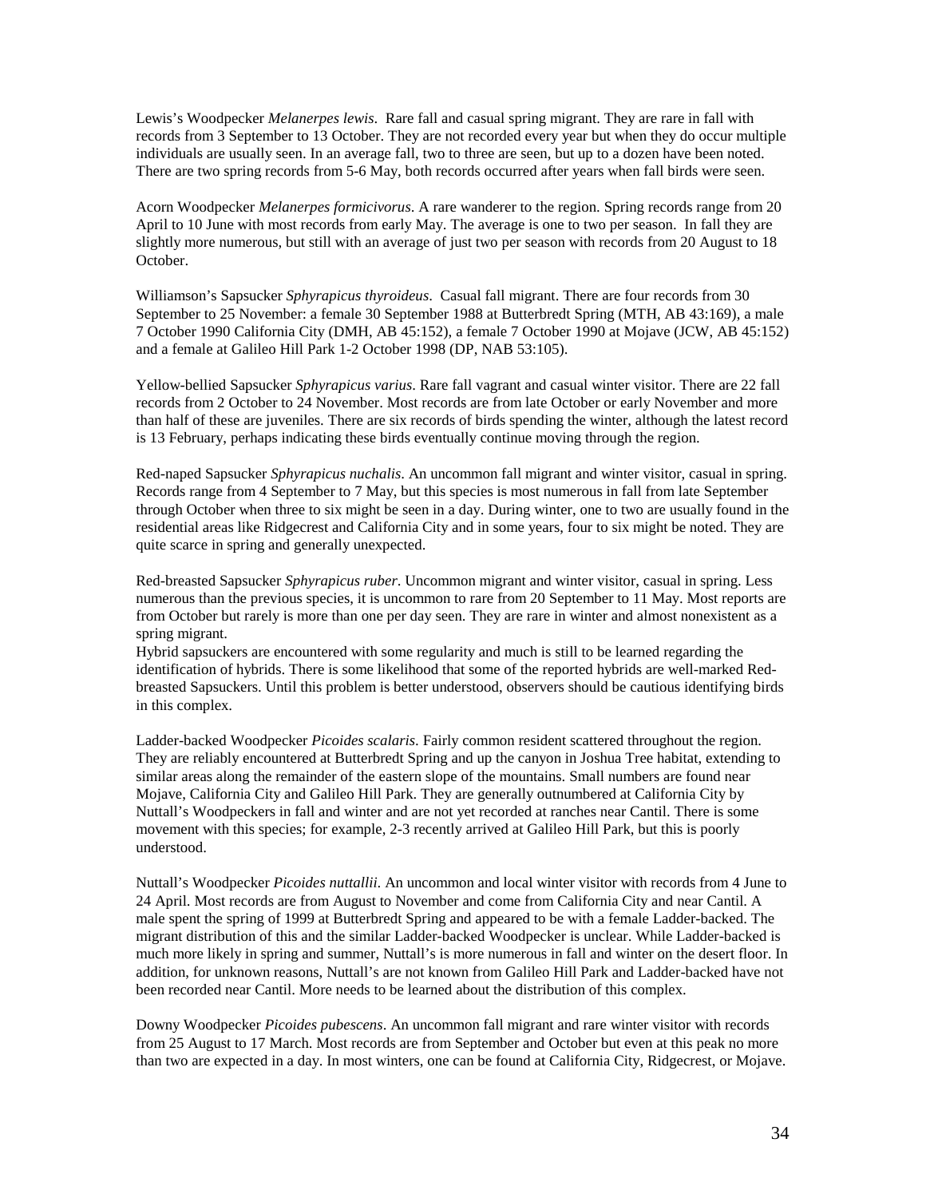Lewis's Woodpecker *Melanerpes lewis*. Rare fall and casual spring migrant. They are rare in fall with records from 3 September to 13 October. They are not recorded every year but when they do occur multiple individuals are usually seen. In an average fall, two to three are seen, but up to a dozen have been noted. There are two spring records from 5-6 May, both records occurred after years when fall birds were seen.

Acorn Woodpecker *Melanerpes formicivorus*. A rare wanderer to the region. Spring records range from 20 April to 10 June with most records from early May. The average is one to two per season. In fall they are slightly more numerous, but still with an average of just two per season with records from 20 August to 18 October.

Williamson's Sapsucker *Sphyrapicus thyroideus*. Casual fall migrant. There are four records from 30 September to 25 November: a female 30 September 1988 at Butterbredt Spring (MTH, AB 43:169), a male 7 October 1990 California City (DMH, AB 45:152), a female 7 October 1990 at Mojave (JCW, AB 45:152) and a female at Galileo Hill Park 1-2 October 1998 (DP, NAB 53:105).

Yellow-bellied Sapsucker *Sphyrapicus varius*. Rare fall vagrant and casual winter visitor. There are 22 fall records from 2 October to 24 November. Most records are from late October or early November and more than half of these are juveniles. There are six records of birds spending the winter, although the latest record is 13 February, perhaps indicating these birds eventually continue moving through the region.

Red-naped Sapsucker *Sphyrapicus nuchalis*. An uncommon fall migrant and winter visitor, casual in spring. Records range from 4 September to 7 May, but this species is most numerous in fall from late September through October when three to six might be seen in a day. During winter, one to two are usually found in the residential areas like Ridgecrest and California City and in some years, four to six might be noted. They are quite scarce in spring and generally unexpected.

Red-breasted Sapsucker *Sphyrapicus ruber*. Uncommon migrant and winter visitor, casual in spring. Less numerous than the previous species, it is uncommon to rare from 20 September to 11 May. Most reports are from October but rarely is more than one per day seen. They are rare in winter and almost nonexistent as a spring migrant.

Hybrid sapsuckers are encountered with some regularity and much is still to be learned regarding the identification of hybrids. There is some likelihood that some of the reported hybrids are well-marked Red-breasted Sapsuckers. Until this problem is better understood, observers should be cautious identifying birds in this complex.

Ladder-backed Woodpecker *Picoides scalaris*. Fairly common resident scattered throughout the region. They are reliably encountered at Butterbredt Spring and up the canyon in Joshua Tree habitat, extending to similar areas along the remainder of the eastern slope of the mountains. Small numbers are found near Mojave, California City and Galileo Hill Park. They are generally outnumbered at California City by Nuttall's Woodpeckers in fall and winter and are not yet recorded at ranches near Cantil. There is some movement with this species; for example, 2-3 recently arrived at Galileo Hill Park, but this is poorly understood.

Nuttall's Woodpecker *Picoides nuttallii*. An uncommon and local winter visitor with records from 4 June to 24 April. Most records are from August to November and come from California City and near Cantil. A male spent the spring of 1999 at Butterbredt Spring and appeared to be with a female Ladder-backed. The migrant distribution of this and the similar Ladder-backed Woodpecker is unclear. While Ladder-backed is much more likely in spring and summer, Nuttall's is more numerous in fall and winter on the desert floor. In addition, for unknown reasons, Nuttall's are not known from Galileo Hill Park and Ladder-backed have not been recorded near Cantil. More needs to be learned about the distribution of this complex.

Downy Woodpecker *Picoides pubescens*. An uncommon fall migrant and rare winter visitor with records from 25 August to 17 March. Most records are from September and October but even at this peak no more than two are expected in a day. In most winters, one can be found at California City, Ridgecrest, or Mojave.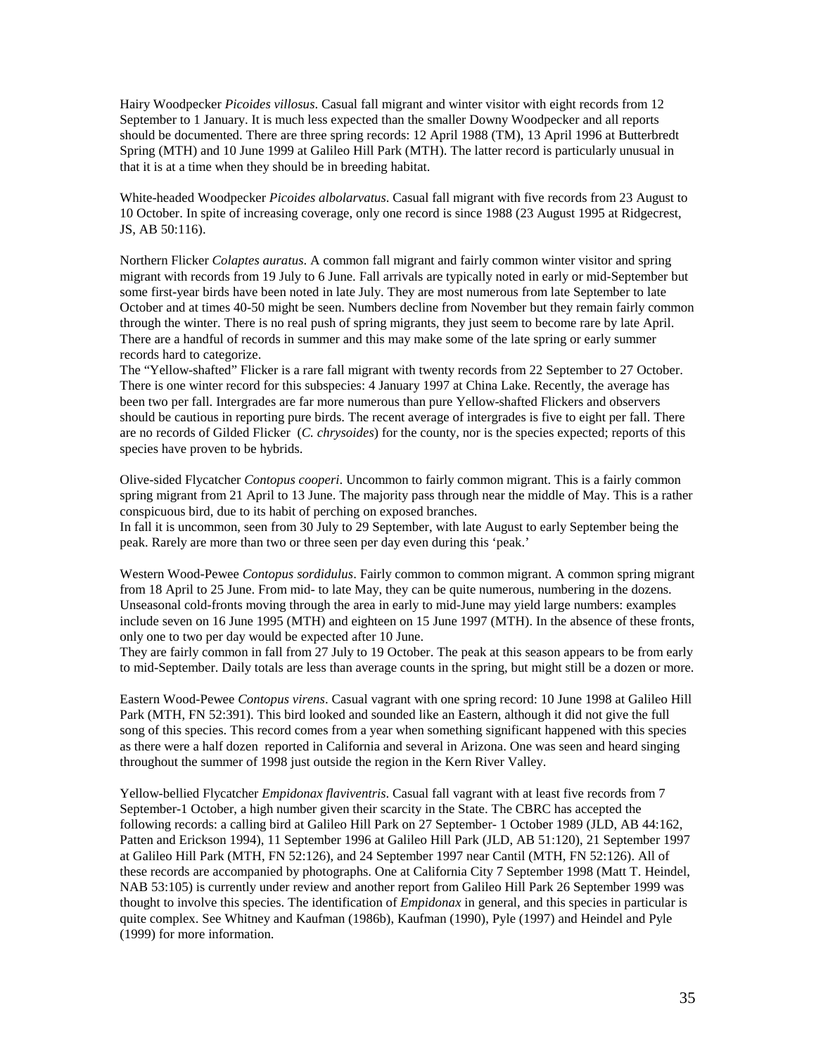Hairy Woodpecker *Picoides villosus*. Casual fall migrant and winter visitor with eight records from 12 September to 1 January. It is much less expected than the smaller Downy Woodpecker and all reports should be documented. There are three spring records: 12 April 1988 (TM), 13 April 1996 at Butterbredt Spring (MTH) and 10 June 1999 at Galileo Hill Park (MTH). The latter record is particularly unusual in that it is at a time when they should be in breeding habitat.

White-headed Woodpecker *Picoides albolarvatus*. Casual fall migrant with five records from 23 August to 10 October. In spite of increasing coverage, only one record is since 1988 (23 August 1995 at Ridgecrest, JS, AB 50:116).

Northern Flicker *Colaptes auratus*. A common fall migrant and fairly common winter visitor and spring migrant with records from 19 July to 6 June. Fall arrivals are typically noted in early or mid-September but some first-year birds have been noted in late July. They are most numerous from late September to late October and at times 40-50 might be seen. Numbers decline from November but they remain fairly common through the winter. There is no real push of spring migrants, they just seem to become rare by late April. There are a handful of records in summer and this may make some of the late spring or early summer records hard to categorize.
The "Yellow-shafted" Flicker is a rare fall migrant with twenty records from 22 September to 27 October. There is one winter record for this subspecies: 4 January 1997 at China Lake. Recently, the average has been two per fall. Intergrades are far more numerous than pure Yellow-shafted Flickers and observers should be cautious in reporting pure birds. The recent average of intergrades is five to eight per fall. There are no records of Gilded Flicker (*C. chrysoides*) for the county, nor is the species expected; reports of this species have proven to be hybrids.

Olive-sided Flycatcher *Contopus cooperi*. Uncommon to fairly common migrant. This is a fairly common spring migrant from 21 April to 13 June. The majority pass through near the middle of May. This is a rather conspicuous bird, due to its habit of perching on exposed branches.
In fall it is uncommon, seen from 30 July to 29 September, with late August to early September being the peak. Rarely are more than two or three seen per day even during this 'peak.'

Western Wood-Pewee *Contopus sordidulus*. Fairly common to common migrant. A common spring migrant from 18 April to 25 June. From mid- to late May, they can be quite numerous, numbering in the dozens. Unseasonal cold-fronts moving through the area in early to mid-June may yield large numbers: examples include seven on 16 June 1995 (MTH) and eighteen on 15 June 1997 (MTH). In the absence of these fronts, only one to two per day would be expected after 10 June.
They are fairly common in fall from 27 July to 19 October. The peak at this season appears to be from early to mid-September. Daily totals are less than average counts in the spring, but might still be a dozen or more.

Eastern Wood-Pewee *Contopus virens*. Casual vagrant with one spring record: 10 June 1998 at Galileo Hill Park (MTH, FN 52:391). This bird looked and sounded like an Eastern, although it did not give the full song of this species. This record comes from a year when something significant happened with this species as there were a half dozen reported in California and several in Arizona. One was seen and heard singing throughout the summer of 1998 just outside the region in the Kern River Valley.

Yellow-bellied Flycatcher *Empidonax flaviventris*. Casual fall vagrant with at least five records from 7 September-1 October, a high number given their scarcity in the State. The CBRC has accepted the following records: a calling bird at Galileo Hill Park on 27 September- 1 October 1989 (JLD, AB 44:162, Patten and Erickson 1994), 11 September 1996 at Galileo Hill Park (JLD, AB 51:120), 21 September 1997 at Galileo Hill Park (MTH, FN 52:126), and 24 September 1997 near Cantil (MTH, FN 52:126). All of these records are accompanied by photographs. One at California City 7 September 1998 (Matt T. Heindel, NAB 53:105) is currently under review and another report from Galileo Hill Park 26 September 1999 was thought to involve this species. The identification of *Empidonax* in general, and this species in particular is quite complex. See Whitney and Kaufman (1986b), Kaufman (1990), Pyle (1997) and Heindel and Pyle (1999) for more information.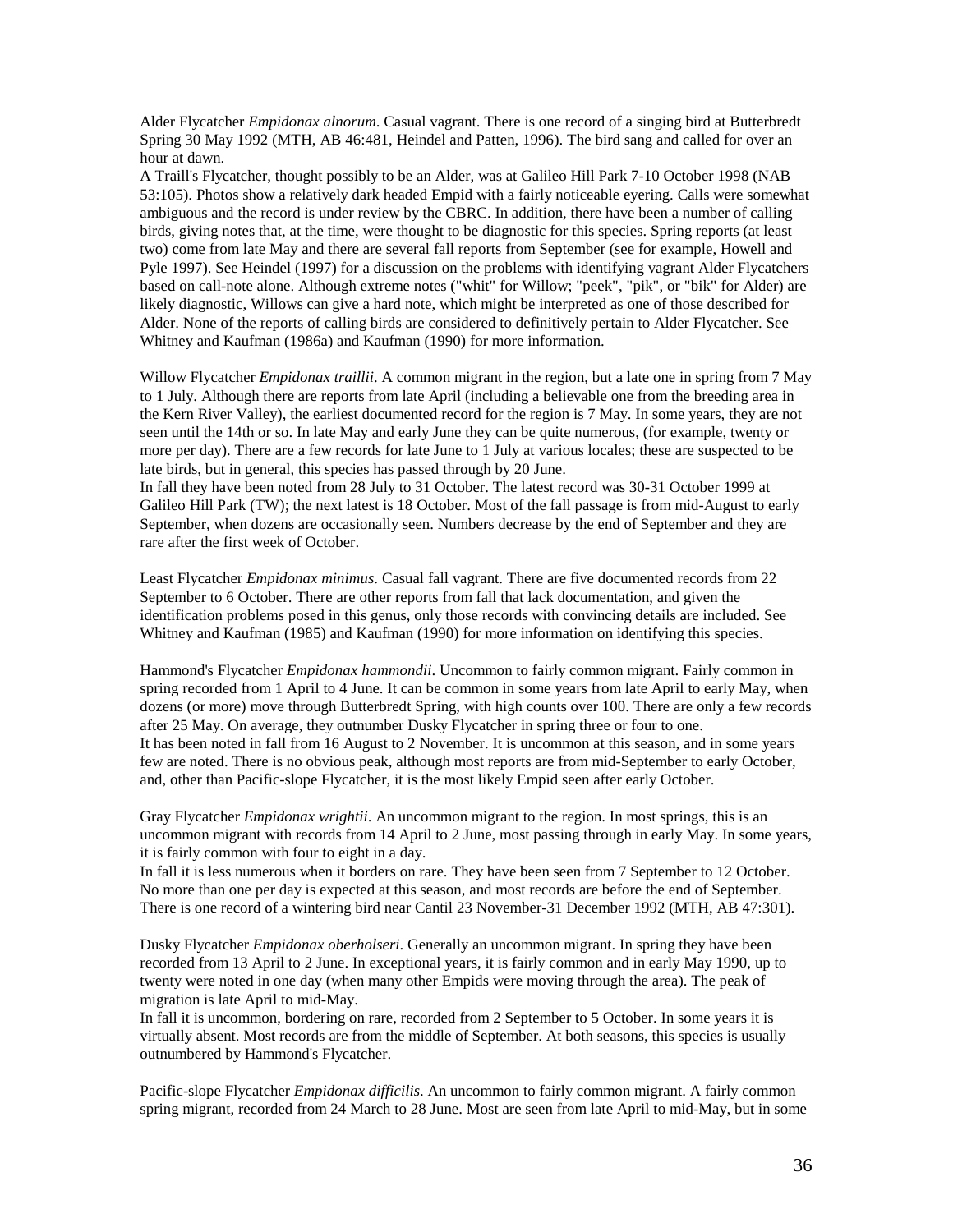Alder Flycatcher *Empidonax alnorum*. Casual vagrant. There is one record of a singing bird at Butterbredt Spring 30 May 1992 (MTH, AB 46:481, Heindel and Patten, 1996). The bird sang and called for over an hour at dawn.

A Traill's Flycatcher, thought possibly to be an Alder, was at Galileo Hill Park 7-10 October 1998 (NAB 53:105). Photos show a relatively dark headed Empid with a fairly noticeable eyering. Calls were somewhat ambiguous and the record is under review by the CBRC. In addition, there have been a number of calling birds, giving notes that, at the time, were thought to be diagnostic for this species. Spring reports (at least two) come from late May and there are several fall reports from September (see for example, Howell and Pyle 1997). See Heindel (1997) for a discussion on the problems with identifying vagrant Alder Flycatchers based on call-note alone. Although extreme notes ("whit" for Willow; "peek", "pik", or "bik" for Alder) are likely diagnostic, Willows can give a hard note, which might be interpreted as one of those described for Alder. None of the reports of calling birds are considered to definitively pertain to Alder Flycatcher. See Whitney and Kaufman (1986a) and Kaufman (1990) for more information.

Willow Flycatcher *Empidonax traillii*. A common migrant in the region, but a late one in spring from 7 May to 1 July. Although there are reports from late April (including a believable one from the breeding area in the Kern River Valley), the earliest documented record for the region is 7 May. In some years, they are not seen until the 14th or so. In late May and early June they can be quite numerous, (for example, twenty or more per day). There are a few records for late June to 1 July at various locales; these are suspected to be late birds, but in general, this species has passed through by 20 June.

In fall they have been noted from 28 July to 31 October. The latest record was 30-31 October 1999 at Galileo Hill Park (TW); the next latest is 18 October. Most of the fall passage is from mid-August to early September, when dozens are occasionally seen. Numbers decrease by the end of September and they are rare after the first week of October.

Least Flycatcher *Empidonax minimus*. Casual fall vagrant. There are five documented records from 22 September to 6 October. There are other reports from fall that lack documentation, and given the identification problems posed in this genus, only those records with convincing details are included. See Whitney and Kaufman (1985) and Kaufman (1990) for more information on identifying this species.

Hammond's Flycatcher *Empidonax hammondii*. Uncommon to fairly common migrant. Fairly common in spring recorded from 1 April to 4 June. It can be common in some years from late April to early May, when dozens (or more) move through Butterbredt Spring, with high counts over 100. There are only a few records after 25 May. On average, they outnumber Dusky Flycatcher in spring three or four to one.

It has been noted in fall from 16 August to 2 November. It is uncommon at this season, and in some years few are noted. There is no obvious peak, although most reports are from mid-September to early October, and, other than Pacific-slope Flycatcher, it is the most likely Empid seen after early October.

Gray Flycatcher *Empidonax wrightii*. An uncommon migrant to the region. In most springs, this is an uncommon migrant with records from 14 April to 2 June, most passing through in early May. In some years, it is fairly common with four to eight in a day.

In fall it is less numerous when it borders on rare. They have been seen from 7 September to 12 October. No more than one per day is expected at this season, and most records are before the end of September. There is one record of a wintering bird near Cantil 23 November-31 December 1992 (MTH, AB 47:301).

Dusky Flycatcher *Empidonax oberholseri*. Generally an uncommon migrant. In spring they have been recorded from 13 April to 2 June. In exceptional years, it is fairly common and in early May 1990, up to twenty were noted in one day (when many other Empids were moving through the area). The peak of migration is late April to mid-May.

In fall it is uncommon, bordering on rare, recorded from 2 September to 5 October. In some years it is virtually absent. Most records are from the middle of September. At both seasons, this species is usually outnumbered by Hammond's Flycatcher.

Pacific-slope Flycatcher *Empidonax difficilis*. An uncommon to fairly common migrant. A fairly common spring migrant, recorded from 24 March to 28 June. Most are seen from late April to mid-May, but in some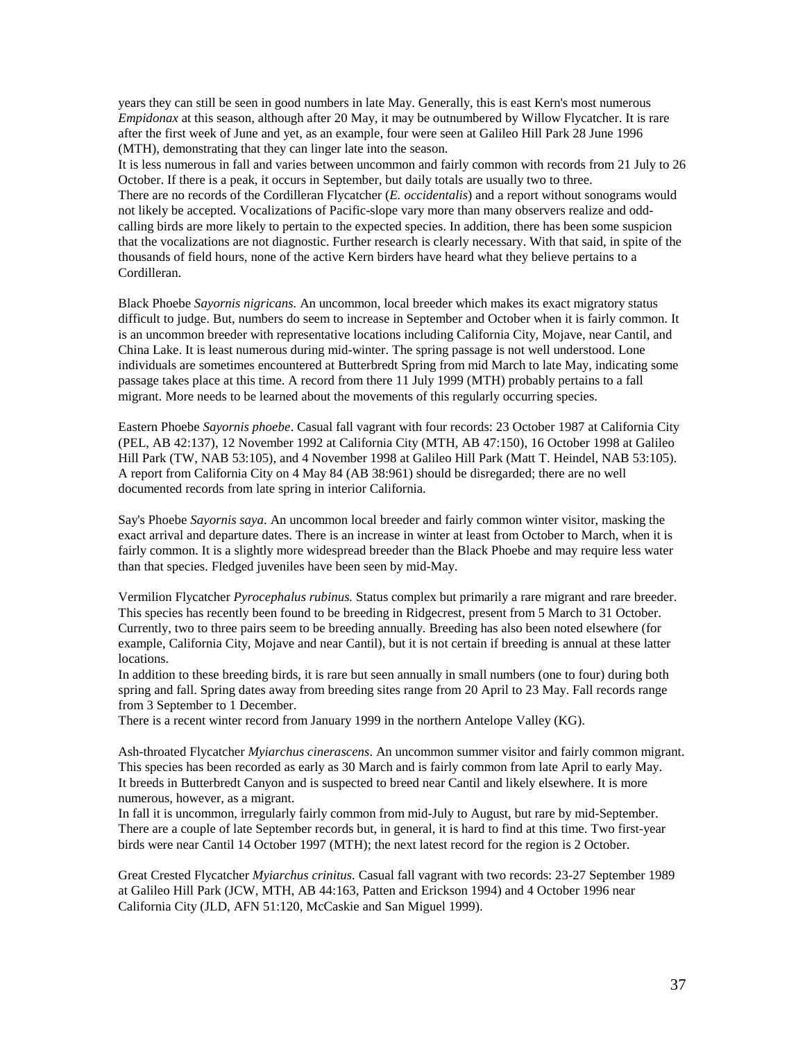years they can still be seen in good numbers in late May. Generally, this is east Kern's most numerous *Empidonax* at this season, although after 20 May, it may be outnumbered by Willow Flycatcher. It is rare after the first week of June and yet, as an example, four were seen at Galileo Hill Park 28 June 1996 (MTH), demonstrating that they can linger late into the season.

It is less numerous in fall and varies between uncommon and fairly common with records from 21 July to 26 October. If there is a peak, it occurs in September, but daily totals are usually two to three.

There are no records of the Cordilleran Flycatcher (*E. occidentalis*) and a report without sonograms would not likely be accepted. Vocalizations of Pacific-slope vary more than many observers realize and odd-calling birds are more likely to pertain to the expected species. In addition, there has been some suspicion that the vocalizations are not diagnostic. Further research is clearly necessary. With that said, in spite of the thousands of field hours, none of the active Kern birders have heard what they believe pertains to a Cordilleran.

Black Phoebe *Sayornis nigricans.* An uncommon, local breeder which makes its exact migratory status difficult to judge. But, numbers do seem to increase in September and October when it is fairly common. It is an uncommon breeder with representative locations including California City, Mojave, near Cantil, and China Lake. It is least numerous during mid-winter. The spring passage is not well understood. Lone individuals are sometimes encountered at Butterbredt Spring from mid March to late May, indicating some passage takes place at this time. A record from there 11 July 1999 (MTH) probably pertains to a fall migrant. More needs to be learned about the movements of this regularly occurring species.

Eastern Phoebe *Sayornis phoebe*. Casual fall vagrant with four records: 23 October 1987 at California City (PEL, AB 42:137), 12 November 1992 at California City (MTH, AB 47:150), 16 October 1998 at Galileo Hill Park (TW, NAB 53:105), and 4 November 1998 at Galileo Hill Park (Matt T. Heindel, NAB 53:105). A report from California City on 4 May 84 (AB 38:961) should be disregarded; there are no well documented records from late spring in interior California.

Say's Phoebe *Sayornis saya*. An uncommon local breeder and fairly common winter visitor, masking the exact arrival and departure dates. There is an increase in winter at least from October to March, when it is fairly common. It is a slightly more widespread breeder than the Black Phoebe and may require less water than that species. Fledged juveniles have been seen by mid-May.

Vermilion Flycatcher *Pyrocephalus rubinus.* Status complex but primarily a rare migrant and rare breeder. This species has recently been found to be breeding in Ridgecrest, present from 5 March to 31 October. Currently, two to three pairs seem to be breeding annually. Breeding has also been noted elsewhere (for example, California City, Mojave and near Cantil), but it is not certain if breeding is annual at these latter locations.

In addition to these breeding birds, it is rare but seen annually in small numbers (one to four) during both spring and fall. Spring dates away from breeding sites range from 20 April to 23 May. Fall records range from 3 September to 1 December.

There is a recent winter record from January 1999 in the northern Antelope Valley (KG).

Ash-throated Flycatcher *Myiarchus cinerascens*. An uncommon summer visitor and fairly common migrant. This species has been recorded as early as 30 March and is fairly common from late April to early May. It breeds in Butterbredt Canyon and is suspected to breed near Cantil and likely elsewhere. It is more numerous, however, as a migrant.

In fall it is uncommon, irregularly fairly common from mid-July to August, but rare by mid-September. There are a couple of late September records but, in general, it is hard to find at this time. Two first-year birds were near Cantil 14 October 1997 (MTH); the next latest record for the region is 2 October.

Great Crested Flycatcher *Myiarchus crinitus.* Casual fall vagrant with two records: 23-27 September 1989 at Galileo Hill Park (JCW, MTH, AB 44:163, Patten and Erickson 1994) and 4 October 1996 near California City (JLD, AFN 51:120, McCaskie and San Miguel 1999).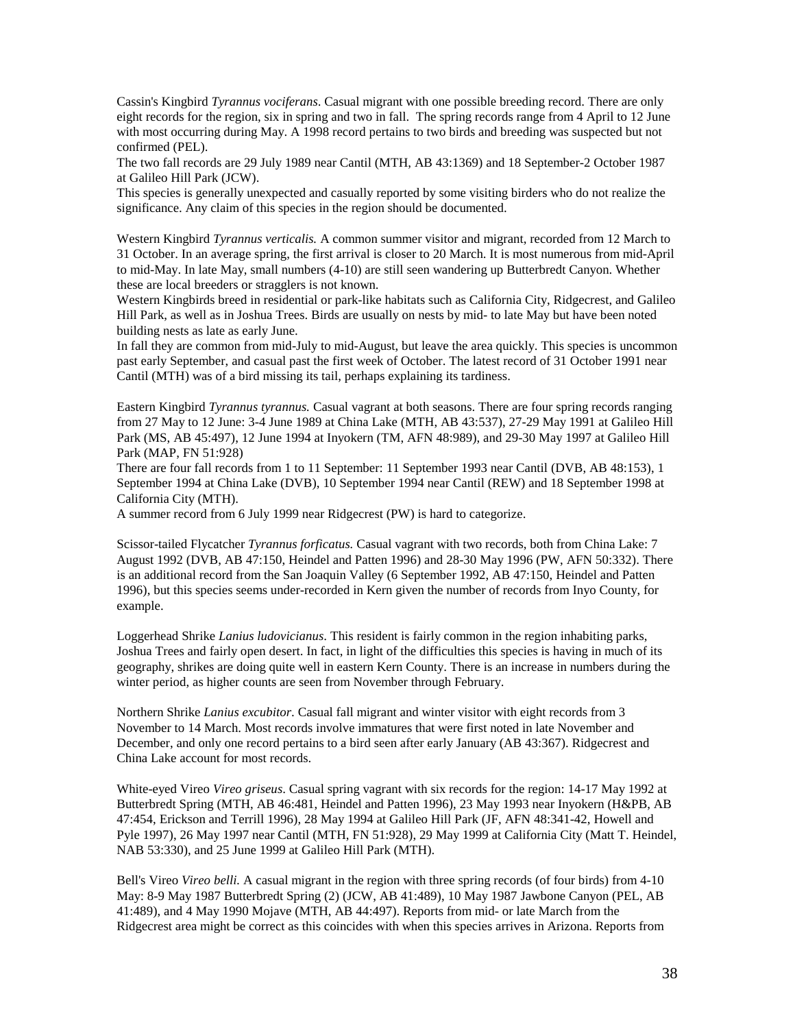Cassin's Kingbird *Tyrannus vociferans*. Casual migrant with one possible breeding record. There are only eight records for the region, six in spring and two in fall. The spring records range from 4 April to 12 June with most occurring during May. A 1998 record pertains to two birds and breeding was suspected but not confirmed (PEL).

The two fall records are 29 July 1989 near Cantil (MTH, AB 43:1369) and 18 September-2 October 1987 at Galileo Hill Park (JCW).

This species is generally unexpected and casually reported by some visiting birders who do not realize the significance. Any claim of this species in the region should be documented.

Western Kingbird *Tyrannus verticalis.* A common summer visitor and migrant, recorded from 12 March to 31 October. In an average spring, the first arrival is closer to 20 March. It is most numerous from mid-April to mid-May. In late May, small numbers (4-10) are still seen wandering up Butterbredt Canyon. Whether these are local breeders or stragglers is not known.

Western Kingbirds breed in residential or park-like habitats such as California City, Ridgecrest, and Galileo Hill Park, as well as in Joshua Trees. Birds are usually on nests by mid- to late May but have been noted building nests as late as early June.

In fall they are common from mid-July to mid-August, but leave the area quickly. This species is uncommon past early September, and casual past the first week of October. The latest record of 31 October 1991 near Cantil (MTH) was of a bird missing its tail, perhaps explaining its tardiness.

Eastern Kingbird *Tyrannus tyrannus.* Casual vagrant at both seasons. There are four spring records ranging from 27 May to 12 June: 3-4 June 1989 at China Lake (MTH, AB 43:537), 27-29 May 1991 at Galileo Hill Park (MS, AB 45:497), 12 June 1994 at Inyokern (TM, AFN 48:989), and 29-30 May 1997 at Galileo Hill Park (MAP, FN 51:928)

There are four fall records from 1 to 11 September: 11 September 1993 near Cantil (DVB, AB 48:153), 1 September 1994 at China Lake (DVB), 10 September 1994 near Cantil (REW) and 18 September 1998 at California City (MTH).

A summer record from 6 July 1999 near Ridgecrest (PW) is hard to categorize.

Scissor-tailed Flycatcher *Tyrannus forficatus.* Casual vagrant with two records, both from China Lake: 7 August 1992 (DVB, AB 47:150, Heindel and Patten 1996) and 28-30 May 1996 (PW, AFN 50:332). There is an additional record from the San Joaquin Valley (6 September 1992, AB 47:150, Heindel and Patten 1996), but this species seems under-recorded in Kern given the number of records from Inyo County, for example.

Loggerhead Shrike *Lanius ludovicianus*. This resident is fairly common in the region inhabiting parks, Joshua Trees and fairly open desert. In fact, in light of the difficulties this species is having in much of its geography, shrikes are doing quite well in eastern Kern County. There is an increase in numbers during the winter period, as higher counts are seen from November through February.

Northern Shrike *Lanius excubitor*. Casual fall migrant and winter visitor with eight records from 3 November to 14 March. Most records involve immatures that were first noted in late November and December, and only one record pertains to a bird seen after early January (AB 43:367). Ridgecrest and China Lake account for most records.

White-eyed Vireo *Vireo griseus*. Casual spring vagrant with six records for the region: 14-17 May 1992 at Butterbredt Spring (MTH, AB 46:481, Heindel and Patten 1996), 23 May 1993 near Inyokern (H&PB, AB 47:454, Erickson and Terrill 1996), 28 May 1994 at Galileo Hill Park (JF, AFN 48:341-42, Howell and Pyle 1997), 26 May 1997 near Cantil (MTH, FN 51:928), 29 May 1999 at California City (Matt T. Heindel, NAB 53:330), and 25 June 1999 at Galileo Hill Park (MTH).

Bell's Vireo *Vireo belli.* A casual migrant in the region with three spring records (of four birds) from 4-10 May: 8-9 May 1987 Butterbredt Spring (2) (JCW, AB 41:489), 10 May 1987 Jawbone Canyon (PEL, AB 41:489), and 4 May 1990 Mojave (MTH, AB 44:497). Reports from mid- or late March from the Ridgecrest area might be correct as this coincides with when this species arrives in Arizona. Reports from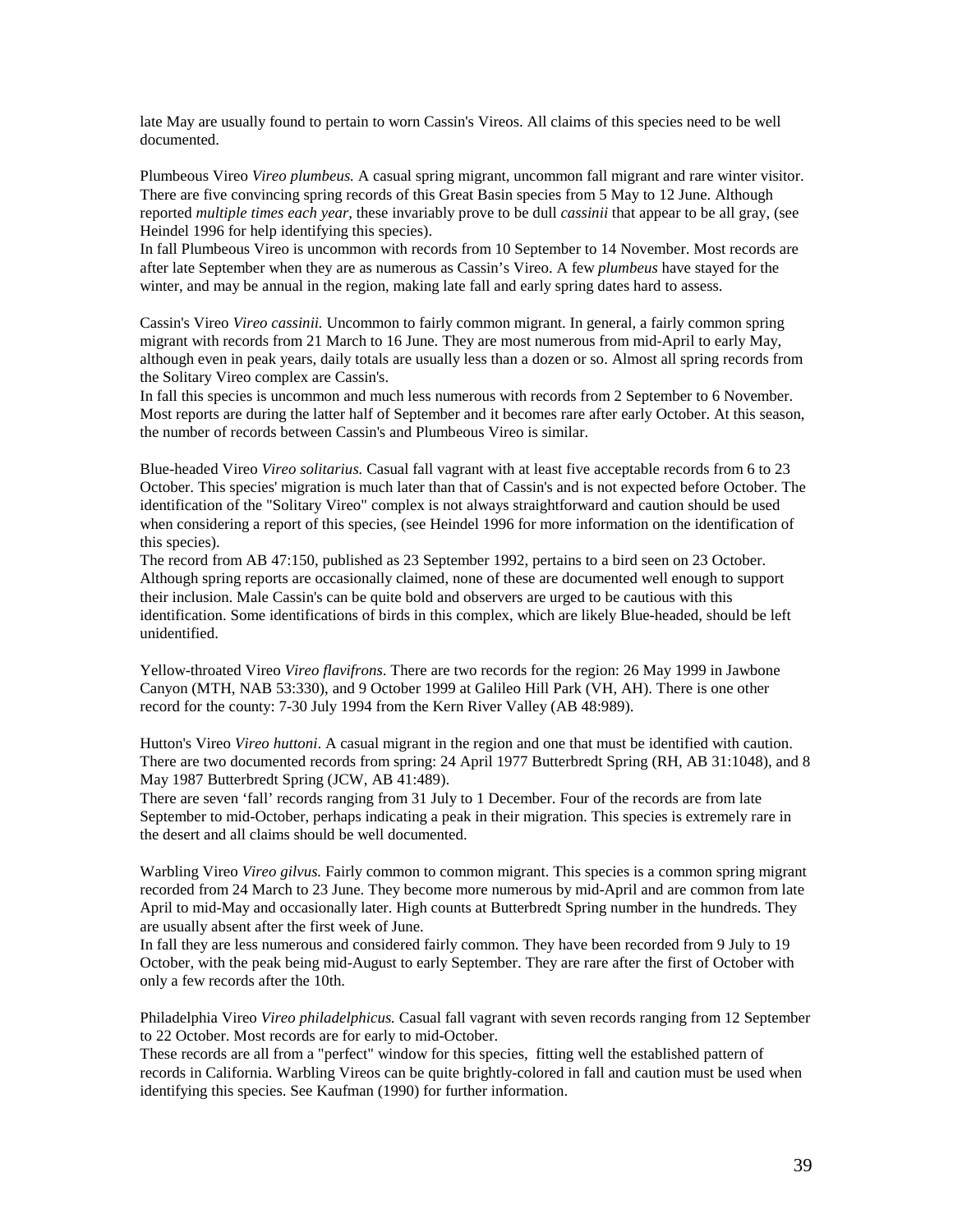late May are usually found to pertain to worn Cassin's Vireos. All claims of this species need to be well documented.

Plumbeous Vireo *Vireo plumbeus.* A casual spring migrant, uncommon fall migrant and rare winter visitor. There are five convincing spring records of this Great Basin species from 5 May to 12 June. Although reported *multiple times each year*, these invariably prove to be dull *cassinii* that appear to be all gray, (see Heindel 1996 for help identifying this species).
In fall Plumbeous Vireo is uncommon with records from 10 September to 14 November. Most records are after late September when they are as numerous as Cassin's Vireo. A few *plumbeus* have stayed for the winter, and may be annual in the region, making late fall and early spring dates hard to assess.

Cassin's Vireo *Vireo cassinii.* Uncommon to fairly common migrant. In general, a fairly common spring migrant with records from 21 March to 16 June. They are most numerous from mid-April to early May, although even in peak years, daily totals are usually less than a dozen or so. Almost all spring records from the Solitary Vireo complex are Cassin's.
In fall this species is uncommon and much less numerous with records from 2 September to 6 November. Most reports are during the latter half of September and it becomes rare after early October. At this season, the number of records between Cassin's and Plumbeous Vireo is similar.

Blue-headed Vireo *Vireo solitarius.* Casual fall vagrant with at least five acceptable records from 6 to 23 October. This species' migration is much later than that of Cassin's and is not expected before October. The identification of the "Solitary Vireo" complex is not always straightforward and caution should be used when considering a report of this species, (see Heindel 1996 for more information on the identification of this species).
The record from AB 47:150, published as 23 September 1992, pertains to a bird seen on 23 October. Although spring reports are occasionally claimed, none of these are documented well enough to support their inclusion. Male Cassin's can be quite bold and observers are urged to be cautious with this identification. Some identifications of birds in this complex, which are likely Blue-headed, should be left unidentified.

Yellow-throated Vireo *Vireo flavifrons.* There are two records for the region: 26 May 1999 in Jawbone Canyon (MTH, NAB 53:330), and 9 October 1999 at Galileo Hill Park (VH, AH). There is one other record for the county: 7-30 July 1994 from the Kern River Valley (AB 48:989).

Hutton's Vireo *Vireo huttoni.* A casual migrant in the region and one that must be identified with caution. There are two documented records from spring: 24 April 1977 Butterbredt Spring (RH, AB 31:1048), and 8 May 1987 Butterbredt Spring (JCW, AB 41:489).
There are seven 'fall' records ranging from 31 July to 1 December. Four of the records are from late September to mid-October, perhaps indicating a peak in their migration. This species is extremely rare in the desert and all claims should be well documented.

Warbling Vireo *Vireo gilvus.* Fairly common to common migrant. This species is a common spring migrant recorded from 24 March to 23 June. They become more numerous by mid-April and are common from late April to mid-May and occasionally later. High counts at Butterbredt Spring number in the hundreds. They are usually absent after the first week of June.
In fall they are less numerous and considered fairly common. They have been recorded from 9 July to 19 October, with the peak being mid-August to early September. They are rare after the first of October with only a few records after the 10th.

Philadelphia Vireo *Vireo philadelphicus.* Casual fall vagrant with seven records ranging from 12 September to 22 October. Most records are for early to mid-October.
These records are all from a "perfect" window for this species, fitting well the established pattern of records in California. Warbling Vireos can be quite brightly-colored in fall and caution must be used when identifying this species. See Kaufman (1990) for further information.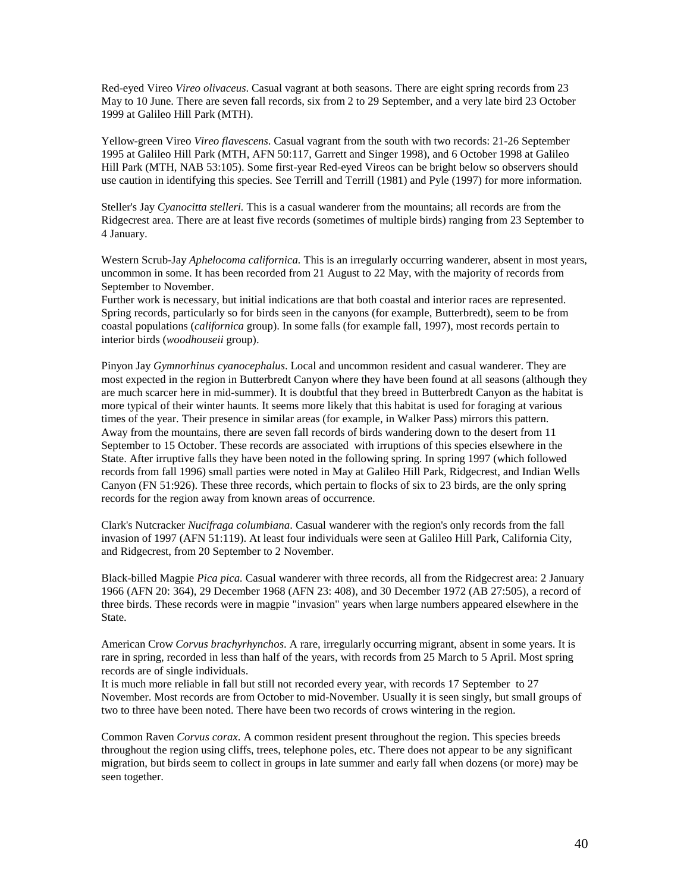Red-eyed Vireo *Vireo olivaceus*. Casual vagrant at both seasons. There are eight spring records from 23 May to 10 June. There are seven fall records, six from 2 to 29 September, and a very late bird 23 October 1999 at Galileo Hill Park (MTH).

Yellow-green Vireo *Vireo flavescens*. Casual vagrant from the south with two records: 21-26 September 1995 at Galileo Hill Park (MTH, AFN 50:117, Garrett and Singer 1998), and 6 October 1998 at Galileo Hill Park (MTH, NAB 53:105). Some first-year Red-eyed Vireos can be bright below so observers should use caution in identifying this species. See Terrill and Terrill (1981) and Pyle (1997) for more information.

Steller's Jay *Cyanocitta stelleri.* This is a casual wanderer from the mountains; all records are from the Ridgecrest area. There are at least five records (sometimes of multiple birds) ranging from 23 September to 4 January.

Western Scrub-Jay *Aphelocoma californica.* This is an irregularly occurring wanderer, absent in most years, uncommon in some. It has been recorded from 21 August to 22 May, with the majority of records from September to November.
Further work is necessary, but initial indications are that both coastal and interior races are represented. Spring records, particularly so for birds seen in the canyons (for example, Butterbredt), seem to be from coastal populations (*californica* group). In some falls (for example fall, 1997), most records pertain to interior birds (*woodhouseii* group).

Pinyon Jay *Gymnorhinus cyanocephalus*. Local and uncommon resident and casual wanderer. They are most expected in the region in Butterbredt Canyon where they have been found at all seasons (although they are much scarcer here in mid-summer). It is doubtful that they breed in Butterbredt Canyon as the habitat is more typical of their winter haunts. It seems more likely that this habitat is used for foraging at various times of the year. Their presence in similar areas (for example, in Walker Pass) mirrors this pattern.
Away from the mountains, there are seven fall records of birds wandering down to the desert from 11 September to 15 October. These records are associated with irruptions of this species elsewhere in the State. After irruptive falls they have been noted in the following spring. In spring 1997 (which followed records from fall 1996) small parties were noted in May at Galileo Hill Park, Ridgecrest, and Indian Wells Canyon (FN 51:926). These three records, which pertain to flocks of six to 23 birds, are the only spring records for the region away from known areas of occurrence.

Clark's Nutcracker *Nucifraga columbiana*. Casual wanderer with the region's only records from the fall invasion of 1997 (AFN 51:119). At least four individuals were seen at Galileo Hill Park, California City, and Ridgecrest, from 20 September to 2 November.

Black-billed Magpie *Pica pica.* Casual wanderer with three records, all from the Ridgecrest area: 2 January 1966 (AFN 20: 364), 29 December 1968 (AFN 23: 408), and 30 December 1972 (AB 27:505), a record of three birds. These records were in magpie "invasion" years when large numbers appeared elsewhere in the State.

American Crow *Corvus brachyrhynchos*. A rare, irregularly occurring migrant, absent in some years. It is rare in spring, recorded in less than half of the years, with records from 25 March to 5 April. Most spring records are of single individuals.
It is much more reliable in fall but still not recorded every year, with records 17 September to 27 November. Most records are from October to mid-November. Usually it is seen singly, but small groups of two to three have been noted. There have been two records of crows wintering in the region.

Common Raven *Corvus corax*. A common resident present throughout the region. This species breeds throughout the region using cliffs, trees, telephone poles, etc. There does not appear to be any significant migration, but birds seem to collect in groups in late summer and early fall when dozens (or more) may be seen together.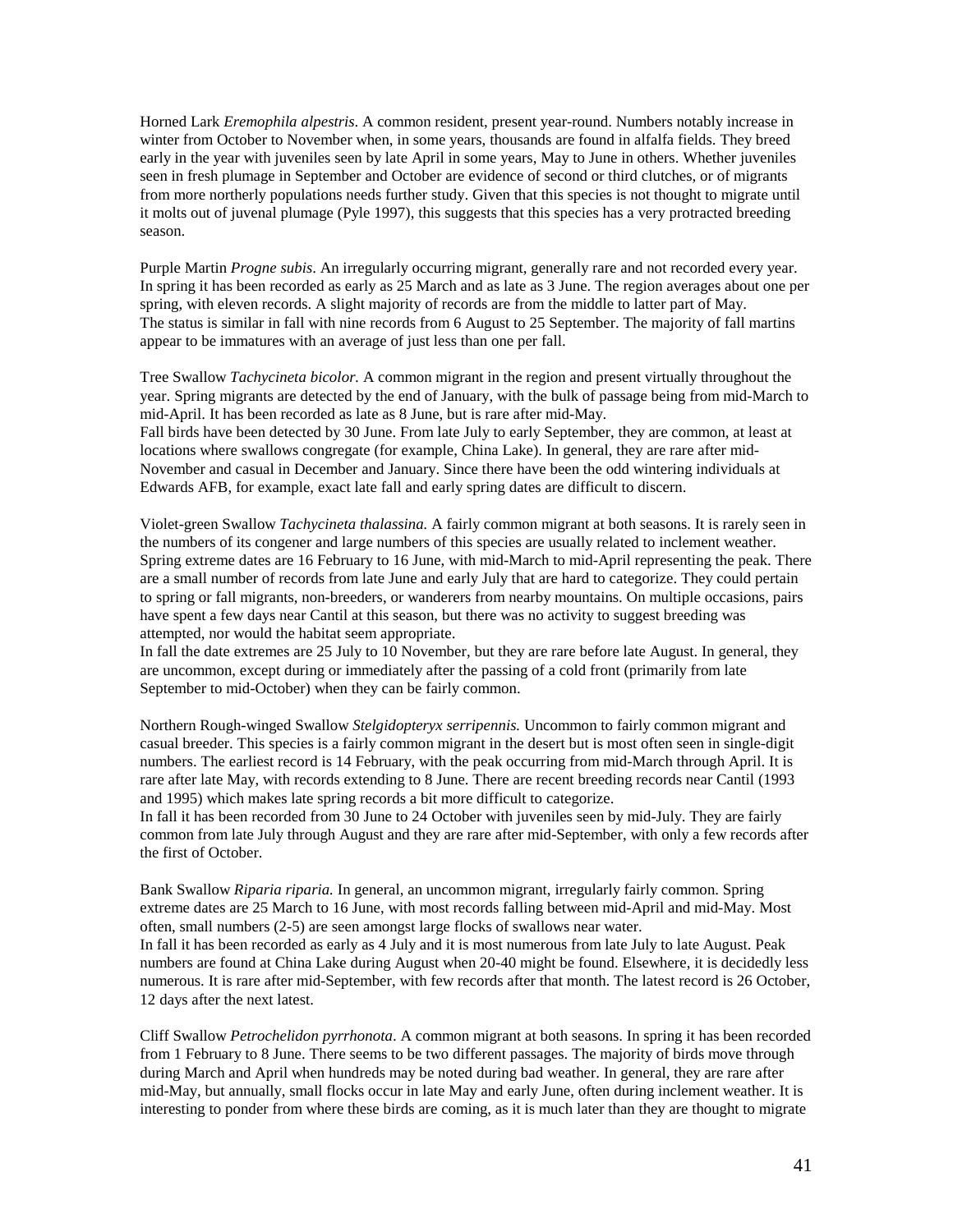Horned Lark *Eremophila alpestris*. A common resident, present year-round. Numbers notably increase in winter from October to November when, in some years, thousands are found in alfalfa fields. They breed early in the year with juveniles seen by late April in some years, May to June in others. Whether juveniles seen in fresh plumage in September and October are evidence of second or third clutches, or of migrants from more northerly populations needs further study. Given that this species is not thought to migrate until it molts out of juvenal plumage (Pyle 1997), this suggests that this species has a very protracted breeding season.

Purple Martin *Progne subis*. An irregularly occurring migrant, generally rare and not recorded every year. In spring it has been recorded as early as 25 March and as late as 3 June. The region averages about one per spring, with eleven records. A slight majority of records are from the middle to latter part of May.
The status is similar in fall with nine records from 6 August to 25 September. The majority of fall martins appear to be immatures with an average of just less than one per fall.

Tree Swallow *Tachycineta bicolor.* A common migrant in the region and present virtually throughout the year. Spring migrants are detected by the end of January, with the bulk of passage being from mid-March to mid-April. It has been recorded as late as 8 June, but is rare after mid-May.
Fall birds have been detected by 30 June. From late July to early September, they are common, at least at locations where swallows congregate (for example, China Lake). In general, they are rare after mid-November and casual in December and January. Since there have been the odd wintering individuals at Edwards AFB, for example, exact late fall and early spring dates are difficult to discern.

Violet-green Swallow *Tachycineta thalassina.* A fairly common migrant at both seasons. It is rarely seen in the numbers of its congener and large numbers of this species are usually related to inclement weather. Spring extreme dates are 16 February to 16 June, with mid-March to mid-April representing the peak. There are a small number of records from late June and early July that are hard to categorize. They could pertain to spring or fall migrants, non-breeders, or wanderers from nearby mountains. On multiple occasions, pairs have spent a few days near Cantil at this season, but there was no activity to suggest breeding was attempted, nor would the habitat seem appropriate.
In fall the date extremes are 25 July to 10 November, but they are rare before late August. In general, they are uncommon, except during or immediately after the passing of a cold front (primarily from late September to mid-October) when they can be fairly common.

Northern Rough-winged Swallow *Stelgidopteryx serripennis.* Uncommon to fairly common migrant and casual breeder. This species is a fairly common migrant in the desert but is most often seen in single-digit numbers. The earliest record is 14 February, with the peak occurring from mid-March through April. It is rare after late May, with records extending to 8 June. There are recent breeding records near Cantil (1993 and 1995) which makes late spring records a bit more difficult to categorize.
In fall it has been recorded from 30 June to 24 October with juveniles seen by mid-July. They are fairly common from late July through August and they are rare after mid-September, with only a few records after the first of October.

Bank Swallow *Riparia riparia.* In general, an uncommon migrant, irregularly fairly common. Spring extreme dates are 25 March to 16 June, with most records falling between mid-April and mid-May. Most often, small numbers (2-5) are seen amongst large flocks of swallows near water.
In fall it has been recorded as early as 4 July and it is most numerous from late July to late August. Peak numbers are found at China Lake during August when 20-40 might be found. Elsewhere, it is decidedly less numerous. It is rare after mid-September, with few records after that month. The latest record is 26 October, 12 days after the next latest.

Cliff Swallow *Petrochelidon pyrrhonota*. A common migrant at both seasons. In spring it has been recorded from 1 February to 8 June. There seems to be two different passages. The majority of birds move through during March and April when hundreds may be noted during bad weather. In general, they are rare after mid-May, but annually, small flocks occur in late May and early June, often during inclement weather. It is interesting to ponder from where these birds are coming, as it is much later than they are thought to migrate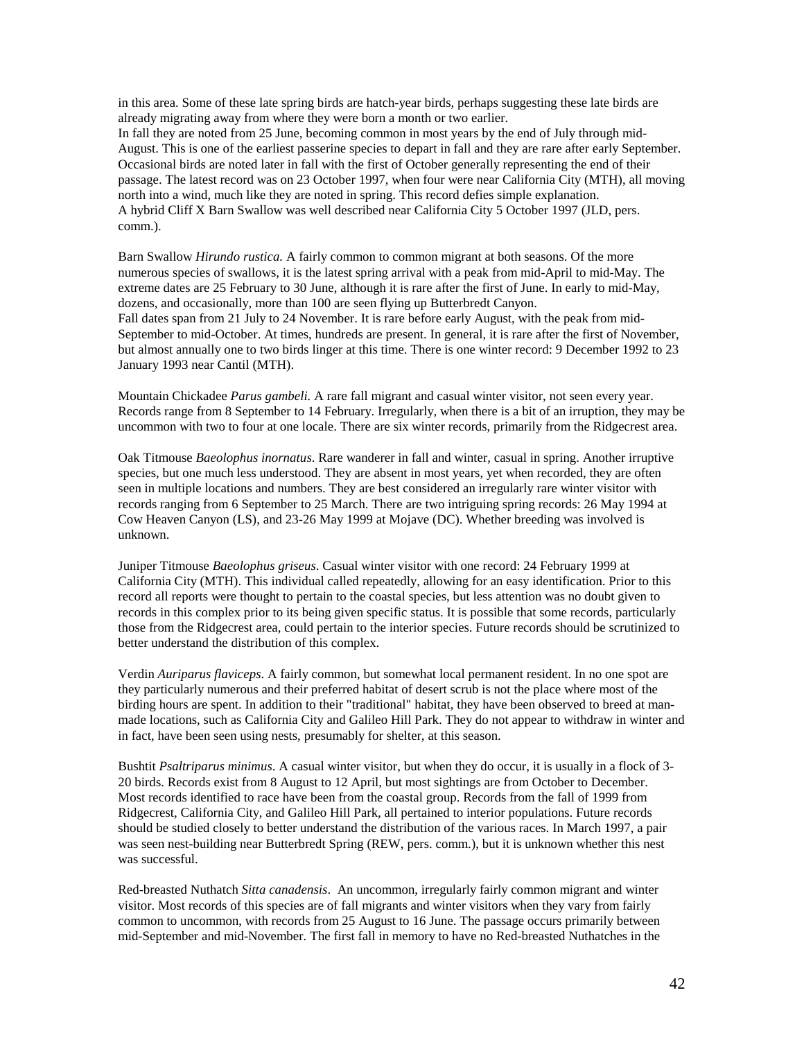in this area. Some of these late spring birds are hatch-year birds, perhaps suggesting these late birds are already migrating away from where they were born a month or two earlier.
In fall they are noted from 25 June, becoming common in most years by the end of July through mid-August. This is one of the earliest passerine species to depart in fall and they are rare after early September. Occasional birds are noted later in fall with the first of October generally representing the end of their passage. The latest record was on 23 October 1997, when four were near California City (MTH), all moving north into a wind, much like they are noted in spring. This record defies simple explanation.
A hybrid Cliff X Barn Swallow was well described near California City 5 October 1997 (JLD, pers. comm.).

Barn Swallow *Hirundo rustica.* A fairly common to common migrant at both seasons. Of the more numerous species of swallows, it is the latest spring arrival with a peak from mid-April to mid-May. The extreme dates are 25 February to 30 June, although it is rare after the first of June. In early to mid-May, dozens, and occasionally, more than 100 are seen flying up Butterbredt Canyon.
Fall dates span from 21 July to 24 November. It is rare before early August, with the peak from mid-September to mid-October. At times, hundreds are present. In general, it is rare after the first of November, but almost annually one to two birds linger at this time. There is one winter record: 9 December 1992 to 23 January 1993 near Cantil (MTH).

Mountain Chickadee *Parus gambeli.* A rare fall migrant and casual winter visitor, not seen every year. Records range from 8 September to 14 February. Irregularly, when there is a bit of an irruption, they may be uncommon with two to four at one locale. There are six winter records, primarily from the Ridgecrest area.

Oak Titmouse *Baeolophus inornatus*. Rare wanderer in fall and winter, casual in spring. Another irruptive species, but one much less understood. They are absent in most years, yet when recorded, they are often seen in multiple locations and numbers. They are best considered an irregularly rare winter visitor with records ranging from 6 September to 25 March. There are two intriguing spring records: 26 May 1994 at Cow Heaven Canyon (LS), and 23-26 May 1999 at Mojave (DC). Whether breeding was involved is unknown.

Juniper Titmouse *Baeolophus griseus*. Casual winter visitor with one record: 24 February 1999 at California City (MTH). This individual called repeatedly, allowing for an easy identification. Prior to this record all reports were thought to pertain to the coastal species, but less attention was no doubt given to records in this complex prior to its being given specific status. It is possible that some records, particularly those from the Ridgecrest area, could pertain to the interior species. Future records should be scrutinized to better understand the distribution of this complex.

Verdin *Auriparus flaviceps*. A fairly common, but somewhat local permanent resident. In no one spot are they particularly numerous and their preferred habitat of desert scrub is not the place where most of the birding hours are spent. In addition to their "traditional" habitat, they have been observed to breed at man-made locations, such as California City and Galileo Hill Park. They do not appear to withdraw in winter and in fact, have been seen using nests, presumably for shelter, at this season.

Bushtit *Psaltriparus minimus*. A casual winter visitor, but when they do occur, it is usually in a flock of 3-20 birds. Records exist from 8 August to 12 April, but most sightings are from October to December. Most records identified to race have been from the coastal group. Records from the fall of 1999 from Ridgecrest, California City, and Galileo Hill Park, all pertained to interior populations. Future records should be studied closely to better understand the distribution of the various races. In March 1997, a pair was seen nest-building near Butterbredt Spring (REW, pers. comm.), but it is unknown whether this nest was successful.

Red-breasted Nuthatch *Sitta canadensis*. An uncommon, irregularly fairly common migrant and winter visitor. Most records of this species are of fall migrants and winter visitors when they vary from fairly common to uncommon, with records from 25 August to 16 June. The passage occurs primarily between mid-September and mid-November. The first fall in memory to have no Red-breasted Nuthatches in the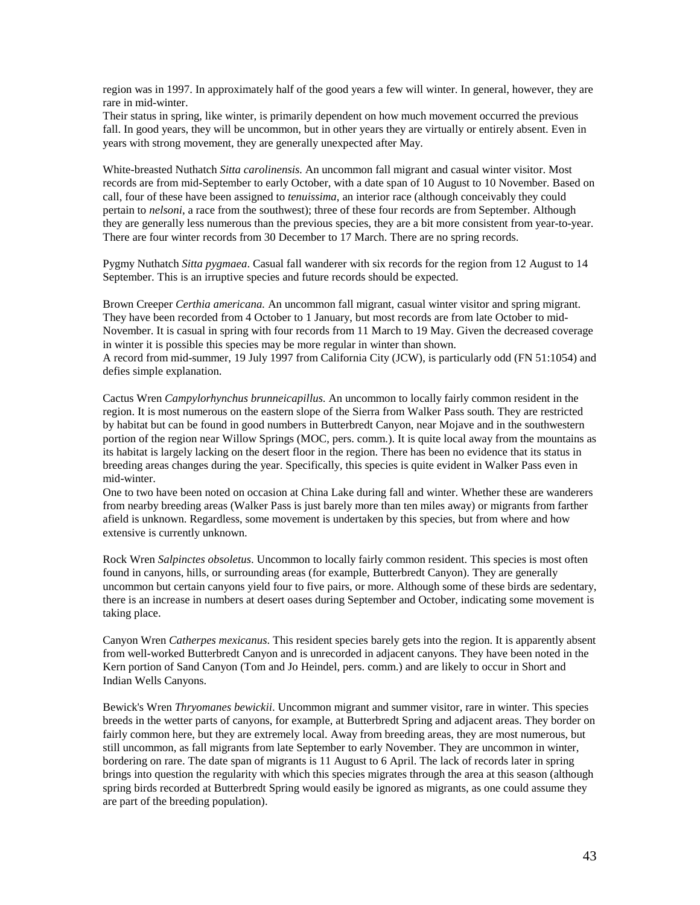region was in 1997. In approximately half of the good years a few will winter. In general, however, they are rare in mid-winter.

Their status in spring, like winter, is primarily dependent on how much movement occurred the previous fall. In good years, they will be uncommon, but in other years they are virtually or entirely absent. Even in years with strong movement, they are generally unexpected after May.

White-breasted Nuthatch *Sitta carolinensis*. An uncommon fall migrant and casual winter visitor. Most records are from mid-September to early October, with a date span of 10 August to 10 November. Based on call, four of these have been assigned to *tenuissima*, an interior race (although conceivably they could pertain to *nelsoni*, a race from the southwest); three of these four records are from September. Although they are generally less numerous than the previous species, they are a bit more consistent from year-to-year. There are four winter records from 30 December to 17 March. There are no spring records.

Pygmy Nuthatch *Sitta pygmaea*. Casual fall wanderer with six records for the region from 12 August to 14 September. This is an irruptive species and future records should be expected.

Brown Creeper *Certhia americana.* An uncommon fall migrant, casual winter visitor and spring migrant. They have been recorded from 4 October to 1 January, but most records are from late October to mid-November. It is casual in spring with four records from 11 March to 19 May. Given the decreased coverage in winter it is possible this species may be more regular in winter than shown.

A record from mid-summer, 19 July 1997 from California City (JCW), is particularly odd (FN 51:1054) and defies simple explanation.

Cactus Wren *Campylorhynchus brunneicapillus.* An uncommon to locally fairly common resident in the region. It is most numerous on the eastern slope of the Sierra from Walker Pass south. They are restricted by habitat but can be found in good numbers in Butterbredt Canyon, near Mojave and in the southwestern portion of the region near Willow Springs (MOC, pers. comm.). It is quite local away from the mountains as its habitat is largely lacking on the desert floor in the region. There has been no evidence that its status in breeding areas changes during the year. Specifically, this species is quite evident in Walker Pass even in mid-winter.

One to two have been noted on occasion at China Lake during fall and winter. Whether these are wanderers from nearby breeding areas (Walker Pass is just barely more than ten miles away) or migrants from farther afield is unknown. Regardless, some movement is undertaken by this species, but from where and how extensive is currently unknown.

Rock Wren *Salpinctes obsoletus*. Uncommon to locally fairly common resident. This species is most often found in canyons, hills, or surrounding areas (for example, Butterbredt Canyon). They are generally uncommon but certain canyons yield four to five pairs, or more. Although some of these birds are sedentary, there is an increase in numbers at desert oases during September and October, indicating some movement is taking place.

Canyon Wren *Catherpes mexicanus*. This resident species barely gets into the region. It is apparently absent from well-worked Butterbredt Canyon and is unrecorded in adjacent canyons. They have been noted in the Kern portion of Sand Canyon (Tom and Jo Heindel, pers. comm.) and are likely to occur in Short and Indian Wells Canyons.

Bewick's Wren *Thryomanes bewickii*. Uncommon migrant and summer visitor, rare in winter. This species breeds in the wetter parts of canyons, for example, at Butterbredt Spring and adjacent areas. They border on fairly common here, but they are extremely local. Away from breeding areas, they are most numerous, but still uncommon, as fall migrants from late September to early November. They are uncommon in winter, bordering on rare. The date span of migrants is 11 August to 6 April. The lack of records later in spring brings into question the regularity with which this species migrates through the area at this season (although spring birds recorded at Butterbredt Spring would easily be ignored as migrants, as one could assume they are part of the breeding population).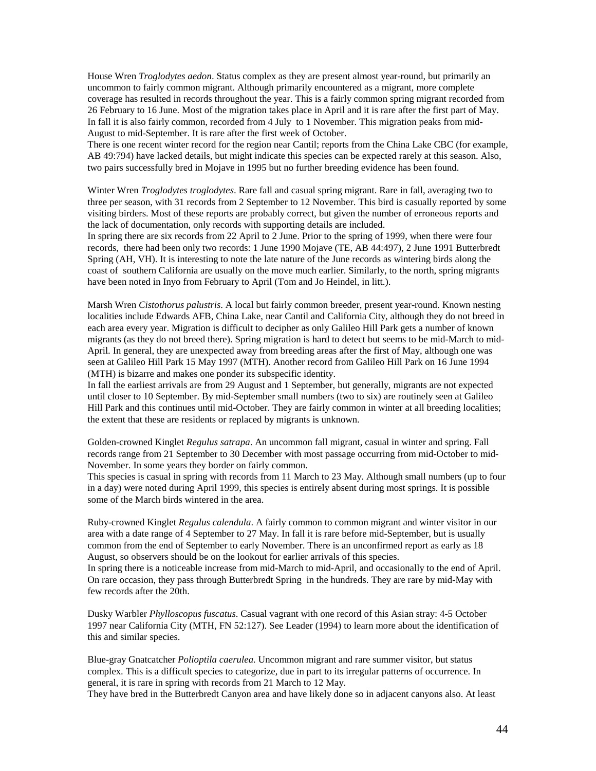House Wren *Troglodytes aedon*. Status complex as they are present almost year-round, but primarily an uncommon to fairly common migrant. Although primarily encountered as a migrant, more complete coverage has resulted in records throughout the year. This is a fairly common spring migrant recorded from 26 February to 16 June. Most of the migration takes place in April and it is rare after the first part of May. In fall it is also fairly common, recorded from 4 July to 1 November. This migration peaks from mid-August to mid-September. It is rare after the first week of October.

There is one recent winter record for the region near Cantil; reports from the China Lake CBC (for example, AB 49:794) have lacked details, but might indicate this species can be expected rarely at this season. Also, two pairs successfully bred in Mojave in 1995 but no further breeding evidence has been found.

Winter Wren *Troglodytes troglodytes*. Rare fall and casual spring migrant. Rare in fall, averaging two to three per season, with 31 records from 2 September to 12 November. This bird is casually reported by some visiting birders. Most of these reports are probably correct, but given the number of erroneous reports and the lack of documentation, only records with supporting details are included.

In spring there are six records from 22 April to 2 June. Prior to the spring of 1999, when there were four records, there had been only two records: 1 June 1990 Mojave (TE, AB 44:497), 2 June 1991 Butterbredt Spring (AH, VH). It is interesting to note the late nature of the June records as wintering birds along the coast of southern California are usually on the move much earlier. Similarly, to the north, spring migrants have been noted in Inyo from February to April (Tom and Jo Heindel, in litt.).

Marsh Wren *Cistothorus palustris*. A local but fairly common breeder, present year-round. Known nesting localities include Edwards AFB, China Lake, near Cantil and California City, although they do not breed in each area every year. Migration is difficult to decipher as only Galileo Hill Park gets a number of known migrants (as they do not breed there). Spring migration is hard to detect but seems to be mid-March to mid-April. In general, they are unexpected away from breeding areas after the first of May, although one was seen at Galileo Hill Park 15 May 1997 (MTH). Another record from Galileo Hill Park on 16 June 1994 (MTH) is bizarre and makes one ponder its subspecific identity.

In fall the earliest arrivals are from 29 August and 1 September, but generally, migrants are not expected until closer to 10 September. By mid-September small numbers (two to six) are routinely seen at Galileo Hill Park and this continues until mid-October. They are fairly common in winter at all breeding localities; the extent that these are residents or replaced by migrants is unknown.

Golden-crowned Kinglet *Regulus satrapa*. An uncommon fall migrant, casual in winter and spring. Fall records range from 21 September to 30 December with most passage occurring from mid-October to mid-November. In some years they border on fairly common.

This species is casual in spring with records from 11 March to 23 May. Although small numbers (up to four in a day) were noted during April 1999, this species is entirely absent during most springs. It is possible some of the March birds wintered in the area.

Ruby-crowned Kinglet *Regulus calendula*. A fairly common to common migrant and winter visitor in our area with a date range of 4 September to 27 May. In fall it is rare before mid-September, but is usually common from the end of September to early November. There is an unconfirmed report as early as 18 August, so observers should be on the lookout for earlier arrivals of this species.

In spring there is a noticeable increase from mid-March to mid-April, and occasionally to the end of April. On rare occasion, they pass through Butterbredt Spring in the hundreds. They are rare by mid-May with few records after the 20th.

Dusky Warbler *Phylloscopus fuscatus*. Casual vagrant with one record of this Asian stray: 4-5 October 1997 near California City (MTH, FN 52:127). See Leader (1994) to learn more about the identification of this and similar species.

Blue-gray Gnatcatcher *Polioptila caerulea.* Uncommon migrant and rare summer visitor, but status complex. This is a difficult species to categorize, due in part to its irregular patterns of occurrence. In general, it is rare in spring with records from 21 March to 12 May.

They have bred in the Butterbredt Canyon area and have likely done so in adjacent canyons also. At least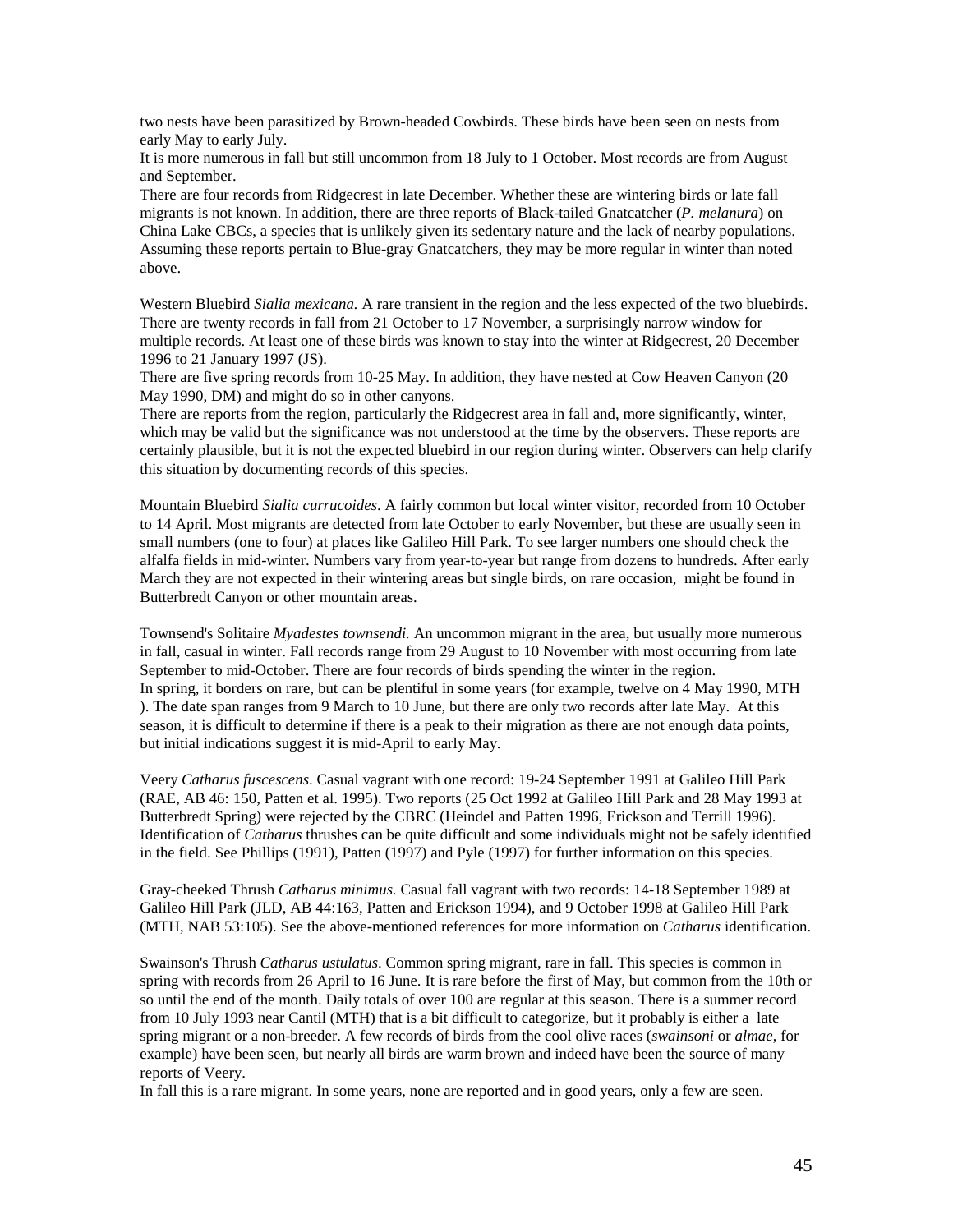two nests have been parasitized by Brown-headed Cowbirds. These birds have been seen on nests from early May to early July.

It is more numerous in fall but still uncommon from 18 July to 1 October. Most records are from August and September.

There are four records from Ridgecrest in late December. Whether these are wintering birds or late fall migrants is not known. In addition, there are three reports of Black-tailed Gnatcatcher (*P. melanura*) on China Lake CBCs, a species that is unlikely given its sedentary nature and the lack of nearby populations. Assuming these reports pertain to Blue-gray Gnatcatchers, they may be more regular in winter than noted above.

Western Bluebird *Sialia mexicana.* A rare transient in the region and the less expected of the two bluebirds. There are twenty records in fall from 21 October to 17 November, a surprisingly narrow window for multiple records. At least one of these birds was known to stay into the winter at Ridgecrest, 20 December 1996 to 21 January 1997 (JS).

There are five spring records from 10-25 May. In addition, they have nested at Cow Heaven Canyon (20 May 1990, DM) and might do so in other canyons.

There are reports from the region, particularly the Ridgecrest area in fall and, more significantly, winter, which may be valid but the significance was not understood at the time by the observers. These reports are certainly plausible, but it is not the expected bluebird in our region during winter. Observers can help clarify this situation by documenting records of this species.

Mountain Bluebird *Sialia currucoides*. A fairly common but local winter visitor, recorded from 10 October to 14 April. Most migrants are detected from late October to early November, but these are usually seen in small numbers (one to four) at places like Galileo Hill Park. To see larger numbers one should check the alfalfa fields in mid-winter. Numbers vary from year-to-year but range from dozens to hundreds. After early March they are not expected in their wintering areas but single birds, on rare occasion, might be found in Butterbredt Canyon or other mountain areas.

Townsend's Solitaire *Myadestes townsendi.* An uncommon migrant in the area, but usually more numerous in fall, casual in winter. Fall records range from 29 August to 10 November with most occurring from late September to mid-October. There are four records of birds spending the winter in the region.

In spring, it borders on rare, but can be plentiful in some years (for example, twelve on 4 May 1990, MTH ). The date span ranges from 9 March to 10 June, but there are only two records after late May. At this season, it is difficult to determine if there is a peak to their migration as there are not enough data points, but initial indications suggest it is mid-April to early May.

Veery *Catharus fuscescens*. Casual vagrant with one record: 19-24 September 1991 at Galileo Hill Park (RAE, AB 46: 150, Patten et al. 1995). Two reports (25 Oct 1992 at Galileo Hill Park and 28 May 1993 at Butterbredt Spring) were rejected by the CBRC (Heindel and Patten 1996, Erickson and Terrill 1996). Identification of *Catharus* thrushes can be quite difficult and some individuals might not be safely identified in the field. See Phillips (1991), Patten (1997) and Pyle (1997) for further information on this species.

Gray-cheeked Thrush *Catharus minimus.* Casual fall vagrant with two records: 14-18 September 1989 at Galileo Hill Park (JLD, AB 44:163, Patten and Erickson 1994), and 9 October 1998 at Galileo Hill Park (MTH, NAB 53:105). See the above-mentioned references for more information on *Catharus* identification.

Swainson's Thrush *Catharus ustulatus*. Common spring migrant, rare in fall. This species is common in spring with records from 26 April to 16 June. It is rare before the first of May, but common from the 10th or so until the end of the month. Daily totals of over 100 are regular at this season. There is a summer record from 10 July 1993 near Cantil (MTH) that is a bit difficult to categorize, but it probably is either a late spring migrant or a non-breeder. A few records of birds from the cool olive races (*swainsoni* or *almae*, for example) have been seen, but nearly all birds are warm brown and indeed have been the source of many reports of Veery.

In fall this is a rare migrant. In some years, none are reported and in good years, only a few are seen.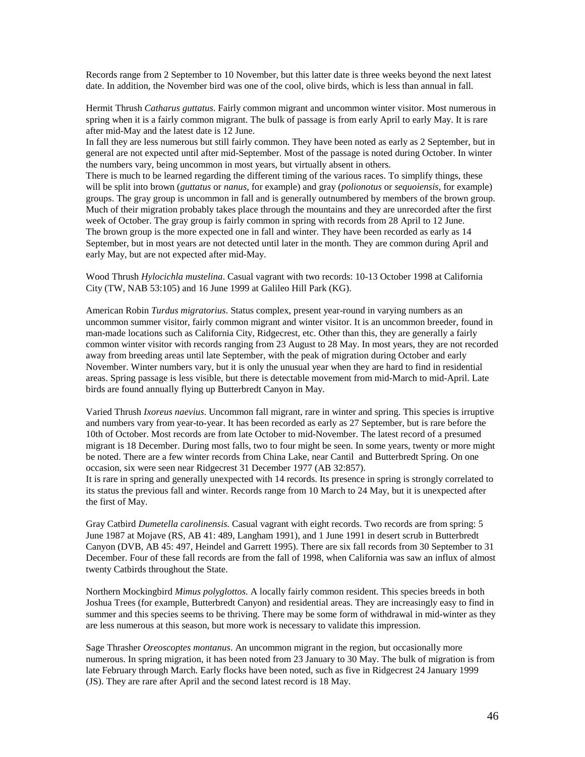Records range from 2 September to 10 November, but this latter date is three weeks beyond the next latest date. In addition, the November bird was one of the cool, olive birds, which is less than annual in fall.

Hermit Thrush *Catharus guttatus*. Fairly common migrant and uncommon winter visitor. Most numerous in spring when it is a fairly common migrant. The bulk of passage is from early April to early May. It is rare after mid-May and the latest date is 12 June.
In fall they are less numerous but still fairly common. They have been noted as early as 2 September, but in general are not expected until after mid-September. Most of the passage is noted during October. In winter the numbers vary, being uncommon in most years, but virtually absent in others.
There is much to be learned regarding the different timing of the various races. To simplify things, these will be split into brown (*guttatus* or *nanus*, for example) and gray (*polionotus* or *sequoiensis*, for example) groups. The gray group is uncommon in fall and is generally outnumbered by members of the brown group. Much of their migration probably takes place through the mountains and they are unrecorded after the first week of October. The gray group is fairly common in spring with records from 28 April to 12 June.
The brown group is the more expected one in fall and winter. They have been recorded as early as 14 September, but in most years are not detected until later in the month. They are common during April and early May, but are not expected after mid-May.

Wood Thrush *Hylocichla mustelina*. Casual vagrant with two records: 10-13 October 1998 at California City (TW, NAB 53:105) and 16 June 1999 at Galileo Hill Park (KG).

American Robin *Turdus migratorius*. Status complex, present year-round in varying numbers as an uncommon summer visitor, fairly common migrant and winter visitor. It is an uncommon breeder, found in man-made locations such as California City, Ridgecrest, etc. Other than this, they are generally a fairly common winter visitor with records ranging from 23 August to 28 May. In most years, they are not recorded away from breeding areas until late September, with the peak of migration during October and early November. Winter numbers vary, but it is only the unusual year when they are hard to find in residential areas. Spring passage is less visible, but there is detectable movement from mid-March to mid-April. Late birds are found annually flying up Butterbredt Canyon in May.

Varied Thrush *Ixoreus naevius*. Uncommon fall migrant, rare in winter and spring. This species is irruptive and numbers vary from year-to-year. It has been recorded as early as 27 September, but is rare before the 10th of October. Most records are from late October to mid-November. The latest record of a presumed migrant is 18 December. During most falls, two to four might be seen. In some years, twenty or more might be noted. There are a few winter records from China Lake, near Cantil and Butterbredt Spring. On one occasion, six were seen near Ridgecrest 31 December 1977 (AB 32:857).
It is rare in spring and generally unexpected with 14 records. Its presence in spring is strongly correlated to its status the previous fall and winter. Records range from 10 March to 24 May, but it is unexpected after the first of May.

Gray Catbird *Dumetella carolinensis.* Casual vagrant with eight records. Two records are from spring: 5 June 1987 at Mojave (RS, AB 41: 489, Langham 1991), and 1 June 1991 in desert scrub in Butterbredt Canyon (DVB, AB 45: 497, Heindel and Garrett 1995). There are six fall records from 30 September to 31 December. Four of these fall records are from the fall of 1998, when California was saw an influx of almost twenty Catbirds throughout the State.

Northern Mockingbird *Mimus polyglottos.* A locally fairly common resident. This species breeds in both Joshua Trees (for example, Butterbredt Canyon) and residential areas. They are increasingly easy to find in summer and this species seems to be thriving. There may be some form of withdrawal in mid-winter as they are less numerous at this season, but more work is necessary to validate this impression.

Sage Thrasher *Oreoscoptes montanus*. An uncommon migrant in the region, but occasionally more numerous. In spring migration, it has been noted from 23 January to 30 May. The bulk of migration is from late February through March. Early flocks have been noted, such as five in Ridgecrest 24 January 1999 (JS). They are rare after April and the second latest record is 18 May.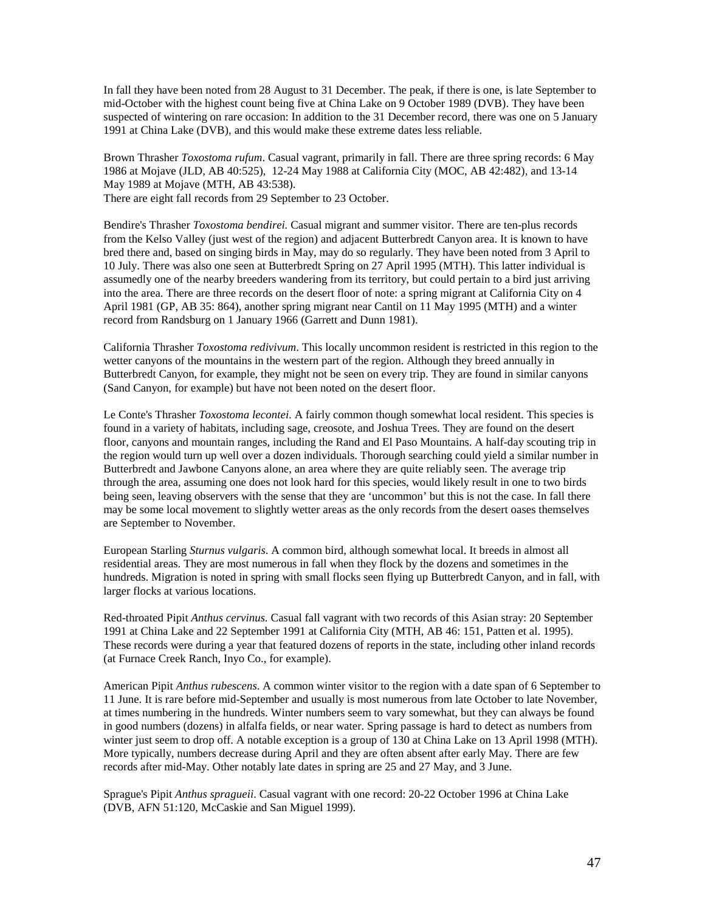In fall they have been noted from 28 August to 31 December. The peak, if there is one, is late September to mid-October with the highest count being five at China Lake on 9 October 1989 (DVB). They have been suspected of wintering on rare occasion: In addition to the 31 December record, there was one on 5 January 1991 at China Lake (DVB), and this would make these extreme dates less reliable.

Brown Thrasher *Toxostoma rufum*. Casual vagrant, primarily in fall. There are three spring records: 6 May 1986 at Mojave (JLD, AB 40:525), 12-24 May 1988 at California City (MOC, AB 42:482), and 13-14 May 1989 at Mojave (MTH, AB 43:538).
There are eight fall records from 29 September to 23 October.

Bendire's Thrasher *Toxostoma bendirei.* Casual migrant and summer visitor. There are ten-plus records from the Kelso Valley (just west of the region) and adjacent Butterbredt Canyon area. It is known to have bred there and, based on singing birds in May, may do so regularly. They have been noted from 3 April to 10 July. There was also one seen at Butterbredt Spring on 27 April 1995 (MTH). This latter individual is assumedly one of the nearby breeders wandering from its territory, but could pertain to a bird just arriving into the area. There are three records on the desert floor of note: a spring migrant at California City on 4 April 1981 (GP, AB 35: 864), another spring migrant near Cantil on 11 May 1995 (MTH) and a winter record from Randsburg on 1 January 1966 (Garrett and Dunn 1981).

California Thrasher *Toxostoma redivivum*. This locally uncommon resident is restricted in this region to the wetter canyons of the mountains in the western part of the region. Although they breed annually in Butterbredt Canyon, for example, they might not be seen on every trip. They are found in similar canyons (Sand Canyon, for example) but have not been noted on the desert floor.

Le Conte's Thrasher *Toxostoma lecontei.* A fairly common though somewhat local resident. This species is found in a variety of habitats, including sage, creosote, and Joshua Trees. They are found on the desert floor, canyons and mountain ranges, including the Rand and El Paso Mountains. A half-day scouting trip in the region would turn up well over a dozen individuals. Thorough searching could yield a similar number in Butterbredt and Jawbone Canyons alone, an area where they are quite reliably seen. The average trip through the area, assuming one does not look hard for this species, would likely result in one to two birds being seen, leaving observers with the sense that they are 'uncommon' but this is not the case. In fall there may be some local movement to slightly wetter areas as the only records from the desert oases themselves are September to November.

European Starling *Sturnus vulgaris*. A common bird, although somewhat local. It breeds in almost all residential areas. They are most numerous in fall when they flock by the dozens and sometimes in the hundreds. Migration is noted in spring with small flocks seen flying up Butterbredt Canyon, and in fall, with larger flocks at various locations.

Red-throated Pipit *Anthus cervinus.* Casual fall vagrant with two records of this Asian stray: 20 September 1991 at China Lake and 22 September 1991 at California City (MTH, AB 46: 151, Patten et al. 1995). These records were during a year that featured dozens of reports in the state, including other inland records (at Furnace Creek Ranch, Inyo Co., for example).

American Pipit *Anthus rubescens*. A common winter visitor to the region with a date span of 6 September to 11 June. It is rare before mid-September and usually is most numerous from late October to late November, at times numbering in the hundreds. Winter numbers seem to vary somewhat, but they can always be found in good numbers (dozens) in alfalfa fields, or near water. Spring passage is hard to detect as numbers from winter just seem to drop off. A notable exception is a group of 130 at China Lake on 13 April 1998 (MTH). More typically, numbers decrease during April and they are often absent after early May. There are few records after mid-May. Other notably late dates in spring are 25 and 27 May, and 3 June.

Sprague's Pipit *Anthus spragueii*. Casual vagrant with one record: 20-22 October 1996 at China Lake (DVB, AFN 51:120, McCaskie and San Miguel 1999).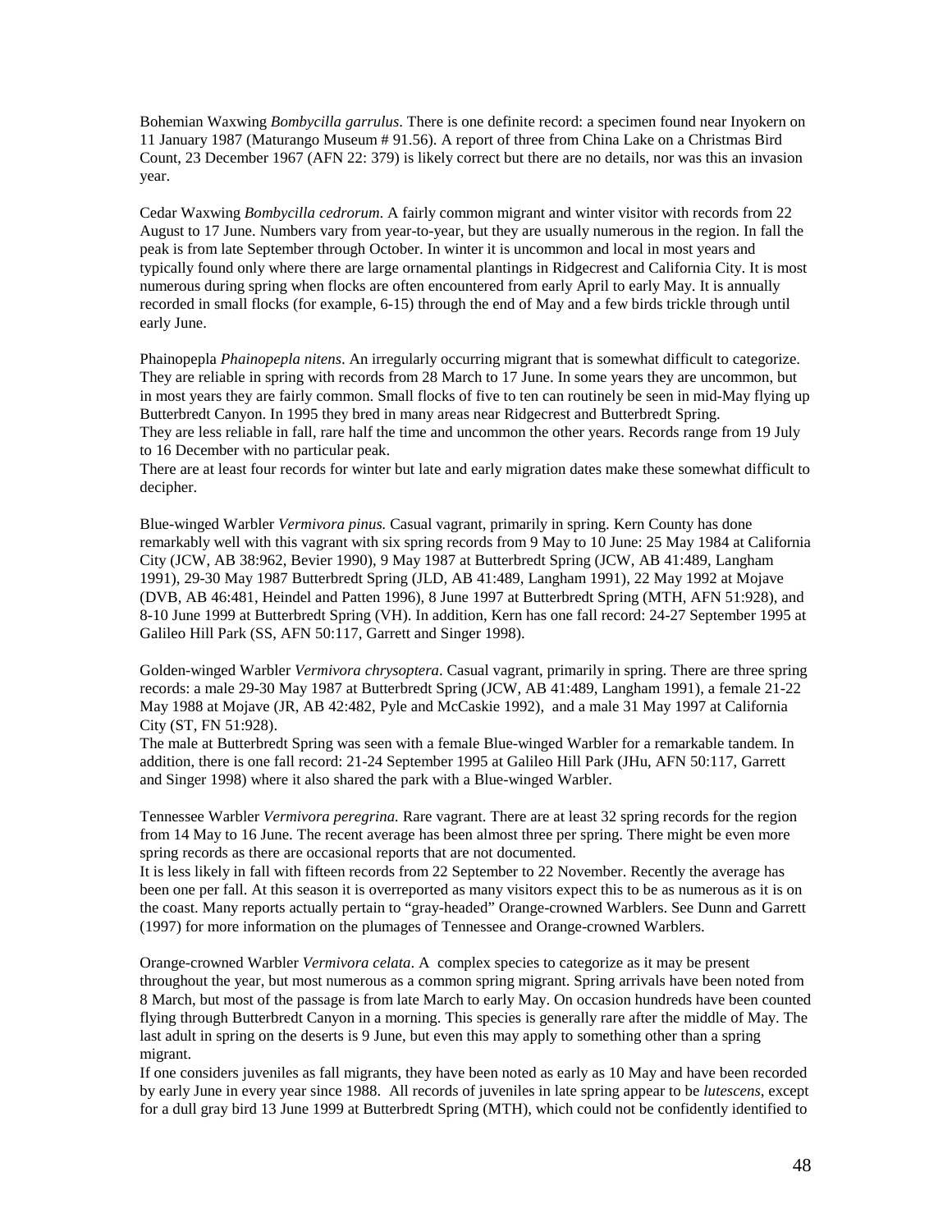Bohemian Waxwing *Bombycilla garrulus*. There is one definite record: a specimen found near Inyokern on 11 January 1987 (Maturango Museum # 91.56). A report of three from China Lake on a Christmas Bird Count, 23 December 1967 (AFN 22: 379) is likely correct but there are no details, nor was this an invasion year.

Cedar Waxwing *Bombycilla cedrorum*. A fairly common migrant and winter visitor with records from 22 August to 17 June. Numbers vary from year-to-year, but they are usually numerous in the region. In fall the peak is from late September through October. In winter it is uncommon and local in most years and typically found only where there are large ornamental plantings in Ridgecrest and California City. It is most numerous during spring when flocks are often encountered from early April to early May. It is annually recorded in small flocks (for example, 6-15) through the end of May and a few birds trickle through until early June.

Phainopepla *Phainopepla nitens*. An irregularly occurring migrant that is somewhat difficult to categorize. They are reliable in spring with records from 28 March to 17 June. In some years they are uncommon, but in most years they are fairly common. Small flocks of five to ten can routinely be seen in mid-May flying up Butterbredt Canyon. In 1995 they bred in many areas near Ridgecrest and Butterbredt Spring.
They are less reliable in fall, rare half the time and uncommon the other years. Records range from 19 July to 16 December with no particular peak.
There are at least four records for winter but late and early migration dates make these somewhat difficult to decipher.

Blue-winged Warbler *Vermivora pinus.* Casual vagrant, primarily in spring. Kern County has done remarkably well with this vagrant with six spring records from 9 May to 10 June: 25 May 1984 at California City (JCW, AB 38:962, Bevier 1990), 9 May 1987 at Butterbredt Spring (JCW, AB 41:489, Langham 1991), 29-30 May 1987 Butterbredt Spring (JLD, AB 41:489, Langham 1991), 22 May 1992 at Mojave (DVB, AB 46:481, Heindel and Patten 1996), 8 June 1997 at Butterbredt Spring (MTH, AFN 51:928), and 8-10 June 1999 at Butterbredt Spring (VH). In addition, Kern has one fall record: 24-27 September 1995 at Galileo Hill Park (SS, AFN 50:117, Garrett and Singer 1998).

Golden-winged Warbler *Vermivora chrysoptera*. Casual vagrant, primarily in spring. There are three spring records: a male 29-30 May 1987 at Butterbredt Spring (JCW, AB 41:489, Langham 1991), a female 21-22 May 1988 at Mojave (JR, AB 42:482, Pyle and McCaskie 1992), and a male 31 May 1997 at California City (ST, FN 51:928).
The male at Butterbredt Spring was seen with a female Blue-winged Warbler for a remarkable tandem. In addition, there is one fall record: 21-24 September 1995 at Galileo Hill Park (JHu, AFN 50:117, Garrett and Singer 1998) where it also shared the park with a Blue-winged Warbler.

Tennessee Warbler *Vermivora peregrina.* Rare vagrant. There are at least 32 spring records for the region from 14 May to 16 June. The recent average has been almost three per spring. There might be even more spring records as there are occasional reports that are not documented.
It is less likely in fall with fifteen records from 22 September to 22 November. Recently the average has been one per fall. At this season it is overreported as many visitors expect this to be as numerous as it is on the coast. Many reports actually pertain to "gray-headed" Orange-crowned Warblers. See Dunn and Garrett (1997) for more information on the plumages of Tennessee and Orange-crowned Warblers.

Orange-crowned Warbler *Vermivora celata*. A complex species to categorize as it may be present throughout the year, but most numerous as a common spring migrant. Spring arrivals have been noted from 8 March, but most of the passage is from late March to early May. On occasion hundreds have been counted flying through Butterbredt Canyon in a morning. This species is generally rare after the middle of May. The last adult in spring on the deserts is 9 June, but even this may apply to something other than a spring migrant.
If one considers juveniles as fall migrants, they have been noted as early as 10 May and have been recorded by early June in every year since 1988. All records of juveniles in late spring appear to be *lutescens*, except for a dull gray bird 13 June 1999 at Butterbredt Spring (MTH), which could not be confidently identified to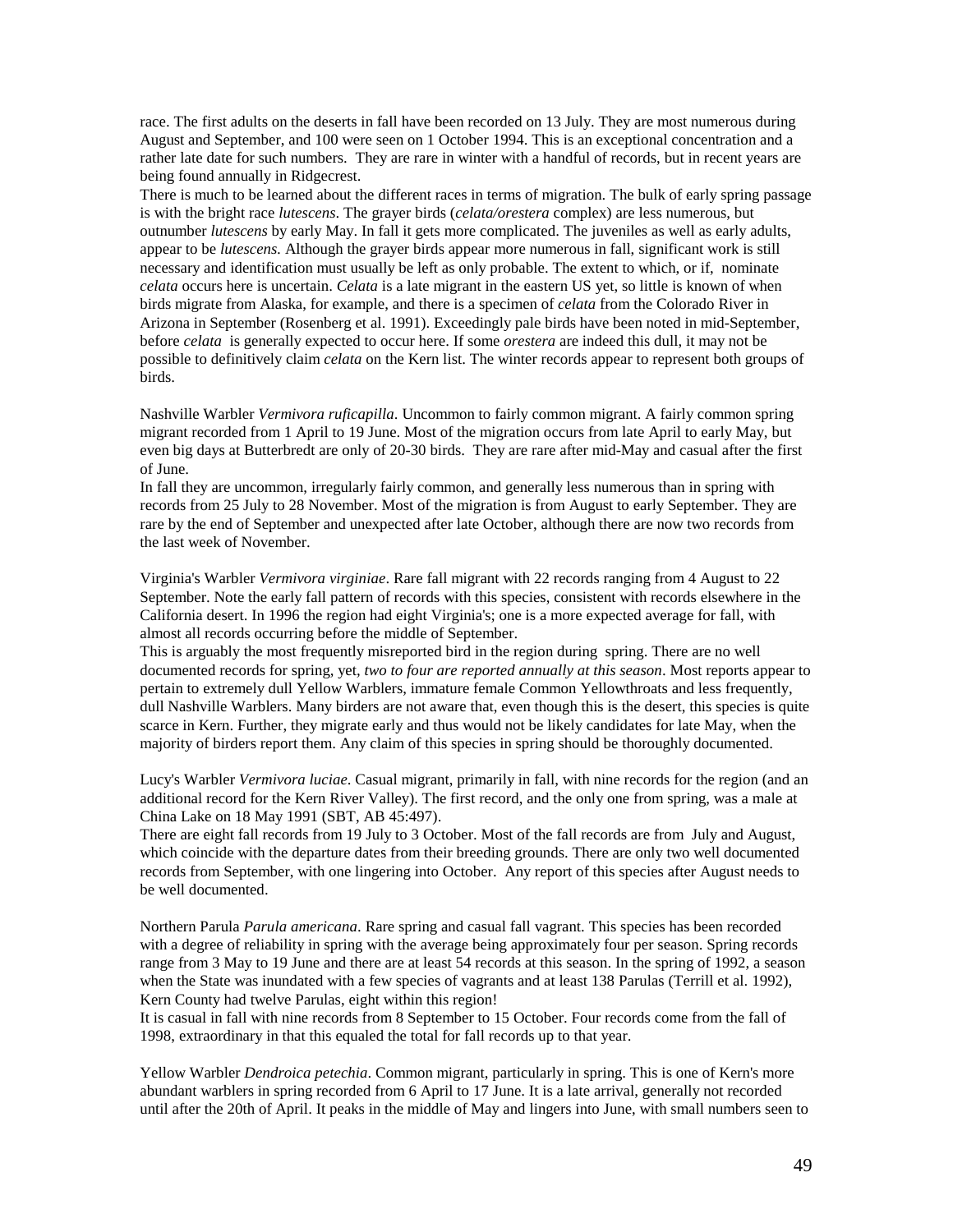race. The first adults on the deserts in fall have been recorded on 13 July. They are most numerous during August and September, and 100 were seen on 1 October 1994. This is an exceptional concentration and a rather late date for such numbers. They are rare in winter with a handful of records, but in recent years are being found annually in Ridgecrest.

There is much to be learned about the different races in terms of migration. The bulk of early spring passage is with the bright race *lutescens*. The grayer birds (*celata/orestera* complex) are less numerous, but outnumber *lutescens* by early May. In fall it gets more complicated. The juveniles as well as early adults, appear to be *lutescens.* Although the grayer birds appear more numerous in fall, significant work is still necessary and identification must usually be left as only probable. The extent to which, or if, nominate *celata* occurs here is uncertain. *Celata* is a late migrant in the eastern US yet, so little is known of when birds migrate from Alaska, for example, and there is a specimen of *celata* from the Colorado River in Arizona in September (Rosenberg et al. 1991). Exceedingly pale birds have been noted in mid-September, before *celata* is generally expected to occur here. If some *orestera* are indeed this dull, it may not be possible to definitively claim *celata* on the Kern list. The winter records appear to represent both groups of birds.

Nashville Warbler *Vermivora ruficapilla*. Uncommon to fairly common migrant. A fairly common spring migrant recorded from 1 April to 19 June. Most of the migration occurs from late April to early May, but even big days at Butterbredt are only of 20-30 birds. They are rare after mid-May and casual after the first of June.

In fall they are uncommon, irregularly fairly common, and generally less numerous than in spring with records from 25 July to 28 November. Most of the migration is from August to early September. They are rare by the end of September and unexpected after late October, although there are now two records from the last week of November.

Virginia's Warbler *Vermivora virginiae*. Rare fall migrant with 22 records ranging from 4 August to 22 September. Note the early fall pattern of records with this species, consistent with records elsewhere in the California desert. In 1996 the region had eight Virginia's; one is a more expected average for fall, with almost all records occurring before the middle of September.

This is arguably the most frequently misreported bird in the region during spring. There are no well documented records for spring, yet, *two to four are reported annually at this season*. Most reports appear to pertain to extremely dull Yellow Warblers, immature female Common Yellowthroats and less frequently, dull Nashville Warblers. Many birders are not aware that, even though this is the desert, this species is quite scarce in Kern. Further, they migrate early and thus would not be likely candidates for late May, when the majority of birders report them. Any claim of this species in spring should be thoroughly documented.

Lucy's Warbler *Vermivora luciae*. Casual migrant, primarily in fall, with nine records for the region (and an additional record for the Kern River Valley). The first record, and the only one from spring, was a male at China Lake on 18 May 1991 (SBT, AB 45:497).

There are eight fall records from 19 July to 3 October. Most of the fall records are from July and August, which coincide with the departure dates from their breeding grounds. There are only two well documented records from September, with one lingering into October. Any report of this species after August needs to be well documented.

Northern Parula *Parula americana*. Rare spring and casual fall vagrant. This species has been recorded with a degree of reliability in spring with the average being approximately four per season. Spring records range from 3 May to 19 June and there are at least 54 records at this season. In the spring of 1992, a season when the State was inundated with a few species of vagrants and at least 138 Parulas (Terrill et al. 1992), Kern County had twelve Parulas, eight within this region!

It is casual in fall with nine records from 8 September to 15 October. Four records come from the fall of 1998, extraordinary in that this equaled the total for fall records up to that year.

Yellow Warbler *Dendroica petechia*. Common migrant, particularly in spring. This is one of Kern's more abundant warblers in spring recorded from 6 April to 17 June. It is a late arrival, generally not recorded until after the 20th of April. It peaks in the middle of May and lingers into June, with small numbers seen to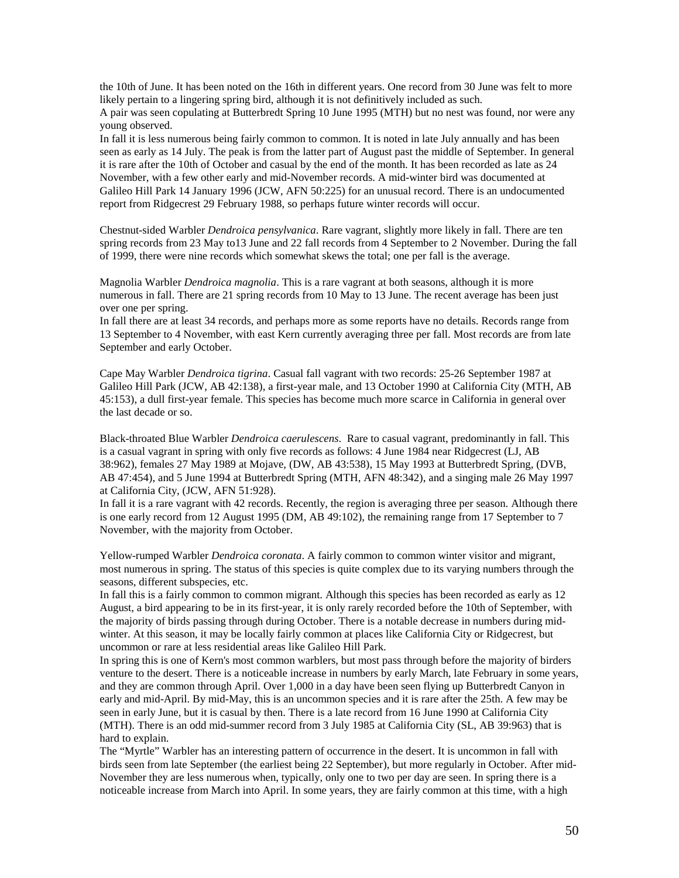the 10th of June. It has been noted on the 16th in different years. One record from 30 June was felt to more likely pertain to a lingering spring bird, although it is not definitively included as such.
A pair was seen copulating at Butterbredt Spring 10 June 1995 (MTH) but no nest was found, nor were any young observed.
In fall it is less numerous being fairly common to common. It is noted in late July annually and has been seen as early as 14 July. The peak is from the latter part of August past the middle of September. In general it is rare after the 10th of October and casual by the end of the month. It has been recorded as late as 24 November, with a few other early and mid-November records. A mid-winter bird was documented at Galileo Hill Park 14 January 1996 (JCW, AFN 50:225) for an unusual record. There is an undocumented report from Ridgecrest 29 February 1988, so perhaps future winter records will occur.

Chestnut-sided Warbler *Dendroica pensylvanica*. Rare vagrant, slightly more likely in fall. There are ten spring records from 23 May to13 June and 22 fall records from 4 September to 2 November. During the fall of 1999, there were nine records which somewhat skews the total; one per fall is the average.

Magnolia Warbler *Dendroica magnolia*. This is a rare vagrant at both seasons, although it is more numerous in fall. There are 21 spring records from 10 May to 13 June. The recent average has been just over one per spring.
In fall there are at least 34 records, and perhaps more as some reports have no details. Records range from 13 September to 4 November, with east Kern currently averaging three per fall. Most records are from late September and early October.

Cape May Warbler *Dendroica tigrina*. Casual fall vagrant with two records: 25-26 September 1987 at Galileo Hill Park (JCW, AB 42:138), a first-year male, and 13 October 1990 at California City (MTH, AB 45:153), a dull first-year female. This species has become much more scarce in California in general over the last decade or so.

Black-throated Blue Warbler *Dendroica caerulescens*. Rare to casual vagrant, predominantly in fall. This is a casual vagrant in spring with only five records as follows: 4 June 1984 near Ridgecrest (LJ, AB 38:962), females 27 May 1989 at Mojave, (DW, AB 43:538), 15 May 1993 at Butterbredt Spring, (DVB, AB 47:454), and 5 June 1994 at Butterbredt Spring (MTH, AFN 48:342), and a singing male 26 May 1997 at California City, (JCW, AFN 51:928).
In fall it is a rare vagrant with 42 records. Recently, the region is averaging three per season. Although there is one early record from 12 August 1995 (DM, AB 49:102), the remaining range from 17 September to 7 November, with the majority from October.

Yellow-rumped Warbler *Dendroica coronata*. A fairly common to common winter visitor and migrant, most numerous in spring. The status of this species is quite complex due to its varying numbers through the seasons, different subspecies, etc.
In fall this is a fairly common to common migrant. Although this species has been recorded as early as 12 August, a bird appearing to be in its first-year, it is only rarely recorded before the 10th of September, with the majority of birds passing through during October. There is a notable decrease in numbers during mid-winter. At this season, it may be locally fairly common at places like California City or Ridgecrest, but uncommon or rare at less residential areas like Galileo Hill Park.
In spring this is one of Kern's most common warblers, but most pass through before the majority of birders venture to the desert. There is a noticeable increase in numbers by early March, late February in some years, and they are common through April. Over 1,000 in a day have been seen flying up Butterbredt Canyon in early and mid-April. By mid-May, this is an uncommon species and it is rare after the 25th. A few may be seen in early June, but it is casual by then. There is a late record from 16 June 1990 at California City (MTH). There is an odd mid-summer record from 3 July 1985 at California City (SL, AB 39:963) that is hard to explain.
The "Myrtle" Warbler has an interesting pattern of occurrence in the desert. It is uncommon in fall with birds seen from late September (the earliest being 22 September), but more regularly in October. After mid-November they are less numerous when, typically, only one to two per day are seen. In spring there is a noticeable increase from March into April. In some years, they are fairly common at this time, with a high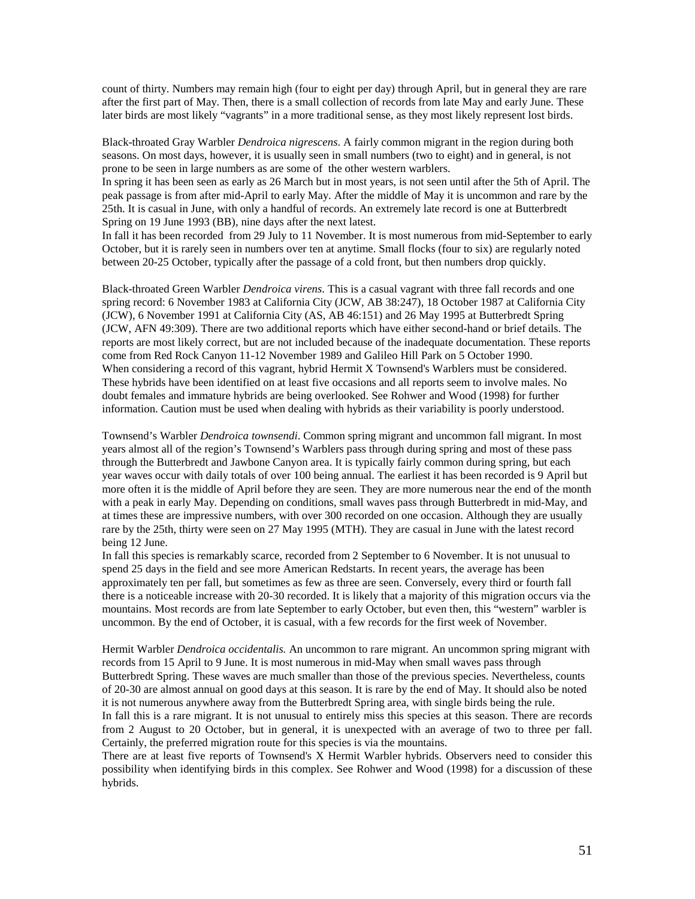count of thirty. Numbers may remain high (four to eight per day) through April, but in general they are rare after the first part of May. Then, there is a small collection of records from late May and early June. These later birds are most likely "vagrants" in a more traditional sense, as they most likely represent lost birds.

Black-throated Gray Warbler *Dendroica nigrescens*. A fairly common migrant in the region during both seasons. On most days, however, it is usually seen in small numbers (two to eight) and in general, is not prone to be seen in large numbers as are some of the other western warblers.
In spring it has been seen as early as 26 March but in most years, is not seen until after the 5th of April. The peak passage is from after mid-April to early May. After the middle of May it is uncommon and rare by the 25th. It is casual in June, with only a handful of records. An extremely late record is one at Butterbredt Spring on 19 June 1993 (BB), nine days after the next latest.
In fall it has been recorded from 29 July to 11 November. It is most numerous from mid-September to early October, but it is rarely seen in numbers over ten at anytime. Small flocks (four to six) are regularly noted between 20-25 October, typically after the passage of a cold front, but then numbers drop quickly.

Black-throated Green Warbler *Dendroica virens*. This is a casual vagrant with three fall records and one spring record: 6 November 1983 at California City (JCW, AB 38:247), 18 October 1987 at California City (JCW), 6 November 1991 at California City (AS, AB 46:151) and 26 May 1995 at Butterbredt Spring (JCW, AFN 49:309). There are two additional reports which have either second-hand or brief details. The reports are most likely correct, but are not included because of the inadequate documentation. These reports come from Red Rock Canyon 11-12 November 1989 and Galileo Hill Park on 5 October 1990.
When considering a record of this vagrant, hybrid Hermit X Townsend's Warblers must be considered. These hybrids have been identified on at least five occasions and all reports seem to involve males. No doubt females and immature hybrids are being overlooked. See Rohwer and Wood (1998) for further information. Caution must be used when dealing with hybrids as their variability is poorly understood.

Townsend's Warbler *Dendroica townsendi*. Common spring migrant and uncommon fall migrant. In most years almost all of the region's Townsend's Warblers pass through during spring and most of these pass through the Butterbredt and Jawbone Canyon area. It is typically fairly common during spring, but each year waves occur with daily totals of over 100 being annual. The earliest it has been recorded is 9 April but more often it is the middle of April before they are seen. They are more numerous near the end of the month with a peak in early May. Depending on conditions, small waves pass through Butterbredt in mid-May, and at times these are impressive numbers, with over 300 recorded on one occasion. Although they are usually rare by the 25th, thirty were seen on 27 May 1995 (MTH). They are casual in June with the latest record being 12 June.
In fall this species is remarkably scarce, recorded from 2 September to 6 November. It is not unusual to spend 25 days in the field and see more American Redstarts. In recent years, the average has been approximately ten per fall, but sometimes as few as three are seen. Conversely, every third or fourth fall there is a noticeable increase with 20-30 recorded. It is likely that a majority of this migration occurs via the mountains. Most records are from late September to early October, but even then, this "western" warbler is uncommon. By the end of October, it is casual, with a few records for the first week of November.

Hermit Warbler *Dendroica occidentalis.* An uncommon to rare migrant. An uncommon spring migrant with records from 15 April to 9 June. It is most numerous in mid-May when small waves pass through Butterbredt Spring. These waves are much smaller than those of the previous species. Nevertheless, counts of 20-30 are almost annual on good days at this season. It is rare by the end of May. It should also be noted it is not numerous anywhere away from the Butterbredt Spring area, with single birds being the rule.
In fall this is a rare migrant. It is not unusual to entirely miss this species at this season. There are records from 2 August to 20 October, but in general, it is unexpected with an average of two to three per fall. Certainly, the preferred migration route for this species is via the mountains.
There are at least five reports of Townsend's X Hermit Warbler hybrids. Observers need to consider this possibility when identifying birds in this complex. See Rohwer and Wood (1998) for a discussion of these hybrids.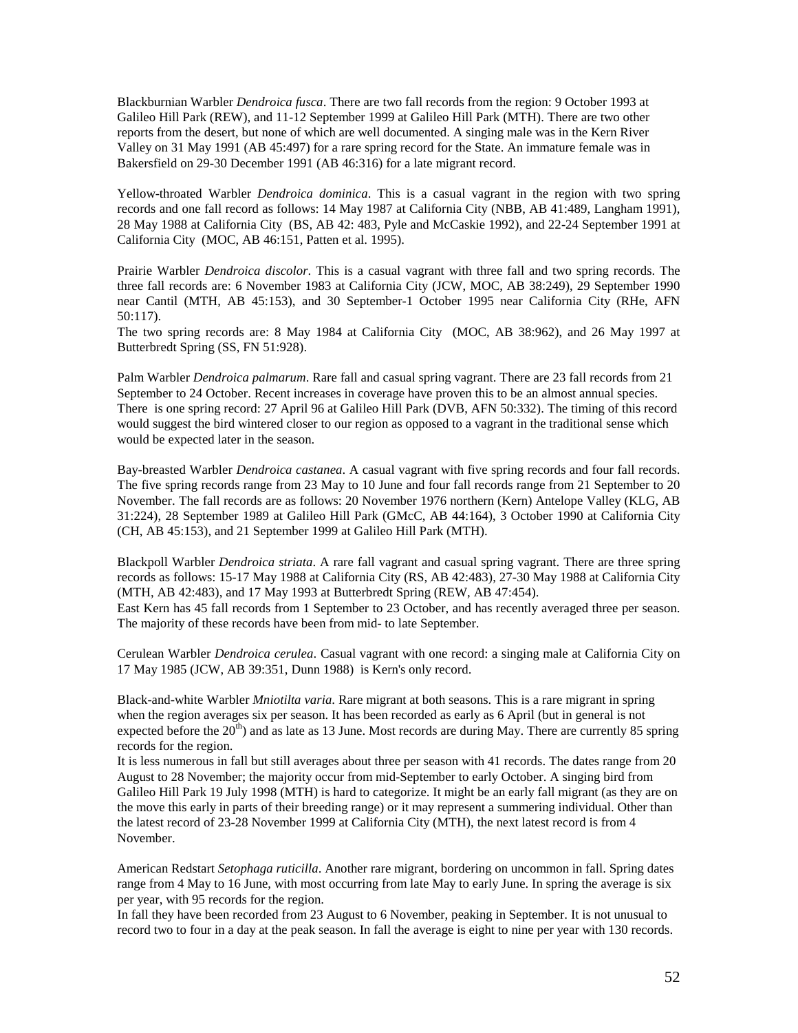Blackburnian Warbler *Dendroica fusca*. There are two fall records from the region: 9 October 1993 at Galileo Hill Park (REW), and 11-12 September 1999 at Galileo Hill Park (MTH). There are two other reports from the desert, but none of which are well documented. A singing male was in the Kern River Valley on 31 May 1991 (AB 45:497) for a rare spring record for the State. An immature female was in Bakersfield on 29-30 December 1991 (AB 46:316) for a late migrant record.

Yellow-throated Warbler *Dendroica dominica*. This is a casual vagrant in the region with two spring records and one fall record as follows: 14 May 1987 at California City (NBB, AB 41:489, Langham 1991), 28 May 1988 at California City (BS, AB 42: 483, Pyle and McCaskie 1992), and 22-24 September 1991 at California City (MOC, AB 46:151, Patten et al. 1995).

Prairie Warbler *Dendroica discolor*. This is a casual vagrant with three fall and two spring records. The three fall records are: 6 November 1983 at California City (JCW, MOC, AB 38:249), 29 September 1990 near Cantil (MTH, AB 45:153), and 30 September-1 October 1995 near California City (RHe, AFN 50:117).

The two spring records are: 8 May 1984 at California City (MOC, AB 38:962), and 26 May 1997 at Butterbredt Spring (SS, FN 51:928).

Palm Warbler *Dendroica palmarum*. Rare fall and casual spring vagrant. There are 23 fall records from 21 September to 24 October. Recent increases in coverage have proven this to be an almost annual species. There is one spring record: 27 April 96 at Galileo Hill Park (DVB, AFN 50:332). The timing of this record would suggest the bird wintered closer to our region as opposed to a vagrant in the traditional sense which would be expected later in the season.

Bay-breasted Warbler *Dendroica castanea*. A casual vagrant with five spring records and four fall records. The five spring records range from 23 May to 10 June and four fall records range from 21 September to 20 November. The fall records are as follows: 20 November 1976 northern (Kern) Antelope Valley (KLG, AB 31:224), 28 September 1989 at Galileo Hill Park (GMcC, AB 44:164), 3 October 1990 at California City (CH, AB 45:153), and 21 September 1999 at Galileo Hill Park (MTH).

Blackpoll Warbler *Dendroica striata*. A rare fall vagrant and casual spring vagrant. There are three spring records as follows: 15-17 May 1988 at California City (RS, AB 42:483), 27-30 May 1988 at California City (MTH, AB 42:483), and 17 May 1993 at Butterbredt Spring (REW, AB 47:454).

East Kern has 45 fall records from 1 September to 23 October, and has recently averaged three per season. The majority of these records have been from mid- to late September.

Cerulean Warbler *Dendroica cerulea*. Casual vagrant with one record: a singing male at California City on 17 May 1985 (JCW, AB 39:351, Dunn 1988) is Kern's only record.

Black-and-white Warbler *Mniotilta varia*. Rare migrant at both seasons. This is a rare migrant in spring when the region averages six per season. It has been recorded as early as 6 April (but in general is not expected before the 20th) and as late as 13 June. Most records are during May. There are currently 85 spring records for the region.

It is less numerous in fall but still averages about three per season with 41 records. The dates range from 20 August to 28 November; the majority occur from mid-September to early October. A singing bird from Galileo Hill Park 19 July 1998 (MTH) is hard to categorize. It might be an early fall migrant (as they are on the move this early in parts of their breeding range) or it may represent a summering individual. Other than the latest record of 23-28 November 1999 at California City (MTH), the next latest record is from 4 November.

American Redstart *Setophaga ruticilla*. Another rare migrant, bordering on uncommon in fall. Spring dates range from 4 May to 16 June, with most occurring from late May to early June. In spring the average is six per year, with 95 records for the region.

In fall they have been recorded from 23 August to 6 November, peaking in September. It is not unusual to record two to four in a day at the peak season. In fall the average is eight to nine per year with 130 records.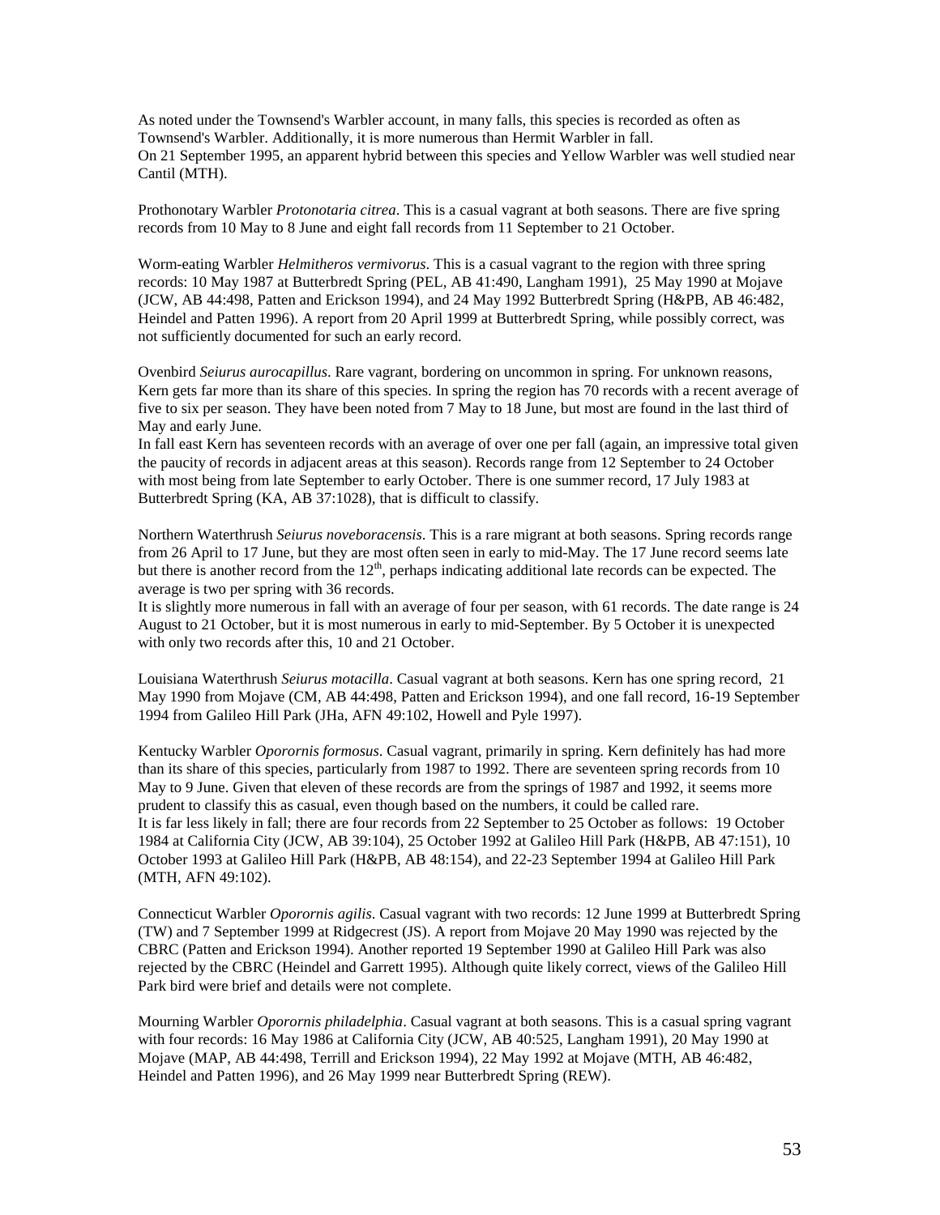As noted under the Townsend's Warbler account, in many falls, this species is recorded as often as Townsend's Warbler. Additionally, it is more numerous than Hermit Warbler in fall.
On 21 September 1995, an apparent hybrid between this species and Yellow Warbler was well studied near Cantil (MTH).

Prothonotary Warbler *Protonotaria citrea*. This is a casual vagrant at both seasons. There are five spring records from 10 May to 8 June and eight fall records from 11 September to 21 October.

Worm-eating Warbler *Helmitheros vermivorus*. This is a casual vagrant to the region with three spring records: 10 May 1987 at Butterbredt Spring (PEL, AB 41:490, Langham 1991), 25 May 1990 at Mojave (JCW, AB 44:498, Patten and Erickson 1994), and 24 May 1992 Butterbredt Spring (H&PB, AB 46:482, Heindel and Patten 1996). A report from 20 April 1999 at Butterbredt Spring, while possibly correct, was not sufficiently documented for such an early record.

Ovenbird *Seiurus aurocapillus*. Rare vagrant, bordering on uncommon in spring. For unknown reasons, Kern gets far more than its share of this species. In spring the region has 70 records with a recent average of five to six per season. They have been noted from 7 May to 18 June, but most are found in the last third of May and early June.
In fall east Kern has seventeen records with an average of over one per fall (again, an impressive total given the paucity of records in adjacent areas at this season). Records range from 12 September to 24 October with most being from late September to early October. There is one summer record, 17 July 1983 at Butterbredt Spring (KA, AB 37:1028), that is difficult to classify.

Northern Waterthrush *Seiurus noveboracensis*. This is a rare migrant at both seasons. Spring records range from 26 April to 17 June, but they are most often seen in early to mid-May. The 17 June record seems late but there is another record from the 12th, perhaps indicating additional late records can be expected. The average is two per spring with 36 records.
It is slightly more numerous in fall with an average of four per season, with 61 records. The date range is 24 August to 21 October, but it is most numerous in early to mid-September. By 5 October it is unexpected with only two records after this, 10 and 21 October.

Louisiana Waterthrush *Seiurus motacilla*. Casual vagrant at both seasons. Kern has one spring record, 21 May 1990 from Mojave (CM, AB 44:498, Patten and Erickson 1994), and one fall record, 16-19 September 1994 from Galileo Hill Park (JHa, AFN 49:102, Howell and Pyle 1997).

Kentucky Warbler *Oporornis formosus*. Casual vagrant, primarily in spring. Kern definitely has had more than its share of this species, particularly from 1987 to 1992. There are seventeen spring records from 10 May to 9 June. Given that eleven of these records are from the springs of 1987 and 1992, it seems more prudent to classify this as casual, even though based on the numbers, it could be called rare.
It is far less likely in fall; there are four records from 22 September to 25 October as follows: 19 October 1984 at California City (JCW, AB 39:104), 25 October 1992 at Galileo Hill Park (H&PB, AB 47:151), 10 October 1993 at Galileo Hill Park (H&PB, AB 48:154), and 22-23 September 1994 at Galileo Hill Park (MTH, AFN 49:102).

Connecticut Warbler *Oporornis agilis*. Casual vagrant with two records: 12 June 1999 at Butterbredt Spring (TW) and 7 September 1999 at Ridgecrest (JS). A report from Mojave 20 May 1990 was rejected by the CBRC (Patten and Erickson 1994). Another reported 19 September 1990 at Galileo Hill Park was also rejected by the CBRC (Heindel and Garrett 1995). Although quite likely correct, views of the Galileo Hill Park bird were brief and details were not complete.

Mourning Warbler *Oporornis philadelphia*. Casual vagrant at both seasons. This is a casual spring vagrant with four records: 16 May 1986 at California City (JCW, AB 40:525, Langham 1991), 20 May 1990 at Mojave (MAP, AB 44:498, Terrill and Erickson 1994), 22 May 1992 at Mojave (MTH, AB 46:482, Heindel and Patten 1996), and 26 May 1999 near Butterbredt Spring (REW).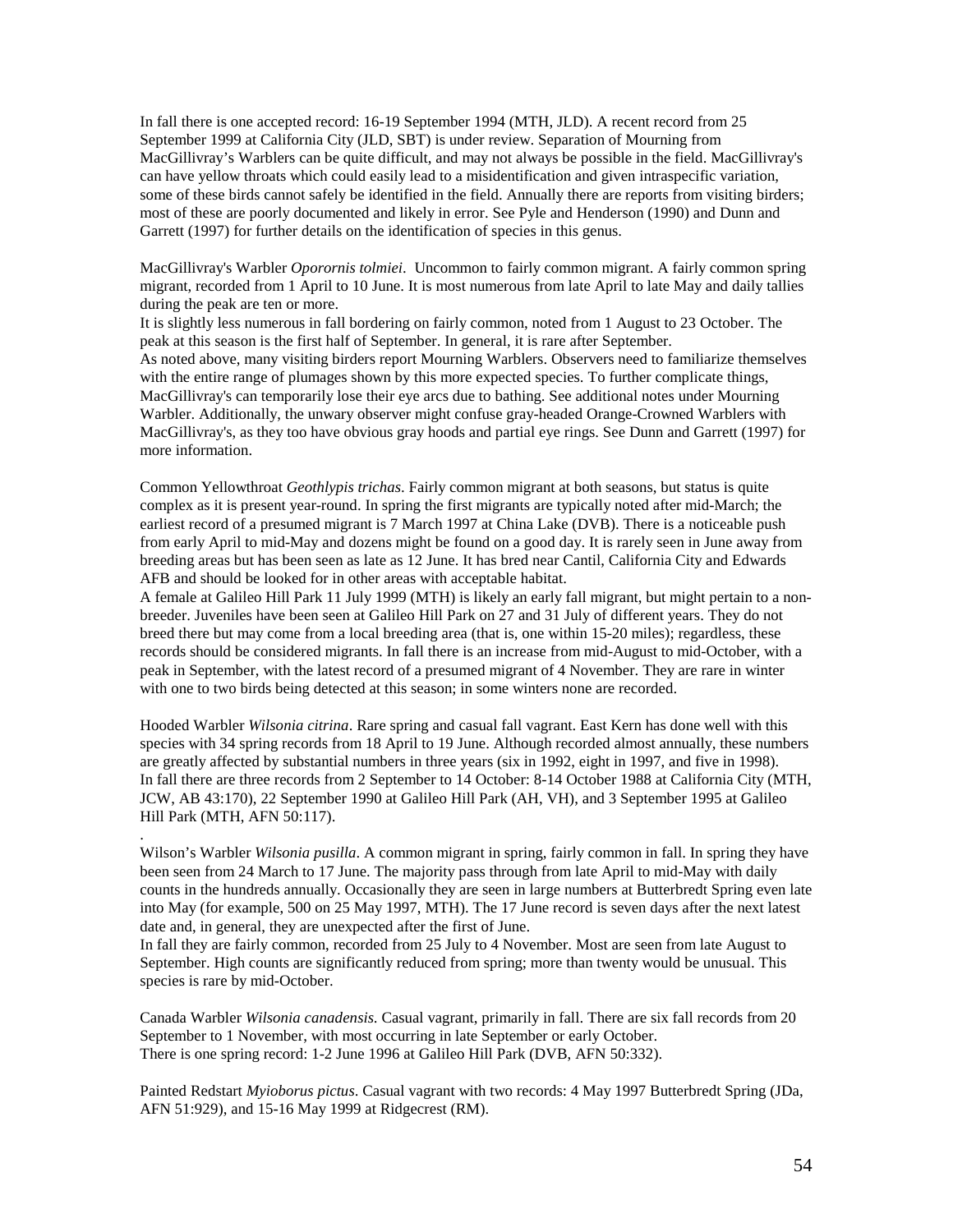In fall there is one accepted record: 16-19 September 1994 (MTH, JLD). A recent record from 25 September 1999 at California City (JLD, SBT) is under review. Separation of Mourning from MacGillivray's Warblers can be quite difficult, and may not always be possible in the field. MacGillivray's can have yellow throats which could easily lead to a misidentification and given intraspecific variation, some of these birds cannot safely be identified in the field. Annually there are reports from visiting birders; most of these are poorly documented and likely in error. See Pyle and Henderson (1990) and Dunn and Garrett (1997) for further details on the identification of species in this genus.

MacGillivray's Warbler *Oporornis tolmiei*. Uncommon to fairly common migrant. A fairly common spring migrant, recorded from 1 April to 10 June. It is most numerous from late April to late May and daily tallies during the peak are ten or more.
It is slightly less numerous in fall bordering on fairly common, noted from 1 August to 23 October. The peak at this season is the first half of September. In general, it is rare after September.
As noted above, many visiting birders report Mourning Warblers. Observers need to familiarize themselves with the entire range of plumages shown by this more expected species. To further complicate things, MacGillivray's can temporarily lose their eye arcs due to bathing. See additional notes under Mourning Warbler. Additionally, the unwary observer might confuse gray-headed Orange-Crowned Warblers with MacGillivray's, as they too have obvious gray hoods and partial eye rings. See Dunn and Garrett (1997) for more information.

Common Yellowthroat *Geothlypis trichas*. Fairly common migrant at both seasons, but status is quite complex as it is present year-round. In spring the first migrants are typically noted after mid-March; the earliest record of a presumed migrant is 7 March 1997 at China Lake (DVB). There is a noticeable push from early April to mid-May and dozens might be found on a good day. It is rarely seen in June away from breeding areas but has been seen as late as 12 June. It has bred near Cantil, California City and Edwards AFB and should be looked for in other areas with acceptable habitat.
A female at Galileo Hill Park 11 July 1999 (MTH) is likely an early fall migrant, but might pertain to a non-breeder. Juveniles have been seen at Galileo Hill Park on 27 and 31 July of different years. They do not breed there but may come from a local breeding area (that is, one within 15-20 miles); regardless, these records should be considered migrants. In fall there is an increase from mid-August to mid-October, with a peak in September, with the latest record of a presumed migrant of 4 November. They are rare in winter with one to two birds being detected at this season; in some winters none are recorded.

Hooded Warbler *Wilsonia citrina*. Rare spring and casual fall vagrant. East Kern has done well with this species with 34 spring records from 18 April to 19 June. Although recorded almost annually, these numbers are greatly affected by substantial numbers in three years (six in 1992, eight in 1997, and five in 1998).
In fall there are three records from 2 September to 14 October: 8-14 October 1988 at California City (MTH, JCW, AB 43:170), 22 September 1990 at Galileo Hill Park (AH, VH), and 3 September 1995 at Galileo Hill Park (MTH, AFN 50:117).

.
Wilson's Warbler *Wilsonia pusilla*. A common migrant in spring, fairly common in fall. In spring they have been seen from 24 March to 17 June. The majority pass through from late April to mid-May with daily counts in the hundreds annually. Occasionally they are seen in large numbers at Butterbredt Spring even late into May (for example, 500 on 25 May 1997, MTH). The 17 June record is seven days after the next latest date and, in general, they are unexpected after the first of June.
In fall they are fairly common, recorded from 25 July to 4 November. Most are seen from late August to September. High counts are significantly reduced from spring; more than twenty would be unusual. This species is rare by mid-October.

Canada Warbler *Wilsonia canadensis*. Casual vagrant, primarily in fall. There are six fall records from 20 September to 1 November, with most occurring in late September or early October.
There is one spring record: 1-2 June 1996 at Galileo Hill Park (DVB, AFN 50:332).

Painted Redstart *Myioborus pictus*. Casual vagrant with two records: 4 May 1997 Butterbredt Spring (JDa, AFN 51:929), and 15-16 May 1999 at Ridgecrest (RM).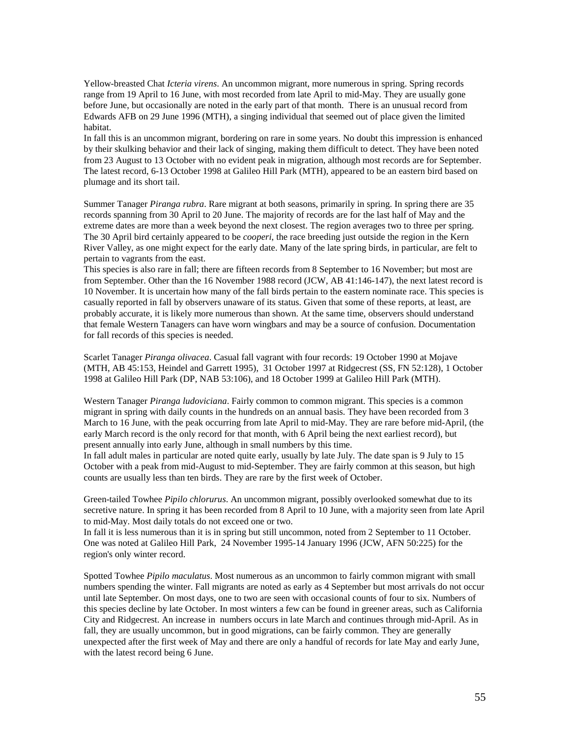Yellow-breasted Chat *Icteria virens*. An uncommon migrant, more numerous in spring. Spring records range from 19 April to 16 June, with most recorded from late April to mid-May. They are usually gone before June, but occasionally are noted in the early part of that month. There is an unusual record from Edwards AFB on 29 June 1996 (MTH), a singing individual that seemed out of place given the limited habitat.

In fall this is an uncommon migrant, bordering on rare in some years. No doubt this impression is enhanced by their skulking behavior and their lack of singing, making them difficult to detect. They have been noted from 23 August to 13 October with no evident peak in migration, although most records are for September. The latest record, 6-13 October 1998 at Galileo Hill Park (MTH), appeared to be an eastern bird based on plumage and its short tail.

Summer Tanager *Piranga rubra*. Rare migrant at both seasons, primarily in spring. In spring there are 35 records spanning from 30 April to 20 June. The majority of records are for the last half of May and the extreme dates are more than a week beyond the next closest. The region averages two to three per spring. The 30 April bird certainly appeared to be *cooperi*, the race breeding just outside the region in the Kern River Valley, as one might expect for the early date. Many of the late spring birds, in particular, are felt to pertain to vagrants from the east.

This species is also rare in fall; there are fifteen records from 8 September to 16 November; but most are from September. Other than the 16 November 1988 record (JCW, AB 41:146-147), the next latest record is 10 November. It is uncertain how many of the fall birds pertain to the eastern nominate race. This species is casually reported in fall by observers unaware of its status. Given that some of these reports, at least, are probably accurate, it is likely more numerous than shown. At the same time, observers should understand that female Western Tanagers can have worn wingbars and may be a source of confusion. Documentation for fall records of this species is needed.

Scarlet Tanager *Piranga olivacea*. Casual fall vagrant with four records: 19 October 1990 at Mojave (MTH, AB 45:153, Heindel and Garrett 1995), 31 October 1997 at Ridgecrest (SS, FN 52:128), 1 October 1998 at Galileo Hill Park (DP, NAB 53:106), and 18 October 1999 at Galileo Hill Park (MTH).

Western Tanager *Piranga ludoviciana*. Fairly common to common migrant. This species is a common migrant in spring with daily counts in the hundreds on an annual basis. They have been recorded from 3 March to 16 June, with the peak occurring from late April to mid-May. They are rare before mid-April, (the early March record is the only record for that month, with 6 April being the next earliest record), but present annually into early June, although in small numbers by this time.

In fall adult males in particular are noted quite early, usually by late July. The date span is 9 July to 15 October with a peak from mid-August to mid-September. They are fairly common at this season, but high counts are usually less than ten birds. They are rare by the first week of October.

Green-tailed Towhee *Pipilo chlorurus*. An uncommon migrant, possibly overlooked somewhat due to its secretive nature. In spring it has been recorded from 8 April to 10 June, with a majority seen from late April to mid-May. Most daily totals do not exceed one or two.

In fall it is less numerous than it is in spring but still uncommon, noted from 2 September to 11 October. One was noted at Galileo Hill Park, 24 November 1995-14 January 1996 (JCW, AFN 50:225) for the region's only winter record.

Spotted Towhee *Pipilo maculatus*. Most numerous as an uncommon to fairly common migrant with small numbers spending the winter. Fall migrants are noted as early as 4 September but most arrivals do not occur until late September. On most days, one to two are seen with occasional counts of four to six. Numbers of this species decline by late October. In most winters a few can be found in greener areas, such as California City and Ridgecrest. An increase in numbers occurs in late March and continues through mid-April. As in fall, they are usually uncommon, but in good migrations, can be fairly common. They are generally unexpected after the first week of May and there are only a handful of records for late May and early June, with the latest record being 6 June.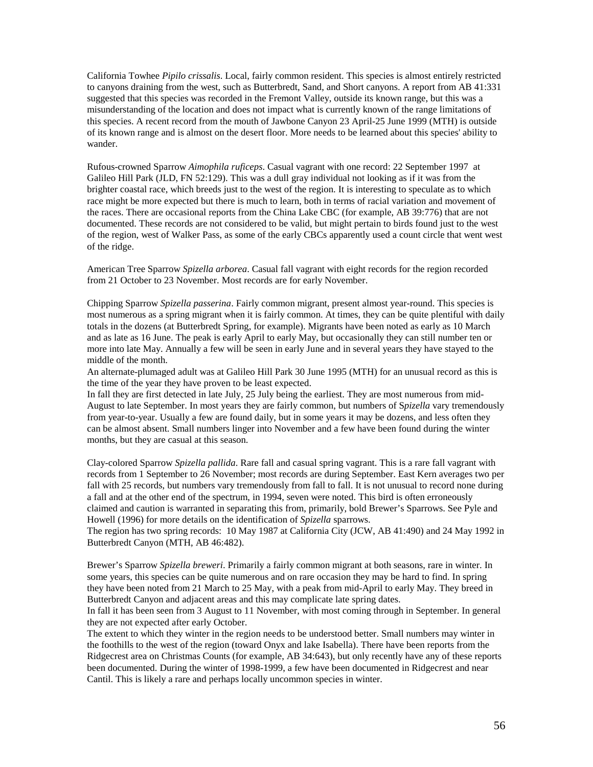California Towhee *Pipilo crissalis*. Local, fairly common resident. This species is almost entirely restricted to canyons draining from the west, such as Butterbredt, Sand, and Short canyons. A report from AB 41:331 suggested that this species was recorded in the Fremont Valley, outside its known range, but this was a misunderstanding of the location and does not impact what is currently known of the range limitations of this species. A recent record from the mouth of Jawbone Canyon 23 April-25 June 1999 (MTH) is outside of its known range and is almost on the desert floor. More needs to be learned about this species' ability to wander.

Rufous-crowned Sparrow *Aimophila ruficeps*. Casual vagrant with one record: 22 September 1997 at Galileo Hill Park (JLD, FN 52:129). This was a dull gray individual not looking as if it was from the brighter coastal race, which breeds just to the west of the region. It is interesting to speculate as to which race might be more expected but there is much to learn, both in terms of racial variation and movement of the races. There are occasional reports from the China Lake CBC (for example, AB 39:776) that are not documented. These records are not considered to be valid, but might pertain to birds found just to the west of the region, west of Walker Pass, as some of the early CBCs apparently used a count circle that went west of the ridge.

American Tree Sparrow *Spizella arborea*. Casual fall vagrant with eight records for the region recorded from 21 October to 23 November. Most records are for early November.

Chipping Sparrow *Spizella passerina*. Fairly common migrant, present almost year-round. This species is most numerous as a spring migrant when it is fairly common. At times, they can be quite plentiful with daily totals in the dozens (at Butterbredt Spring, for example). Migrants have been noted as early as 10 March and as late as 16 June. The peak is early April to early May, but occasionally they can still number ten or more into late May. Annually a few will be seen in early June and in several years they have stayed to the middle of the month.
An alternate-plumaged adult was at Galileo Hill Park 30 June 1995 (MTH) for an unusual record as this is the time of the year they have proven to be least expected.
In fall they are first detected in late July, 25 July being the earliest. They are most numerous from mid-August to late September. In most years they are fairly common, but numbers of S*pizella* vary tremendously from year-to-year. Usually a few are found daily, but in some years it may be dozens, and less often they can be almost absent. Small numbers linger into November and a few have been found during the winter months, but they are casual at this season.

Clay-colored Sparrow *Spizella pallida*. Rare fall and casual spring vagrant. This is a rare fall vagrant with records from 1 September to 26 November; most records are during September. East Kern averages two per fall with 25 records, but numbers vary tremendously from fall to fall. It is not unusual to record none during a fall and at the other end of the spectrum, in 1994, seven were noted. This bird is often erroneously claimed and caution is warranted in separating this from, primarily, bold Brewer's Sparrows. See Pyle and Howell (1996) for more details on the identification of *Spizella* sparrows.
The region has two spring records: 10 May 1987 at California City (JCW, AB 41:490) and 24 May 1992 in Butterbredt Canyon (MTH, AB 46:482).

Brewer's Sparrow *Spizella breweri*. Primarily a fairly common migrant at both seasons, rare in winter. In some years, this species can be quite numerous and on rare occasion they may be hard to find. In spring they have been noted from 21 March to 25 May, with a peak from mid-April to early May. They breed in Butterbredt Canyon and adjacent areas and this may complicate late spring dates.
In fall it has been seen from 3 August to 11 November, with most coming through in September. In general they are not expected after early October.
The extent to which they winter in the region needs to be understood better. Small numbers may winter in the foothills to the west of the region (toward Onyx and lake Isabella). There have been reports from the Ridgecrest area on Christmas Counts (for example, AB 34:643), but only recently have any of these reports been documented. During the winter of 1998-1999, a few have been documented in Ridgecrest and near Cantil. This is likely a rare and perhaps locally uncommon species in winter.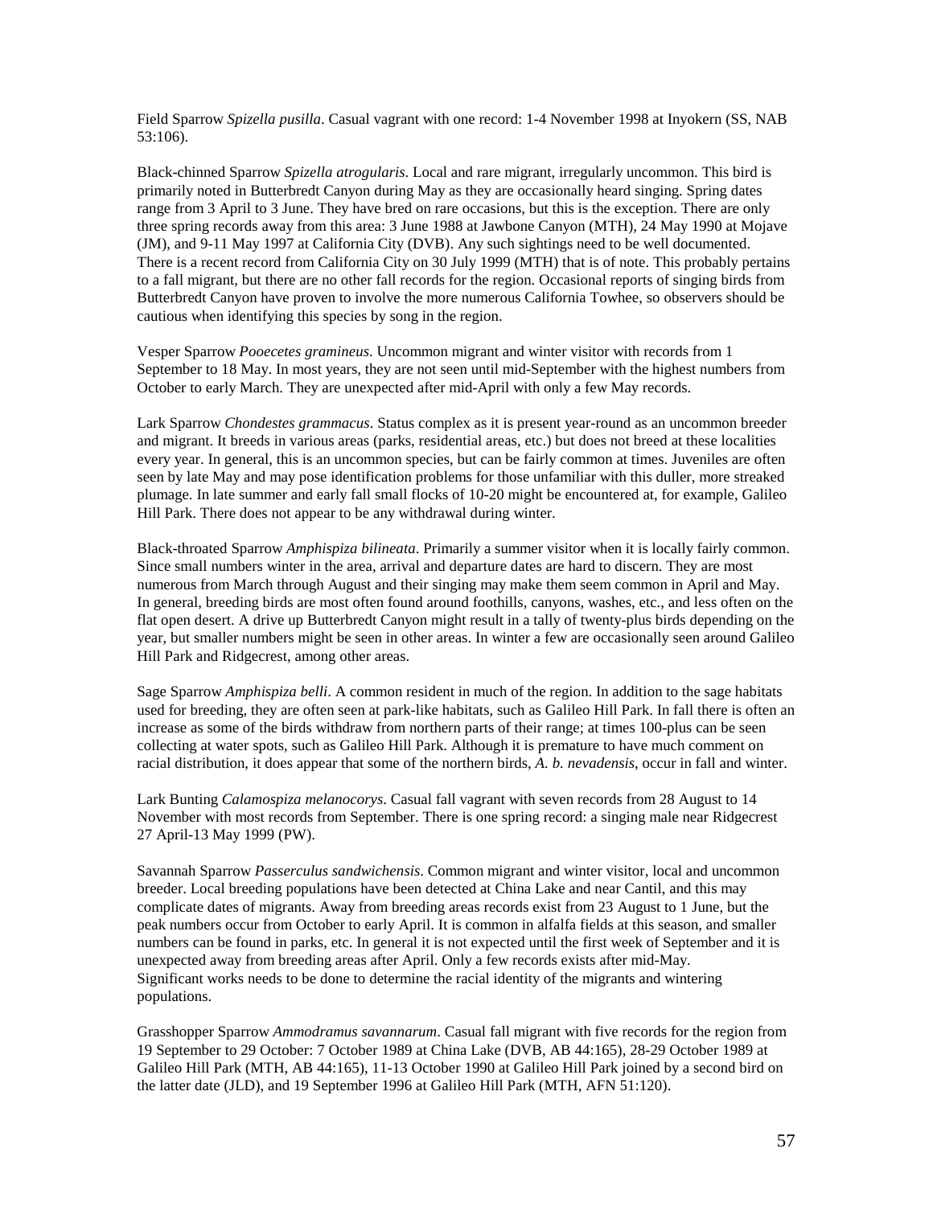Field Sparrow *Spizella pusilla*. Casual vagrant with one record: 1-4 November 1998 at Inyokern (SS, NAB 53:106).

Black-chinned Sparrow *Spizella atrogularis*. Local and rare migrant, irregularly uncommon. This bird is primarily noted in Butterbredt Canyon during May as they are occasionally heard singing. Spring dates range from 3 April to 3 June. They have bred on rare occasions, but this is the exception. There are only three spring records away from this area: 3 June 1988 at Jawbone Canyon (MTH), 24 May 1990 at Mojave (JM), and 9-11 May 1997 at California City (DVB). Any such sightings need to be well documented. There is a recent record from California City on 30 July 1999 (MTH) that is of note. This probably pertains to a fall migrant, but there are no other fall records for the region. Occasional reports of singing birds from Butterbredt Canyon have proven to involve the more numerous California Towhee, so observers should be cautious when identifying this species by song in the region.

Vesper Sparrow *Pooecetes gramineus*. Uncommon migrant and winter visitor with records from 1 September to 18 May. In most years, they are not seen until mid-September with the highest numbers from October to early March. They are unexpected after mid-April with only a few May records.

Lark Sparrow *Chondestes grammacus*. Status complex as it is present year-round as an uncommon breeder and migrant. It breeds in various areas (parks, residential areas, etc.) but does not breed at these localities every year. In general, this is an uncommon species, but can be fairly common at times. Juveniles are often seen by late May and may pose identification problems for those unfamiliar with this duller, more streaked plumage. In late summer and early fall small flocks of 10-20 might be encountered at, for example, Galileo Hill Park. There does not appear to be any withdrawal during winter.

Black-throated Sparrow *Amphispiza bilineata*. Primarily a summer visitor when it is locally fairly common. Since small numbers winter in the area, arrival and departure dates are hard to discern. They are most numerous from March through August and their singing may make them seem common in April and May. In general, breeding birds are most often found around foothills, canyons, washes, etc., and less often on the flat open desert. A drive up Butterbredt Canyon might result in a tally of twenty-plus birds depending on the year, but smaller numbers might be seen in other areas. In winter a few are occasionally seen around Galileo Hill Park and Ridgecrest, among other areas.

Sage Sparrow *Amphispiza belli*. A common resident in much of the region. In addition to the sage habitats used for breeding, they are often seen at park-like habitats, such as Galileo Hill Park. In fall there is often an increase as some of the birds withdraw from northern parts of their range; at times 100-plus can be seen collecting at water spots, such as Galileo Hill Park. Although it is premature to have much comment on racial distribution, it does appear that some of the northern birds, *A. b. nevadensis*, occur in fall and winter.

Lark Bunting *Calamospiza melanocorys*. Casual fall vagrant with seven records from 28 August to 14 November with most records from September. There is one spring record: a singing male near Ridgecrest 27 April-13 May 1999 (PW).

Savannah Sparrow *Passerculus sandwichensis*. Common migrant and winter visitor, local and uncommon breeder. Local breeding populations have been detected at China Lake and near Cantil, and this may complicate dates of migrants. Away from breeding areas records exist from 23 August to 1 June, but the peak numbers occur from October to early April. It is common in alfalfa fields at this season, and smaller numbers can be found in parks, etc. In general it is not expected until the first week of September and it is unexpected away from breeding areas after April. Only a few records exists after mid-May. Significant works needs to be done to determine the racial identity of the migrants and wintering populations.

Grasshopper Sparrow *Ammodramus savannarum*. Casual fall migrant with five records for the region from 19 September to 29 October: 7 October 1989 at China Lake (DVB, AB 44:165), 28-29 October 1989 at Galileo Hill Park (MTH, AB 44:165), 11-13 October 1990 at Galileo Hill Park joined by a second bird on the latter date (JLD), and 19 September 1996 at Galileo Hill Park (MTH, AFN 51:120).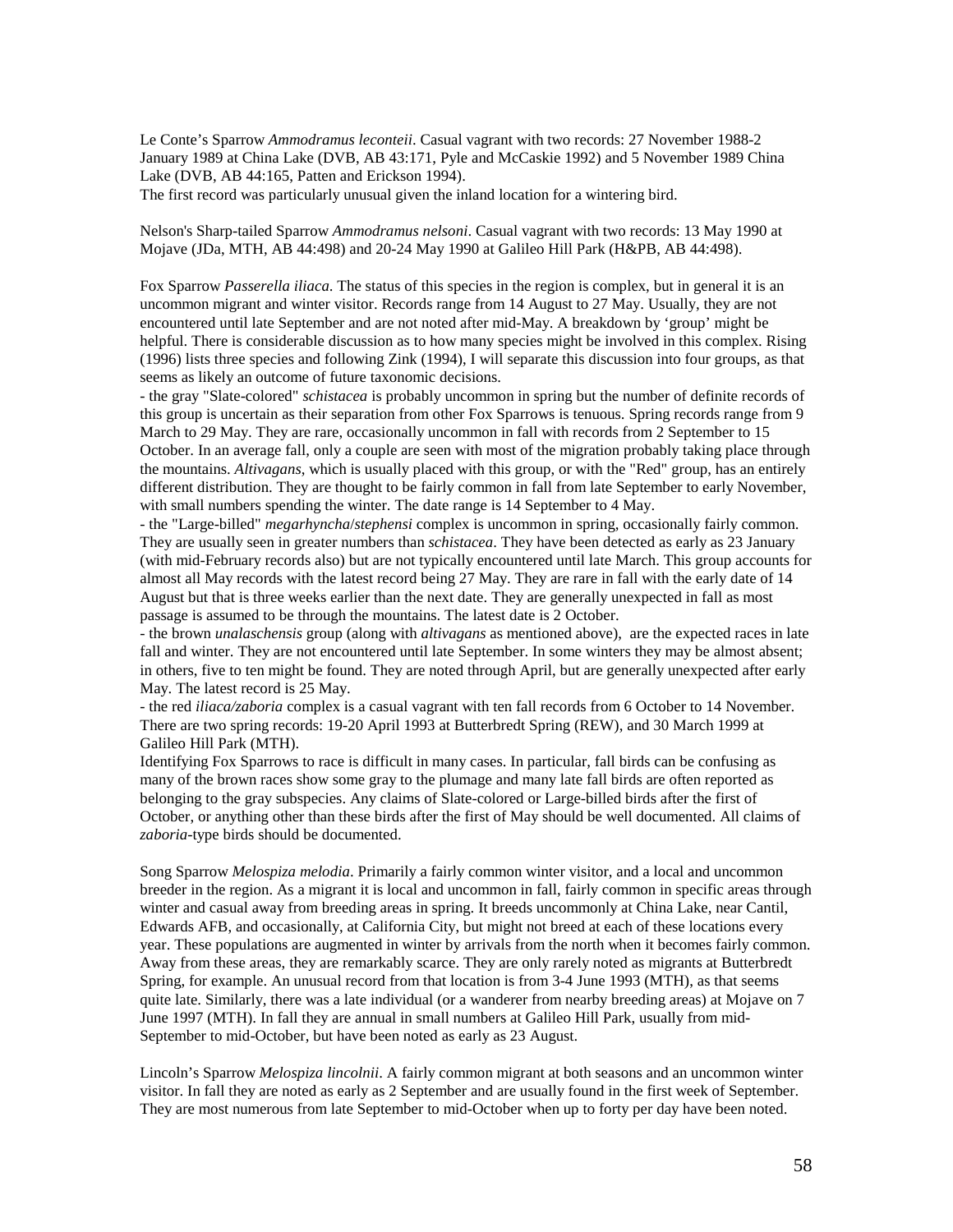Le Conte's Sparrow *Ammodramus leconteii*. Casual vagrant with two records: 27 November 1988-2 January 1989 at China Lake (DVB, AB 43:171, Pyle and McCaskie 1992) and 5 November 1989 China Lake (DVB, AB 44:165, Patten and Erickson 1994).
The first record was particularly unusual given the inland location for a wintering bird.

Nelson's Sharp-tailed Sparrow *Ammodramus nelsoni*. Casual vagrant with two records: 13 May 1990 at Mojave (JDa, MTH, AB 44:498) and 20-24 May 1990 at Galileo Hill Park (H&PB, AB 44:498).

Fox Sparrow *Passerella iliaca*. The status of this species in the region is complex, but in general it is an uncommon migrant and winter visitor. Records range from 14 August to 27 May. Usually, they are not encountered until late September and are not noted after mid-May. A breakdown by 'group' might be helpful. There is considerable discussion as to how many species might be involved in this complex. Rising (1996) lists three species and following Zink (1994), I will separate this discussion into four groups, as that seems as likely an outcome of future taxonomic decisions.
- the gray "Slate-colored" *schistacea* is probably uncommon in spring but the number of definite records of this group is uncertain as their separation from other Fox Sparrows is tenuous. Spring records range from 9 March to 29 May. They are rare, occasionally uncommon in fall with records from 2 September to 15 October. In an average fall, only a couple are seen with most of the migration probably taking place through the mountains. *Altivagans*, which is usually placed with this group, or with the "Red" group, has an entirely different distribution. They are thought to be fairly common in fall from late September to early November, with small numbers spending the winter. The date range is 14 September to 4 May.
- the "Large-billed" *megarhyncha*/*stephensi* complex is uncommon in spring, occasionally fairly common. They are usually seen in greater numbers than *schistacea*. They have been detected as early as 23 January (with mid-February records also) but are not typically encountered until late March. This group accounts for almost all May records with the latest record being 27 May. They are rare in fall with the early date of 14 August but that is three weeks earlier than the next date. They are generally unexpected in fall as most passage is assumed to be through the mountains. The latest date is 2 October.
- the brown *unalaschensis* group (along with *altivagans* as mentioned above), are the expected races in late fall and winter. They are not encountered until late September. In some winters they may be almost absent; in others, five to ten might be found. They are noted through April, but are generally unexpected after early May. The latest record is 25 May.
- the red *iliaca/zaboria* complex is a casual vagrant with ten fall records from 6 October to 14 November. There are two spring records: 19-20 April 1993 at Butterbredt Spring (REW), and 30 March 1999 at Galileo Hill Park (MTH).
Identifying Fox Sparrows to race is difficult in many cases. In particular, fall birds can be confusing as many of the brown races show some gray to the plumage and many late fall birds are often reported as belonging to the gray subspecies. Any claims of Slate-colored or Large-billed birds after the first of October, or anything other than these birds after the first of May should be well documented. All claims of *zaboria*-type birds should be documented.

Song Sparrow *Melospiza melodia*. Primarily a fairly common winter visitor, and a local and uncommon breeder in the region. As a migrant it is local and uncommon in fall, fairly common in specific areas through winter and casual away from breeding areas in spring. It breeds uncommonly at China Lake, near Cantil, Edwards AFB, and occasionally, at California City, but might not breed at each of these locations every year. These populations are augmented in winter by arrivals from the north when it becomes fairly common. Away from these areas, they are remarkably scarce. They are only rarely noted as migrants at Butterbredt Spring, for example. An unusual record from that location is from 3-4 June 1993 (MTH), as that seems quite late. Similarly, there was a late individual (or a wanderer from nearby breeding areas) at Mojave on 7 June 1997 (MTH). In fall they are annual in small numbers at Galileo Hill Park, usually from mid-September to mid-October, but have been noted as early as 23 August.

Lincoln's Sparrow *Melospiza lincolnii*. A fairly common migrant at both seasons and an uncommon winter visitor. In fall they are noted as early as 2 September and are usually found in the first week of September. They are most numerous from late September to mid-October when up to forty per day have been noted.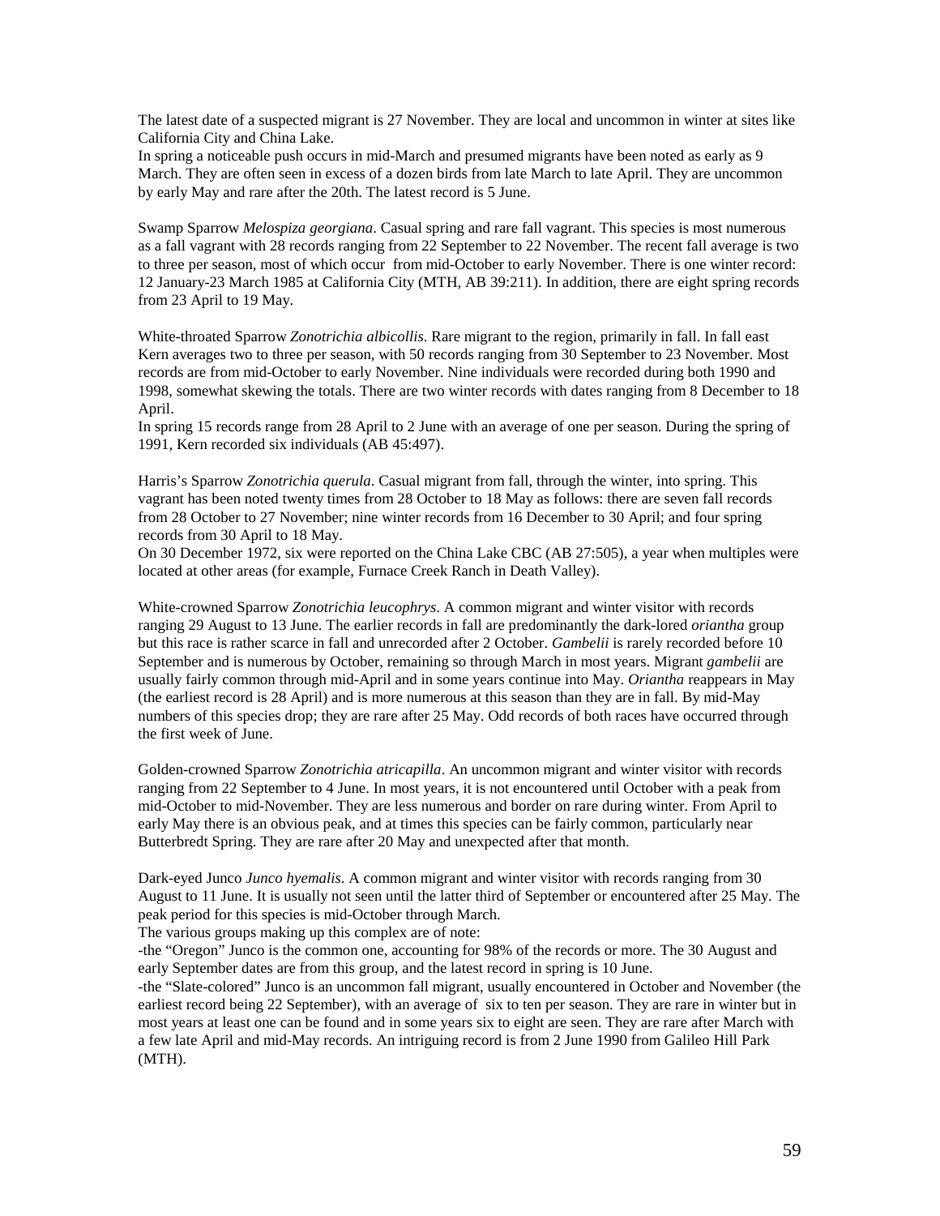The latest date of a suspected migrant is 27 November. They are local and uncommon in winter at sites like California City and China Lake.
In spring a noticeable push occurs in mid-March and presumed migrants have been noted as early as 9 March. They are often seen in excess of a dozen birds from late March to late April. They are uncommon by early May and rare after the 20th. The latest record is 5 June.

Swamp Sparrow *Melospiza georgiana*. Casual spring and rare fall vagrant. This species is most numerous as a fall vagrant with 28 records ranging from 22 September to 22 November. The recent fall average is two to three per season, most of which occur from mid-October to early November. There is one winter record: 12 January-23 March 1985 at California City (MTH, AB 39:211). In addition, there are eight spring records from 23 April to 19 May.

White-throated Sparrow *Zonotrichia albicollis*. Rare migrant to the region, primarily in fall. In fall east Kern averages two to three per season, with 50 records ranging from 30 September to 23 November. Most records are from mid-October to early November. Nine individuals were recorded during both 1990 and 1998, somewhat skewing the totals. There are two winter records with dates ranging from 8 December to 18 April.
In spring 15 records range from 28 April to 2 June with an average of one per season. During the spring of 1991, Kern recorded six individuals (AB 45:497).

Harris's Sparrow *Zonotrichia querula*. Casual migrant from fall, through the winter, into spring. This vagrant has been noted twenty times from 28 October to 18 May as follows: there are seven fall records from 28 October to 27 November; nine winter records from 16 December to 30 April; and four spring records from 30 April to 18 May.
On 30 December 1972, six were reported on the China Lake CBC (AB 27:505), a year when multiples were located at other areas (for example, Furnace Creek Ranch in Death Valley).

White-crowned Sparrow *Zonotrichia leucophrys*. A common migrant and winter visitor with records ranging 29 August to 13 June. The earlier records in fall are predominantly the dark-lored *oriantha* group but this race is rather scarce in fall and unrecorded after 2 October. *Gambelii* is rarely recorded before 10 September and is numerous by October, remaining so through March in most years. Migrant *gambelii* are usually fairly common through mid-April and in some years continue into May. *Oriantha* reappears in May (the earliest record is 28 April) and is more numerous at this season than they are in fall. By mid-May numbers of this species drop; they are rare after 25 May. Odd records of both races have occurred through the first week of June.

Golden-crowned Sparrow *Zonotrichia atricapilla*. An uncommon migrant and winter visitor with records ranging from 22 September to 4 June. In most years, it is not encountered until October with a peak from mid-October to mid-November. They are less numerous and border on rare during winter. From April to early May there is an obvious peak, and at times this species can be fairly common, particularly near Butterbredt Spring. They are rare after 20 May and unexpected after that month.

Dark-eyed Junco *Junco hyemalis*. A common migrant and winter visitor with records ranging from 30 August to 11 June. It is usually not seen until the latter third of September or encountered after 25 May. The peak period for this species is mid-October through March.
The various groups making up this complex are of note:
-the "Oregon" Junco is the common one, accounting for 98% of the records or more. The 30 August and early September dates are from this group, and the latest record in spring is 10 June.
-the "Slate-colored" Junco is an uncommon fall migrant, usually encountered in October and November (the earliest record being 22 September), with an average of six to ten per season. They are rare in winter but in most years at least one can be found and in some years six to eight are seen. They are rare after March with a few late April and mid-May records. An intriguing record is from 2 June 1990 from Galileo Hill Park (MTH).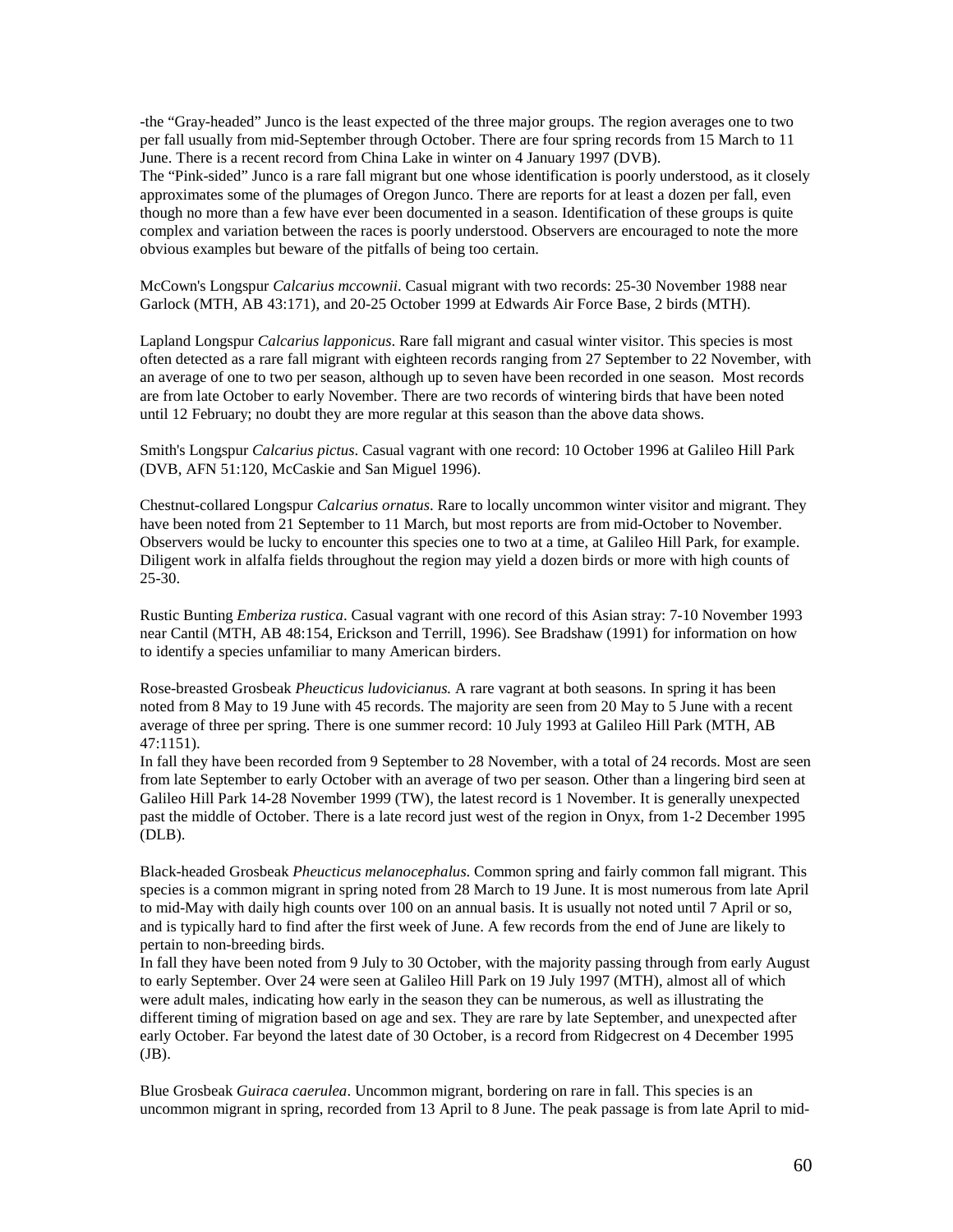-the “Gray-headed” Junco is the least expected of the three major groups. The region averages one to two per fall usually from mid-September through October. There are four spring records from 15 March to 11 June. There is a recent record from China Lake in winter on 4 January 1997 (DVB).

The “Pink-sided” Junco is a rare fall migrant but one whose identification is poorly understood, as it closely approximates some of the plumages of Oregon Junco. There are reports for at least a dozen per fall, even though no more than a few have ever been documented in a season. Identification of these groups is quite complex and variation between the races is poorly understood. Observers are encouraged to note the more obvious examples but beware of the pitfalls of being too certain.

McCown's Longspur *Calcarius mccownii*. Casual migrant with two records: 25-30 November 1988 near Garlock (MTH, AB 43:171), and 20-25 October 1999 at Edwards Air Force Base, 2 birds (MTH).

Lapland Longspur *Calcarius lapponicus*. Rare fall migrant and casual winter visitor. This species is most often detected as a rare fall migrant with eighteen records ranging from 27 September to 22 November, with an average of one to two per season, although up to seven have been recorded in one season. Most records are from late October to early November. There are two records of wintering birds that have been noted until 12 February; no doubt they are more regular at this season than the above data shows.

Smith's Longspur *Calcarius pictus*. Casual vagrant with one record: 10 October 1996 at Galileo Hill Park (DVB, AFN 51:120, McCaskie and San Miguel 1996).

Chestnut-collared Longspur *Calcarius ornatus*. Rare to locally uncommon winter visitor and migrant. They have been noted from 21 September to 11 March, but most reports are from mid-October to November. Observers would be lucky to encounter this species one to two at a time, at Galileo Hill Park, for example. Diligent work in alfalfa fields throughout the region may yield a dozen birds or more with high counts of 25-30.

Rustic Bunting *Emberiza rustica*. Casual vagrant with one record of this Asian stray: 7-10 November 1993 near Cantil (MTH, AB 48:154, Erickson and Terrill, 1996). See Bradshaw (1991) for information on how to identify a species unfamiliar to many American birders.

Rose-breasted Grosbeak *Pheucticus ludovicianus.* A rare vagrant at both seasons. In spring it has been noted from 8 May to 19 June with 45 records. The majority are seen from 20 May to 5 June with a recent average of three per spring. There is one summer record: 10 July 1993 at Galileo Hill Park (MTH, AB 47:1151).

In fall they have been recorded from 9 September to 28 November, with a total of 24 records. Most are seen from late September to early October with an average of two per season. Other than a lingering bird seen at Galileo Hill Park 14-28 November 1999 (TW), the latest record is 1 November. It is generally unexpected past the middle of October. There is a late record just west of the region in Onyx, from 1-2 December 1995 (DLB).

Black-headed Grosbeak *Pheucticus melanocephalus*. Common spring and fairly common fall migrant. This species is a common migrant in spring noted from 28 March to 19 June. It is most numerous from late April to mid-May with daily high counts over 100 on an annual basis. It is usually not noted until 7 April or so, and is typically hard to find after the first week of June. A few records from the end of June are likely to pertain to non-breeding birds.

In fall they have been noted from 9 July to 30 October, with the majority passing through from early August to early September. Over 24 were seen at Galileo Hill Park on 19 July 1997 (MTH), almost all of which were adult males, indicating how early in the season they can be numerous, as well as illustrating the different timing of migration based on age and sex. They are rare by late September, and unexpected after early October. Far beyond the latest date of 30 October, is a record from Ridgecrest on 4 December 1995 (JB).

Blue Grosbeak *Guiraca caerulea*. Uncommon migrant, bordering on rare in fall. This species is an uncommon migrant in spring, recorded from 13 April to 8 June. The peak passage is from late April to mid-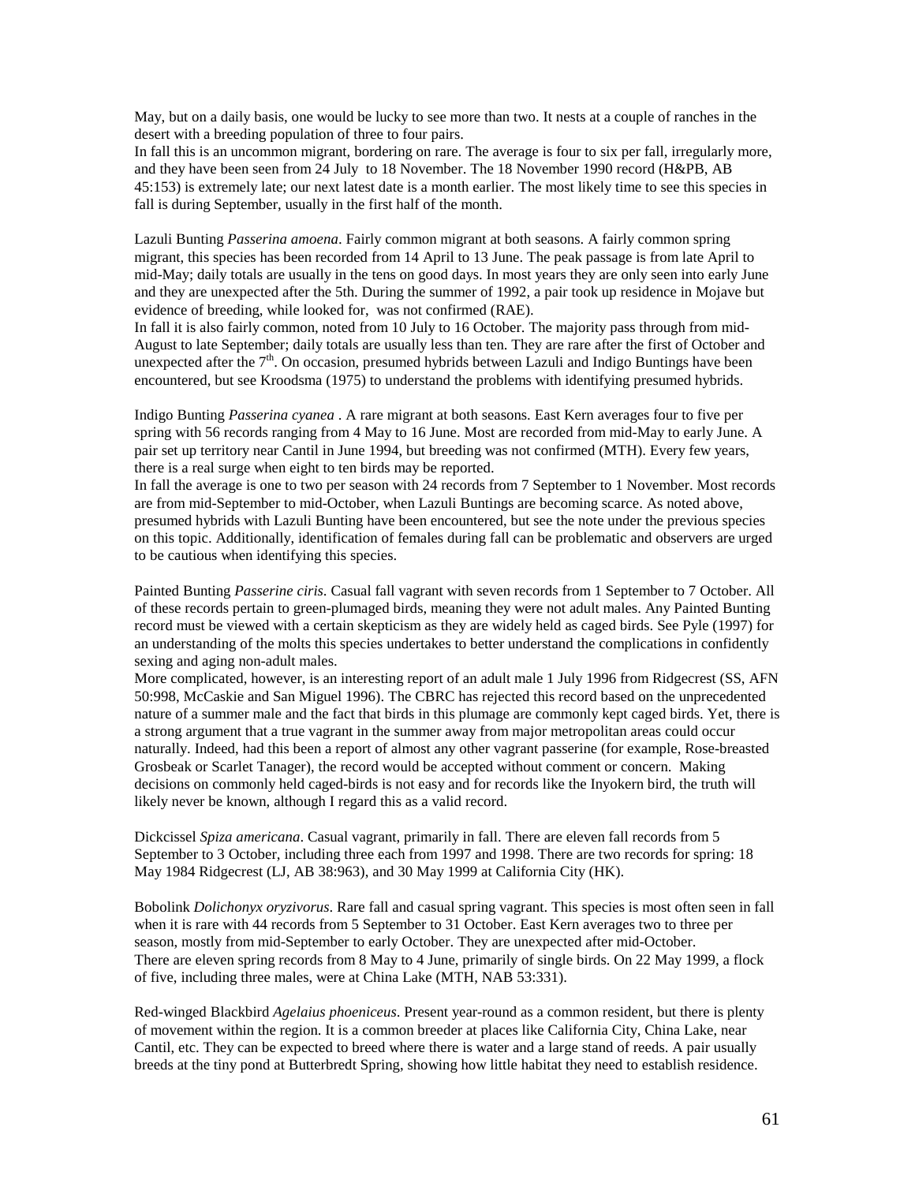May, but on a daily basis, one would be lucky to see more than two. It nests at a couple of ranches in the desert with a breeding population of three to four pairs.
In fall this is an uncommon migrant, bordering on rare. The average is four to six per fall, irregularly more, and they have been seen from 24 July to 18 November. The 18 November 1990 record (H&PB, AB 45:153) is extremely late; our next latest date is a month earlier. The most likely time to see this species in fall is during September, usually in the first half of the month.

Lazuli Bunting *Passerina amoena*. Fairly common migrant at both seasons. A fairly common spring migrant, this species has been recorded from 14 April to 13 June. The peak passage is from late April to mid-May; daily totals are usually in the tens on good days. In most years they are only seen into early June and they are unexpected after the 5th. During the summer of 1992, a pair took up residence in Mojave but evidence of breeding, while looked for, was not confirmed (RAE).
In fall it is also fairly common, noted from 10 July to 16 October. The majority pass through from mid-August to late September; daily totals are usually less than ten. They are rare after the first of October and unexpected after the 7th. On occasion, presumed hybrids between Lazuli and Indigo Buntings have been encountered, but see Kroodsma (1975) to understand the problems with identifying presumed hybrids.

Indigo Bunting *Passerina cyanea* . A rare migrant at both seasons. East Kern averages four to five per spring with 56 records ranging from 4 May to 16 June. Most are recorded from mid-May to early June. A pair set up territory near Cantil in June 1994, but breeding was not confirmed (MTH). Every few years, there is a real surge when eight to ten birds may be reported.
In fall the average is one to two per season with 24 records from 7 September to 1 November. Most records are from mid-September to mid-October, when Lazuli Buntings are becoming scarce. As noted above, presumed hybrids with Lazuli Bunting have been encountered, but see the note under the previous species on this topic. Additionally, identification of females during fall can be problematic and observers are urged to be cautious when identifying this species.

Painted Bunting *Passerine ciris*. Casual fall vagrant with seven records from 1 September to 7 October. All of these records pertain to green-plumaged birds, meaning they were not adult males. Any Painted Bunting record must be viewed with a certain skepticism as they are widely held as caged birds. See Pyle (1997) for an understanding of the molts this species undertakes to better understand the complications in confidently sexing and aging non-adult males.
More complicated, however, is an interesting report of an adult male 1 July 1996 from Ridgecrest (SS, AFN 50:998, McCaskie and San Miguel 1996). The CBRC has rejected this record based on the unprecedented nature of a summer male and the fact that birds in this plumage are commonly kept caged birds. Yet, there is a strong argument that a true vagrant in the summer away from major metropolitan areas could occur naturally. Indeed, had this been a report of almost any other vagrant passerine (for example, Rose-breasted Grosbeak or Scarlet Tanager), the record would be accepted without comment or concern. Making decisions on commonly held caged-birds is not easy and for records like the Inyokern bird, the truth will likely never be known, although I regard this as a valid record.

Dickcissel *Spiza americana*. Casual vagrant, primarily in fall. There are eleven fall records from 5 September to 3 October, including three each from 1997 and 1998. There are two records for spring: 18 May 1984 Ridgecrest (LJ, AB 38:963), and 30 May 1999 at California City (HK).

Bobolink *Dolichonyx oryzivorus*. Rare fall and casual spring vagrant. This species is most often seen in fall when it is rare with 44 records from 5 September to 31 October. East Kern averages two to three per season, mostly from mid-September to early October. They are unexpected after mid-October.
There are eleven spring records from 8 May to 4 June, primarily of single birds. On 22 May 1999, a flock of five, including three males, were at China Lake (MTH, NAB 53:331).

Red-winged Blackbird *Agelaius phoeniceus*. Present year-round as a common resident, but there is plenty of movement within the region. It is a common breeder at places like California City, China Lake, near Cantil, etc. They can be expected to breed where there is water and a large stand of reeds. A pair usually breeds at the tiny pond at Butterbredt Spring, showing how little habitat they need to establish residence.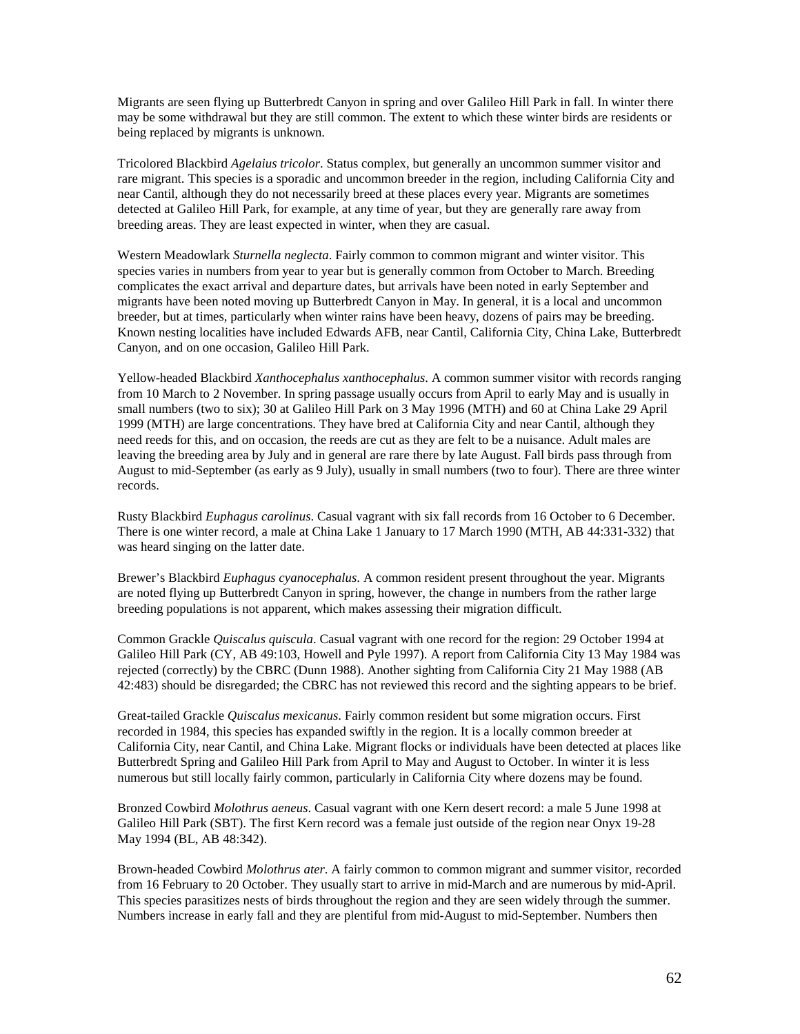Migrants are seen flying up Butterbredt Canyon in spring and over Galileo Hill Park in fall. In winter there may be some withdrawal but they are still common. The extent to which these winter birds are residents or being replaced by migrants is unknown.

Tricolored Blackbird *Agelaius tricolor*. Status complex, but generally an uncommon summer visitor and rare migrant. This species is a sporadic and uncommon breeder in the region, including California City and near Cantil, although they do not necessarily breed at these places every year. Migrants are sometimes detected at Galileo Hill Park, for example, at any time of year, but they are generally rare away from breeding areas. They are least expected in winter, when they are casual.

Western Meadowlark *Sturnella neglecta*. Fairly common to common migrant and winter visitor. This species varies in numbers from year to year but is generally common from October to March. Breeding complicates the exact arrival and departure dates, but arrivals have been noted in early September and migrants have been noted moving up Butterbredt Canyon in May. In general, it is a local and uncommon breeder, but at times, particularly when winter rains have been heavy, dozens of pairs may be breeding. Known nesting localities have included Edwards AFB, near Cantil, California City, China Lake, Butterbredt Canyon, and on one occasion, Galileo Hill Park.

Yellow-headed Blackbird *Xanthocephalus xanthocephalus*. A common summer visitor with records ranging from 10 March to 2 November. In spring passage usually occurs from April to early May and is usually in small numbers (two to six); 30 at Galileo Hill Park on 3 May 1996 (MTH) and 60 at China Lake 29 April 1999 (MTH) are large concentrations. They have bred at California City and near Cantil, although they need reeds for this, and on occasion, the reeds are cut as they are felt to be a nuisance. Adult males are leaving the breeding area by July and in general are rare there by late August. Fall birds pass through from August to mid-September (as early as 9 July), usually in small numbers (two to four). There are three winter records.

Rusty Blackbird *Euphagus carolinus*. Casual vagrant with six fall records from 16 October to 6 December. There is one winter record, a male at China Lake 1 January to 17 March 1990 (MTH, AB 44:331-332) that was heard singing on the latter date.

Brewer's Blackbird *Euphagus cyanocephalus*. A common resident present throughout the year. Migrants are noted flying up Butterbredt Canyon in spring, however, the change in numbers from the rather large breeding populations is not apparent, which makes assessing their migration difficult.

Common Grackle *Quiscalus quiscula*. Casual vagrant with one record for the region: 29 October 1994 at Galileo Hill Park (CY, AB 49:103, Howell and Pyle 1997). A report from California City 13 May 1984 was rejected (correctly) by the CBRC (Dunn 1988). Another sighting from California City 21 May 1988 (AB 42:483) should be disregarded; the CBRC has not reviewed this record and the sighting appears to be brief.

Great-tailed Grackle *Quiscalus mexicanus*. Fairly common resident but some migration occurs. First recorded in 1984, this species has expanded swiftly in the region. It is a locally common breeder at California City, near Cantil, and China Lake. Migrant flocks or individuals have been detected at places like Butterbredt Spring and Galileo Hill Park from April to May and August to October. In winter it is less numerous but still locally fairly common, particularly in California City where dozens may be found.

Bronzed Cowbird *Molothrus aeneus*. Casual vagrant with one Kern desert record: a male 5 June 1998 at Galileo Hill Park (SBT). The first Kern record was a female just outside of the region near Onyx 19-28 May 1994 (BL, AB 48:342).

Brown-headed Cowbird *Molothrus ater*. A fairly common to common migrant and summer visitor, recorded from 16 February to 20 October. They usually start to arrive in mid-March and are numerous by mid-April. This species parasitizes nests of birds throughout the region and they are seen widely through the summer. Numbers increase in early fall and they are plentiful from mid-August to mid-September. Numbers then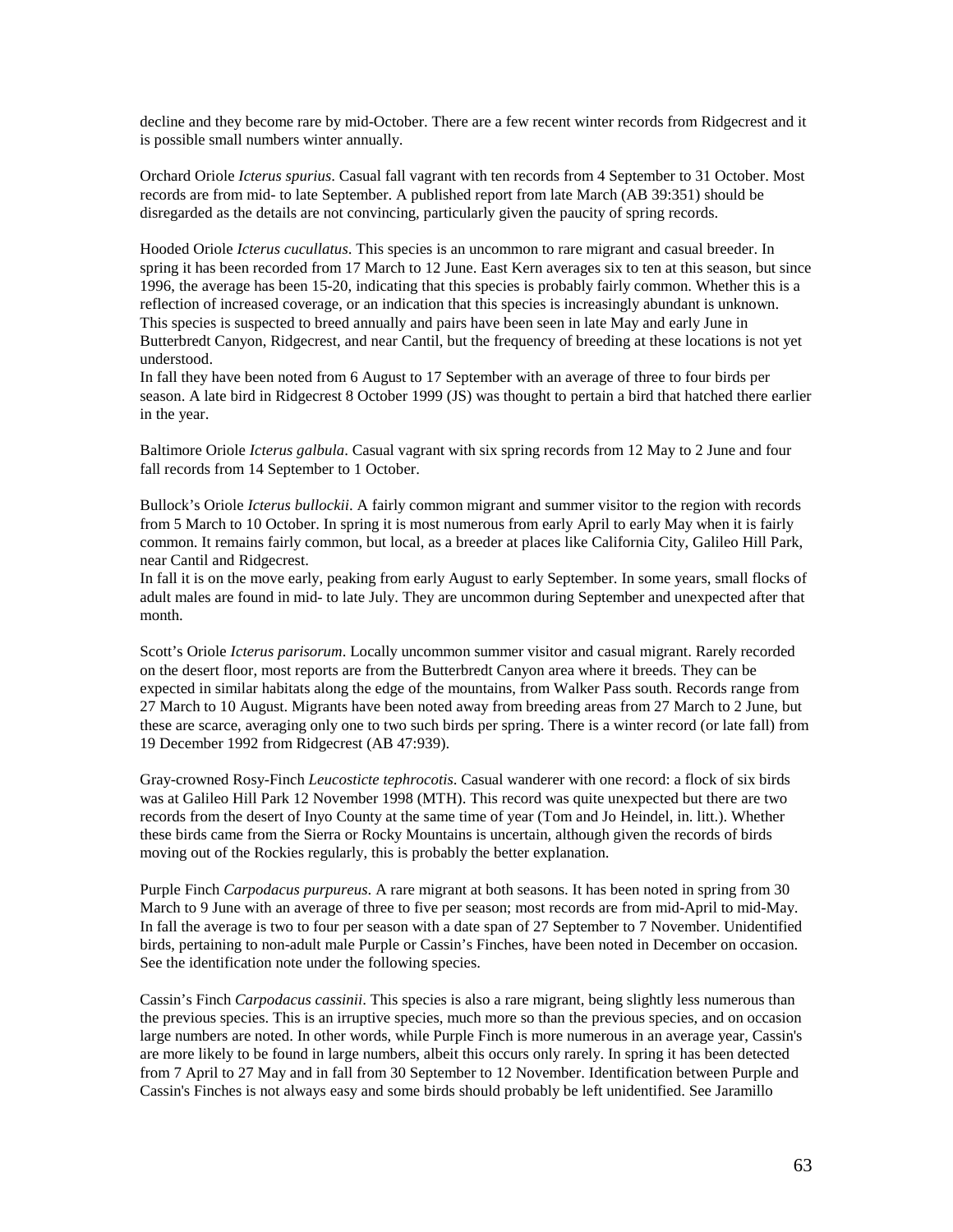decline and they become rare by mid-October. There are a few recent winter records from Ridgecrest and it is possible small numbers winter annually.

Orchard Oriole *Icterus spurius*. Casual fall vagrant with ten records from 4 September to 31 October. Most records are from mid- to late September. A published report from late March (AB 39:351) should be disregarded as the details are not convincing, particularly given the paucity of spring records.

Hooded Oriole *Icterus cucullatus*. This species is an uncommon to rare migrant and casual breeder. In spring it has been recorded from 17 March to 12 June. East Kern averages six to ten at this season, but since 1996, the average has been 15-20, indicating that this species is probably fairly common. Whether this is a reflection of increased coverage, or an indication that this species is increasingly abundant is unknown. This species is suspected to breed annually and pairs have been seen in late May and early June in Butterbredt Canyon, Ridgecrest, and near Cantil, but the frequency of breeding at these locations is not yet understood.
In fall they have been noted from 6 August to 17 September with an average of three to four birds per season. A late bird in Ridgecrest 8 October 1999 (JS) was thought to pertain a bird that hatched there earlier in the year.

Baltimore Oriole *Icterus galbula*. Casual vagrant with six spring records from 12 May to 2 June and four fall records from 14 September to 1 October.

Bullock's Oriole *Icterus bullockii*. A fairly common migrant and summer visitor to the region with records from 5 March to 10 October. In spring it is most numerous from early April to early May when it is fairly common. It remains fairly common, but local, as a breeder at places like California City, Galileo Hill Park, near Cantil and Ridgecrest.
In fall it is on the move early, peaking from early August to early September. In some years, small flocks of adult males are found in mid- to late July. They are uncommon during September and unexpected after that month.

Scott's Oriole *Icterus parisorum*. Locally uncommon summer visitor and casual migrant. Rarely recorded on the desert floor, most reports are from the Butterbredt Canyon area where it breeds. They can be expected in similar habitats along the edge of the mountains, from Walker Pass south. Records range from 27 March to 10 August. Migrants have been noted away from breeding areas from 27 March to 2 June, but these are scarce, averaging only one to two such birds per spring. There is a winter record (or late fall) from 19 December 1992 from Ridgecrest (AB 47:939).

Gray-crowned Rosy-Finch *Leucosticte tephrocotis*. Casual wanderer with one record: a flock of six birds was at Galileo Hill Park 12 November 1998 (MTH). This record was quite unexpected but there are two records from the desert of Inyo County at the same time of year (Tom and Jo Heindel, in. litt.). Whether these birds came from the Sierra or Rocky Mountains is uncertain, although given the records of birds moving out of the Rockies regularly, this is probably the better explanation.

Purple Finch *Carpodacus purpureus*. A rare migrant at both seasons. It has been noted in spring from 30 March to 9 June with an average of three to five per season; most records are from mid-April to mid-May. In fall the average is two to four per season with a date span of 27 September to 7 November. Unidentified birds, pertaining to non-adult male Purple or Cassin's Finches, have been noted in December on occasion. See the identification note under the following species.

Cassin's Finch *Carpodacus cassinii*. This species is also a rare migrant, being slightly less numerous than the previous species. This is an irruptive species, much more so than the previous species, and on occasion large numbers are noted. In other words, while Purple Finch is more numerous in an average year, Cassin's are more likely to be found in large numbers, albeit this occurs only rarely. In spring it has been detected from 7 April to 27 May and in fall from 30 September to 12 November. Identification between Purple and Cassin's Finches is not always easy and some birds should probably be left unidentified. See Jaramillo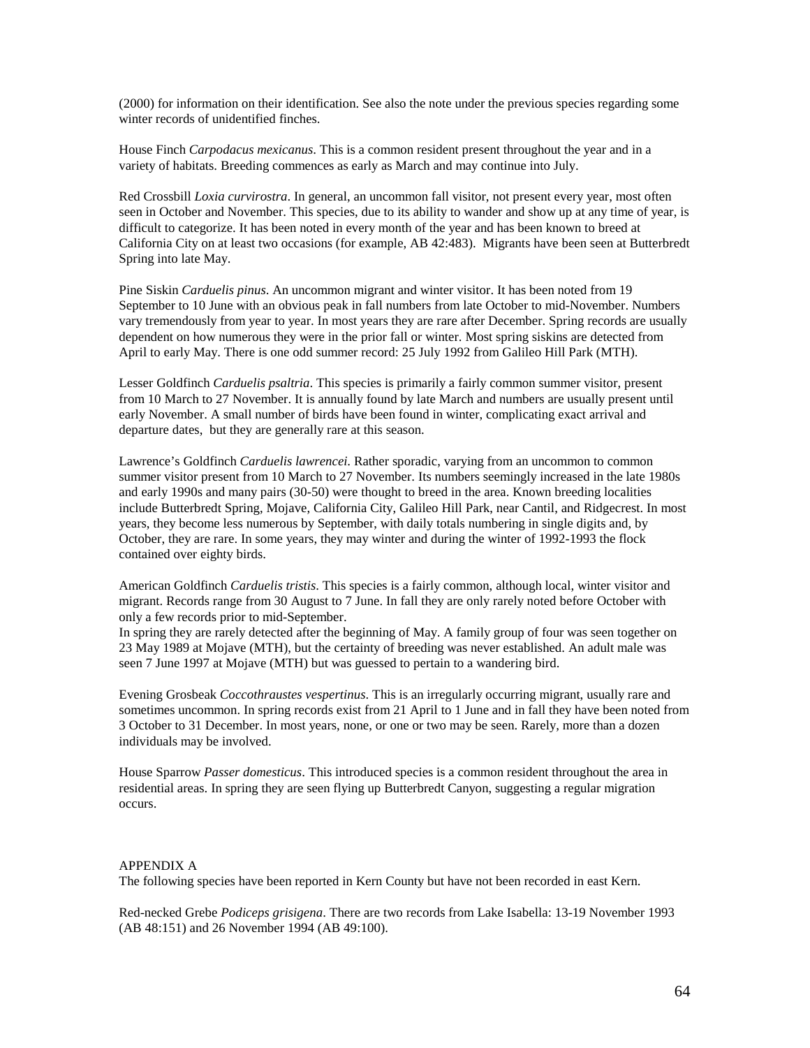(2000) for information on their identification. See also the note under the previous species regarding some winter records of unidentified finches.

House Finch *Carpodacus mexicanus*. This is a common resident present throughout the year and in a variety of habitats. Breeding commences as early as March and may continue into July.

Red Crossbill *Loxia curvirostra*. In general, an uncommon fall visitor, not present every year, most often seen in October and November. This species, due to its ability to wander and show up at any time of year, is difficult to categorize. It has been noted in every month of the year and has been known to breed at California City on at least two occasions (for example, AB 42:483). Migrants have been seen at Butterbredt Spring into late May.

Pine Siskin *Carduelis pinus*. An uncommon migrant and winter visitor. It has been noted from 19 September to 10 June with an obvious peak in fall numbers from late October to mid-November. Numbers vary tremendously from year to year. In most years they are rare after December. Spring records are usually dependent on how numerous they were in the prior fall or winter. Most spring siskins are detected from April to early May. There is one odd summer record: 25 July 1992 from Galileo Hill Park (MTH).

Lesser Goldfinch *Carduelis psaltria*. This species is primarily a fairly common summer visitor, present from 10 March to 27 November. It is annually found by late March and numbers are usually present until early November. A small number of birds have been found in winter, complicating exact arrival and departure dates, but they are generally rare at this season.

Lawrence's Goldfinch *Carduelis lawrencei*. Rather sporadic, varying from an uncommon to common summer visitor present from 10 March to 27 November. Its numbers seemingly increased in the late 1980s and early 1990s and many pairs (30-50) were thought to breed in the area. Known breeding localities include Butterbredt Spring, Mojave, California City, Galileo Hill Park, near Cantil, and Ridgecrest. In most years, they become less numerous by September, with daily totals numbering in single digits and, by October, they are rare. In some years, they may winter and during the winter of 1992-1993 the flock contained over eighty birds.

American Goldfinch *Carduelis tristis*. This species is a fairly common, although local, winter visitor and migrant. Records range from 30 August to 7 June. In fall they are only rarely noted before October with only a few records prior to mid-September.
In spring they are rarely detected after the beginning of May. A family group of four was seen together on 23 May 1989 at Mojave (MTH), but the certainty of breeding was never established. An adult male was seen 7 June 1997 at Mojave (MTH) but was guessed to pertain to a wandering bird.

Evening Grosbeak *Coccothraustes vespertinus*. This is an irregularly occurring migrant, usually rare and sometimes uncommon. In spring records exist from 21 April to 1 June and in fall they have been noted from 3 October to 31 December. In most years, none, or one or two may be seen. Rarely, more than a dozen individuals may be involved.

House Sparrow *Passer domesticus*. This introduced species is a common resident throughout the area in residential areas. In spring they are seen flying up Butterbredt Canyon, suggesting a regular migration occurs.

## APPENDIX A

The following species have been reported in Kern County but have not been recorded in east Kern.

Red-necked Grebe *Podiceps grisigena*. There are two records from Lake Isabella: 13-19 November 1993 (AB 48:151) and 26 November 1994 (AB 49:100).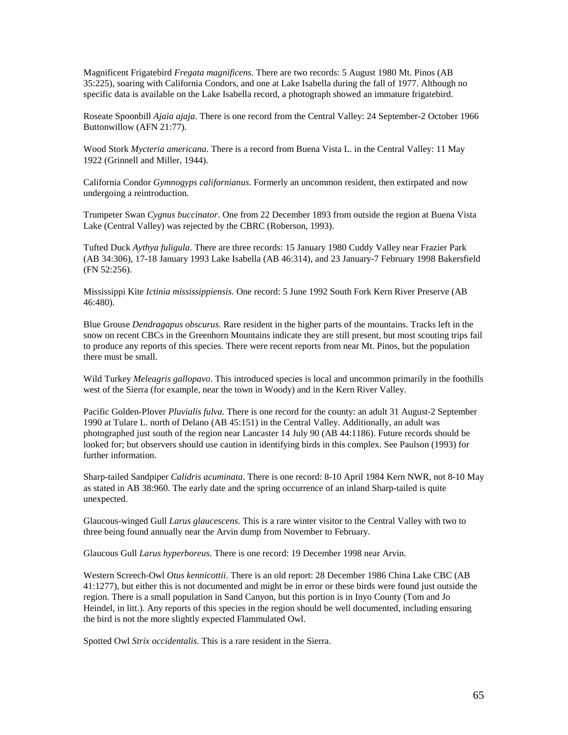Magnificent Frigatebird *Fregata magnificens*. There are two records: 5 August 1980 Mt. Pinos (AB 35:225), soaring with California Condors, and one at Lake Isabella during the fall of 1977. Although no specific data is available on the Lake Isabella record, a photograph showed an immature frigatebird.

Roseate Spoonbill *Ajaia ajaja*. There is one record from the Central Valley: 24 September-2 October 1966 Buttonwillow (AFN 21:77).

Wood Stork *Mycteria americana*. There is a record from Buena Vista L. in the Central Valley: 11 May 1922 (Grinnell and Miller, 1944).

California Condor *Gymnogyps californianus*. Formerly an uncommon resident, then extirpated and now undergoing a reintroduction.

Trumpeter Swan *Cygnus buccinator*. One from 22 December 1893 from outside the region at Buena Vista Lake (Central Valley) was rejected by the CBRC (Roberson, 1993).

Tufted Duck *Aythya fuligula*. There are three records: 15 January 1980 Cuddy Valley near Frazier Park (AB 34:306), 17-18 January 1993 Lake Isabella (AB 46:314), and 23 January-7 February 1998 Bakersfield (FN 52:256).

Mississippi Kite *Ictinia mississippiensis*. One record: 5 June 1992 South Fork Kern River Preserve (AB 46:480).

Blue Grouse *Dendragapus obscurus*. Rare resident in the higher parts of the mountains. Tracks left in the snow on recent CBCs in the Greenhorn Mountains indicate they are still present, but most scouting trips fail to produce any reports of this species. There were recent reports from near Mt. Pinos, but the population there must be small.

Wild Turkey *Meleagris gallopavo*. This introduced species is local and uncommon primarily in the foothills west of the Sierra (for example, near the town in Woody) and in the Kern River Valley.

Pacific Golden-Plover *Pluvialis fulva*. There is one record for the county: an adult 31 August-2 September 1990 at Tulare L. north of Delano (AB 45:151) in the Central Valley. Additionally, an adult was photographed just south of the region near Lancaster 14 July 90 (AB 44:1186). Future records should be looked for; but observers should use caution in identifying birds in this complex. See Paulson (1993) for further information.

Sharp-tailed Sandpiper *Calidris acuminata*. There is one record: 8-10 April 1984 Kern NWR, not 8-10 May as stated in AB 38:960. The early date and the spring occurrence of an inland Sharp-tailed is quite unexpected.

Glaucous-winged Gull *Larus glaucescens*. This is a rare winter visitor to the Central Valley with two to three being found annually near the Arvin dump from November to February.

Glaucous Gull *Larus hyperboreus*. There is one record: 19 December 1998 near Arvin.

Western Screech-Owl *Otus kennicottii*. There is an old report: 28 December 1986 China Lake CBC (AB 41:1277), but either this is not documented and might be in error or these birds were found just outside the region. There is a small population in Sand Canyon, but this portion is in Inyo County (Tom and Jo Heindel, in litt.). Any reports of this species in the region should be well documented, including ensuring the bird is not the more slightly expected Flammulated Owl.

Spotted Owl *Strix occidentalis*. This is a rare resident in the Sierra.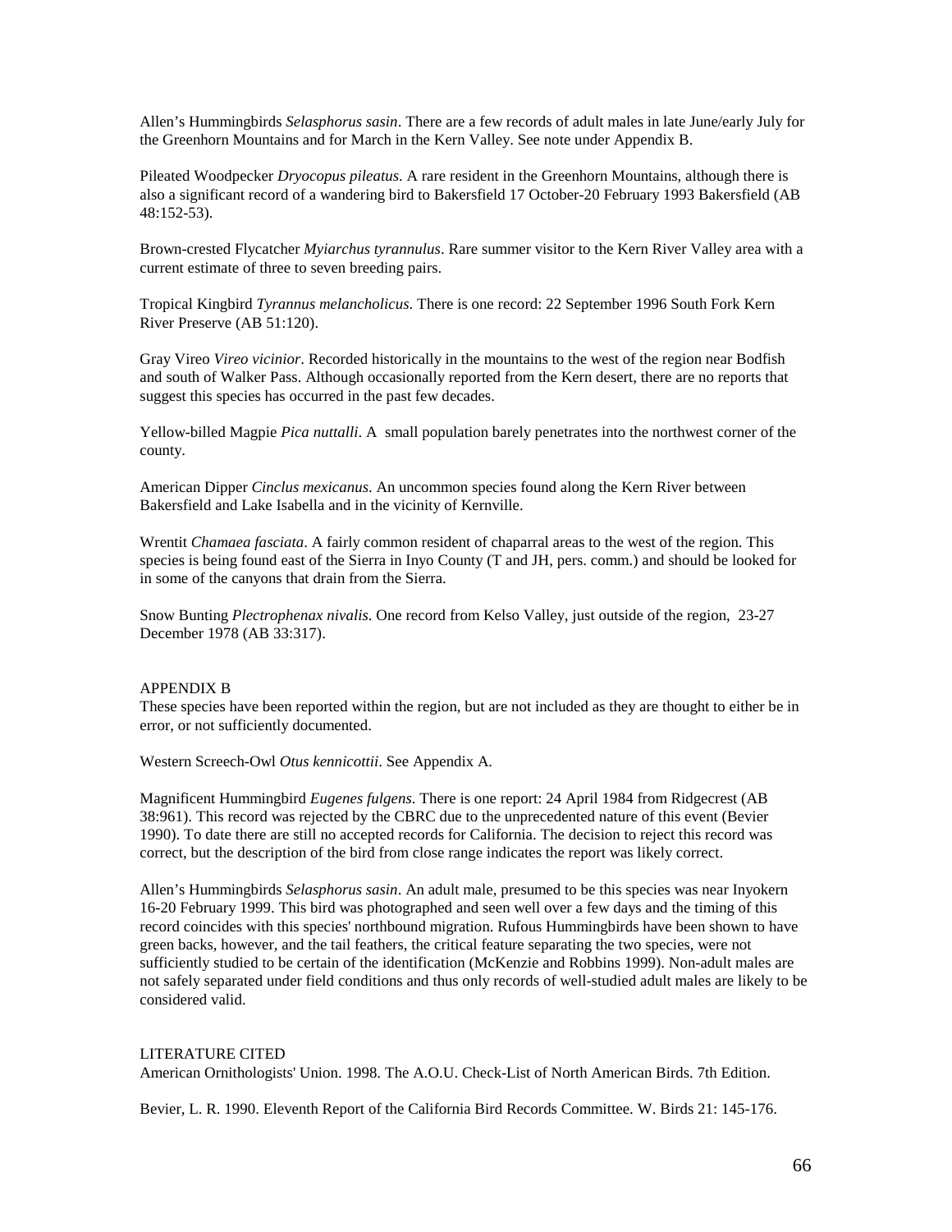Allen's Hummingbirds *Selasphorus sasin*. There are a few records of adult males in late June/early July for the Greenhorn Mountains and for March in the Kern Valley. See note under Appendix B.

Pileated Woodpecker *Dryocopus pileatus*. A rare resident in the Greenhorn Mountains, although there is also a significant record of a wandering bird to Bakersfield 17 October-20 February 1993 Bakersfield (AB 48:152-53).

Brown-crested Flycatcher *Myiarchus tyrannulus*. Rare summer visitor to the Kern River Valley area with a current estimate of three to seven breeding pairs.

Tropical Kingbird *Tyrannus melancholicus*. There is one record: 22 September 1996 South Fork Kern River Preserve (AB 51:120).

Gray Vireo *Vireo vicinior*. Recorded historically in the mountains to the west of the region near Bodfish and south of Walker Pass. Although occasionally reported from the Kern desert, there are no reports that suggest this species has occurred in the past few decades.

Yellow-billed Magpie *Pica nuttalli*. A small population barely penetrates into the northwest corner of the county.

American Dipper *Cinclus mexicanus*. An uncommon species found along the Kern River between Bakersfield and Lake Isabella and in the vicinity of Kernville.

Wrentit *Chamaea fasciata*. A fairly common resident of chaparral areas to the west of the region. This species is being found east of the Sierra in Inyo County (T and JH, pers. comm.) and should be looked for in some of the canyons that drain from the Sierra.

Snow Bunting *Plectrophenax nivalis*. One record from Kelso Valley, just outside of the region, 23-27 December 1978 (AB 33:317).

## APPENDIX B

These species have been reported within the region, but are not included as they are thought to either be in error, or not sufficiently documented.

Western Screech-Owl *Otus kennicottii*. See Appendix A.

Magnificent Hummingbird *Eugenes fulgens*. There is one report: 24 April 1984 from Ridgecrest (AB 38:961). This record was rejected by the CBRC due to the unprecedented nature of this event (Bevier 1990). To date there are still no accepted records for California. The decision to reject this record was correct, but the description of the bird from close range indicates the report was likely correct.

Allen's Hummingbirds *Selasphorus sasin*. An adult male, presumed to be this species was near Inyokern 16-20 February 1999. This bird was photographed and seen well over a few days and the timing of this record coincides with this species' northbound migration. Rufous Hummingbirds have been shown to have green backs, however, and the tail feathers, the critical feature separating the two species, were not sufficiently studied to be certain of the identification (McKenzie and Robbins 1999). Non-adult males are not safely separated under field conditions and thus only records of well-studied adult males are likely to be considered valid.

## LITERATURE CITED

American Ornithologists' Union. 1998. The A.O.U. Check-List of North American Birds. 7th Edition.

Bevier, L. R. 1990. Eleventh Report of the California Bird Records Committee. W. Birds 21: 145-176.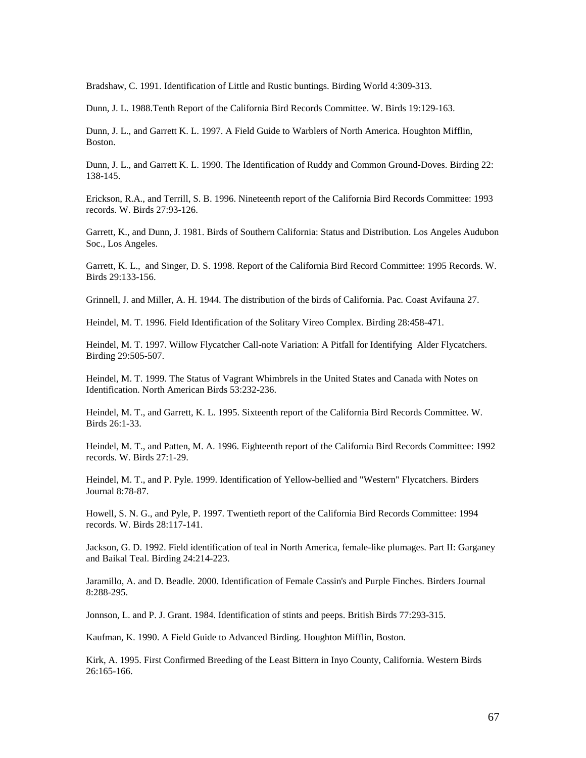Bradshaw, C. 1991. Identification of Little and Rustic buntings. Birding World 4:309-313.

Dunn, J. L. 1988.Tenth Report of the California Bird Records Committee. W. Birds 19:129-163.

Dunn, J. L., and Garrett K. L. 1997. A Field Guide to Warblers of North America. Houghton Mifflin, Boston.

Dunn, J. L., and Garrett K. L. 1990. The Identification of Ruddy and Common Ground-Doves. Birding 22: 138-145.

Erickson, R.A., and Terrill, S. B. 1996. Nineteenth report of the California Bird Records Committee: 1993 records. W. Birds 27:93-126.

Garrett, K., and Dunn, J. 1981. Birds of Southern California: Status and Distribution. Los Angeles Audubon Soc., Los Angeles.

Garrett, K. L., and Singer, D. S. 1998. Report of the California Bird Record Committee: 1995 Records. W. Birds 29:133-156.

Grinnell, J. and Miller, A. H. 1944. The distribution of the birds of California. Pac. Coast Avifauna 27.

Heindel, M. T. 1996. Field Identification of the Solitary Vireo Complex. Birding 28:458-471.

Heindel, M. T. 1997. Willow Flycatcher Call-note Variation: A Pitfall for Identifying Alder Flycatchers. Birding 29:505-507.

Heindel, M. T. 1999. The Status of Vagrant Whimbrels in the United States and Canada with Notes on Identification. North American Birds 53:232-236.

Heindel, M. T., and Garrett, K. L. 1995. Sixteenth report of the California Bird Records Committee. W. Birds 26:1-33.

Heindel, M. T., and Patten, M. A. 1996. Eighteenth report of the California Bird Records Committee: 1992 records. W. Birds 27:1-29.

Heindel, M. T., and P. Pyle. 1999. Identification of Yellow-bellied and "Western" Flycatchers. Birders Journal 8:78-87.

Howell, S. N. G., and Pyle, P. 1997. Twentieth report of the California Bird Records Committee: 1994 records. W. Birds 28:117-141.

Jackson, G. D. 1992. Field identification of teal in North America, female-like plumages. Part II: Garganey and Baikal Teal. Birding 24:214-223.

Jaramillo, A. and D. Beadle. 2000. Identification of Female Cassin's and Purple Finches. Birders Journal 8:288-295.

Jonnson, L. and P. J. Grant. 1984. Identification of stints and peeps. British Birds 77:293-315.

Kaufman, K. 1990. A Field Guide to Advanced Birding. Houghton Mifflin, Boston.

Kirk, A. 1995. First Confirmed Breeding of the Least Bittern in Inyo County, California. Western Birds 26:165-166.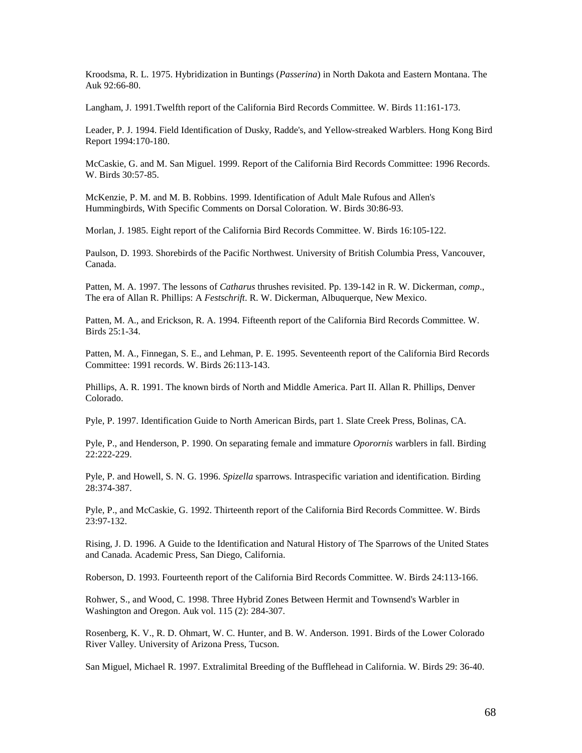Kroodsma, R. L. 1975. Hybridization in Buntings (*Passerina*) in North Dakota and Eastern Montana. The Auk 92:66-80.

Langham, J. 1991.Twelfth report of the California Bird Records Committee. W. Birds 11:161-173.

Leader, P. J. 1994. Field Identification of Dusky, Radde's, and Yellow-streaked Warblers. Hong Kong Bird Report 1994:170-180.

McCaskie, G. and M. San Miguel. 1999. Report of the California Bird Records Committee: 1996 Records. W. Birds 30:57-85.

McKenzie, P. M. and M. B. Robbins. 1999. Identification of Adult Male Rufous and Allen's Hummingbirds, With Specific Comments on Dorsal Coloration. W. Birds 30:86-93.

Morlan, J. 1985. Eight report of the California Bird Records Committee. W. Birds 16:105-122.

Paulson, D. 1993. Shorebirds of the Pacific Northwest. University of British Columbia Press, Vancouver, Canada.

Patten, M. A. 1997. The lessons of *Catharus* thrushes revisited. Pp. 139-142 in R. W. Dickerman, *comp*., The era of Allan R. Phillips: A *Festschrift*. R. W. Dickerman, Albuquerque, New Mexico.

Patten, M. A., and Erickson, R. A. 1994. Fifteenth report of the California Bird Records Committee. W. Birds 25:1-34.

Patten, M. A., Finnegan, S. E., and Lehman, P. E. 1995. Seventeenth report of the California Bird Records Committee: 1991 records. W. Birds 26:113-143.

Phillips, A. R. 1991. The known birds of North and Middle America. Part II. Allan R. Phillips, Denver Colorado.

Pyle, P. 1997. Identification Guide to North American Birds, part 1. Slate Creek Press, Bolinas, CA.

Pyle, P., and Henderson, P. 1990. On separating female and immature *Oporornis* warblers in fall. Birding 22:222-229.

Pyle, P. and Howell, S. N. G. 1996. *Spizella* sparrows. Intraspecific variation and identification. Birding 28:374-387.

Pyle, P., and McCaskie, G. 1992. Thirteenth report of the California Bird Records Committee. W. Birds 23:97-132.

Rising, J. D. 1996. A Guide to the Identification and Natural History of The Sparrows of the United States and Canada. Academic Press, San Diego, California.

Roberson, D. 1993. Fourteenth report of the California Bird Records Committee. W. Birds 24:113-166.

Rohwer, S., and Wood, C. 1998. Three Hybrid Zones Between Hermit and Townsend's Warbler in Washington and Oregon. Auk vol. 115 (2): 284-307.

Rosenberg, K. V., R. D. Ohmart, W. C. Hunter, and B. W. Anderson. 1991. Birds of the Lower Colorado River Valley. University of Arizona Press, Tucson.

San Miguel, Michael R. 1997. Extralimital Breeding of the Bufflehead in California. W. Birds 29: 36-40.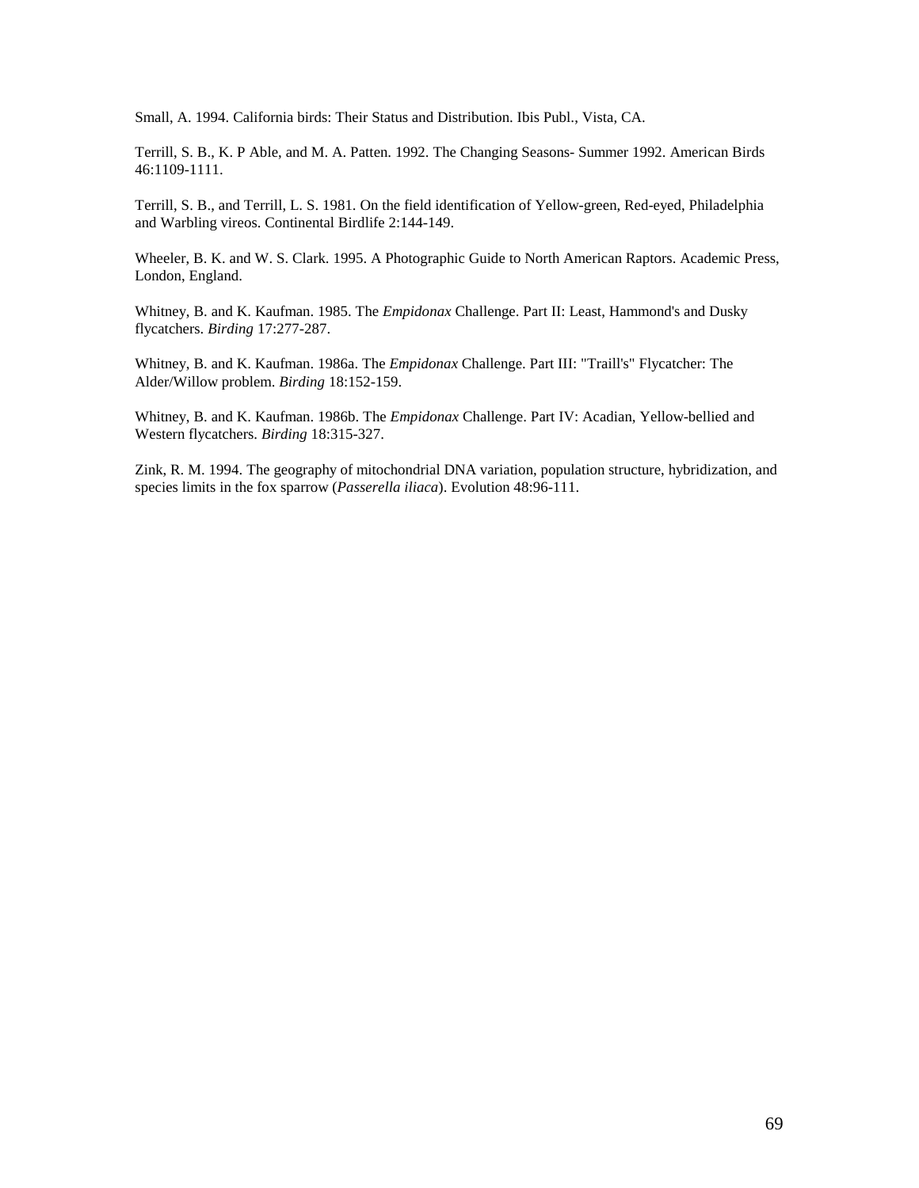Small, A. 1994. California birds: Their Status and Distribution. Ibis Publ., Vista, CA.

Terrill, S. B., K. P Able, and M. A. Patten. 1992. The Changing Seasons- Summer 1992. American Birds 46:1109-1111.

Terrill, S. B., and Terrill, L. S. 1981. On the field identification of Yellow-green, Red-eyed, Philadelphia and Warbling vireos. Continental Birdlife 2:144-149.

Wheeler, B. K. and W. S. Clark. 1995. A Photographic Guide to North American Raptors. Academic Press, London, England.

Whitney, B. and K. Kaufman. 1985. The *Empidonax* Challenge. Part II: Least, Hammond's and Dusky flycatchers. *Birding* 17:277-287.

Whitney, B. and K. Kaufman. 1986a. The *Empidonax* Challenge. Part III: "Traill's" Flycatcher: The Alder/Willow problem. *Birding* 18:152-159.

Whitney, B. and K. Kaufman. 1986b. The *Empidonax* Challenge. Part IV: Acadian, Yellow-bellied and Western flycatchers. *Birding* 18:315-327.

Zink, R. M. 1994. The geography of mitochondrial DNA variation, population structure, hybridization, and species limits in the fox sparrow (*Passerella iliaca*). Evolution 48:96-111.